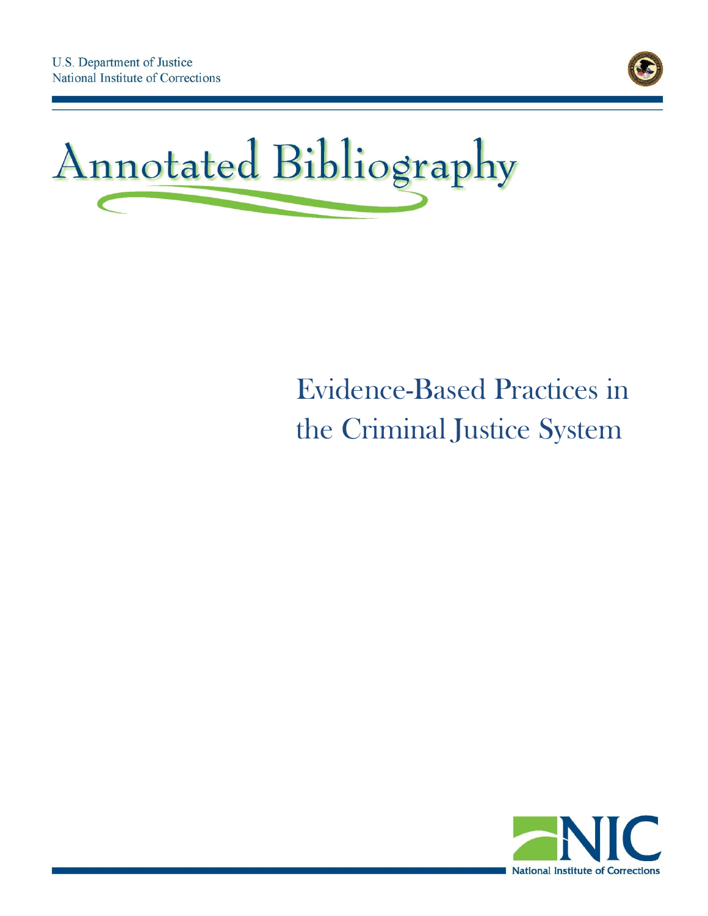U.S. Department of Justice
National Institute of Corrections

# Annotated Bibliography

## Evidence-Based Practices in the Criminal Justice System

NIC
National Institute of Corrections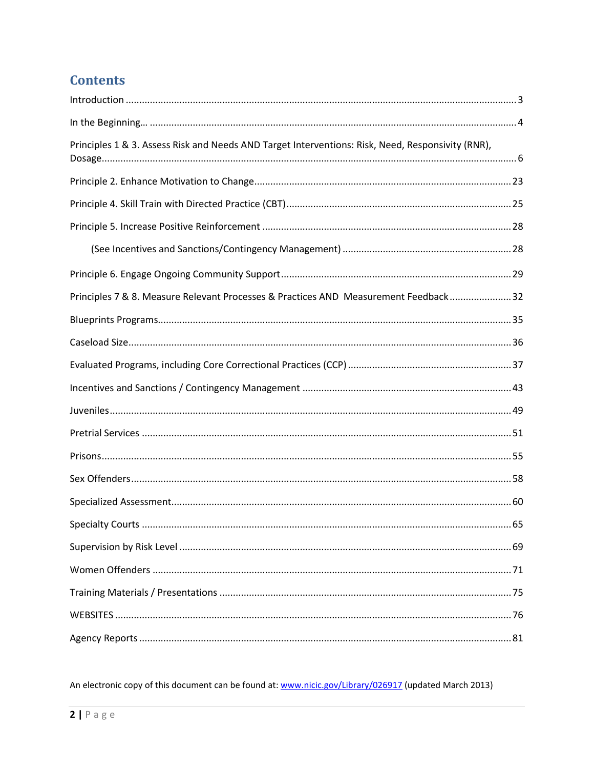## Contents

Introduction ..... 3

In the Beginning… ..... 4

Principles 1 & 3. Assess Risk and Needs AND Target Interventions: Risk, Need, Responsivity (RNR), Dosage ..... 6

Principle 2. Enhance Motivation to Change ..... 23

Principle 4. Skill Train with Directed Practice (CBT) ..... 25

Principle 5. Increase Positive Reinforcement ..... 28

(See Incentives and Sanctions/Contingency Management) ..... 28

Principle 6. Engage Ongoing Community Support ..... 29

Principles 7 & 8. Measure Relevant Processes & Practices AND Measurement Feedback ..... 32

Blueprints Programs ..... 35

Caseload Size ..... 36

Evaluated Programs, including Core Correctional Practices (CCP) ..... 37

Incentives and Sanctions / Contingency Management ..... 43

Juveniles ..... 49

Pretrial Services ..... 51

Prisons ..... 55

Sex Offenders ..... 58

Specialized Assessment ..... 60

Specialty Courts ..... 65

Supervision by Risk Level ..... 69

Women Offenders ..... 71

Training Materials / Presentations ..... 75

WEBSITES ..... 76

Agency Reports ..... 81

An electronic copy of this document can be found at: www.nicic.gov/Library/026917 (updated March 2013)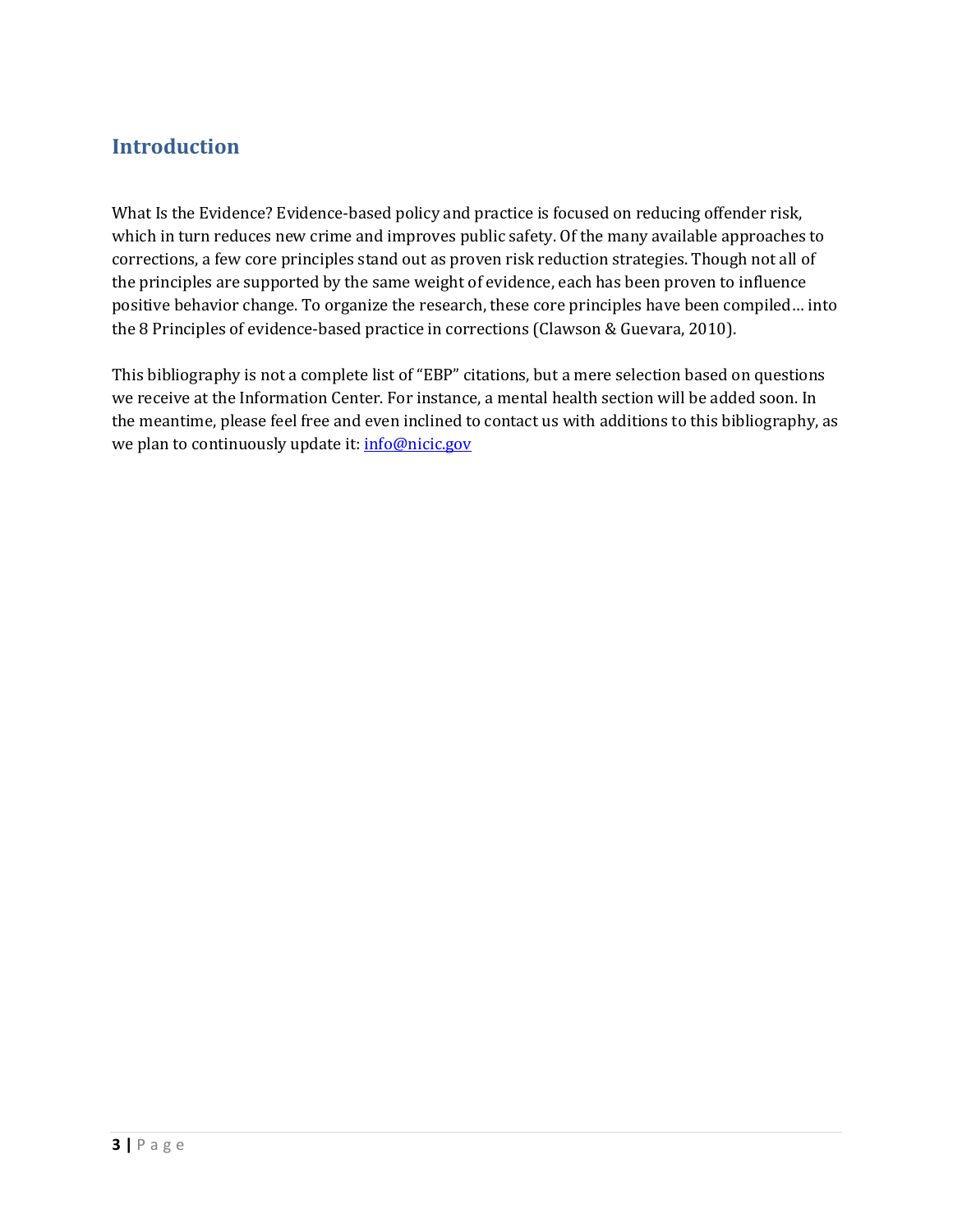## Introduction

What Is the Evidence? Evidence-based policy and practice is focused on reducing offender risk, which in turn reduces new crime and improves public safety. Of the many available approaches to corrections, a few core principles stand out as proven risk reduction strategies. Though not all of the principles are supported by the same weight of evidence, each has been proven to influence positive behavior change. To organize the research, these core principles have been compiled… into the 8 Principles of evidence-based practice in corrections (Clawson & Guevara, 2010).

This bibliography is not a complete list of "EBP" citations, but a mere selection based on questions we receive at the Information Center. For instance, a mental health section will be added soon. In the meantime, please feel free and even inclined to contact us with additions to this bibliography, as we plan to continuously update it: info@nicic.gov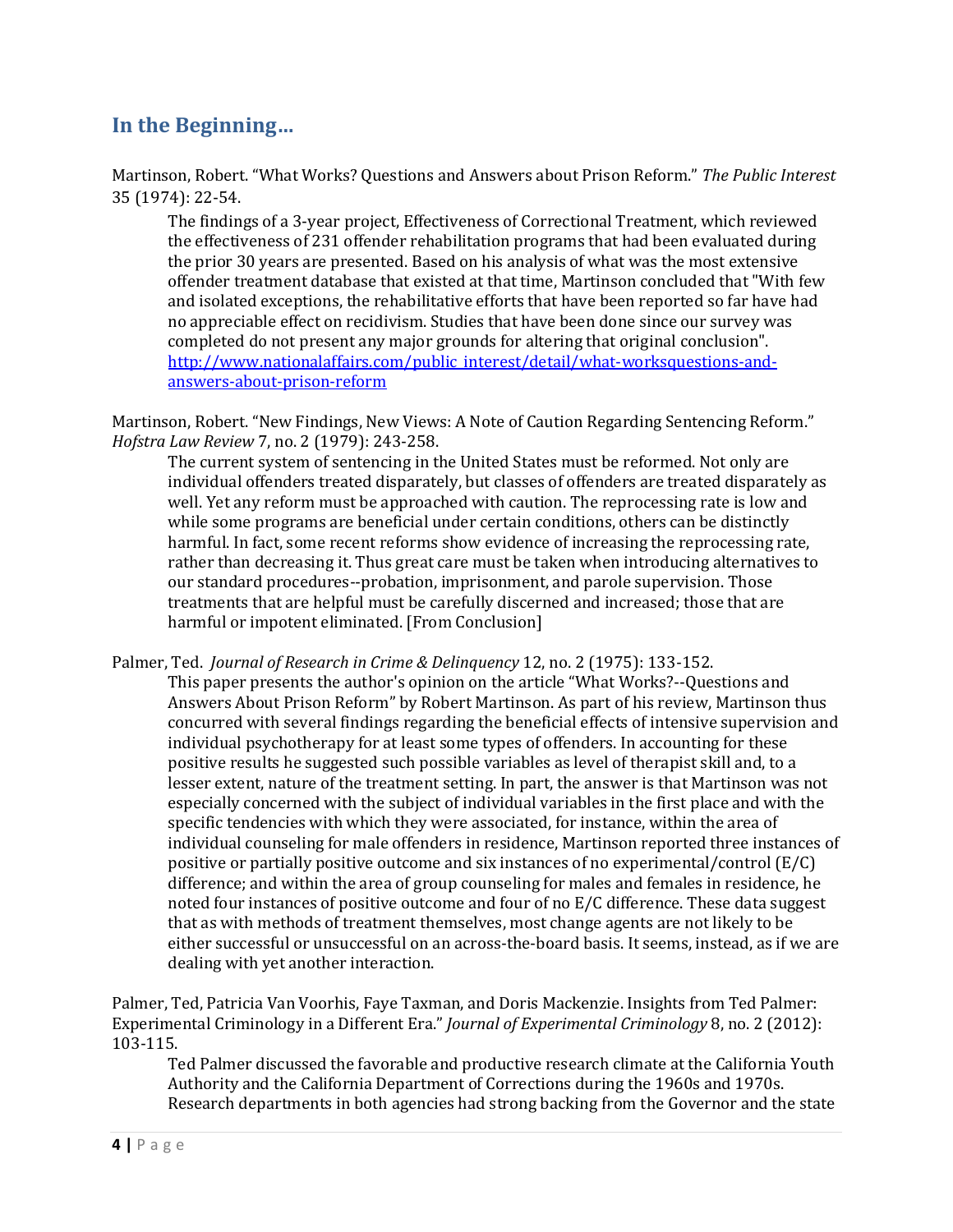## In the Beginning…

Martinson, Robert. "What Works? Questions and Answers about Prison Reform." *The Public Interest* 35 (1974): 22-54.

> The findings of a 3-year project, Effectiveness of Correctional Treatment, which reviewed the effectiveness of 231 offender rehabilitation programs that had been evaluated during the prior 30 years are presented. Based on his analysis of what was the most extensive offender treatment database that existed at that time, Martinson concluded that "With few and isolated exceptions, the rehabilitative efforts that have been reported so far have had no appreciable effect on recidivism. Studies that have been done since our survey was completed do not present any major grounds for altering that original conclusion". [http://www.nationalaffairs.com/public_interest/detail/what-worksquestions-and-answers-about-prison-reform](http://www.nationalaffairs.com/public_interest/detail/what-worksquestions-and-answers-about-prison-reform)

Martinson, Robert. "New Findings, New Views: A Note of Caution Regarding Sentencing Reform." *Hofstra Law Review* 7, no. 2 (1979): 243-258.

> The current system of sentencing in the United States must be reformed. Not only are individual offenders treated disparately, but classes of offenders are treated disparately as well. Yet any reform must be approached with caution. The reprocessing rate is low and while some programs are beneficial under certain conditions, others can be distinctly harmful. In fact, some recent reforms show evidence of increasing the reprocessing rate, rather than decreasing it. Thus great care must be taken when introducing alternatives to our standard procedures--probation, imprisonment, and parole supervision. Those treatments that are helpful must be carefully discerned and increased; those that are harmful or impotent eliminated. [From Conclusion]

Palmer, Ted. *Journal of Research in Crime & Delinquency* 12, no. 2 (1975): 133-152.

> This paper presents the author's opinion on the article "What Works?--Questions and Answers About Prison Reform" by Robert Martinson. As part of his review, Martinson thus concurred with several findings regarding the beneficial effects of intensive supervision and individual psychotherapy for at least some types of offenders. In accounting for these positive results he suggested such possible variables as level of therapist skill and, to a lesser extent, nature of the treatment setting. In part, the answer is that Martinson was not especially concerned with the subject of individual variables in the first place and with the specific tendencies with which they were associated, for instance, within the area of individual counseling for male offenders in residence, Martinson reported three instances of positive or partially positive outcome and six instances of no experimental/control (E/C) difference; and within the area of group counseling for males and females in residence, he noted four instances of positive outcome and four of no E/C difference. These data suggest that as with methods of treatment themselves, most change agents are not likely to be either successful or unsuccessful on an across-the-board basis. It seems, instead, as if we are dealing with yet another interaction.

Palmer, Ted, Patricia Van Voorhis, Faye Taxman, and Doris Mackenzie. Insights from Ted Palmer: Experimental Criminology in a Different Era." *Journal of Experimental Criminology* 8, no. 2 (2012): 103-115.

> Ted Palmer discussed the favorable and productive research climate at the California Youth Authority and the California Department of Corrections during the 1960s and 1970s. Research departments in both agencies had strong backing from the Governor and the state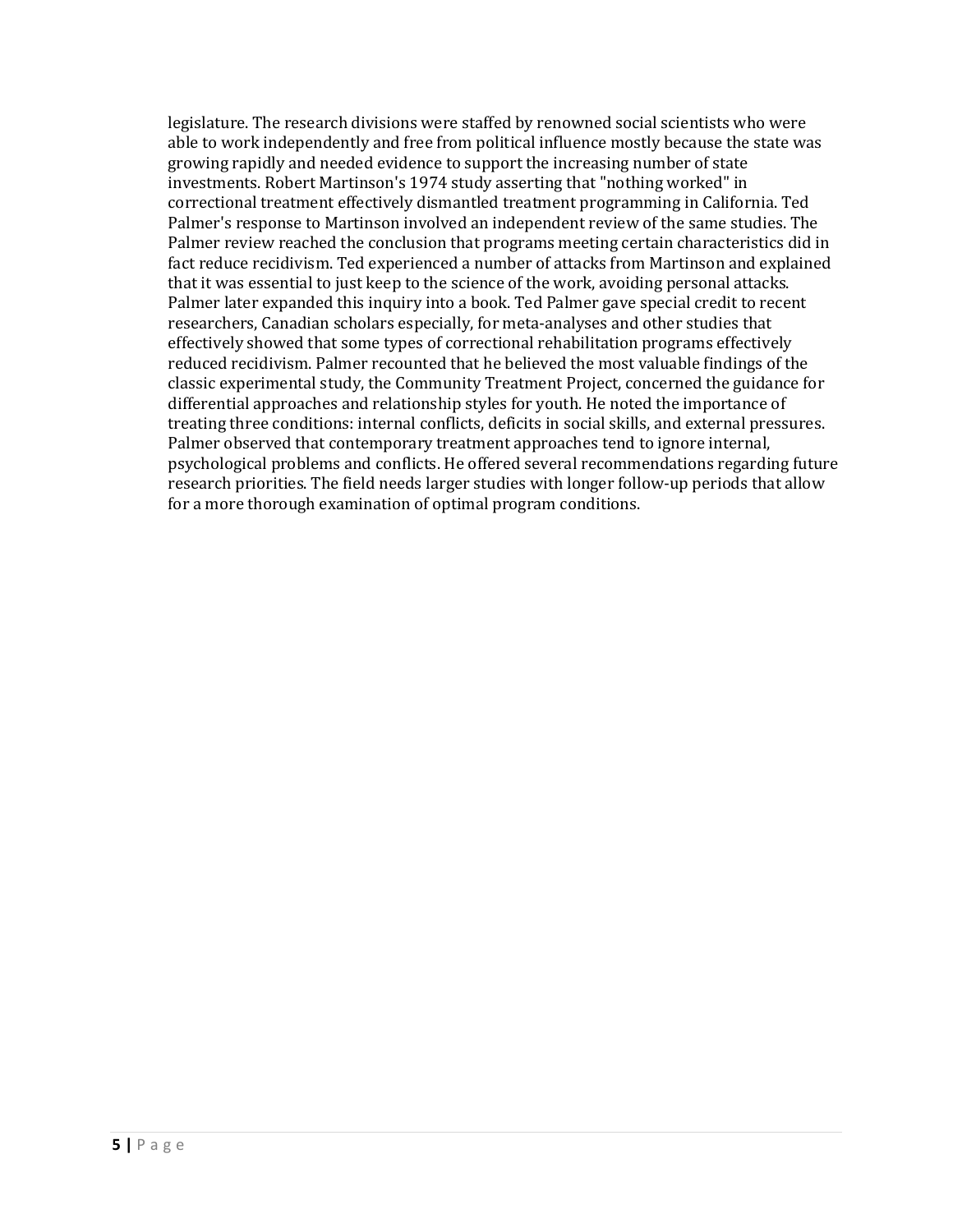legislature. The research divisions were staffed by renowned social scientists who were able to work independently and free from political influence mostly because the state was growing rapidly and needed evidence to support the increasing number of state investments. Robert Martinson's 1974 study asserting that "nothing worked" in correctional treatment effectively dismantled treatment programming in California. Ted Palmer's response to Martinson involved an independent review of the same studies. The Palmer review reached the conclusion that programs meeting certain characteristics did in fact reduce recidivism. Ted experienced a number of attacks from Martinson and explained that it was essential to just keep to the science of the work, avoiding personal attacks. Palmer later expanded this inquiry into a book. Ted Palmer gave special credit to recent researchers, Canadian scholars especially, for meta-analyses and other studies that effectively showed that some types of correctional rehabilitation programs effectively reduced recidivism. Palmer recounted that he believed the most valuable findings of the classic experimental study, the Community Treatment Project, concerned the guidance for differential approaches and relationship styles for youth. He noted the importance of treating three conditions: internal conflicts, deficits in social skills, and external pressures. Palmer observed that contemporary treatment approaches tend to ignore internal, psychological problems and conflicts. He offered several recommendations regarding future research priorities. The field needs larger studies with longer follow-up periods that allow for a more thorough examination of optimal program conditions.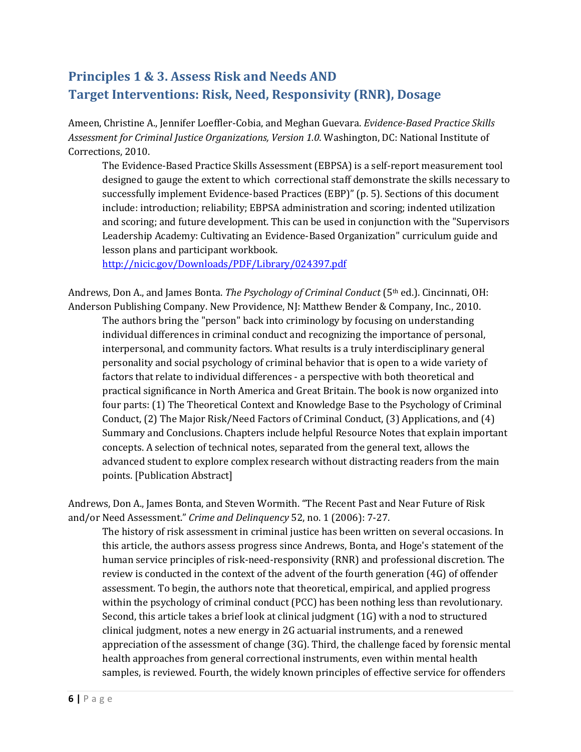## Principles 1 & 3. Assess Risk and Needs AND Target Interventions: Risk, Need, Responsivity (RNR), Dosage

Ameen, Christine A., Jennifer Loeffler-Cobia, and Meghan Guevara. *Evidence-Based Practice Skills Assessment for Criminal Justice Organizations, Version 1.0*. Washington, DC: National Institute of Corrections, 2010.

> The Evidence-Based Practice Skills Assessment (EBPSA) is a self-report measurement tool designed to gauge the extent to which correctional staff demonstrate the skills necessary to successfully implement Evidence-based Practices (EBP)" (p. 5). Sections of this document include: introduction; reliability; EBPSA administration and scoring; indented utilization and scoring; and future development. This can be used in conjunction with the "Supervisors Leadership Academy: Cultivating an Evidence-Based Organization" curriculum guide and lesson plans and participant workbook.
> http://nicic.gov/Downloads/PDF/Library/024397.pdf

Andrews, Don A., and James Bonta. *The Psychology of Criminal Conduct* (5th ed.). Cincinnati, OH: Anderson Publishing Company. New Providence, NJ: Matthew Bender & Company, Inc., 2010.

> The authors bring the "person" back into criminology by focusing on understanding individual differences in criminal conduct and recognizing the importance of personal, interpersonal, and community factors. What results is a truly interdisciplinary general personality and social psychology of criminal behavior that is open to a wide variety of factors that relate to individual differences - a perspective with both theoretical and practical significance in North America and Great Britain. The book is now organized into four parts: (1) The Theoretical Context and Knowledge Base to the Psychology of Criminal Conduct, (2) The Major Risk/Need Factors of Criminal Conduct, (3) Applications, and (4) Summary and Conclusions. Chapters include helpful Resource Notes that explain important concepts. A selection of technical notes, separated from the general text, allows the advanced student to explore complex research without distracting readers from the main points. [Publication Abstract]

Andrews, Don A., James Bonta, and Steven Wormith. "The Recent Past and Near Future of Risk and/or Need Assessment." *Crime and Delinquency* 52, no. 1 (2006): 7-27.

> The history of risk assessment in criminal justice has been written on several occasions. In this article, the authors assess progress since Andrews, Bonta, and Hoge's statement of the human service principles of risk-need-responsivity (RNR) and professional discretion. The review is conducted in the context of the advent of the fourth generation (4G) of offender assessment. To begin, the authors note that theoretical, empirical, and applied progress within the psychology of criminal conduct (PCC) has been nothing less than revolutionary. Second, this article takes a brief look at clinical judgment (1G) with a nod to structured clinical judgment, notes a new energy in 2G actuarial instruments, and a renewed appreciation of the assessment of change (3G). Third, the challenge faced by forensic mental health approaches from general correctional instruments, even within mental health samples, is reviewed. Fourth, the widely known principles of effective service for offenders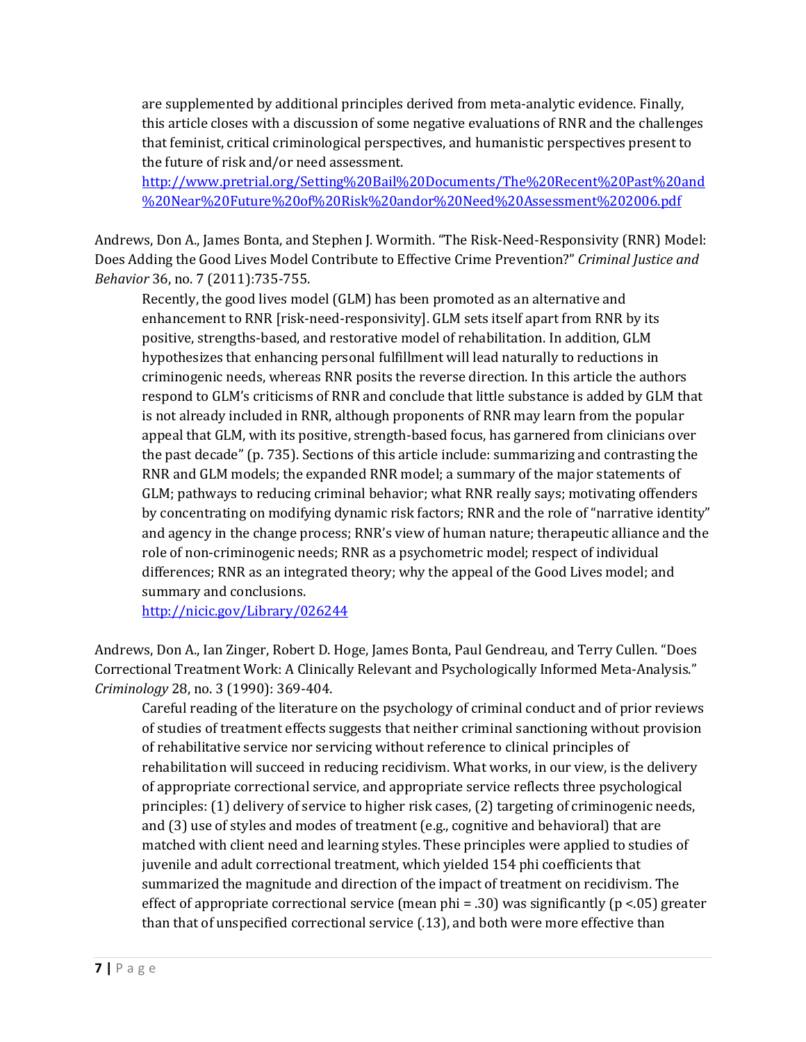are supplemented by additional principles derived from meta-analytic evidence. Finally, this article closes with a discussion of some negative evaluations of RNR and the challenges that feminist, critical criminological perspectives, and humanistic perspectives present to the future of risk and/or need assessment.
http://www.pretrial.org/Setting%20Bail%20Documents/The%20Recent%20Past%20and%20Near%20Future%20of%20Risk%20andor%20Need%20Assessment%202006.pdf

Andrews, Don A., James Bonta, and Stephen J. Wormith. "The Risk-Need-Responsivity (RNR) Model: Does Adding the Good Lives Model Contribute to Effective Crime Prevention?" *Criminal Justice and Behavior* 36, no. 7 (2011):735-755.

Recently, the good lives model (GLM) has been promoted as an alternative and enhancement to RNR [risk-need-responsivity]. GLM sets itself apart from RNR by its positive, strengths-based, and restorative model of rehabilitation. In addition, GLM hypothesizes that enhancing personal fulfillment will lead naturally to reductions in criminogenic needs, whereas RNR posits the reverse direction. In this article the authors respond to GLM's criticisms of RNR and conclude that little substance is added by GLM that is not already included in RNR, although proponents of RNR may learn from the popular appeal that GLM, with its positive, strength-based focus, has garnered from clinicians over the past decade" (p. 735). Sections of this article include: summarizing and contrasting the RNR and GLM models; the expanded RNR model; a summary of the major statements of GLM; pathways to reducing criminal behavior; what RNR really says; motivating offenders by concentrating on modifying dynamic risk factors; RNR and the role of "narrative identity" and agency in the change process; RNR's view of human nature; therapeutic alliance and the role of non-criminogenic needs; RNR as a psychometric model; respect of individual differences; RNR as an integrated theory; why the appeal of the Good Lives model; and summary and conclusions.
http://nicic.gov/Library/026244

Andrews, Don A., Ian Zinger, Robert D. Hoge, James Bonta, Paul Gendreau, and Terry Cullen. "Does Correctional Treatment Work: A Clinically Relevant and Psychologically Informed Meta-Analysis." *Criminology* 28, no. 3 (1990): 369-404.

Careful reading of the literature on the psychology of criminal conduct and of prior reviews of studies of treatment effects suggests that neither criminal sanctioning without provision of rehabilitative service nor servicing without reference to clinical principles of rehabilitation will succeed in reducing recidivism. What works, in our view, is the delivery of appropriate correctional service, and appropriate service reflects three psychological principles: (1) delivery of service to higher risk cases, (2) targeting of criminogenic needs, and (3) use of styles and modes of treatment (e.g., cognitive and behavioral) that are matched with client need and learning styles. These principles were applied to studies of juvenile and adult correctional treatment, which yielded 154 phi coefficients that summarized the magnitude and direction of the impact of treatment on recidivism. The effect of appropriate correctional service (mean phi = .30) was significantly ($p < .05$) greater than that of unspecified correctional service (.13), and both were more effective than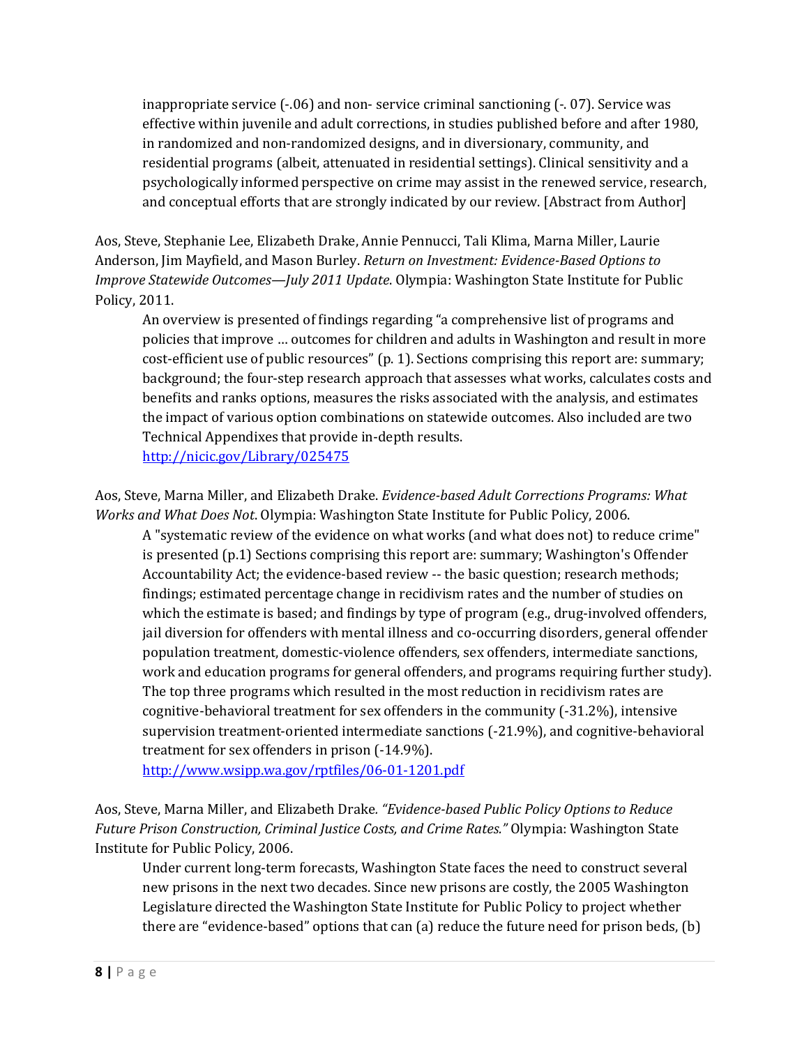inappropriate service (-.06) and non- service criminal sanctioning (-. 07). Service was effective within juvenile and adult corrections, in studies published before and after 1980, in randomized and non-randomized designs, and in diversionary, community, and residential programs (albeit, attenuated in residential settings). Clinical sensitivity and a psychologically informed perspective on crime may assist in the renewed service, research, and conceptual efforts that are strongly indicated by our review. [Abstract from Author]

Aos, Steve, Stephanie Lee, Elizabeth Drake, Annie Pennucci, Tali Klima, Marna Miller, Laurie Anderson, Jim Mayfield, and Mason Burley. *Return on Investment: Evidence-Based Options to Improve Statewide Outcomes—July 2011 Update*. Olympia: Washington State Institute for Public Policy, 2011.

> An overview is presented of findings regarding "a comprehensive list of programs and policies that improve … outcomes for children and adults in Washington and result in more cost-efficient use of public resources" (p. 1). Sections comprising this report are: summary; background; the four-step research approach that assesses what works, calculates costs and benefits and ranks options, measures the risks associated with the analysis, and estimates the impact of various option combinations on statewide outcomes. Also included are two Technical Appendixes that provide in-depth results.
> http://nicic.gov/Library/025475

Aos, Steve, Marna Miller, and Elizabeth Drake. *Evidence-based Adult Corrections Programs: What Works and What Does Not*. Olympia: Washington State Institute for Public Policy, 2006.

> A "systematic review of the evidence on what works (and what does not) to reduce crime" is presented (p.1) Sections comprising this report are: summary; Washington's Offender Accountability Act; the evidence-based review -- the basic question; research methods; findings; estimated percentage change in recidivism rates and the number of studies on which the estimate is based; and findings by type of program (e.g., drug-involved offenders, jail diversion for offenders with mental illness and co-occurring disorders, general offender population treatment, domestic-violence offenders, sex offenders, intermediate sanctions, work and education programs for general offenders, and programs requiring further study). The top three programs which resulted in the most reduction in recidivism rates are cognitive-behavioral treatment for sex offenders in the community (-31.2%), intensive supervision treatment-oriented intermediate sanctions (-21.9%), and cognitive-behavioral treatment for sex offenders in prison (-14.9%).
> http://www.wsipp.wa.gov/rptfiles/06-01-1201.pdf

Aos, Steve, Marna Miller, and Elizabeth Drake*. "Evidence-based Public Policy Options to Reduce Future Prison Construction, Criminal Justice Costs, and Crime Rates."* Olympia: Washington State Institute for Public Policy, 2006.

> Under current long-term forecasts, Washington State faces the need to construct several new prisons in the next two decades. Since new prisons are costly, the 2005 Washington Legislature directed the Washington State Institute for Public Policy to project whether there are "evidence-based" options that can (a) reduce the future need for prison beds, (b)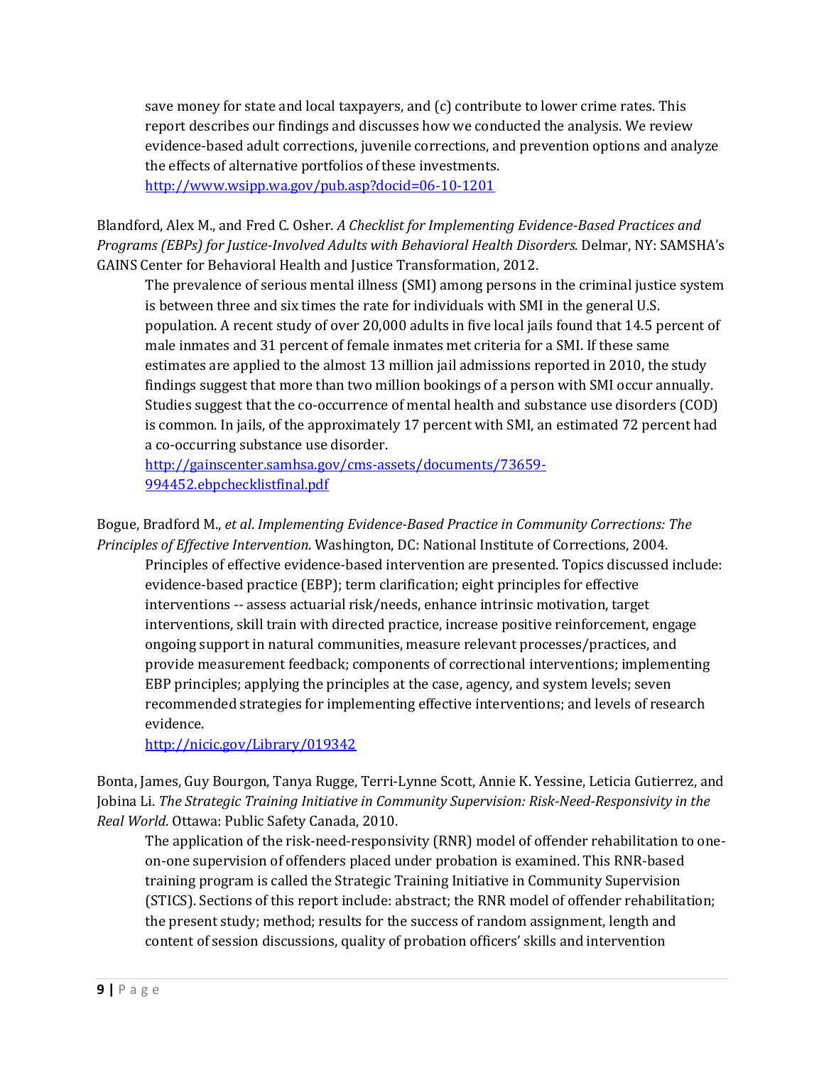save money for state and local taxpayers, and (c) contribute to lower crime rates. This report describes our findings and discusses how we conducted the analysis. We review evidence-based adult corrections, juvenile corrections, and prevention options and analyze the effects of alternative portfolios of these investments.
http://www.wsipp.wa.gov/pub.asp?docid=06-10-1201

Blandford, Alex M., and Fred C. Osher. *A Checklist for Implementing Evidence-Based Practices and Programs (EBPs) for Justice-Involved Adults with Behavioral Health Disorders*. Delmar, NY: SAMSHA's GAINS Center for Behavioral Health and Justice Transformation, 2012.

The prevalence of serious mental illness (SMI) among persons in the criminal justice system is between three and six times the rate for individuals with SMI in the general U.S. population. A recent study of over 20,000 adults in five local jails found that 14.5 percent of male inmates and 31 percent of female inmates met criteria for a SMI. If these same estimates are applied to the almost 13 million jail admissions reported in 2010, the study findings suggest that more than two million bookings of a person with SMI occur annually. Studies suggest that the co-occurrence of mental health and substance use disorders (COD) is common. In jails, of the approximately 17 percent with SMI, an estimated 72 percent had a co-occurring substance use disorder.
http://gainscenter.samhsa.gov/cms-assets/documents/73659-994452.ebpchecklistfinal.pdf

Bogue, Bradford M., *et al*. *Implementing Evidence-Based Practice in Community Corrections: The Principles of Effective Intervention*. Washington, DC: National Institute of Corrections, 2004.

Principles of effective evidence-based intervention are presented. Topics discussed include: evidence-based practice (EBP); term clarification; eight principles for effective interventions -- assess actuarial risk/needs, enhance intrinsic motivation, target interventions, skill train with directed practice, increase positive reinforcement, engage ongoing support in natural communities, measure relevant processes/practices, and provide measurement feedback; components of correctional interventions; implementing EBP principles; applying the principles at the case, agency, and system levels; seven recommended strategies for implementing effective interventions; and levels of research evidence.
http://nicic.gov/Library/019342

Bonta, James, Guy Bourgon, Tanya Rugge, Terri-Lynne Scott, Annie K. Yessine, Leticia Gutierrez, and Jobina Li. *The Strategic Training Initiative in Community Supervision: Risk-Need-Responsivity in the Real World*. Ottawa: Public Safety Canada, 2010.

The application of the risk-need-responsivity (RNR) model of offender rehabilitation to one-on-one supervision of offenders placed under probation is examined. This RNR-based training program is called the Strategic Training Initiative in Community Supervision (STICS). Sections of this report include: abstract; the RNR model of offender rehabilitation; the present study; method; results for the success of random assignment, length and content of session discussions, quality of probation officers' skills and intervention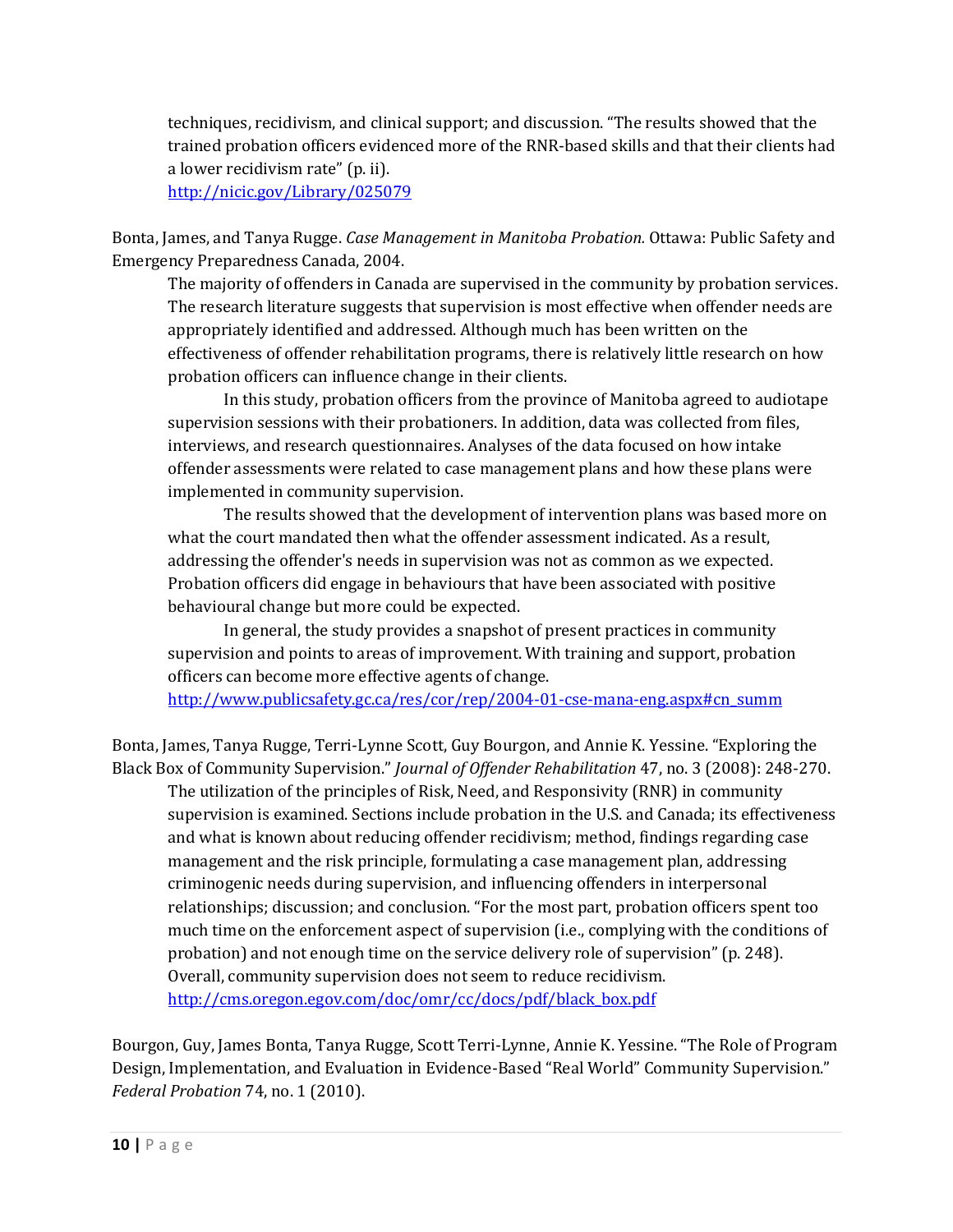techniques, recidivism, and clinical support; and discussion. "The results showed that the trained probation officers evidenced more of the RNR-based skills and that their clients had a lower recidivism rate" (p. ii).
http://nicic.gov/Library/025079

Bonta, James, and Tanya Rugge. *Case Management in Manitoba Probation.* Ottawa: Public Safety and Emergency Preparedness Canada, 2004.

The majority of offenders in Canada are supervised in the community by probation services. The research literature suggests that supervision is most effective when offender needs are appropriately identified and addressed. Although much has been written on the effectiveness of offender rehabilitation programs, there is relatively little research on how probation officers can influence change in their clients.

In this study, probation officers from the province of Manitoba agreed to audiotape supervision sessions with their probationers. In addition, data was collected from files, interviews, and research questionnaires. Analyses of the data focused on how intake offender assessments were related to case management plans and how these plans were implemented in community supervision.

The results showed that the development of intervention plans was based more on what the court mandated then what the offender assessment indicated. As a result, addressing the offender's needs in supervision was not as common as we expected. Probation officers did engage in behaviours that have been associated with positive behavioural change but more could be expected.

In general, the study provides a snapshot of present practices in community supervision and points to areas of improvement. With training and support, probation officers can become more effective agents of change.
http://www.publicsafety.gc.ca/res/cor/rep/2004-01-cse-mana-eng.aspx#cn_summ

Bonta, James, Tanya Rugge, Terri-Lynne Scott, Guy Bourgon, and Annie K. Yessine. "Exploring the Black Box of Community Supervision." *Journal of Offender Rehabilitation* 47, no. 3 (2008): 248-270.

The utilization of the principles of Risk, Need, and Responsivity (RNR) in community supervision is examined. Sections include probation in the U.S. and Canada; its effectiveness and what is known about reducing offender recidivism; method, findings regarding case management and the risk principle, formulating a case management plan, addressing criminogenic needs during supervision, and influencing offenders in interpersonal relationships; discussion; and conclusion. "For the most part, probation officers spent too much time on the enforcement aspect of supervision (i.e., complying with the conditions of probation) and not enough time on the service delivery role of supervision" (p. 248). Overall, community supervision does not seem to reduce recidivism.
http://cms.oregon.egov.com/doc/omr/cc/docs/pdf/black_box.pdf

Bourgon, Guy, James Bonta, Tanya Rugge, Scott Terri-Lynne, Annie K. Yessine. "The Role of Program Design, Implementation, and Evaluation in Evidence-Based "Real World" Community Supervision." *Federal Probation* 74, no. 1 (2010).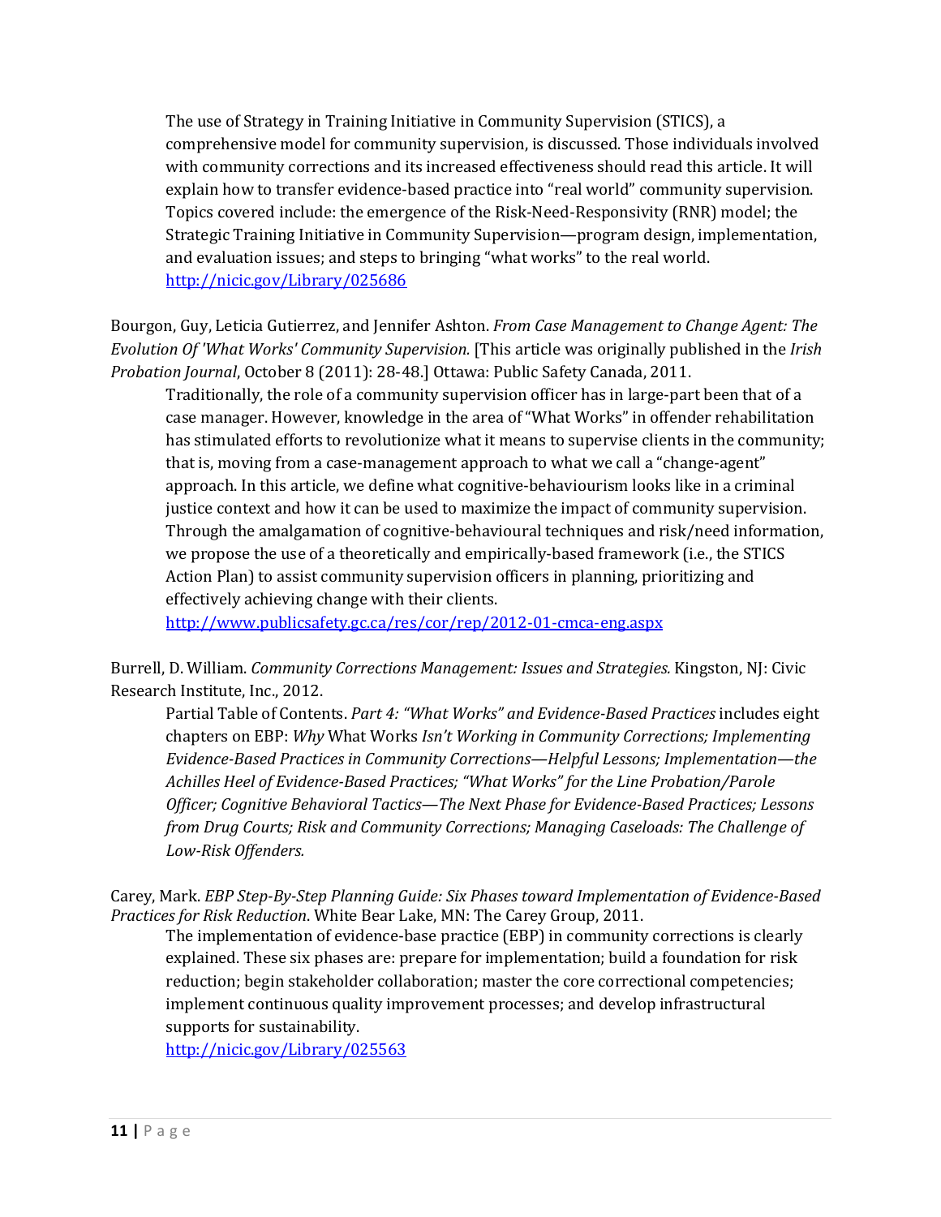The use of Strategy in Training Initiative in Community Supervision (STICS), a comprehensive model for community supervision, is discussed. Those individuals involved with community corrections and its increased effectiveness should read this article. It will explain how to transfer evidence-based practice into "real world" community supervision. Topics covered include: the emergence of the Risk-Need-Responsivity (RNR) model; the Strategic Training Initiative in Community Supervision—program design, implementation, and evaluation issues; and steps to bringing "what works" to the real world. http://nicic.gov/Library/025686

Bourgon, Guy, Leticia Gutierrez, and Jennifer Ashton. *From Case Management to Change Agent: The Evolution Of 'What Works' Community Supervision.* [This article was originally published in the *Irish Probation Journal*, October 8 (2011): 28-48.] Ottawa: Public Safety Canada, 2011.

Traditionally, the role of a community supervision officer has in large-part been that of a case manager. However, knowledge in the area of "What Works" in offender rehabilitation has stimulated efforts to revolutionize what it means to supervise clients in the community; that is, moving from a case-management approach to what we call a "change-agent" approach. In this article, we define what cognitive-behaviourism looks like in a criminal justice context and how it can be used to maximize the impact of community supervision. Through the amalgamation of cognitive-behavioural techniques and risk/need information, we propose the use of a theoretically and empirically-based framework (i.e., the STICS Action Plan) to assist community supervision officers in planning, prioritizing and effectively achieving change with their clients.
http://www.publicsafety.gc.ca/res/cor/rep/2012-01-cmca-eng.aspx

Burrell, D. William. *Community Corrections Management: Issues and Strategies.* Kingston, NJ: Civic Research Institute, Inc., 2012.

Partial Table of Contents. *Part 4: "What Works" and Evidence-Based Practices* includes eight chapters on EBP: *Why* What Works *Isn't Working in Community Corrections; Implementing Evidence-Based Practices in Community Corrections—Helpful Lessons; Implementation—the Achilles Heel of Evidence-Based Practices; "What Works" for the Line Probation/Parole Officer; Cognitive Behavioral Tactics—The Next Phase for Evidence-Based Practices; Lessons from Drug Courts; Risk and Community Corrections; Managing Caseloads: The Challenge of Low-Risk Offenders.*

Carey, Mark. *EBP Step-By-Step Planning Guide: Six Phases toward Implementation of Evidence-Based Practices for Risk Reduction.* White Bear Lake, MN: The Carey Group, 2011.

The implementation of evidence-base practice (EBP) in community corrections is clearly explained. These six phases are: prepare for implementation; build a foundation for risk reduction; begin stakeholder collaboration; master the core correctional competencies; implement continuous quality improvement processes; and develop infrastructural supports for sustainability.
http://nicic.gov/Library/025563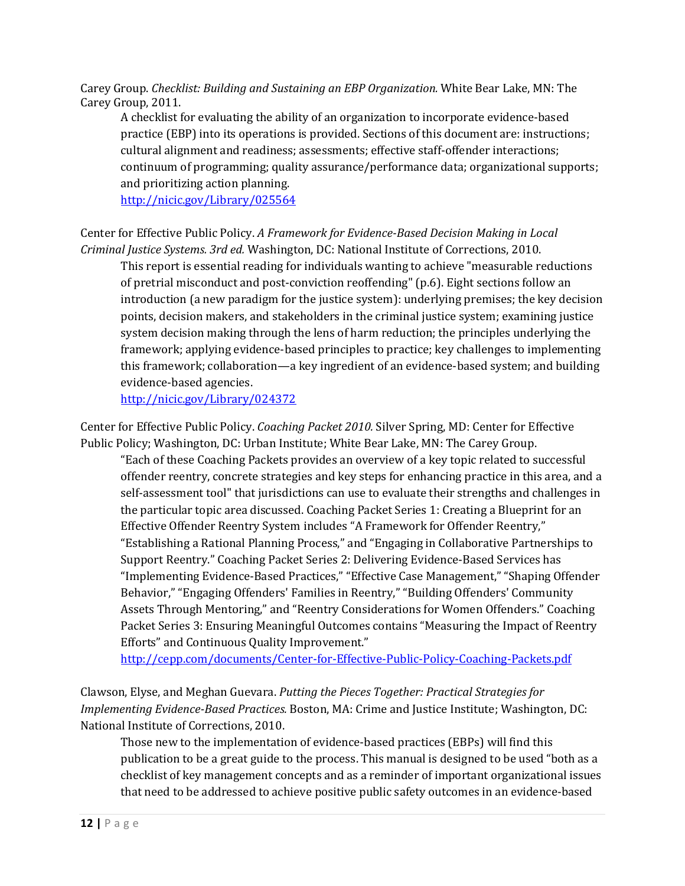Carey Group. *Checklist: Building and Sustaining an EBP Organization.* White Bear Lake, MN: The Carey Group, 2011.

> A checklist for evaluating the ability of an organization to incorporate evidence-based practice (EBP) into its operations is provided. Sections of this document are: instructions; cultural alignment and readiness; assessments; effective staff-offender interactions; continuum of programming; quality assurance/performance data; organizational supports; and prioritizing action planning.
> http://nicic.gov/Library/025564

Center for Effective Public Policy. *A Framework for Evidence-Based Decision Making in Local Criminal Justice Systems. 3rd ed.* Washington, DC: National Institute of Corrections, 2010.

> This report is essential reading for individuals wanting to achieve "measurable reductions of pretrial misconduct and post-conviction reoffending" (p.6). Eight sections follow an introduction (a new paradigm for the justice system): underlying premises; the key decision points, decision makers, and stakeholders in the criminal justice system; examining justice system decision making through the lens of harm reduction; the principles underlying the framework; applying evidence-based principles to practice; key challenges to implementing this framework; collaboration—a key ingredient of an evidence-based system; and building evidence-based agencies.
> http://nicic.gov/Library/024372

Center for Effective Public Policy. *Coaching Packet 2010.* Silver Spring, MD: Center for Effective Public Policy; Washington, DC: Urban Institute; White Bear Lake, MN: The Carey Group.

> "Each of these Coaching Packets provides an overview of a key topic related to successful offender reentry, concrete strategies and key steps for enhancing practice in this area, and a self-assessment tool" that jurisdictions can use to evaluate their strengths and challenges in the particular topic area discussed. Coaching Packet Series 1: Creating a Blueprint for an Effective Offender Reentry System includes "A Framework for Offender Reentry," "Establishing a Rational Planning Process," and "Engaging in Collaborative Partnerships to Support Reentry." Coaching Packet Series 2: Delivering Evidence-Based Services has "Implementing Evidence-Based Practices," "Effective Case Management," "Shaping Offender Behavior," "Engaging Offenders' Families in Reentry," "Building Offenders' Community Assets Through Mentoring," and "Reentry Considerations for Women Offenders." Coaching Packet Series 3: Ensuring Meaningful Outcomes contains "Measuring the Impact of Reentry Efforts" and Continuous Quality Improvement."
> http://cepp.com/documents/Center-for-Effective-Public-Policy-Coaching-Packets.pdf

Clawson, Elyse, and Meghan Guevara. *Putting the Pieces Together: Practical Strategies for Implementing Evidence-Based Practices.* Boston, MA: Crime and Justice Institute; Washington, DC: National Institute of Corrections, 2010.

> Those new to the implementation of evidence-based practices (EBPs) will find this publication to be a great guide to the process. This manual is designed to be used "both as a checklist of key management concepts and as a reminder of important organizational issues that need to be addressed to achieve positive public safety outcomes in an evidence-based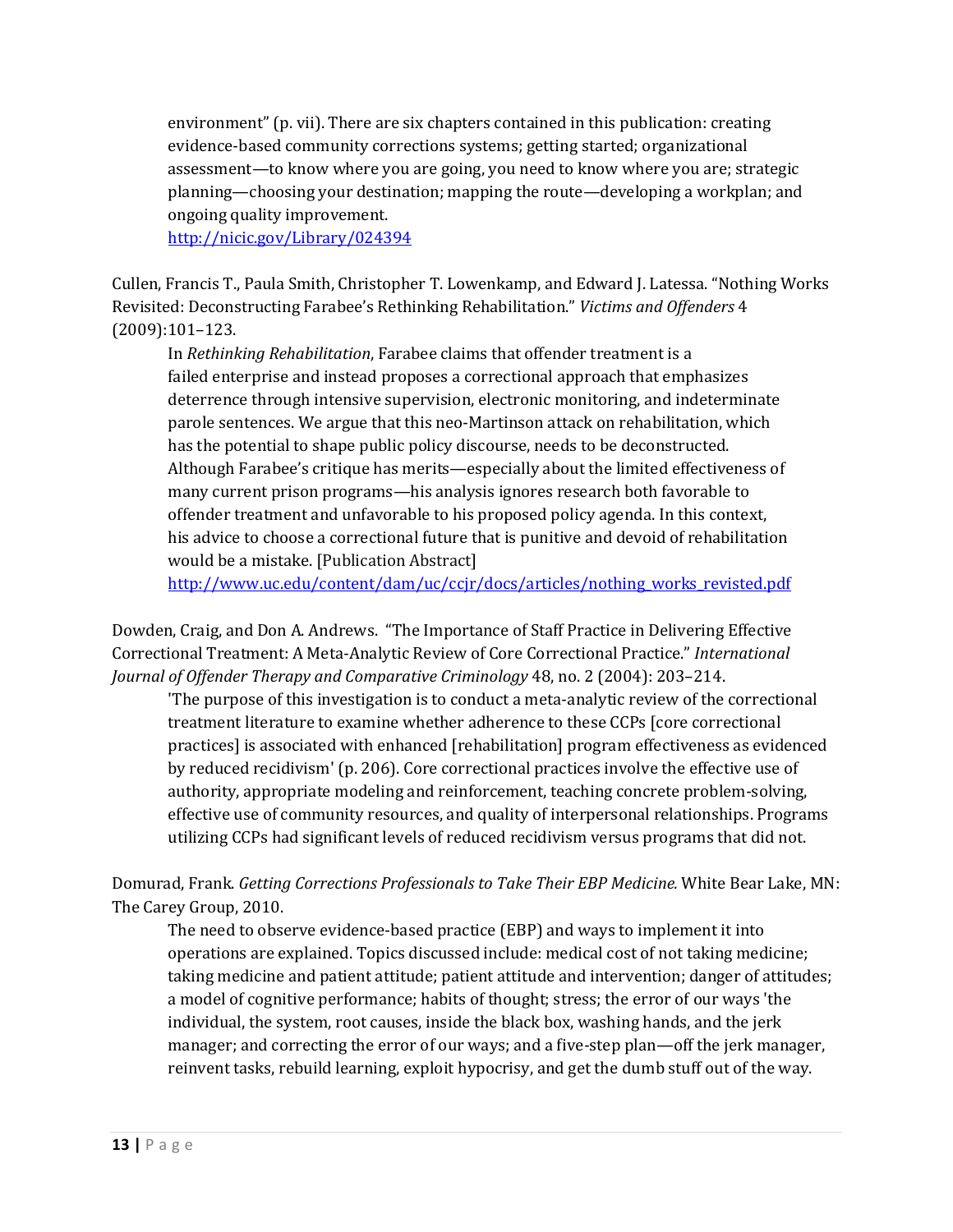environment" (p. vii). There are six chapters contained in this publication: creating evidence-based community corrections systems; getting started; organizational assessment—to know where you are going, you need to know where you are; strategic planning—choosing your destination; mapping the route—developing a workplan; and ongoing quality improvement.
http://nicic.gov/Library/024394

Cullen, Francis T., Paula Smith, Christopher T. Lowenkamp, and Edward J. Latessa. "Nothing Works Revisited: Deconstructing Farabee's Rethinking Rehabilitation." *Victims and Offenders* 4 (2009):101–123.

In *Rethinking Rehabilitation*, Farabee claims that offender treatment is a failed enterprise and instead proposes a correctional approach that emphasizes deterrence through intensive supervision, electronic monitoring, and indeterminate parole sentences. We argue that this neo-Martinson attack on rehabilitation, which has the potential to shape public policy discourse, needs to be deconstructed. Although Farabee's critique has merits—especially about the limited effectiveness of many current prison programs—his analysis ignores research both favorable to offender treatment and unfavorable to his proposed policy agenda. In this context, his advice to choose a correctional future that is punitive and devoid of rehabilitation would be a mistake. [Publication Abstract]
http://www.uc.edu/content/dam/uc/ccjr/docs/articles/nothing_works_revisted.pdf

Dowden, Craig, and Don A. Andrews. "The Importance of Staff Practice in Delivering Effective Correctional Treatment: A Meta-Analytic Review of Core Correctional Practice." *International Journal of Offender Therapy and Comparative Criminology* 48, no. 2 (2004): 203–214.

'The purpose of this investigation is to conduct a meta-analytic review of the correctional treatment literature to examine whether adherence to these CCPs [core correctional practices] is associated with enhanced [rehabilitation] program effectiveness as evidenced by reduced recidivism' (p. 206). Core correctional practices involve the effective use of authority, appropriate modeling and reinforcement, teaching concrete problem-solving, effective use of community resources, and quality of interpersonal relationships. Programs utilizing CCPs had significant levels of reduced recidivism versus programs that did not.

Domurad, Frank. *Getting Corrections Professionals to Take Their EBP Medicine.* White Bear Lake, MN: The Carey Group, 2010.

The need to observe evidence-based practice (EBP) and ways to implement it into operations are explained. Topics discussed include: medical cost of not taking medicine; taking medicine and patient attitude; patient attitude and intervention; danger of attitudes; a model of cognitive performance; habits of thought; stress; the error of our ways 'the individual, the system, root causes, inside the black box, washing hands, and the jerk manager; and correcting the error of our ways; and a five-step plan—off the jerk manager, reinvent tasks, rebuild learning, exploit hypocrisy, and get the dumb stuff out of the way.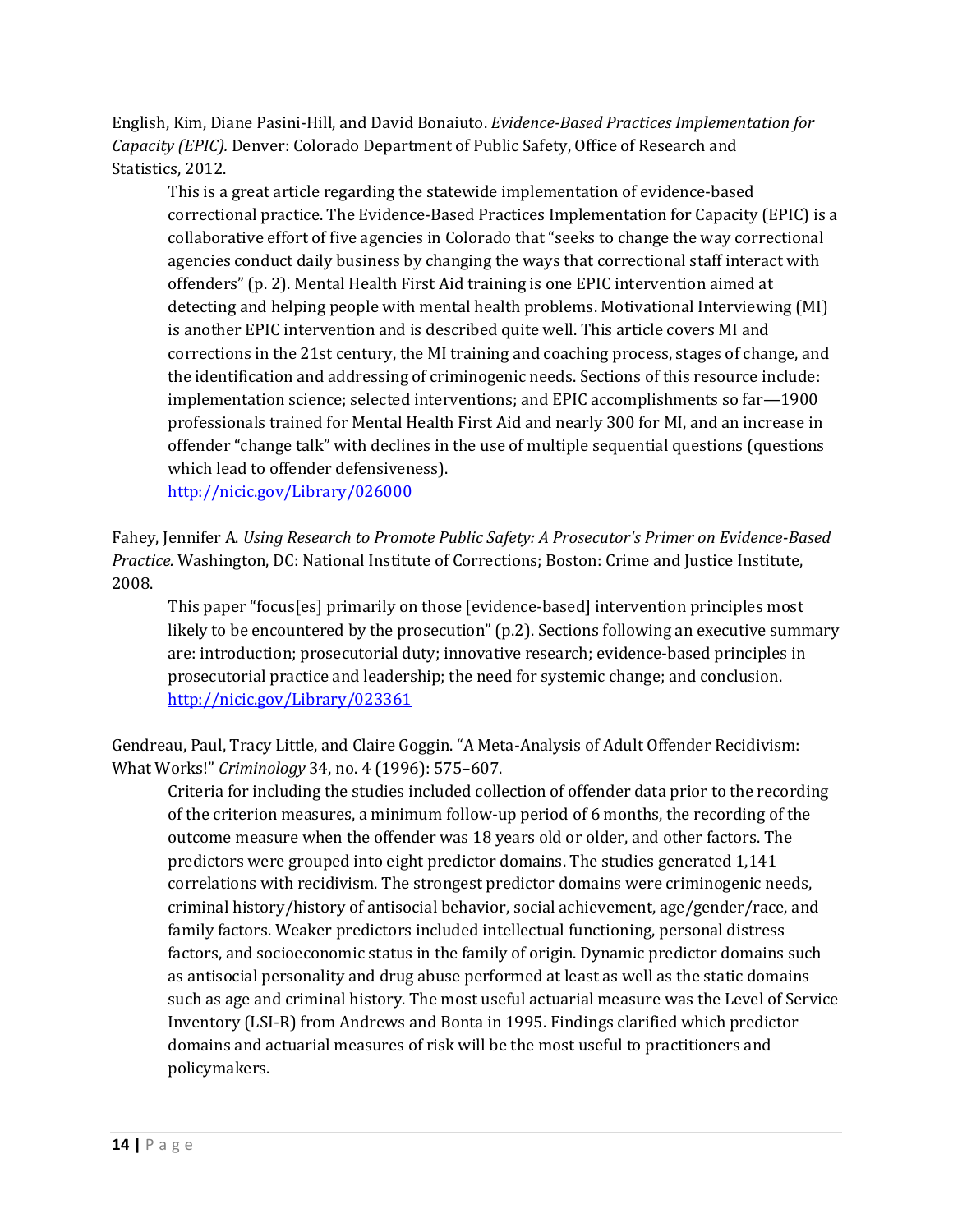English, Kim, Diane Pasini-Hill, and David Bonaiuto. *Evidence-Based Practices Implementation for Capacity (EPIC).* Denver: Colorado Department of Public Safety, Office of Research and Statistics, 2012.

> This is a great article regarding the statewide implementation of evidence-based correctional practice. The Evidence-Based Practices Implementation for Capacity (EPIC) is a collaborative effort of five agencies in Colorado that "seeks to change the way correctional agencies conduct daily business by changing the ways that correctional staff interact with offenders" (p. 2). Mental Health First Aid training is one EPIC intervention aimed at detecting and helping people with mental health problems. Motivational Interviewing (MI) is another EPIC intervention and is described quite well. This article covers MI and corrections in the 21st century, the MI training and coaching process, stages of change, and the identification and addressing of criminogenic needs. Sections of this resource include: implementation science; selected interventions; and EPIC accomplishments so far—1900 professionals trained for Mental Health First Aid and nearly 300 for MI, and an increase in offender "change talk" with declines in the use of multiple sequential questions (questions which lead to offender defensiveness).
> [http://nicic.gov/Library/026000](http://nicic.gov/Library/026000)

Fahey, Jennifer A. *Using Research to Promote Public Safety: A Prosecutor's Primer on Evidence-Based Practice.* Washington, DC: National Institute of Corrections; Boston: Crime and Justice Institute, 2008.

> This paper "focus[es] primarily on those [evidence-based] intervention principles most likely to be encountered by the prosecution" (p.2). Sections following an executive summary are: introduction; prosecutorial duty; innovative research; evidence-based principles in prosecutorial practice and leadership; the need for systemic change; and conclusion.
> [http://nicic.gov/Library/023361](http://nicic.gov/Library/023361)

Gendreau, Paul, Tracy Little, and Claire Goggin. "A Meta-Analysis of Adult Offender Recidivism: What Works!" *Criminology* 34, no. 4 (1996): 575–607.

> Criteria for including the studies included collection of offender data prior to the recording of the criterion measures, a minimum follow-up period of 6 months, the recording of the outcome measure when the offender was 18 years old or older, and other factors. The predictors were grouped into eight predictor domains. The studies generated 1,141 correlations with recidivism. The strongest predictor domains were criminogenic needs, criminal history/history of antisocial behavior, social achievement, age/gender/race, and family factors. Weaker predictors included intellectual functioning, personal distress factors, and socioeconomic status in the family of origin. Dynamic predictor domains such as antisocial personality and drug abuse performed at least as well as the static domains such as age and criminal history. The most useful actuarial measure was the Level of Service Inventory (LSI-R) from Andrews and Bonta in 1995. Findings clarified which predictor domains and actuarial measures of risk will be the most useful to practitioners and policymakers.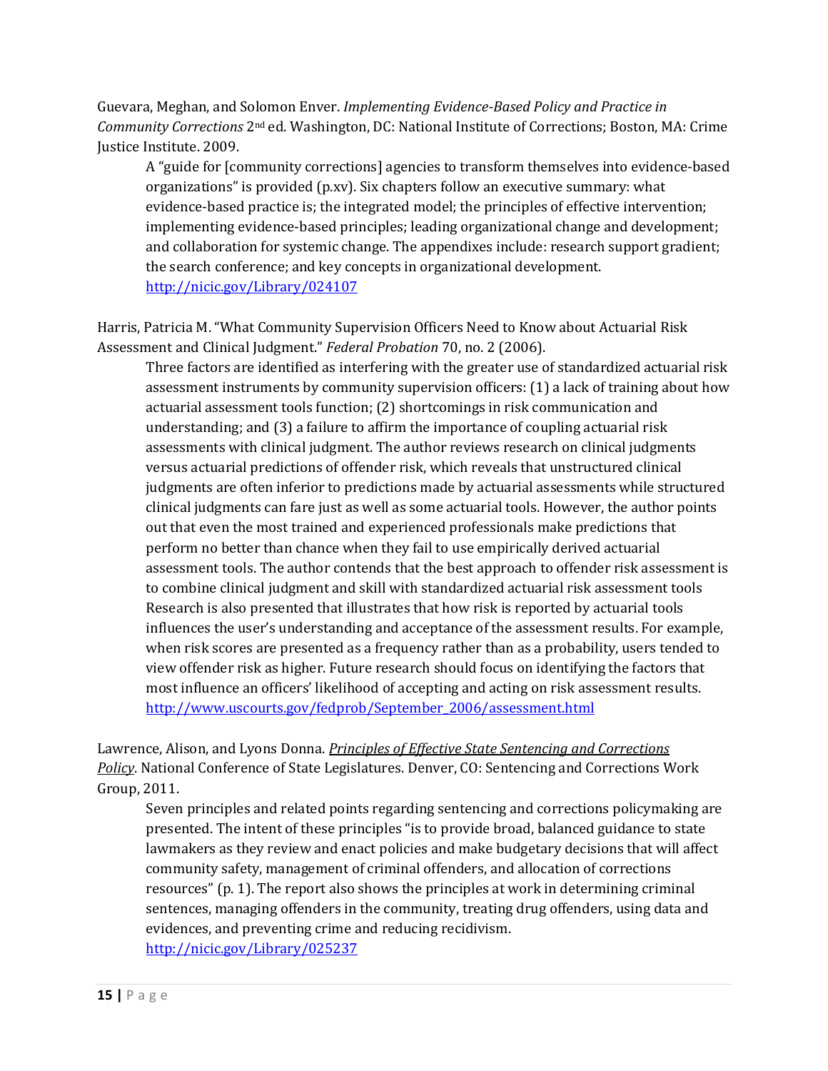Guevara, Meghan, and Solomon Enver. *Implementing Evidence-Based Policy and Practice in Community Corrections* 2nd ed. Washington, DC: National Institute of Corrections; Boston, MA: Crime Justice Institute. 2009.

> A "guide for [community corrections] agencies to transform themselves into evidence-based organizations" is provided (p.xv). Six chapters follow an executive summary: what evidence-based practice is; the integrated model; the principles of effective intervention; implementing evidence-based principles; leading organizational change and development; and collaboration for systemic change. The appendixes include: research support gradient; the search conference; and key concepts in organizational development. [http://nicic.gov/Library/024107](http://nicic.gov/Library/024107)

Harris, Patricia M. "What Community Supervision Officers Need to Know about Actuarial Risk Assessment and Clinical Judgment." *Federal Probation* 70, no. 2 (2006).

> Three factors are identified as interfering with the greater use of standardized actuarial risk assessment instruments by community supervision officers: (1) a lack of training about how actuarial assessment tools function; (2) shortcomings in risk communication and understanding; and (3) a failure to affirm the importance of coupling actuarial risk assessments with clinical judgment. The author reviews research on clinical judgments versus actuarial predictions of offender risk, which reveals that unstructured clinical judgments are often inferior to predictions made by actuarial assessments while structured clinical judgments can fare just as well as some actuarial tools. However, the author points out that even the most trained and experienced professionals make predictions that perform no better than chance when they fail to use empirically derived actuarial assessment tools. The author contends that the best approach to offender risk assessment is to combine clinical judgment and skill with standardized actuarial risk assessment tools Research is also presented that illustrates that how risk is reported by actuarial tools influences the user's understanding and acceptance of the assessment results. For example, when risk scores are presented as a frequency rather than as a probability, users tended to view offender risk as higher. Future research should focus on identifying the factors that most influence an officers' likelihood of accepting and acting on risk assessment results. [http://www.uscourts.gov/fedprob/September_2006/assessment.html](http://www.uscourts.gov/fedprob/September_2006/assessment.html)

Lawrence, Alison, and Lyons Donna. ***Principles of Effective State Sentencing and Corrections Policy***. National Conference of State Legislatures. Denver, CO: Sentencing and Corrections Work Group, 2011.

> Seven principles and related points regarding sentencing and corrections policymaking are presented. The intent of these principles "is to provide broad, balanced guidance to state lawmakers as they review and enact policies and make budgetary decisions that will affect community safety, management of criminal offenders, and allocation of corrections resources" (p. 1). The report also shows the principles at work in determining criminal sentences, managing offenders in the community, treating drug offenders, using data and evidences, and preventing crime and reducing recidivism. [http://nicic.gov/Library/025237](http://nicic.gov/Library/025237)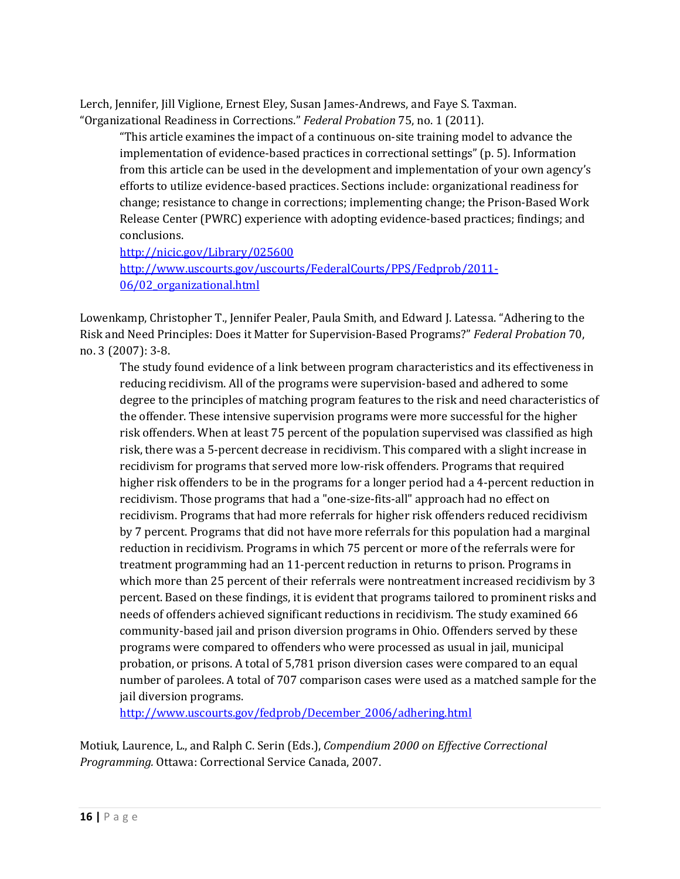Lerch, Jennifer, Jill Viglione, Ernest Eley, Susan James-Andrews, and Faye S. Taxman. "Organizational Readiness in Corrections." *Federal Probation* 75, no. 1 (2011).

> "This article examines the impact of a continuous on-site training model to advance the implementation of evidence-based practices in correctional settings" (p. 5). Information from this article can be used in the development and implementation of your own agency's efforts to utilize evidence-based practices. Sections include: organizational readiness for change; resistance to change in corrections; implementing change; the Prison-Based Work Release Center (PWRC) experience with adopting evidence-based practices; findings; and conclusions.
> [http://nicic.gov/Library/025600](http://nicic.gov/Library/025600)
> [http://www.uscourts.gov/uscourts/FederalCourts/PPS/Fedprob/2011-06/02_organizational.html](http://www.uscourts.gov/uscourts/FederalCourts/PPS/Fedprob/2011-06/02_organizational.html)

Lowenkamp, Christopher T., Jennifer Pealer, Paula Smith, and Edward J. Latessa. "Adhering to the Risk and Need Principles: Does it Matter for Supervision-Based Programs?" *Federal Probation* 70, no. 3 (2007): 3-8.

> The study found evidence of a link between program characteristics and its effectiveness in reducing recidivism. All of the programs were supervision-based and adhered to some degree to the principles of matching program features to the risk and need characteristics of the offender. These intensive supervision programs were more successful for the higher risk offenders. When at least 75 percent of the population supervised was classified as high risk, there was a 5-percent decrease in recidivism. This compared with a slight increase in recidivism for programs that served more low-risk offenders. Programs that required higher risk offenders to be in the programs for a longer period had a 4-percent reduction in recidivism. Those programs that had a "one-size-fits-all" approach had no effect on recidivism. Programs that had more referrals for higher risk offenders reduced recidivism by 7 percent. Programs that did not have more referrals for this population had a marginal reduction in recidivism. Programs in which 75 percent or more of the referrals were for treatment programming had an 11-percent reduction in returns to prison. Programs in which more than 25 percent of their referrals were nontreatment increased recidivism by 3 percent. Based on these findings, it is evident that programs tailored to prominent risks and needs of offenders achieved significant reductions in recidivism. The study examined 66 community-based jail and prison diversion programs in Ohio. Offenders served by these programs were compared to offenders who were processed as usual in jail, municipal probation, or prisons. A total of 5,781 prison diversion cases were compared to an equal number of parolees. A total of 707 comparison cases were used as a matched sample for the jail diversion programs.
> [http://www.uscourts.gov/fedprob/December_2006/adhering.html](http://www.uscourts.gov/fedprob/December_2006/adhering.html)

Motiuk, Laurence, L., and Ralph C. Serin (Eds.), *Compendium 2000 on Effective Correctional Programming.* Ottawa: Correctional Service Canada, 2007.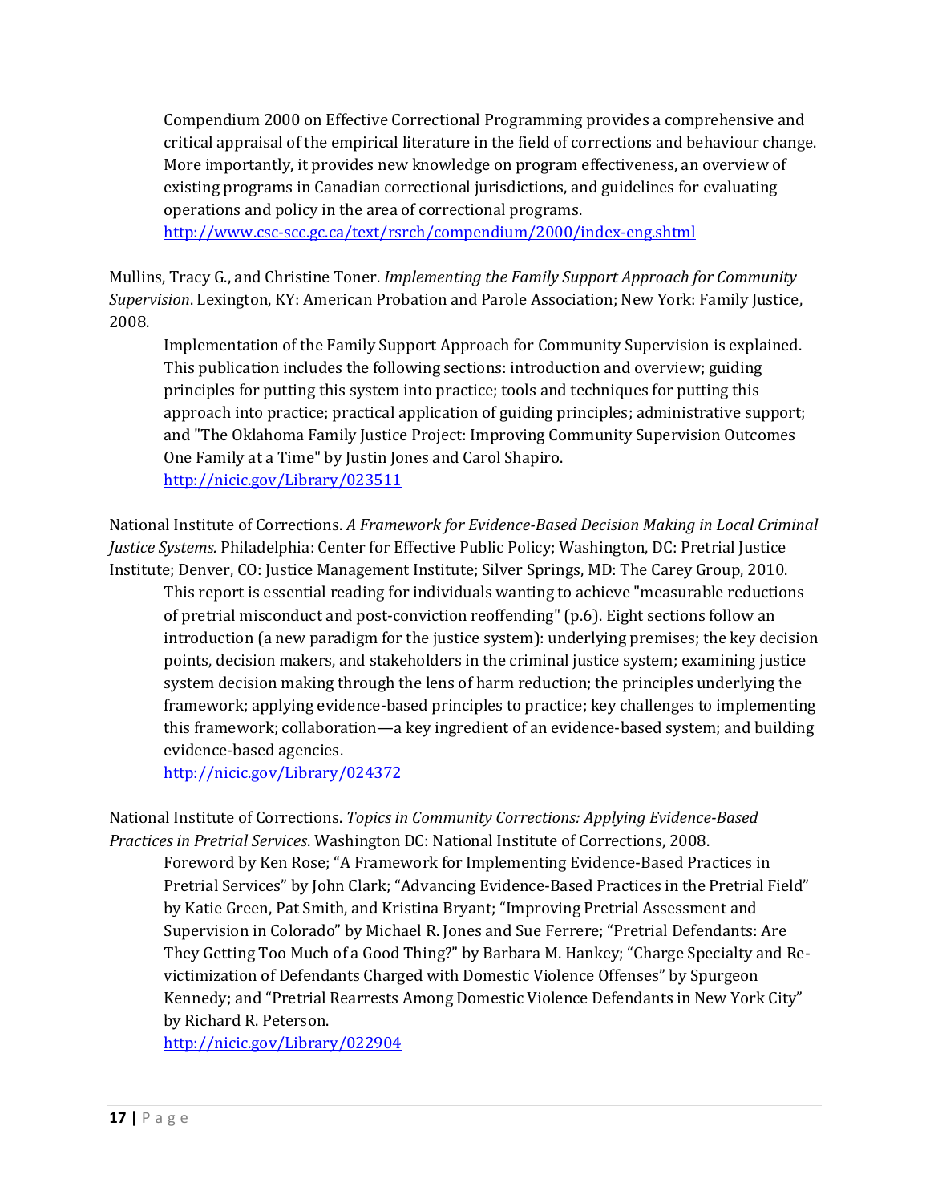Compendium 2000 on Effective Correctional Programming provides a comprehensive and critical appraisal of the empirical literature in the field of corrections and behaviour change. More importantly, it provides new knowledge on program effectiveness, an overview of existing programs in Canadian correctional jurisdictions, and guidelines for evaluating operations and policy in the area of correctional programs.
http://www.csc-scc.gc.ca/text/rsrch/compendium/2000/index-eng.shtml

Mullins, Tracy G., and Christine Toner. *Implementing the Family Support Approach for Community Supervision*. Lexington, KY: American Probation and Parole Association; New York: Family Justice, 2008.

Implementation of the Family Support Approach for Community Supervision is explained. This publication includes the following sections: introduction and overview; guiding principles for putting this system into practice; tools and techniques for putting this approach into practice; practical application of guiding principles; administrative support; and "The Oklahoma Family Justice Project: Improving Community Supervision Outcomes One Family at a Time" by Justin Jones and Carol Shapiro.
http://nicic.gov/Library/023511

National Institute of Corrections. *A Framework for Evidence-Based Decision Making in Local Criminal Justice Systems.* Philadelphia: Center for Effective Public Policy; Washington, DC: Pretrial Justice Institute; Denver, CO: Justice Management Institute; Silver Springs, MD: The Carey Group, 2010.

This report is essential reading for individuals wanting to achieve "measurable reductions of pretrial misconduct and post-conviction reoffending" (p.6). Eight sections follow an introduction (a new paradigm for the justice system): underlying premises; the key decision points, decision makers, and stakeholders in the criminal justice system; examining justice system decision making through the lens of harm reduction; the principles underlying the framework; applying evidence-based principles to practice; key challenges to implementing this framework; collaboration—a key ingredient of an evidence-based system; and building evidence-based agencies.
http://nicic.gov/Library/024372

National Institute of Corrections. *Topics in Community Corrections: Applying Evidence-Based Practices in Pretrial Services*. Washington DC: National Institute of Corrections, 2008.

Foreword by Ken Rose; "A Framework for Implementing Evidence-Based Practices in Pretrial Services" by John Clark; "Advancing Evidence-Based Practices in the Pretrial Field" by Katie Green, Pat Smith, and Kristina Bryant; "Improving Pretrial Assessment and Supervision in Colorado" by Michael R. Jones and Sue Ferrere; "Pretrial Defendants: Are They Getting Too Much of a Good Thing?" by Barbara M. Hankey; "Charge Specialty and Re-victimization of Defendants Charged with Domestic Violence Offenses" by Spurgeon Kennedy; and "Pretrial Rearrests Among Domestic Violence Defendants in New York City" by Richard R. Peterson.
http://nicic.gov/Library/022904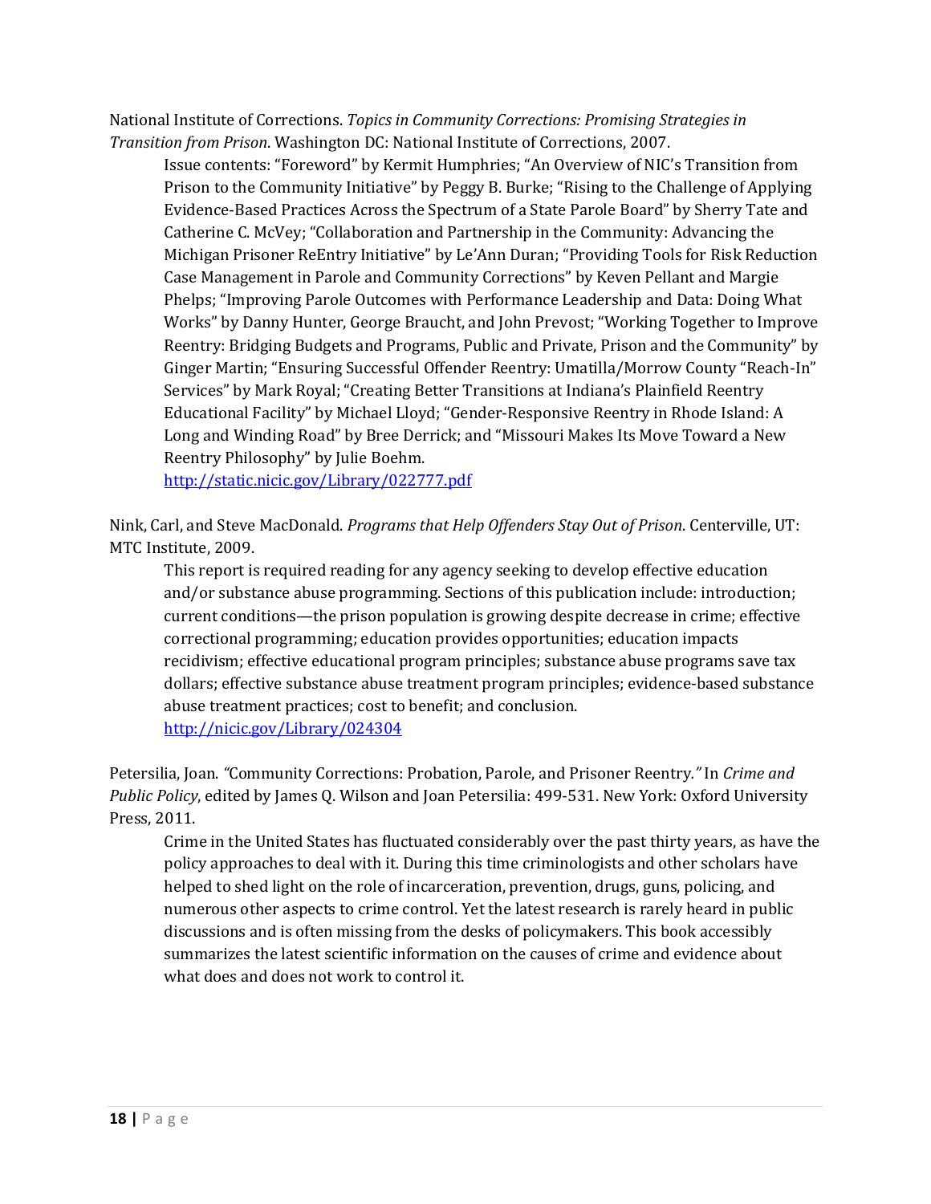National Institute of Corrections. *Topics in Community Corrections: Promising Strategies in Transition from Prison*. Washington DC: National Institute of Corrections, 2007.

> Issue contents: "Foreword" by Kermit Humphries; "An Overview of NIC's Transition from Prison to the Community Initiative" by Peggy B. Burke; "Rising to the Challenge of Applying Evidence-Based Practices Across the Spectrum of a State Parole Board" by Sherry Tate and Catherine C. McVey; "Collaboration and Partnership in the Community: Advancing the Michigan Prisoner ReEntry Initiative" by Le'Ann Duran; "Providing Tools for Risk Reduction Case Management in Parole and Community Corrections" by Keven Pellant and Margie Phelps; "Improving Parole Outcomes with Performance Leadership and Data: Doing What Works" by Danny Hunter, George Braucht, and John Prevost; "Working Together to Improve Reentry: Bridging Budgets and Programs, Public and Private, Prison and the Community" by Ginger Martin; "Ensuring Successful Offender Reentry: Umatilla/Morrow County "Reach-In" Services" by Mark Royal; "Creating Better Transitions at Indiana's Plainfield Reentry Educational Facility" by Michael Lloyd; "Gender-Responsive Reentry in Rhode Island: A Long and Winding Road" by Bree Derrick; and "Missouri Makes Its Move Toward a New Reentry Philosophy" by Julie Boehm.
> http://static.nicic.gov/Library/022777.pdf

Nink, Carl, and Steve MacDonald. *Programs that Help Offenders Stay Out of Prison*. Centerville, UT: MTC Institute, 2009.

> This report is required reading for any agency seeking to develop effective education and/or substance abuse programming. Sections of this publication include: introduction; current conditions—the prison population is growing despite decrease in crime; effective correctional programming; education provides opportunities; education impacts recidivism; effective educational program principles; substance abuse programs save tax dollars; effective substance abuse treatment program principles; evidence-based substance abuse treatment practices; cost to benefit; and conclusion.
> http://nicic.gov/Library/024304

Petersilia, Joan. "Community Corrections: Probation, Parole, and Prisoner Reentry." In *Crime and Public Policy*, edited by James Q. Wilson and Joan Petersilia: 499-531. New York: Oxford University Press, 2011.

> Crime in the United States has fluctuated considerably over the past thirty years, as have the policy approaches to deal with it. During this time criminologists and other scholars have helped to shed light on the role of incarceration, prevention, drugs, guns, policing, and numerous other aspects to crime control. Yet the latest research is rarely heard in public discussions and is often missing from the desks of policymakers. This book accessibly summarizes the latest scientific information on the causes of crime and evidence about what does and does not work to control it.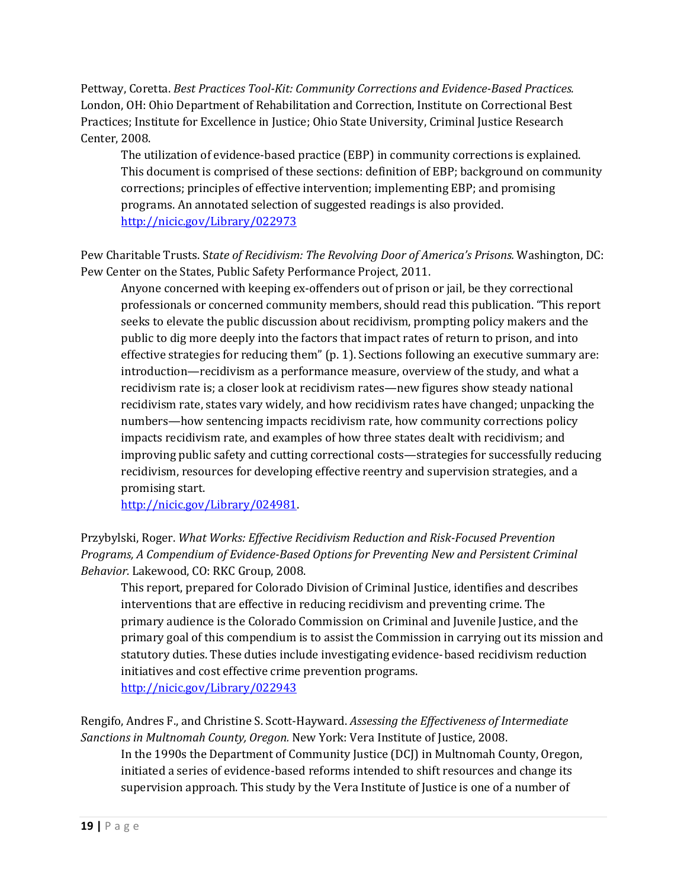Pettway, Coretta. *Best Practices Tool-Kit: Community Corrections and Evidence-Based Practices.* London, OH: Ohio Department of Rehabilitation and Correction, Institute on Correctional Best Practices; Institute for Excellence in Justice; Ohio State University, Criminal Justice Research Center, 2008.

> The utilization of evidence-based practice (EBP) in community corrections is explained. This document is comprised of these sections: definition of EBP; background on community corrections; principles of effective intervention; implementing EBP; and promising programs. An annotated selection of suggested readings is also provided. http://nicic.gov/Library/022973

Pew Charitable Trusts. S*tate of Recidivism: The Revolving Door of America's Prisons.* Washington, DC: Pew Center on the States, Public Safety Performance Project, 2011.

> Anyone concerned with keeping ex-offenders out of prison or jail, be they correctional professionals or concerned community members, should read this publication. "This report seeks to elevate the public discussion about recidivism, prompting policy makers and the public to dig more deeply into the factors that impact rates of return to prison, and into effective strategies for reducing them" (p. 1). Sections following an executive summary are: introduction—recidivism as a performance measure, overview of the study, and what a recidivism rate is; a closer look at recidivism rates—new figures show steady national recidivism rate, states vary widely, and how recidivism rates have changed; unpacking the numbers—how sentencing impacts recidivism rate, how community corrections policy impacts recidivism rate, and examples of how three states dealt with recidivism; and improving public safety and cutting correctional costs—strategies for successfully reducing recidivism, resources for developing effective reentry and supervision strategies, and a promising start.
> http://nicic.gov/Library/024981.

Przybylski, Roger. *What Works: Effective Recidivism Reduction and Risk-Focused Prevention Programs, A Compendium of Evidence-Based Options for Preventing New and Persistent Criminal Behavior.* Lakewood, CO: RKC Group, 2008.

> This report, prepared for Colorado Division of Criminal Justice, identifies and describes interventions that are effective in reducing recidivism and preventing crime. The primary audience is the Colorado Commission on Criminal and Juvenile Justice, and the primary goal of this compendium is to assist the Commission in carrying out its mission and statutory duties. These duties include investigating evidence- based recidivism reduction initiatives and cost effective crime prevention programs.
> http://nicic.gov/Library/022943

Rengifo, Andres F., and Christine S. Scott-Hayward. *Assessing the Effectiveness of Intermediate Sanctions in Multnomah County, Oregon.* New York: Vera Institute of Justice, 2008.

> In the 1990s the Department of Community Justice (DCJ) in Multnomah County, Oregon, initiated a series of evidence-based reforms intended to shift resources and change its supervision approach. This study by the Vera Institute of Justice is one of a number of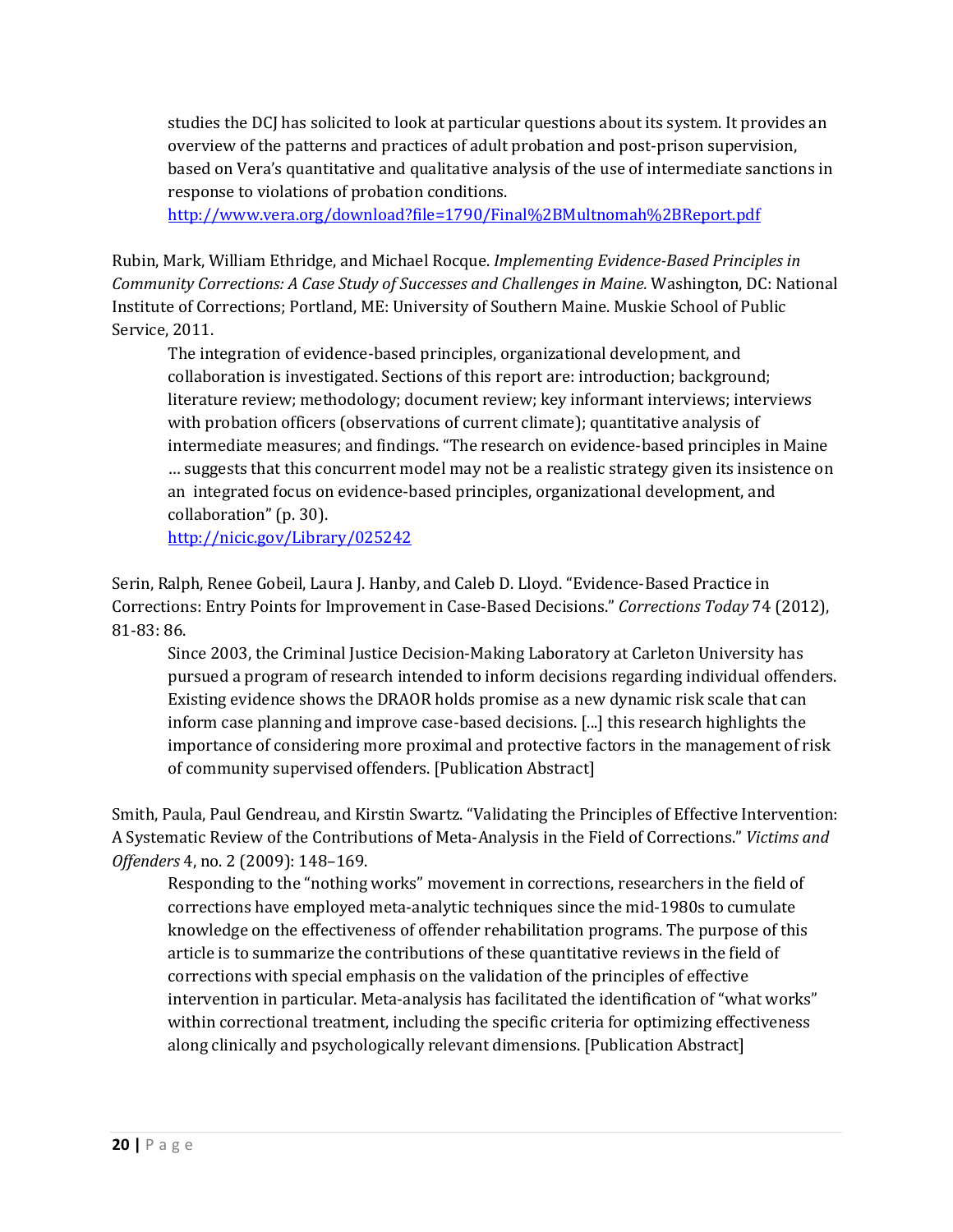studies the DCJ has solicited to look at particular questions about its system. It provides an overview of the patterns and practices of adult probation and post-prison supervision, based on Vera's quantitative and qualitative analysis of the use of intermediate sanctions in response to violations of probation conditions.
http://www.vera.org/download?file=1790/Final%2BMultnomah%2BReport.pdf

Rubin, Mark, William Ethridge, and Michael Rocque. *Implementing Evidence-Based Principles in Community Corrections: A Case Study of Successes and Challenges in Maine.* Washington, DC: National Institute of Corrections; Portland, ME: University of Southern Maine. Muskie School of Public Service, 2011.

> The integration of evidence-based principles, organizational development, and collaboration is investigated. Sections of this report are: introduction; background; literature review; methodology; document review; key informant interviews; interviews with probation officers (observations of current climate); quantitative analysis of intermediate measures; and findings. "The research on evidence-based principles in Maine … suggests that this concurrent model may not be a realistic strategy given its insistence on an integrated focus on evidence-based principles, organizational development, and collaboration" (p. 30).
> http://nicic.gov/Library/025242

Serin, Ralph, Renee Gobeil, Laura J. Hanby, and Caleb D. Lloyd. "Evidence-Based Practice in Corrections: Entry Points for Improvement in Case-Based Decisions." *Corrections Today* 74 (2012), 81-83: 86.

> Since 2003, the Criminal Justice Decision-Making Laboratory at Carleton University has pursued a program of research intended to inform decisions regarding individual offenders. Existing evidence shows the DRAOR holds promise as a new dynamic risk scale that can inform case planning and improve case-based decisions. [...] this research highlights the importance of considering more proximal and protective factors in the management of risk of community supervised offenders. [Publication Abstract]

Smith, Paula, Paul Gendreau, and Kirstin Swartz. "Validating the Principles of Effective Intervention: A Systematic Review of the Contributions of Meta-Analysis in the Field of Corrections." *Victims and Offenders* 4, no. 2 (2009): 148–169.

> Responding to the "nothing works" movement in corrections, researchers in the field of corrections have employed meta-analytic techniques since the mid-1980s to cumulate knowledge on the effectiveness of offender rehabilitation programs. The purpose of this article is to summarize the contributions of these quantitative reviews in the field of corrections with special emphasis on the validation of the principles of effective intervention in particular. Meta-analysis has facilitated the identification of "what works" within correctional treatment, including the specific criteria for optimizing effectiveness along clinically and psychologically relevant dimensions. [Publication Abstract]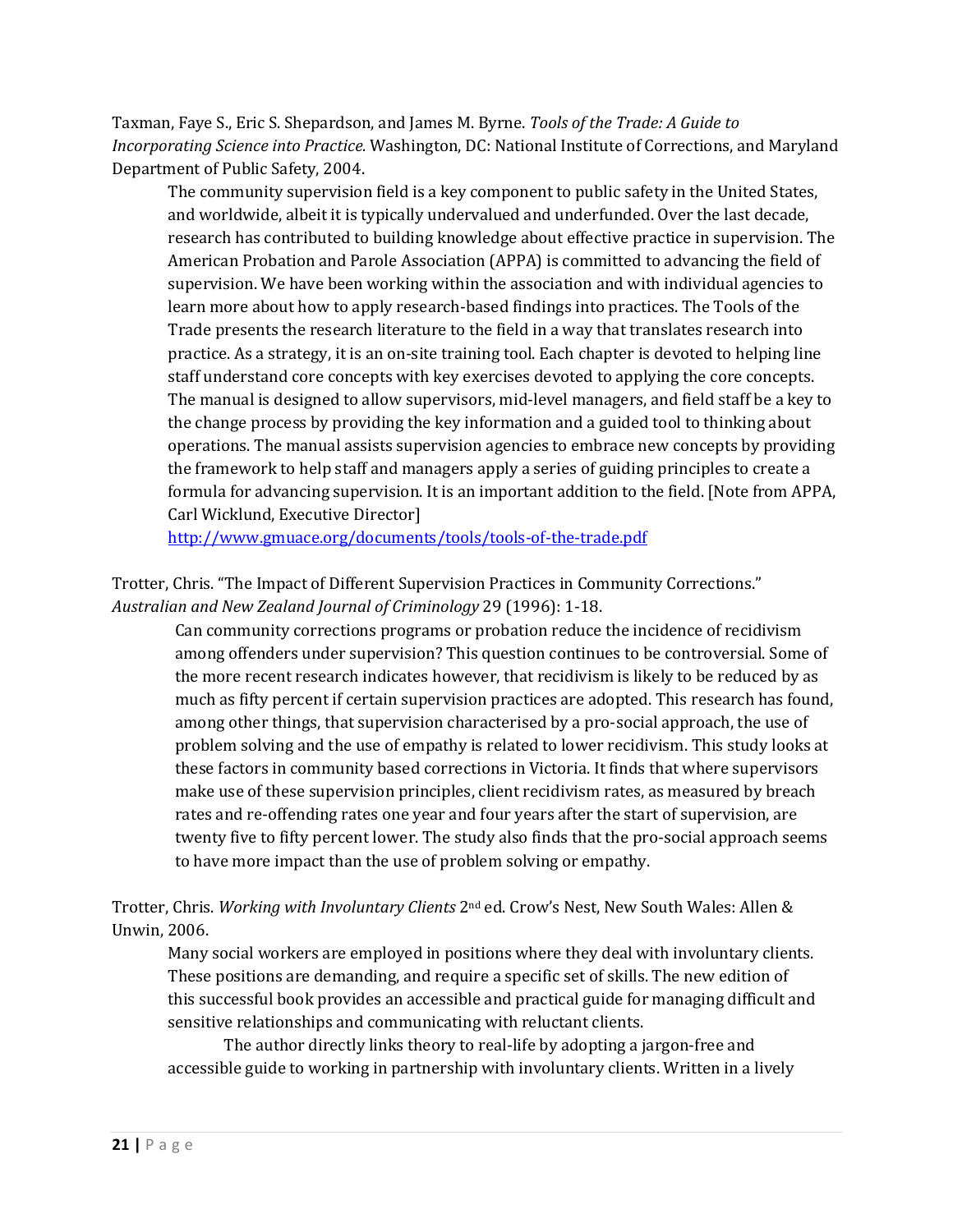Taxman, Faye S., Eric S. Shepardson, and James M. Byrne. *Tools of the Trade: A Guide to Incorporating Science into Practice.* Washington, DC: National Institute of Corrections, and Maryland Department of Public Safety, 2004.

> The community supervision field is a key component to public safety in the United States, and worldwide, albeit it is typically undervalued and underfunded. Over the last decade, research has contributed to building knowledge about effective practice in supervision. The American Probation and Parole Association (APPA) is committed to advancing the field of supervision. We have been working within the association and with individual agencies to learn more about how to apply research-based findings into practices. The Tools of the Trade presents the research literature to the field in a way that translates research into practice. As a strategy, it is an on-site training tool. Each chapter is devoted to helping line staff understand core concepts with key exercises devoted to applying the core concepts. The manual is designed to allow supervisors, mid-level managers, and field staff be a key to the change process by providing the key information and a guided tool to thinking about operations. The manual assists supervision agencies to embrace new concepts by providing the framework to help staff and managers apply a series of guiding principles to create a formula for advancing supervision. It is an important addition to the field. [Note from APPA, Carl Wicklund, Executive Director]
>
> http://www.gmuace.org/documents/tools/tools-of-the-trade.pdf

Trotter, Chris. "The Impact of Different Supervision Practices in Community Corrections." *Australian and New Zealand Journal of Criminology* 29 (1996): 1-18.

> Can community corrections programs or probation reduce the incidence of recidivism among offenders under supervision? This question continues to be controversial. Some of the more recent research indicates however, that recidivism is likely to be reduced by as much as fifty percent if certain supervision practices are adopted. This research has found, among other things, that supervision characterised by a pro-social approach, the use of problem solving and the use of empathy is related to lower recidivism. This study looks at these factors in community based corrections in Victoria. It finds that where supervisors make use of these supervision principles, client recidivism rates, as measured by breach rates and re-offending rates one year and four years after the start of supervision, are twenty five to fifty percent lower. The study also finds that the pro-social approach seems to have more impact than the use of problem solving or empathy.

Trotter, Chris. *Working with Involuntary Clients* 2nd ed. Crow's Nest, New South Wales: Allen & Unwin, 2006.

> Many social workers are employed in positions where they deal with involuntary clients. These positions are demanding, and require a specific set of skills. The new edition of this successful book provides an accessible and practical guide for managing difficult and sensitive relationships and communicating with reluctant clients.
>
> The author directly links theory to real-life by adopting a jargon-free and accessible guide to working in partnership with involuntary clients. Written in a lively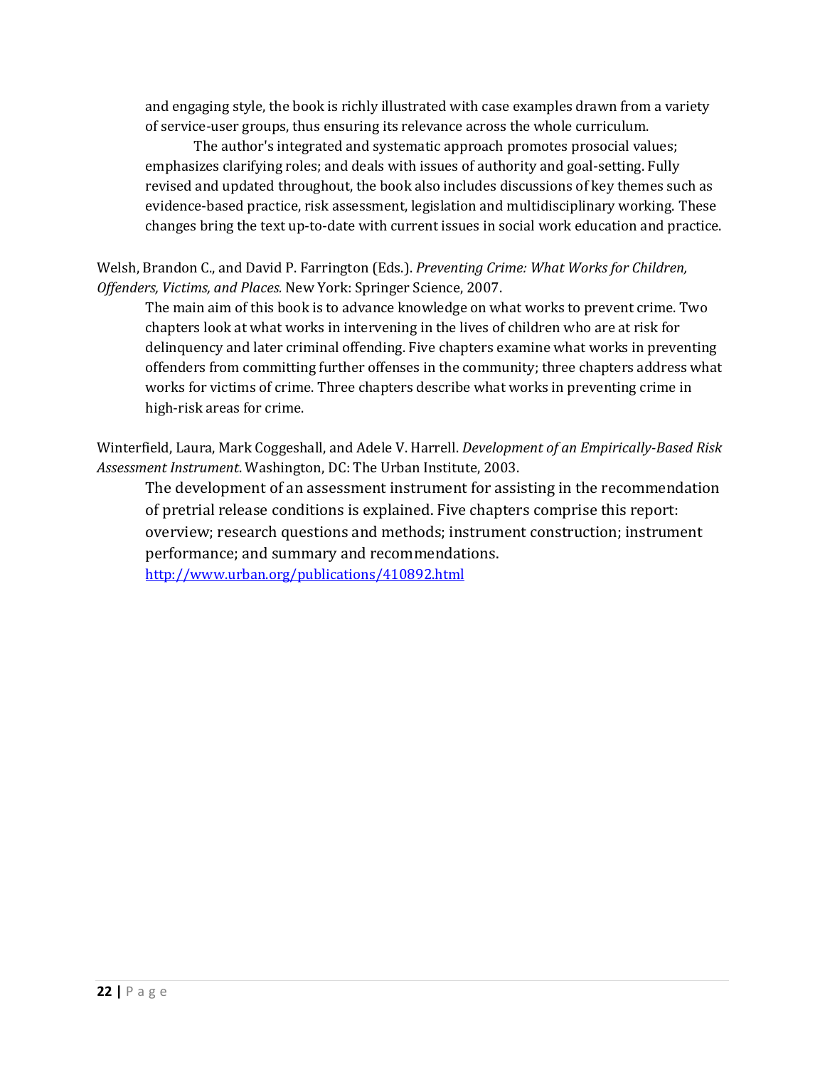and engaging style, the book is richly illustrated with case examples drawn from a variety of service-user groups, thus ensuring its relevance across the whole curriculum.

The author's integrated and systematic approach promotes prosocial values; emphasizes clarifying roles; and deals with issues of authority and goal-setting. Fully revised and updated throughout, the book also includes discussions of key themes such as evidence-based practice, risk assessment, legislation and multidisciplinary working. These changes bring the text up-to-date with current issues in social work education and practice.

Welsh, Brandon C., and David P. Farrington (Eds.). *Preventing Crime: What Works for Children, Offenders, Victims, and Places.* New York: Springer Science, 2007.

The main aim of this book is to advance knowledge on what works to prevent crime. Two chapters look at what works in intervening in the lives of children who are at risk for delinquency and later criminal offending. Five chapters examine what works in preventing offenders from committing further offenses in the community; three chapters address what works for victims of crime. Three chapters describe what works in preventing crime in high-risk areas for crime.

Winterfield, Laura, Mark Coggeshall, and Adele V. Harrell. *Development of an Empirically-Based Risk Assessment Instrument*. Washington, DC: The Urban Institute, 2003.

The development of an assessment instrument for assisting in the recommendation of pretrial release conditions is explained. Five chapters comprise this report: overview; research questions and methods; instrument construction; instrument performance; and summary and recommendations. http://www.urban.org/publications/410892.html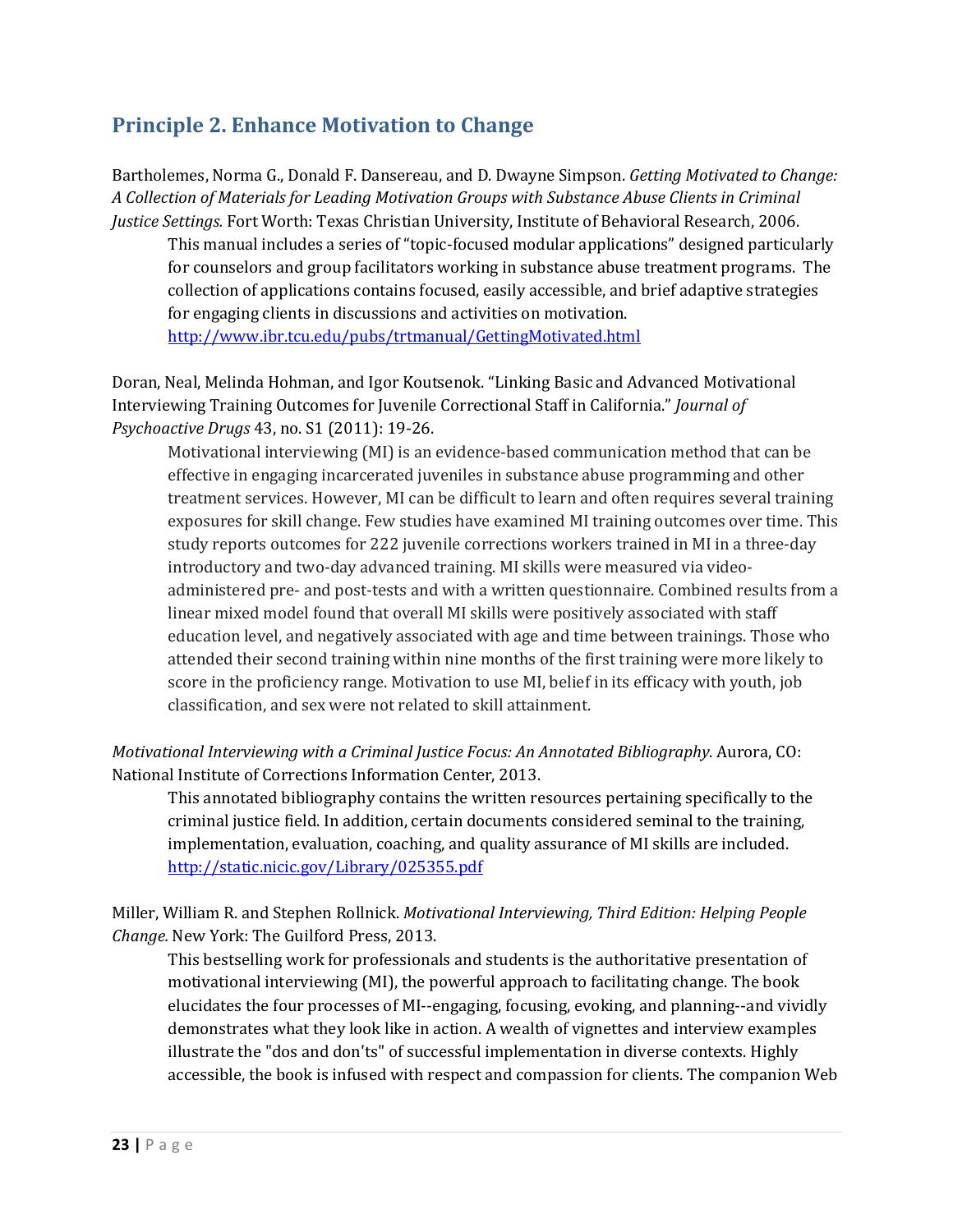## Principle 2. Enhance Motivation to Change

Bartholemes, Norma G., Donald F. Dansereau, and D. Dwayne Simpson. *Getting Motivated to Change: A Collection of Materials for Leading Motivation Groups with Substance Abuse Clients in Criminal Justice Settings.* Fort Worth: Texas Christian University, Institute of Behavioral Research, 2006.

> This manual includes a series of "topic-focused modular applications" designed particularly for counselors and group facilitators working in substance abuse treatment programs. The collection of applications contains focused, easily accessible, and brief adaptive strategies for engaging clients in discussions and activities on motivation.
> http://www.ibr.tcu.edu/pubs/trtmanual/GettingMotivated.html

Doran, Neal, Melinda Hohman, and Igor Koutsenok. "Linking Basic and Advanced Motivational Interviewing Training Outcomes for Juvenile Correctional Staff in California." *Journal of Psychoactive Drugs* 43, no. S1 (2011): 19-26.

> Motivational interviewing (MI) is an evidence-based communication method that can be effective in engaging incarcerated juveniles in substance abuse programming and other treatment services. However, MI can be difficult to learn and often requires several training exposures for skill change. Few studies have examined MI training outcomes over time. This study reports outcomes for 222 juvenile corrections workers trained in MI in a three-day introductory and two-day advanced training. MI skills were measured via video-administered pre- and post-tests and with a written questionnaire. Combined results from a linear mixed model found that overall MI skills were positively associated with staff education level, and negatively associated with age and time between trainings. Those who attended their second training within nine months of the first training were more likely to score in the proficiency range. Motivation to use MI, belief in its efficacy with youth, job classification, and sex were not related to skill attainment.

*Motivational Interviewing with a Criminal Justice Focus: An Annotated Bibliography*. Aurora, CO: National Institute of Corrections Information Center, 2013.

> This annotated bibliography contains the written resources pertaining specifically to the criminal justice field. In addition, certain documents considered seminal to the training, implementation, evaluation, coaching, and quality assurance of MI skills are included.
> http://static.nicic.gov/Library/025355.pdf

Miller, William R. and Stephen Rollnick. *Motivational Interviewing, Third Edition: Helping People Change.* New York: The Guilford Press, 2013.

> This bestselling work for professionals and students is the authoritative presentation of motivational interviewing (MI), the powerful approach to facilitating change. The book elucidates the four processes of MI--engaging, focusing, evoking, and planning--and vividly demonstrates what they look like in action. A wealth of vignettes and interview examples illustrate the "dos and don'ts" of successful implementation in diverse contexts. Highly accessible, the book is infused with respect and compassion for clients. The companion Web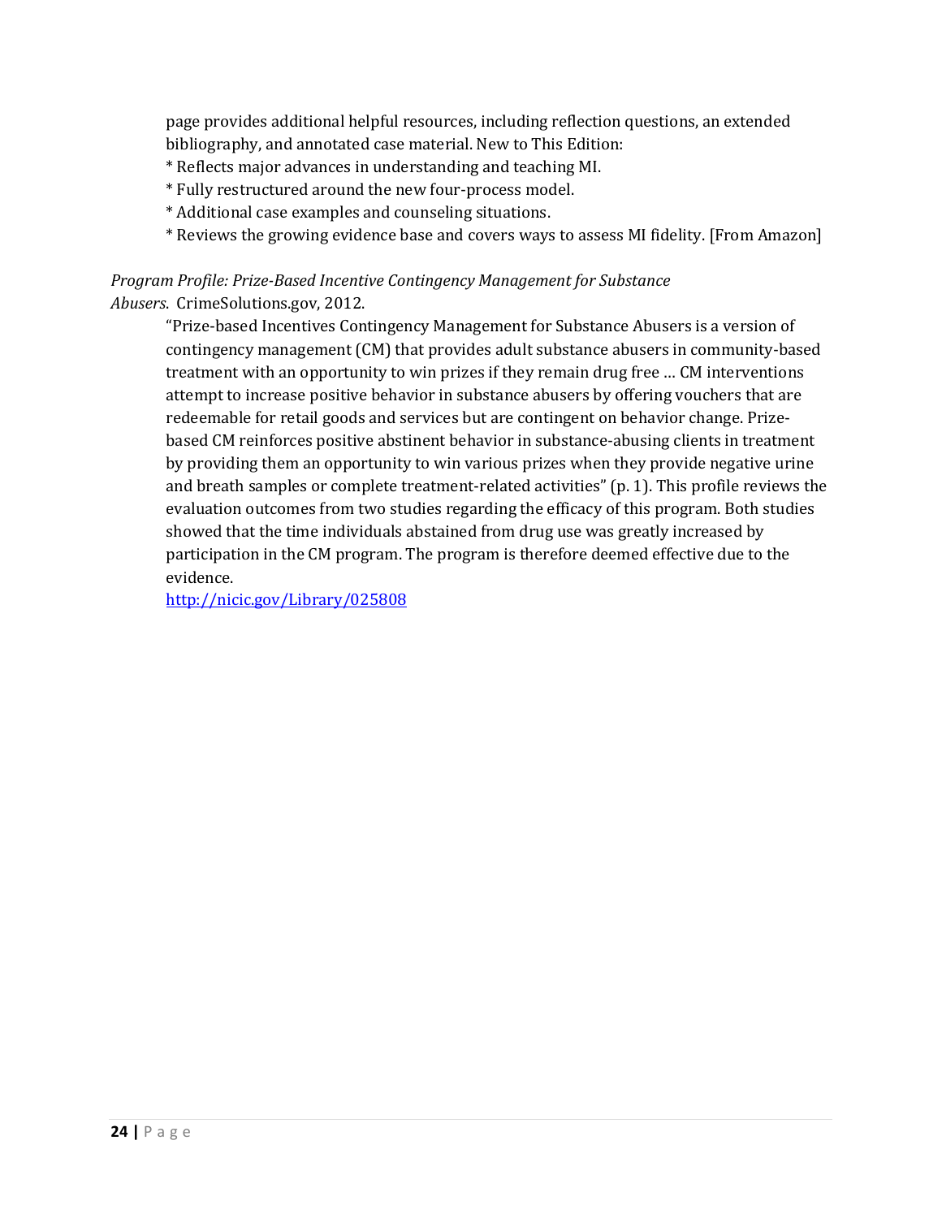page provides additional helpful resources, including reflection questions, an extended bibliography, and annotated case material. New to This Edition:

* Reflects major advances in understanding and teaching MI.
* Fully restructured around the new four-process model.
* Additional case examples and counseling situations.
* Reviews the growing evidence base and covers ways to assess MI fidelity. [From Amazon]

*Program Profile: Prize-Based Incentive Contingency Management for Substance Abusers*. CrimeSolutions.gov, 2012.

"Prize-based Incentives Contingency Management for Substance Abusers is a version of contingency management (CM) that provides adult substance abusers in community-based treatment with an opportunity to win prizes if they remain drug free … CM interventions attempt to increase positive behavior in substance abusers by offering vouchers that are redeemable for retail goods and services but are contingent on behavior change. Prize-based CM reinforces positive abstinent behavior in substance-abusing clients in treatment by providing them an opportunity to win various prizes when they provide negative urine and breath samples or complete treatment-related activities" (p. 1). This profile reviews the evaluation outcomes from two studies regarding the efficacy of this program. Both studies showed that the time individuals abstained from drug use was greatly increased by participation in the CM program. The program is therefore deemed effective due to the evidence.

http://nicic.gov/Library/025808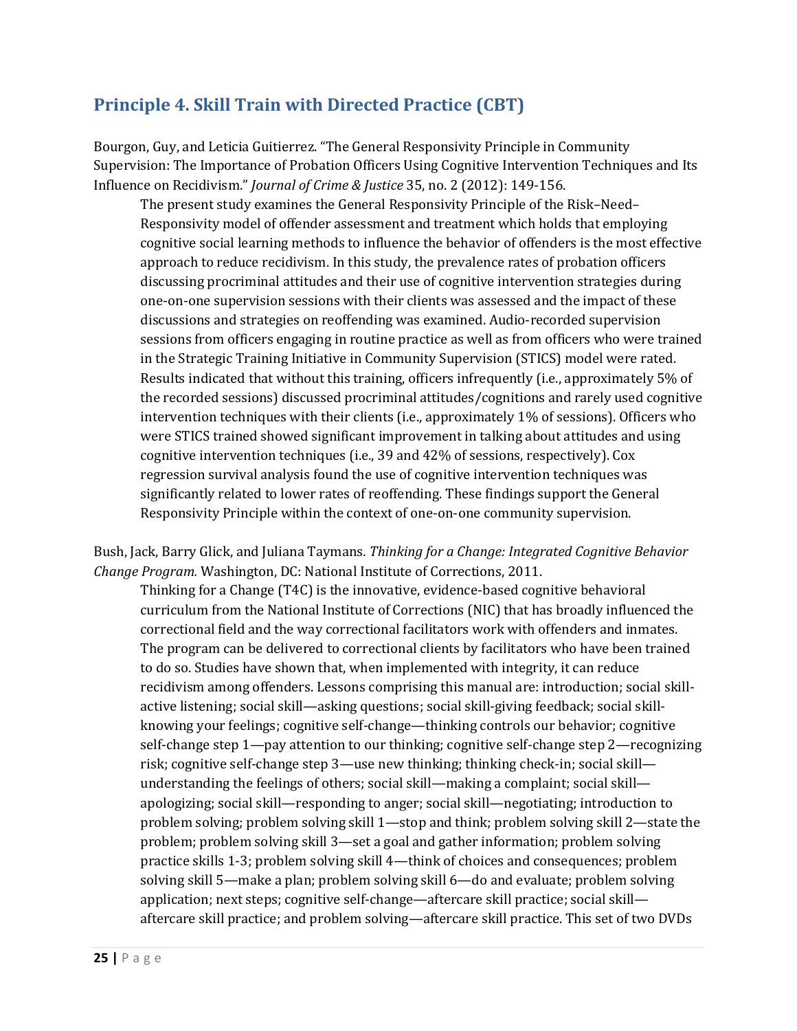## Principle 4. Skill Train with Directed Practice (CBT)

Bourgon, Guy, and Leticia Guitierrez. "The General Responsivity Principle in Community Supervision: The Importance of Probation Officers Using Cognitive Intervention Techniques and Its Influence on Recidivism." *Journal of Crime & Justice* 35, no. 2 (2012): 149-156.

> The present study examines the General Responsivity Principle of the Risk–Need–Responsivity model of offender assessment and treatment which holds that employing cognitive social learning methods to influence the behavior of offenders is the most effective approach to reduce recidivism. In this study, the prevalence rates of probation officers discussing procriminal attitudes and their use of cognitive intervention strategies during one-on-one supervision sessions with their clients was assessed and the impact of these discussions and strategies on reoffending was examined. Audio-recorded supervision sessions from officers engaging in routine practice as well as from officers who were trained in the Strategic Training Initiative in Community Supervision (STICS) model were rated. Results indicated that without this training, officers infrequently (i.e., approximately 5% of the recorded sessions) discussed procriminal attitudes/cognitions and rarely used cognitive intervention techniques with their clients (i.e., approximately 1% of sessions). Officers who were STICS trained showed significant improvement in talking about attitudes and using cognitive intervention techniques (i.e., 39 and 42% of sessions, respectively). Cox regression survival analysis found the use of cognitive intervention techniques was significantly related to lower rates of reoffending. These findings support the General Responsivity Principle within the context of one-on-one community supervision.

Bush, Jack, Barry Glick, and Juliana Taymans. *Thinking for a Change: Integrated Cognitive Behavior Change Program.* Washington, DC: National Institute of Corrections, 2011.

> Thinking for a Change (T4C) is the innovative, evidence-based cognitive behavioral curriculum from the National Institute of Corrections (NIC) that has broadly influenced the correctional field and the way correctional facilitators work with offenders and inmates. The program can be delivered to correctional clients by facilitators who have been trained to do so. Studies have shown that, when implemented with integrity, it can reduce recidivism among offenders. Lessons comprising this manual are: introduction; social skill-active listening; social skill—asking questions; social skill-giving feedback; social skill-knowing your feelings; cognitive self-change—thinking controls our behavior; cognitive self-change step 1—pay attention to our thinking; cognitive self-change step 2—recognizing risk; cognitive self-change step 3—use new thinking; thinking check-in; social skill—understanding the feelings of others; social skill—making a complaint; social skill—apologizing; social skill—responding to anger; social skill—negotiating; introduction to problem solving; problem solving skill 1—stop and think; problem solving skill 2—state the problem; problem solving skill 3—set a goal and gather information; problem solving practice skills 1-3; problem solving skill 4—think of choices and consequences; problem solving skill 5—make a plan; problem solving skill 6—do and evaluate; problem solving application; next steps; cognitive self-change—aftercare skill practice; social skill—aftercare skill practice; and problem solving—aftercare skill practice. This set of two DVDs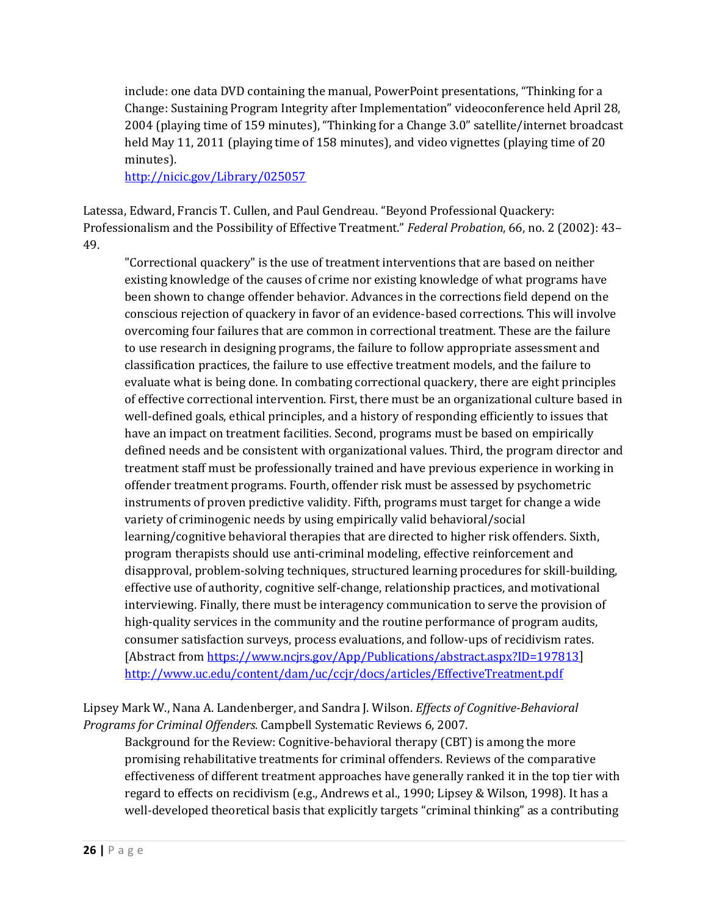include: one data DVD containing the manual, PowerPoint presentations, "Thinking for a Change: Sustaining Program Integrity after Implementation" videoconference held April 28, 2004 (playing time of 159 minutes), "Thinking for a Change 3.0" satellite/internet broadcast held May 11, 2011 (playing time of 158 minutes), and video vignettes (playing time of 20 minutes).
http://nicic.gov/Library/025057

Latessa, Edward, Francis T. Cullen, and Paul Gendreau. "Beyond Professional Quackery: Professionalism and the Possibility of Effective Treatment." *Federal Probation*, 66, no. 2 (2002): 43–49.

"Correctional quackery" is the use of treatment interventions that are based on neither existing knowledge of the causes of crime nor existing knowledge of what programs have been shown to change offender behavior. Advances in the corrections field depend on the conscious rejection of quackery in favor of an evidence-based corrections. This will involve overcoming four failures that are common in correctional treatment. These are the failure to use research in designing programs, the failure to follow appropriate assessment and classification practices, the failure to use effective treatment models, and the failure to evaluate what is being done. In combating correctional quackery, there are eight principles of effective correctional intervention. First, there must be an organizational culture based in well-defined goals, ethical principles, and a history of responding efficiently to issues that have an impact on treatment facilities. Second, programs must be based on empirically defined needs and be consistent with organizational values. Third, the program director and treatment staff must be professionally trained and have previous experience in working in offender treatment programs. Fourth, offender risk must be assessed by psychometric instruments of proven predictive validity. Fifth, programs must target for change a wide variety of criminogenic needs by using empirically valid behavioral/social learning/cognitive behavioral therapies that are directed to higher risk offenders. Sixth, program therapists should use anti-criminal modeling, effective reinforcement and disapproval, problem-solving techniques, structured learning procedures for skill-building, effective use of authority, cognitive self-change, relationship practices, and motivational interviewing. Finally, there must be interagency communication to serve the provision of high-quality services in the community and the routine performance of program audits, consumer satisfaction surveys, process evaluations, and follow-ups of recidivism rates. [Abstract from https://www.ncjrs.gov/App/Publications/abstract.aspx?ID=197813]
http://www.uc.edu/content/dam/uc/ccjr/docs/articles/EffectiveTreatment.pdf

Lipsey Mark W., Nana A. Landenberger, and Sandra J. Wilson. *Effects of Cognitive-Behavioral Programs for Criminal Offenders.* Campbell Systematic Reviews 6, 2007.

Background for the Review: Cognitive-behavioral therapy (CBT) is among the more promising rehabilitative treatments for criminal offenders. Reviews of the comparative effectiveness of different treatment approaches have generally ranked it in the top tier with regard to effects on recidivism (e.g., Andrews et al., 1990; Lipsey & Wilson, 1998). It has a well-developed theoretical basis that explicitly targets "criminal thinking" as a contributing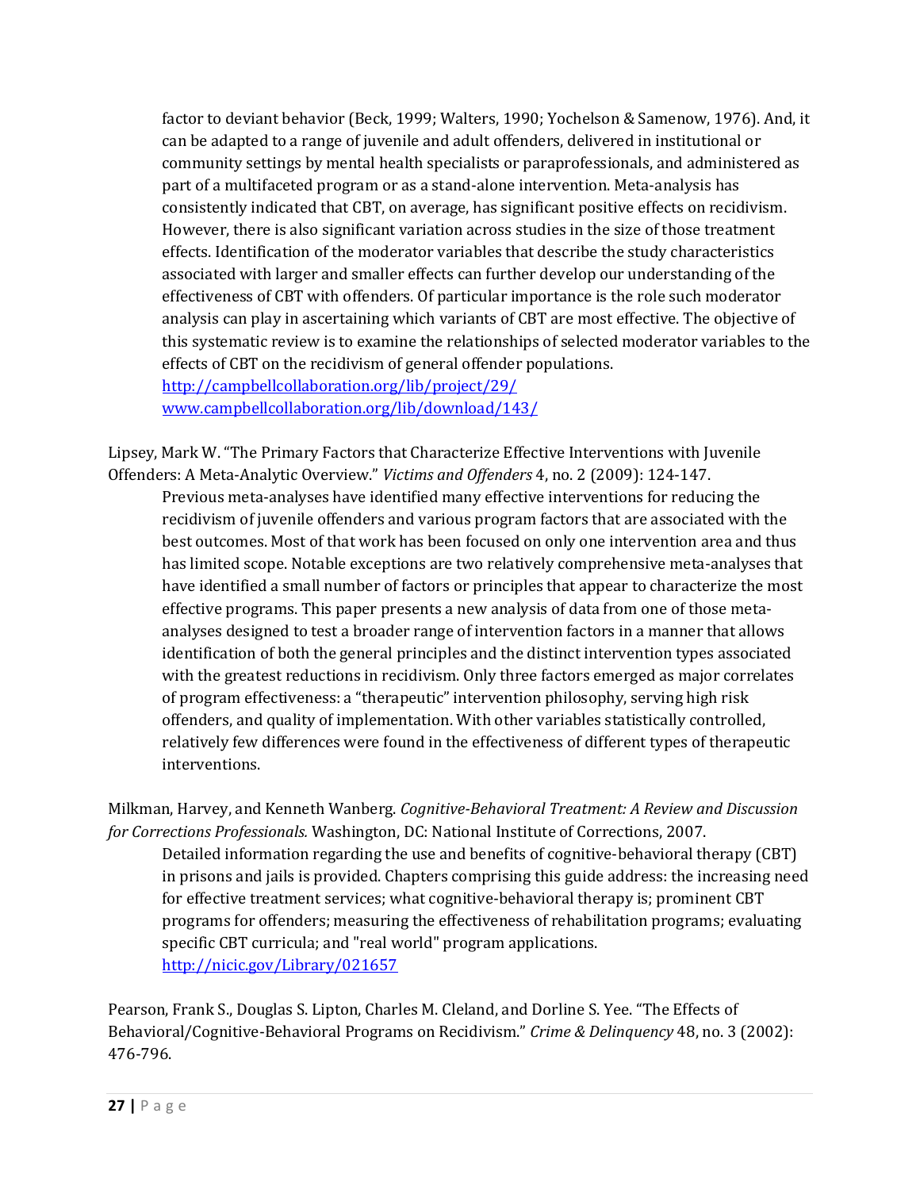factor to deviant behavior (Beck, 1999; Walters, 1990; Yochelson & Samenow, 1976). And, it can be adapted to a range of juvenile and adult offenders, delivered in institutional or community settings by mental health specialists or paraprofessionals, and administered as part of a multifaceted program or as a stand-alone intervention. Meta-analysis has consistently indicated that CBT, on average, has significant positive effects on recidivism. However, there is also significant variation across studies in the size of those treatment effects. Identification of the moderator variables that describe the study characteristics associated with larger and smaller effects can further develop our understanding of the effectiveness of CBT with offenders. Of particular importance is the role such moderator analysis can play in ascertaining which variants of CBT are most effective. The objective of this systematic review is to examine the relationships of selected moderator variables to the effects of CBT on the recidivism of general offender populations.
http://campbellcollaboration.org/lib/project/29/
www.campbellcollaboration.org/lib/download/143/

Lipsey, Mark W. "The Primary Factors that Characterize Effective Interventions with Juvenile Offenders: A Meta-Analytic Overview." *Victims and Offenders* 4, no. 2 (2009): 124-147.

Previous meta-analyses have identified many effective interventions for reducing the recidivism of juvenile offenders and various program factors that are associated with the best outcomes. Most of that work has been focused on only one intervention area and thus has limited scope. Notable exceptions are two relatively comprehensive meta-analyses that have identified a small number of factors or principles that appear to characterize the most effective programs. This paper presents a new analysis of data from one of those meta-analyses designed to test a broader range of intervention factors in a manner that allows identification of both the general principles and the distinct intervention types associated with the greatest reductions in recidivism. Only three factors emerged as major correlates of program effectiveness: a "therapeutic" intervention philosophy, serving high risk offenders, and quality of implementation. With other variables statistically controlled, relatively few differences were found in the effectiveness of different types of therapeutic interventions.

Milkman, Harvey, and Kenneth Wanberg. *Cognitive-Behavioral Treatment: A Review and Discussion for Corrections Professionals.* Washington, DC: National Institute of Corrections, 2007.

Detailed information regarding the use and benefits of cognitive-behavioral therapy (CBT) in prisons and jails is provided. Chapters comprising this guide address: the increasing need for effective treatment services; what cognitive-behavioral therapy is; prominent CBT programs for offenders; measuring the effectiveness of rehabilitation programs; evaluating specific CBT curricula; and "real world" program applications.
http://nicic.gov/Library/021657

Pearson, Frank S., Douglas S. Lipton, Charles M. Cleland, and Dorline S. Yee. "The Effects of Behavioral/Cognitive-Behavioral Programs on Recidivism." *Crime & Delinquency* 48, no. 3 (2002): 476-796.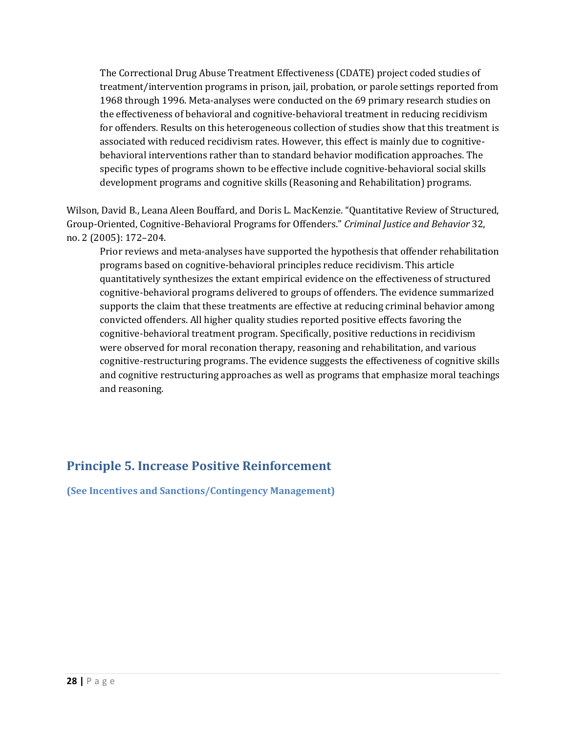The Correctional Drug Abuse Treatment Effectiveness (CDATE) project coded studies of treatment/intervention programs in prison, jail, probation, or parole settings reported from 1968 through 1996. Meta-analyses were conducted on the 69 primary research studies on the effectiveness of behavioral and cognitive-behavioral treatment in reducing recidivism for offenders. Results on this heterogeneous collection of studies show that this treatment is associated with reduced recidivism rates. However, this effect is mainly due to cognitive-behavioral interventions rather than to standard behavior modification approaches. The specific types of programs shown to be effective include cognitive-behavioral social skills development programs and cognitive skills (Reasoning and Rehabilitation) programs.

Wilson, David B., Leana Aleen Bouffard, and Doris L. MacKenzie. "Quantitative Review of Structured, Group-Oriented, Cognitive-Behavioral Programs for Offenders." *Criminal Justice and Behavior* 32, no. 2 (2005): 172–204.

Prior reviews and meta-analyses have supported the hypothesis that offender rehabilitation programs based on cognitive-behavioral principles reduce recidivism. This article quantitatively synthesizes the extant empirical evidence on the effectiveness of structured cognitive-behavioral programs delivered to groups of offenders. The evidence summarized supports the claim that these treatments are effective at reducing criminal behavior among convicted offenders. All higher quality studies reported positive effects favoring the cognitive-behavioral treatment program. Specifically, positive reductions in recidivism were observed for moral reconation therapy, reasoning and rehabilitation, and various cognitive-restructuring programs. The evidence suggests the effectiveness of cognitive skills and cognitive restructuring approaches as well as programs that emphasize moral teachings and reasoning.

## Principle 5. Increase Positive Reinforcement

**(See Incentives and Sanctions/Contingency Management)**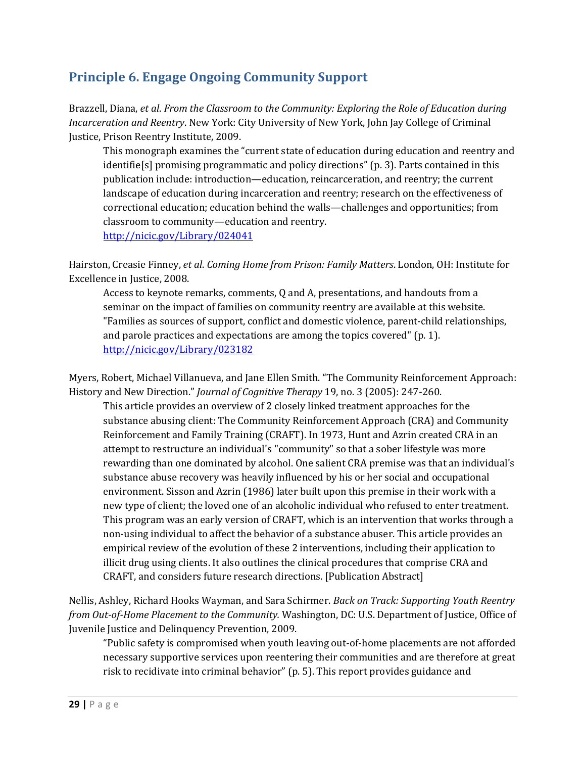## Principle 6. Engage Ongoing Community Support

Brazzell, Diana, *et al*. *From the Classroom to the Community: Exploring the Role of Education during Incarceration and Reentry*. New York: City University of New York, John Jay College of Criminal Justice, Prison Reentry Institute, 2009.

> This monograph examines the "current state of education during education and reentry and identifie[s] promising programmatic and policy directions" (p. 3). Parts contained in this publication include: introduction—education, reincarceration, and reentry; the current landscape of education during incarceration and reentry; research on the effectiveness of correctional education; education behind the walls—challenges and opportunities; from classroom to community—education and reentry.
> http://nicic.gov/Library/024041

Hairston, Creasie Finney, *et al*. *Coming Home from Prison: Family Matters*. London, OH: Institute for Excellence in Justice, 2008.

> Access to keynote remarks, comments, Q and A, presentations, and handouts from a seminar on the impact of families on community reentry are available at this website. "Families as sources of support, conflict and domestic violence, parent-child relationships, and parole practices and expectations are among the topics covered" (p. 1).
> http://nicic.gov/Library/023182

Myers, Robert, Michael Villanueva, and Jane Ellen Smith. "The Community Reinforcement Approach: History and New Direction." *Journal of Cognitive Therapy* 19, no. 3 (2005): 247-260.

> This article provides an overview of 2 closely linked treatment approaches for the substance abusing client: The Community Reinforcement Approach (CRA) and Community Reinforcement and Family Training (CRAFT). In 1973, Hunt and Azrin created CRA in an attempt to restructure an individual's "community" so that a sober lifestyle was more rewarding than one dominated by alcohol. One salient CRA premise was that an individual's substance abuse recovery was heavily influenced by his or her social and occupational environment. Sisson and Azrin (1986) later built upon this premise in their work with a new type of client; the loved one of an alcoholic individual who refused to enter treatment. This program was an early version of CRAFT, which is an intervention that works through a non-using individual to affect the behavior of a substance abuser. This article provides an empirical review of the evolution of these 2 interventions, including their application to illicit drug using clients. It also outlines the clinical procedures that comprise CRA and CRAFT, and considers future research directions. [Publication Abstract]

Nellis, Ashley, Richard Hooks Wayman, and Sara Schirmer. *Back on Track: Supporting Youth Reentry from Out-of-Home Placement to the Community.* Washington, DC: U.S. Department of Justice, Office of Juvenile Justice and Delinquency Prevention, 2009.

> "Public safety is compromised when youth leaving out-of-home placements are not afforded necessary supportive services upon reentering their communities and are therefore at great risk to recidivate into criminal behavior" (p. 5). This report provides guidance and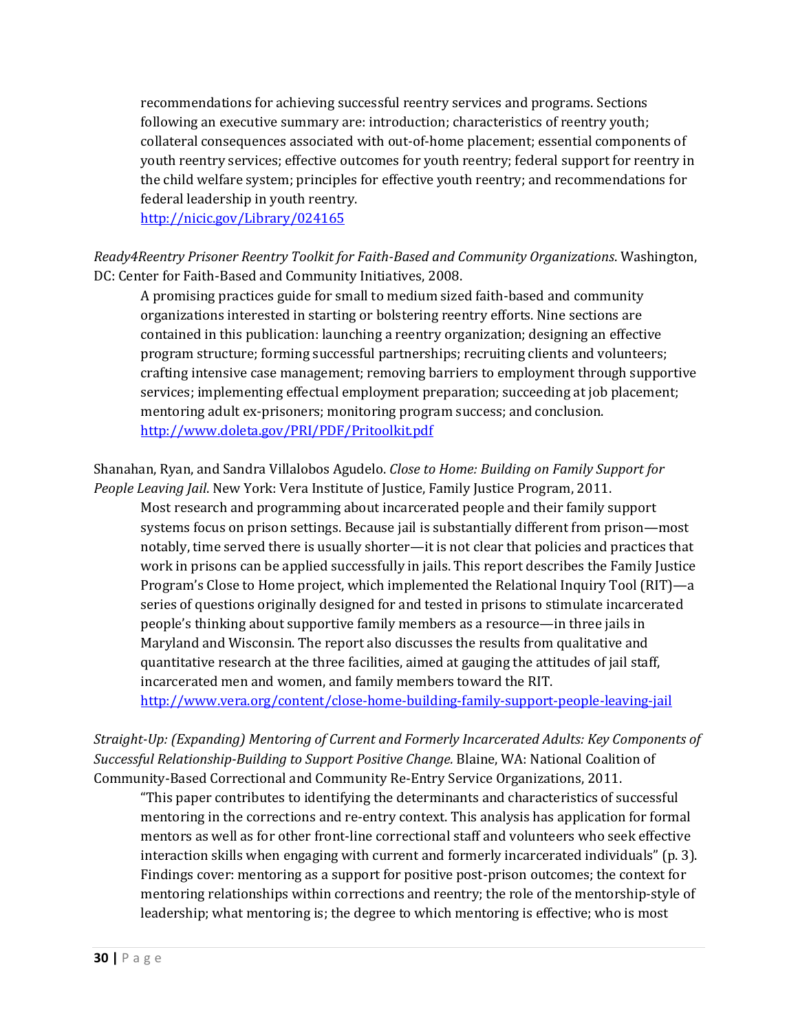recommendations for achieving successful reentry services and programs. Sections following an executive summary are: introduction; characteristics of reentry youth; collateral consequences associated with out-of-home placement; essential components of youth reentry services; effective outcomes for youth reentry; federal support for reentry in the child welfare system; principles for effective youth reentry; and recommendations for federal leadership in youth reentry.
http://nicic.gov/Library/024165

*Ready4Reentry Prisoner Reentry Toolkit for Faith-Based and Community Organizations*. Washington, DC: Center for Faith-Based and Community Initiatives, 2008.

A promising practices guide for small to medium sized faith-based and community organizations interested in starting or bolstering reentry efforts. Nine sections are contained in this publication: launching a reentry organization; designing an effective program structure; forming successful partnerships; recruiting clients and volunteers; crafting intensive case management; removing barriers to employment through supportive services; implementing effectual employment preparation; succeeding at job placement; mentoring adult ex-prisoners; monitoring program success; and conclusion.
http://www.doleta.gov/PRI/PDF/Pritoolkit.pdf

Shanahan, Ryan, and Sandra Villalobos Agudelo. *Close to Home: Building on Family Support for People Leaving Jail*. New York: Vera Institute of Justice, Family Justice Program, 2011.

Most research and programming about incarcerated people and their family support systems focus on prison settings. Because jail is substantially different from prison—most notably, time served there is usually shorter—it is not clear that policies and practices that work in prisons can be applied successfully in jails. This report describes the Family Justice Program's Close to Home project, which implemented the Relational Inquiry Tool (RIT)—a series of questions originally designed for and tested in prisons to stimulate incarcerated people's thinking about supportive family members as a resource—in three jails in Maryland and Wisconsin. The report also discusses the results from qualitative and quantitative research at the three facilities, aimed at gauging the attitudes of jail staff, incarcerated men and women, and family members toward the RIT.
http://www.vera.org/content/close-home-building-family-support-people-leaving-jail

*Straight-Up: (Expanding) Mentoring of Current and Formerly Incarcerated Adults: Key Components of Successful Relationship-Building to Support Positive Change.* Blaine, WA: National Coalition of Community-Based Correctional and Community Re-Entry Service Organizations, 2011.

"This paper contributes to identifying the determinants and characteristics of successful mentoring in the corrections and re-entry context. This analysis has application for formal mentors as well as for other front-line correctional staff and volunteers who seek effective interaction skills when engaging with current and formerly incarcerated individuals" (p. 3). Findings cover: mentoring as a support for positive post-prison outcomes; the context for mentoring relationships within corrections and reentry; the role of the mentorship-style of leadership; what mentoring is; the degree to which mentoring is effective; who is most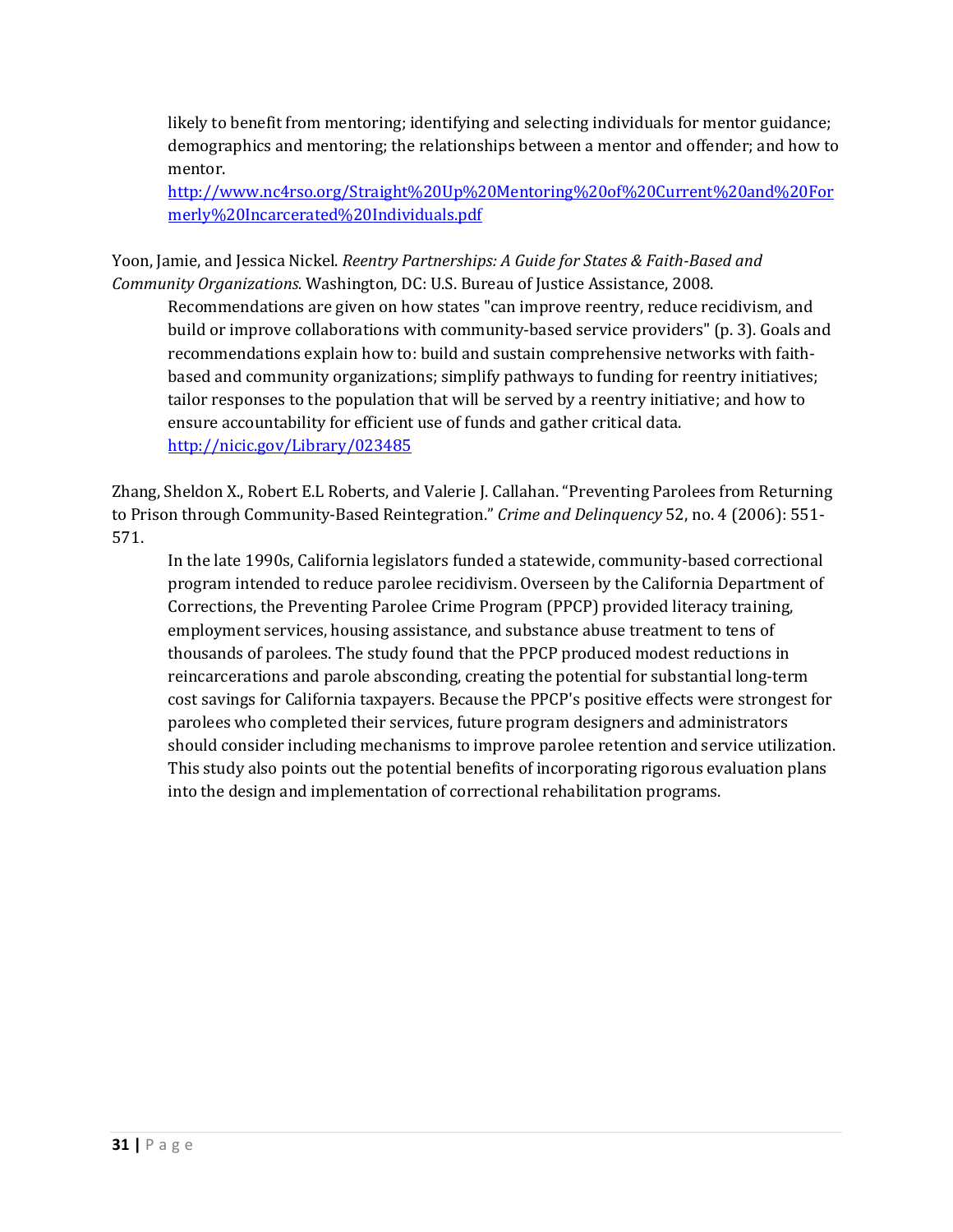likely to benefit from mentoring; identifying and selecting individuals for mentor guidance; demographics and mentoring; the relationships between a mentor and offender; and how to mentor.
[http://www.nc4rso.org/Straight%20Up%20Mentoring%20of%20Current%20and%20Formerly%20Incarcerated%20Individuals.pdf](http://www.nc4rso.org/Straight%20Up%20Mentoring%20of%20Current%20and%20Formerly%20Incarcerated%20Individuals.pdf)

Yoon, Jamie, and Jessica Nickel. *Reentry Partnerships: A Guide for States & Faith-Based and Community Organizations.* Washington, DC: U.S. Bureau of Justice Assistance, 2008.

Recommendations are given on how states "can improve reentry, reduce recidivism, and build or improve collaborations with community-based service providers" (p. 3). Goals and recommendations explain how to: build and sustain comprehensive networks with faith-based and community organizations; simplify pathways to funding for reentry initiatives; tailor responses to the population that will be served by a reentry initiative; and how to ensure accountability for efficient use of funds and gather critical data.
[http://nicic.gov/Library/023485](http://nicic.gov/Library/023485)

Zhang, Sheldon X., Robert E.L Roberts, and Valerie J. Callahan. "Preventing Parolees from Returning to Prison through Community-Based Reintegration." *Crime and Delinquency* 52, no. 4 (2006): 551-571.

In the late 1990s, California legislators funded a statewide, community-based correctional program intended to reduce parolee recidivism. Overseen by the California Department of Corrections, the Preventing Parolee Crime Program (PPCP) provided literacy training, employment services, housing assistance, and substance abuse treatment to tens of thousands of parolees. The study found that the PPCP produced modest reductions in reincarcerations and parole absconding, creating the potential for substantial long-term cost savings for California taxpayers. Because the PPCP's positive effects were strongest for parolees who completed their services, future program designers and administrators should consider including mechanisms to improve parolee retention and service utilization. This study also points out the potential benefits of incorporating rigorous evaluation plans into the design and implementation of correctional rehabilitation programs.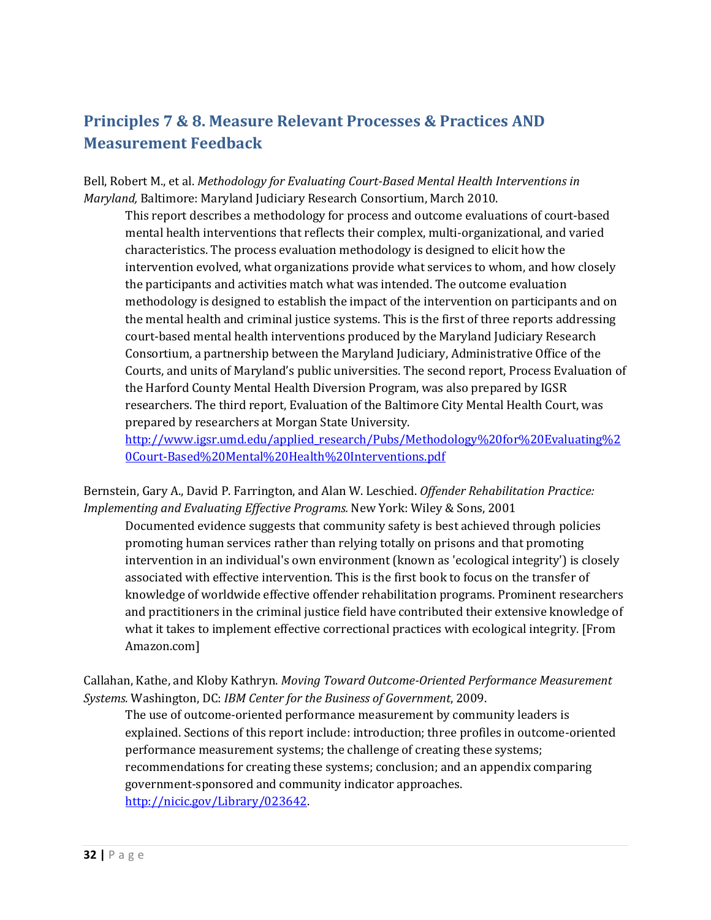## Principles 7 & 8. Measure Relevant Processes & Practices AND Measurement Feedback

Bell, Robert M., et al. *Methodology for Evaluating Court-Based Mental Health Interventions in Maryland,* Baltimore: Maryland Judiciary Research Consortium, March 2010.

> This report describes a methodology for process and outcome evaluations of court-based mental health interventions that reflects their complex, multi-organizational, and varied characteristics. The process evaluation methodology is designed to elicit how the intervention evolved, what organizations provide what services to whom, and how closely the participants and activities match what was intended. The outcome evaluation methodology is designed to establish the impact of the intervention on participants and on the mental health and criminal justice systems. This is the first of three reports addressing court-based mental health interventions produced by the Maryland Judiciary Research Consortium, a partnership between the Maryland Judiciary, Administrative Office of the Courts, and units of Maryland's public universities. The second report, Process Evaluation of the Harford County Mental Health Diversion Program, was also prepared by IGSR researchers. The third report, Evaluation of the Baltimore City Mental Health Court, was prepared by researchers at Morgan State University.
> http://www.igsr.umd.edu/applied_research/Pubs/Methodology%20for%20Evaluating%20Court-Based%20Mental%20Health%20Interventions.pdf

Bernstein, Gary A., David P. Farrington, and Alan W. Leschied. *Offender Rehabilitation Practice: Implementing and Evaluating Effective Programs.* New York: Wiley & Sons, 2001

> Documented evidence suggests that community safety is best achieved through policies promoting human services rather than relying totally on prisons and that promoting intervention in an individual's own environment (known as 'ecological integrity') is closely associated with effective intervention. This is the first book to focus on the transfer of knowledge of worldwide effective offender rehabilitation programs. Prominent researchers and practitioners in the criminal justice field have contributed their extensive knowledge of what it takes to implement effective correctional practices with ecological integrity. [From Amazon.com]

Callahan, Kathe, and Kloby Kathryn. *Moving Toward Outcome-Oriented Performance Measurement Systems.* Washington, DC: *IBM Center for the Business of Government*, 2009.

> The use of outcome-oriented performance measurement by community leaders is explained. Sections of this report include: introduction; three profiles in outcome-oriented performance measurement systems; the challenge of creating these systems; recommendations for creating these systems; conclusion; and an appendix comparing government-sponsored and community indicator approaches.
> http://nicic.gov/Library/023642.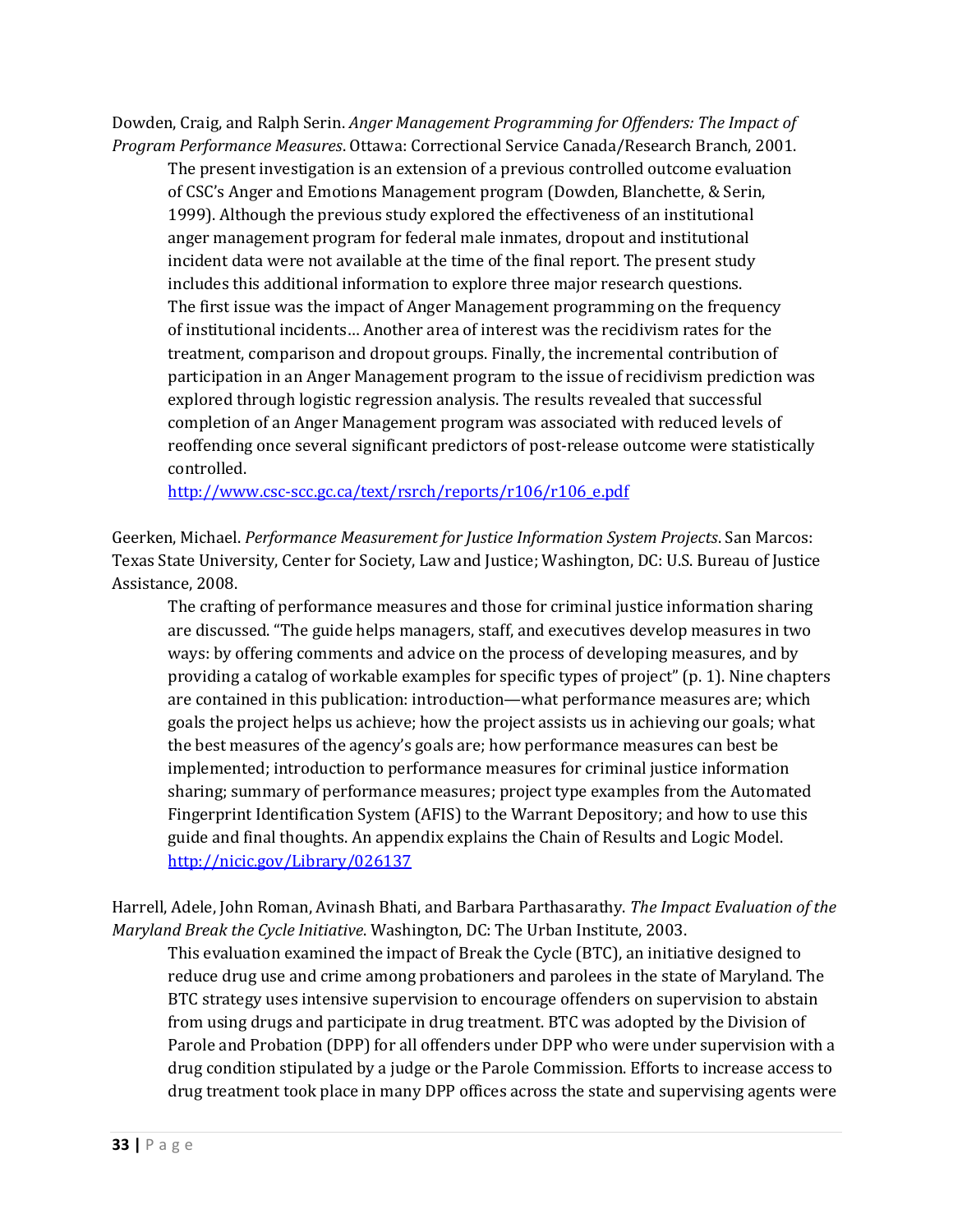Dowden, Craig, and Ralph Serin. *Anger Management Programming for Offenders: The Impact of Program Performance Measures*. Ottawa: Correctional Service Canada/Research Branch, 2001.

> The present investigation is an extension of a previous controlled outcome evaluation of CSC's Anger and Emotions Management program (Dowden, Blanchette, & Serin, 1999). Although the previous study explored the effectiveness of an institutional anger management program for federal male inmates, dropout and institutional incident data were not available at the time of the final report. The present study includes this additional information to explore three major research questions. The first issue was the impact of Anger Management programming on the frequency of institutional incidents… Another area of interest was the recidivism rates for the treatment, comparison and dropout groups. Finally, the incremental contribution of participation in an Anger Management program to the issue of recidivism prediction was explored through logistic regression analysis. The results revealed that successful completion of an Anger Management program was associated with reduced levels of reoffending once several significant predictors of post-release outcome were statistically controlled.
> [http://www.csc-scc.gc.ca/text/rsrch/reports/r106/r106_e.pdf](http://www.csc-scc.gc.ca/text/rsrch/reports/r106/r106_e.pdf)

Geerken, Michael. *Performance Measurement for Justice Information System Projects*. San Marcos: Texas State University, Center for Society, Law and Justice; Washington, DC: U.S. Bureau of Justice Assistance, 2008.

> The crafting of performance measures and those for criminal justice information sharing are discussed. "The guide helps managers, staff, and executives develop measures in two ways: by offering comments and advice on the process of developing measures, and by providing a catalog of workable examples for specific types of project" (p. 1). Nine chapters are contained in this publication: introduction—what performance measures are; which goals the project helps us achieve; how the project assists us in achieving our goals; what the best measures of the agency's goals are; how performance measures can best be implemented; introduction to performance measures for criminal justice information sharing; summary of performance measures; project type examples from the Automated Fingerprint Identification System (AFIS) to the Warrant Depository; and how to use this guide and final thoughts. An appendix explains the Chain of Results and Logic Model.
> [http://nicic.gov/Library/026137](http://nicic.gov/Library/026137)

Harrell, Adele, John Roman, Avinash Bhati, and Barbara Parthasarathy. *The Impact Evaluation of the Maryland Break the Cycle Initiative*. Washington, DC: The Urban Institute, 2003.

> This evaluation examined the impact of Break the Cycle (BTC), an initiative designed to reduce drug use and crime among probationers and parolees in the state of Maryland. The BTC strategy uses intensive supervision to encourage offenders on supervision to abstain from using drugs and participate in drug treatment. BTC was adopted by the Division of Parole and Probation (DPP) for all offenders under DPP who were under supervision with a drug condition stipulated by a judge or the Parole Commission. Efforts to increase access to drug treatment took place in many DPP offices across the state and supervising agents were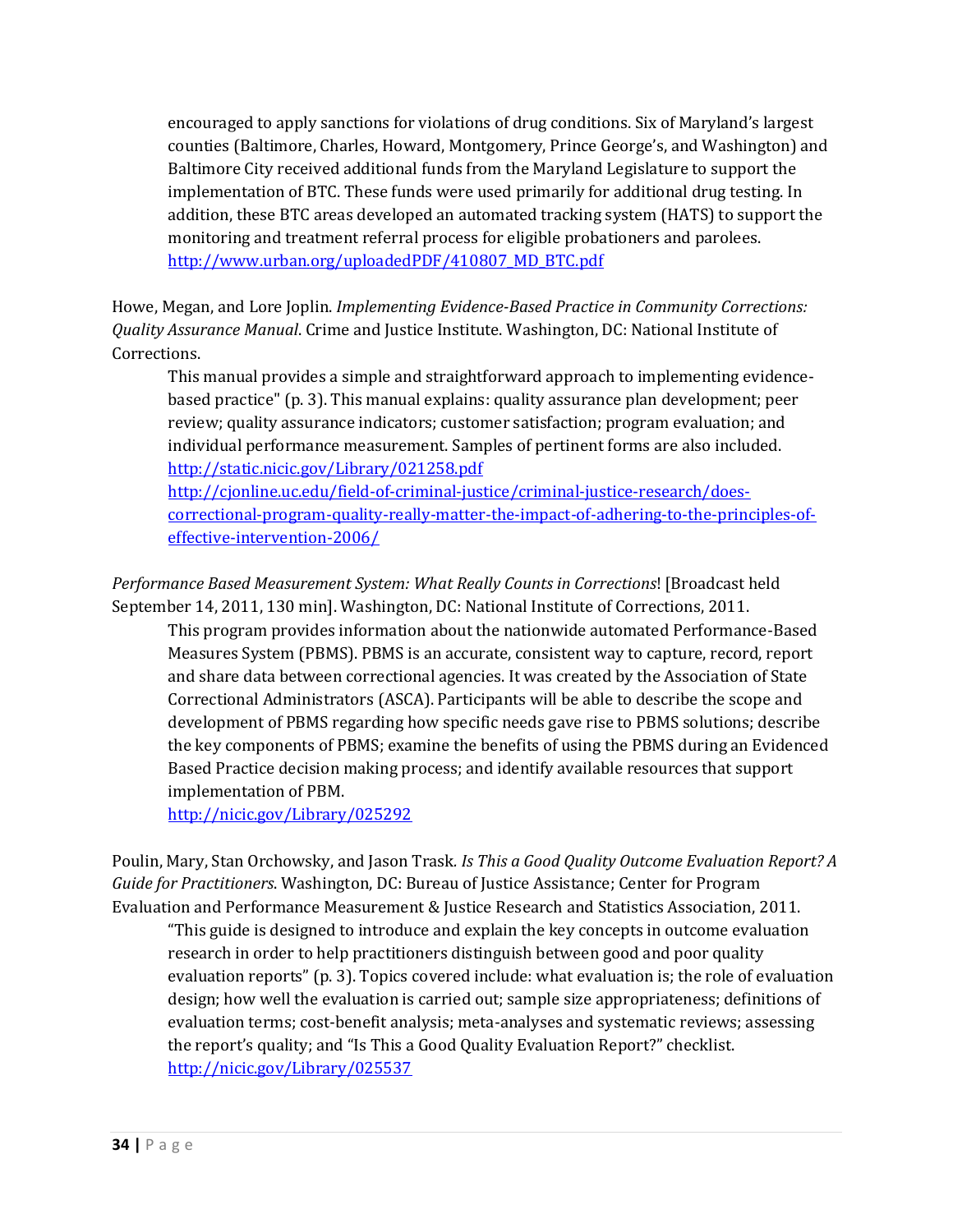encouraged to apply sanctions for violations of drug conditions. Six of Maryland's largest counties (Baltimore, Charles, Howard, Montgomery, Prince George's, and Washington) and Baltimore City received additional funds from the Maryland Legislature to support the implementation of BTC. These funds were used primarily for additional drug testing. In addition, these BTC areas developed an automated tracking system (HATS) to support the monitoring and treatment referral process for eligible probationers and parolees.
http://www.urban.org/uploadedPDF/410807_MD_BTC.pdf

Howe, Megan, and Lore Joplin. *Implementing Evidence-Based Practice in Community Corrections: Quality Assurance Manual*. Crime and Justice Institute. Washington, DC: National Institute of Corrections.

This manual provides a simple and straightforward approach to implementing evidence-based practice" (p. 3). This manual explains: quality assurance plan development; peer review; quality assurance indicators; customer satisfaction; program evaluation; and individual performance measurement. Samples of pertinent forms are also included.
http://static.nicic.gov/Library/021258.pdf
http://cjonline.uc.edu/field-of-criminal-justice/criminal-justice-research/does-correctional-program-quality-really-matter-the-impact-of-adhering-to-the-principles-of-effective-intervention-2006/

*Performance Based Measurement System: What Really Counts in Corrections*! [Broadcast held September 14, 2011, 130 min]. Washington, DC: National Institute of Corrections, 2011.

This program provides information about the nationwide automated Performance-Based Measures System (PBMS). PBMS is an accurate, consistent way to capture, record, report and share data between correctional agencies. It was created by the Association of State Correctional Administrators (ASCA). Participants will be able to describe the scope and development of PBMS regarding how specific needs gave rise to PBMS solutions; describe the key components of PBMS; examine the benefits of using the PBMS during an Evidenced Based Practice decision making process; and identify available resources that support implementation of PBM.
http://nicic.gov/Library/025292

Poulin, Mary, Stan Orchowsky, and Jason Trask. *Is This a Good Quality Outcome Evaluation Report? A Guide for Practitioners*. Washington, DC: Bureau of Justice Assistance; Center for Program Evaluation and Performance Measurement & Justice Research and Statistics Association, 2011.

"This guide is designed to introduce and explain the key concepts in outcome evaluation research in order to help practitioners distinguish between good and poor quality evaluation reports" (p. 3). Topics covered include: what evaluation is; the role of evaluation design; how well the evaluation is carried out; sample size appropriateness; definitions of evaluation terms; cost-benefit analysis; meta-analyses and systematic reviews; assessing the report's quality; and "Is This a Good Quality Evaluation Report?" checklist.
http://nicic.gov/Library/025537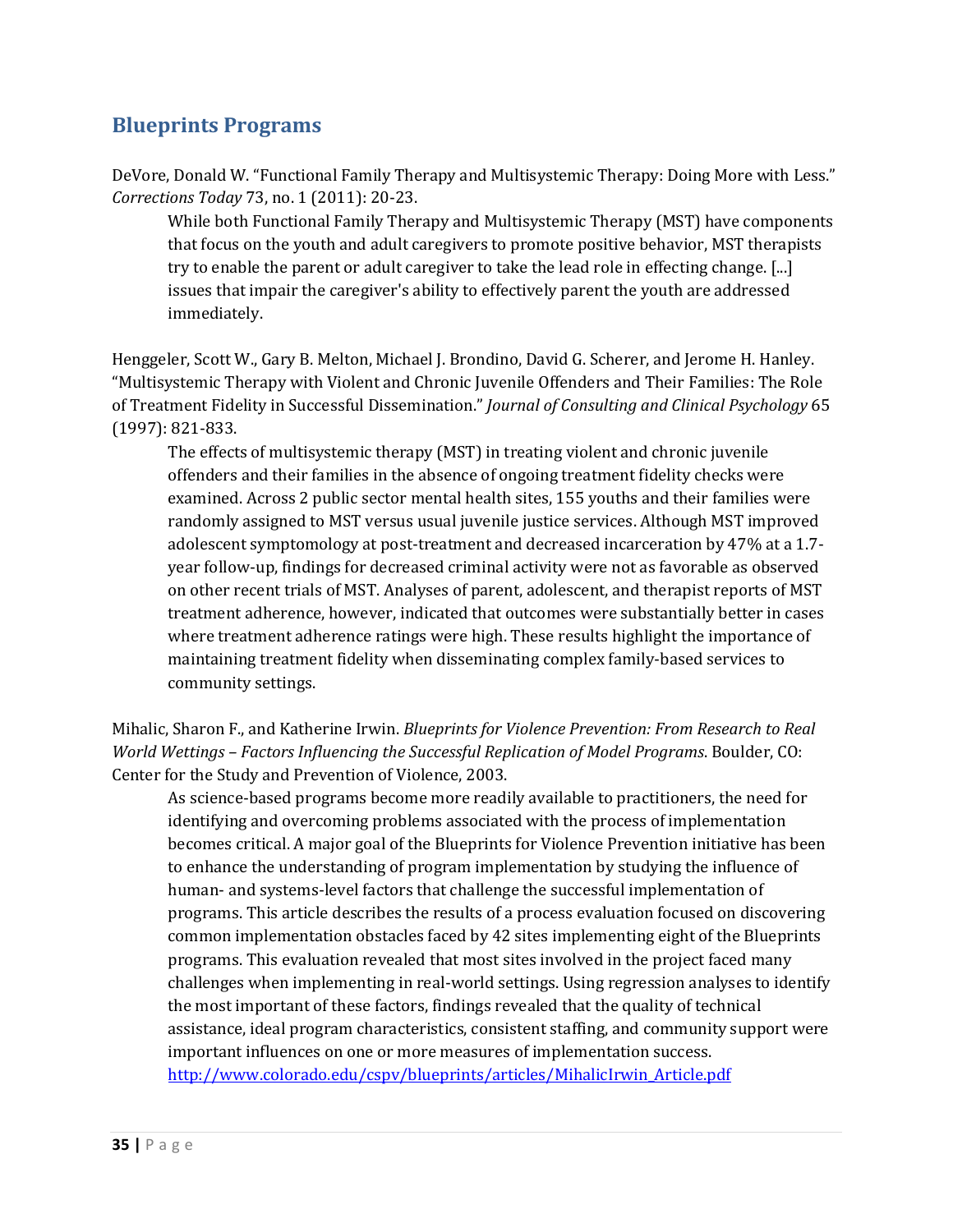## Blueprints Programs

DeVore, Donald W. "Functional Family Therapy and Multisystemic Therapy: Doing More with Less." *Corrections Today* 73, no. 1 (2011): 20-23.

> While both Functional Family Therapy and Multisystemic Therapy (MST) have components that focus on the youth and adult caregivers to promote positive behavior, MST therapists try to enable the parent or adult caregiver to take the lead role in effecting change. [...] issues that impair the caregiver's ability to effectively parent the youth are addressed immediately.

Henggeler, Scott W., Gary B. Melton, Michael J. Brondino, David G. Scherer, and Jerome H. Hanley. "Multisystemic Therapy with Violent and Chronic Juvenile Offenders and Their Families: The Role of Treatment Fidelity in Successful Dissemination." *Journal of Consulting and Clinical Psychology* 65 (1997): 821-833.

> The effects of multisystemic therapy (MST) in treating violent and chronic juvenile offenders and their families in the absence of ongoing treatment fidelity checks were examined. Across 2 public sector mental health sites, 155 youths and their families were randomly assigned to MST versus usual juvenile justice services. Although MST improved adolescent symptomology at post-treatment and decreased incarceration by 47% at a 1.7-year follow-up, findings for decreased criminal activity were not as favorable as observed on other recent trials of MST. Analyses of parent, adolescent, and therapist reports of MST treatment adherence, however, indicated that outcomes were substantially better in cases where treatment adherence ratings were high. These results highlight the importance of maintaining treatment fidelity when disseminating complex family-based services to community settings.

Mihalic, Sharon F., and Katherine Irwin. *Blueprints for Violence Prevention: From Research to Real World Wettings – Factors Influencing the Successful Replication of Model Programs*. Boulder, CO: Center for the Study and Prevention of Violence, 2003.

> As science-based programs become more readily available to practitioners, the need for identifying and overcoming problems associated with the process of implementation becomes critical. A major goal of the Blueprints for Violence Prevention initiative has been to enhance the understanding of program implementation by studying the influence of human- and systems-level factors that challenge the successful implementation of programs. This article describes the results of a process evaluation focused on discovering common implementation obstacles faced by 42 sites implementing eight of the Blueprints programs. This evaluation revealed that most sites involved in the project faced many challenges when implementing in real-world settings. Using regression analyses to identify the most important of these factors, findings revealed that the quality of technical assistance, ideal program characteristics, consistent staffing, and community support were important influences on one or more measures of implementation success.
> http://www.colorado.edu/cspv/blueprints/articles/MihalicIrwin_Article.pdf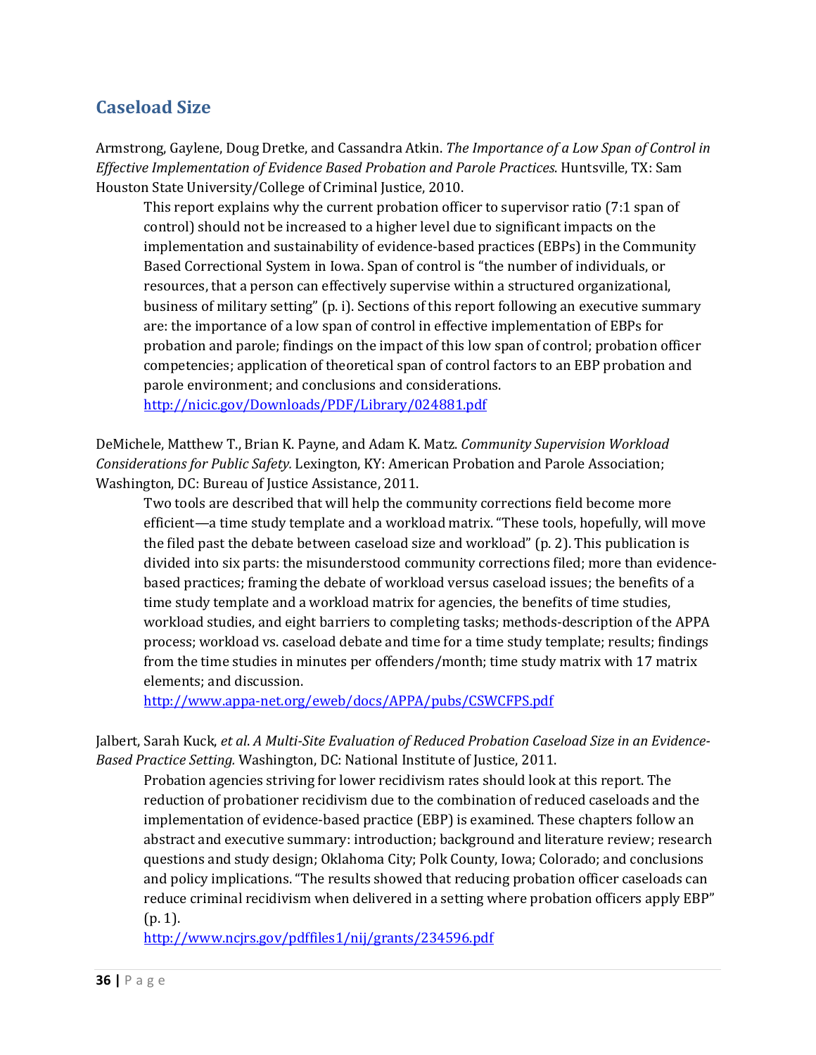## Caseload Size

Armstrong, Gaylene, Doug Dretke, and Cassandra Atkin. *The Importance of a Low Span of Control in Effective Implementation of Evidence Based Probation and Parole Practices*. Huntsville, TX: Sam Houston State University/College of Criminal Justice, 2010.

> This report explains why the current probation officer to supervisor ratio (7:1 span of control) should not be increased to a higher level due to significant impacts on the implementation and sustainability of evidence-based practices (EBPs) in the Community Based Correctional System in Iowa. Span of control is "the number of individuals, or resources, that a person can effectively supervise within a structured organizational, business of military setting" (p. i). Sections of this report following an executive summary are: the importance of a low span of control in effective implementation of EBPs for probation and parole; findings on the impact of this low span of control; probation officer competencies; application of theoretical span of control factors to an EBP probation and parole environment; and conclusions and considerations.
> http://nicic.gov/Downloads/PDF/Library/024881.pdf

DeMichele, Matthew T., Brian K. Payne, and Adam K. Matz. *Community Supervision Workload Considerations for Public Safety.* Lexington, KY: American Probation and Parole Association; Washington, DC: Bureau of Justice Assistance, 2011.

> Two tools are described that will help the community corrections field become more efficient—a time study template and a workload matrix. "These tools, hopefully, will move the filed past the debate between caseload size and workload" (p. 2). This publication is divided into six parts: the misunderstood community corrections filed; more than evidence-based practices; framing the debate of workload versus caseload issues; the benefits of a time study template and a workload matrix for agencies, the benefits of time studies, workload studies, and eight barriers to completing tasks; methods-description of the APPA process; workload vs. caseload debate and time for a time study template; results; findings from the time studies in minutes per offenders/month; time study matrix with 17 matrix elements; and discussion.
> http://www.appa-net.org/eweb/docs/APPA/pubs/CSWCFPS.pdf

Jalbert, Sarah Kuck, *et al*. *A Multi-Site Evaluation of Reduced Probation Caseload Size in an Evidence-Based Practice Setting.* Washington, DC: National Institute of Justice, 2011.

> Probation agencies striving for lower recidivism rates should look at this report. The reduction of probationer recidivism due to the combination of reduced caseloads and the implementation of evidence-based practice (EBP) is examined. These chapters follow an abstract and executive summary: introduction; background and literature review; research questions and study design; Oklahoma City; Polk County, Iowa; Colorado; and conclusions and policy implications. "The results showed that reducing probation officer caseloads can reduce criminal recidivism when delivered in a setting where probation officers apply EBP" (p. 1).
> http://www.ncjrs.gov/pdffiles1/nij/grants/234596.pdf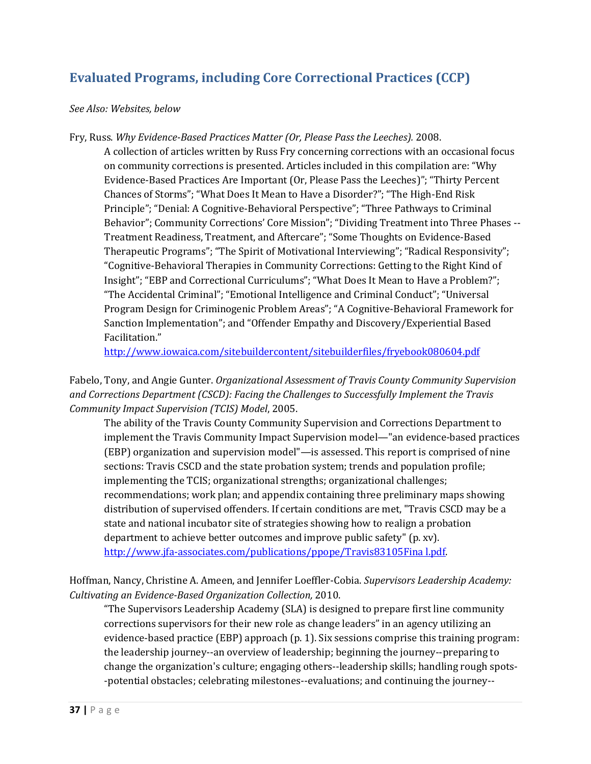## Evaluated Programs, including Core Correctional Practices (CCP)

*See Also: Websites, below*

Fry, Russ. *Why Evidence-Based Practices Matter (Or, Please Pass the Leeches).* 2008.

A collection of articles written by Russ Fry concerning corrections with an occasional focus on community corrections is presented. Articles included in this compilation are: "Why Evidence-Based Practices Are Important (Or, Please Pass the Leeches)"; "Thirty Percent Chances of Storms"; "What Does It Mean to Have a Disorder?"; "The High-End Risk Principle"; "Denial: A Cognitive-Behavioral Perspective"; "Three Pathways to Criminal Behavior"; Community Corrections' Core Mission"; "Dividing Treatment into Three Phases -- Treatment Readiness, Treatment, and Aftercare"; "Some Thoughts on Evidence-Based Therapeutic Programs"; "The Spirit of Motivational Interviewing"; "Radical Responsivity"; "Cognitive-Behavioral Therapies in Community Corrections: Getting to the Right Kind of Insight"; "EBP and Correctional Curriculums"; "What Does It Mean to Have a Problem?"; "The Accidental Criminal"; "Emotional Intelligence and Criminal Conduct"; "Universal Program Design for Criminogenic Problem Areas"; "A Cognitive-Behavioral Framework for Sanction Implementation"; and "Offender Empathy and Discovery/Experiential Based Facilitation."
http://www.iowaica.com/sitebuildercontent/sitebuilderfiles/fryebook080604.pdf

Fabelo, Tony, and Angie Gunter. *Organizational Assessment of Travis County Community Supervision and Corrections Department (CSCD): Facing the Challenges to Successfully Implement the Travis Community Impact Supervision (TCIS) Model*, 2005.

The ability of the Travis County Community Supervision and Corrections Department to implement the Travis Community Impact Supervision model—"an evidence-based practices (EBP) organization and supervision model"—is assessed. This report is comprised of nine sections: Travis CSCD and the state probation system; trends and population profile; implementing the TCIS; organizational strengths; organizational challenges; recommendations; work plan; and appendix containing three preliminary maps showing distribution of supervised offenders. If certain conditions are met, "Travis CSCD may be a state and national incubator site of strategies showing how to realign a probation department to achieve better outcomes and improve public safety" (p. xv).
http://www.jfa-associates.com/publications/ppope/Travis83105Fina l.pdf.

Hoffman, Nancy, Christine A. Ameen, and Jennifer Loeffler-Cobia. *Supervisors Leadership Academy: Cultivating an Evidence-Based Organization Collection,* 2010.

"The Supervisors Leadership Academy (SLA) is designed to prepare first line community corrections supervisors for their new role as change leaders" in an agency utilizing an evidence-based practice (EBP) approach (p. 1). Six sessions comprise this training program: the leadership journey--an overview of leadership; beginning the journey--preparing to change the organization's culture; engaging others--leadership skills; handling rough spots--potential obstacles; celebrating milestones--evaluations; and continuing the journey--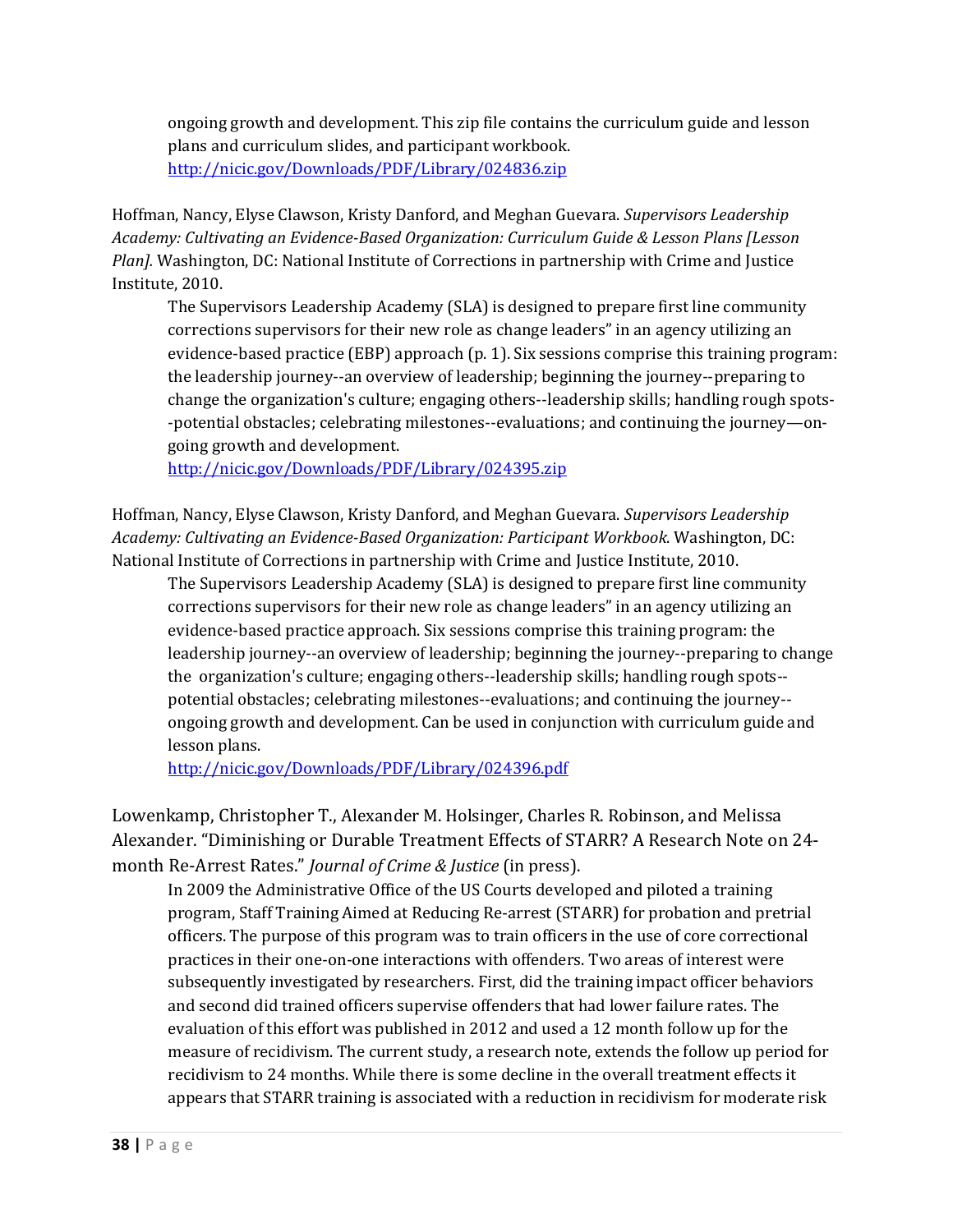ongoing growth and development. This zip file contains the curriculum guide and lesson plans and curriculum slides, and participant workbook.
http://nicic.gov/Downloads/PDF/Library/024836.zip

Hoffman, Nancy, Elyse Clawson, Kristy Danford, and Meghan Guevara. *Supervisors Leadership Academy: Cultivating an Evidence-Based Organization: Curriculum Guide & Lesson Plans [Lesson Plan].* Washington, DC: National Institute of Corrections in partnership with Crime and Justice Institute, 2010.

The Supervisors Leadership Academy (SLA) is designed to prepare first line community corrections supervisors for their new role as change leaders" in an agency utilizing an evidence-based practice (EBP) approach (p. 1). Six sessions comprise this training program: the leadership journey--an overview of leadership; beginning the journey--preparing to change the organization's culture; engaging others--leadership skills; handling rough spots--potential obstacles; celebrating milestones--evaluations; and continuing the journey—on-going growth and development.
http://nicic.gov/Downloads/PDF/Library/024395.zip

Hoffman, Nancy, Elyse Clawson, Kristy Danford, and Meghan Guevara. *Supervisors Leadership Academy: Cultivating an Evidence-Based Organization: Participant Workbook.* Washington, DC: National Institute of Corrections in partnership with Crime and Justice Institute, 2010.

The Supervisors Leadership Academy (SLA) is designed to prepare first line community corrections supervisors for their new role as change leaders" in an agency utilizing an evidence-based practice approach. Six sessions comprise this training program: the leadership journey--an overview of leadership; beginning the journey--preparing to change the organization's culture; engaging others--leadership skills; handling rough spots--potential obstacles; celebrating milestones--evaluations; and continuing the journey--ongoing growth and development. Can be used in conjunction with curriculum guide and lesson plans.
http://nicic.gov/Downloads/PDF/Library/024396.pdf

Lowenkamp, Christopher T., Alexander M. Holsinger, Charles R. Robinson, and Melissa Alexander. "Diminishing or Durable Treatment Effects of STARR? A Research Note on 24-month Re-Arrest Rates." *Journal of Crime & Justice* (in press).

In 2009 the Administrative Office of the US Courts developed and piloted a training program, Staff Training Aimed at Reducing Re-arrest (STARR) for probation and pretrial officers. The purpose of this program was to train officers in the use of core correctional practices in their one-on-one interactions with offenders. Two areas of interest were subsequently investigated by researchers. First, did the training impact officer behaviors and second did trained officers supervise offenders that had lower failure rates. The evaluation of this effort was published in 2012 and used a 12 month follow up for the measure of recidivism. The current study, a research note, extends the follow up period for recidivism to 24 months. While there is some decline in the overall treatment effects it appears that STARR training is associated with a reduction in recidivism for moderate risk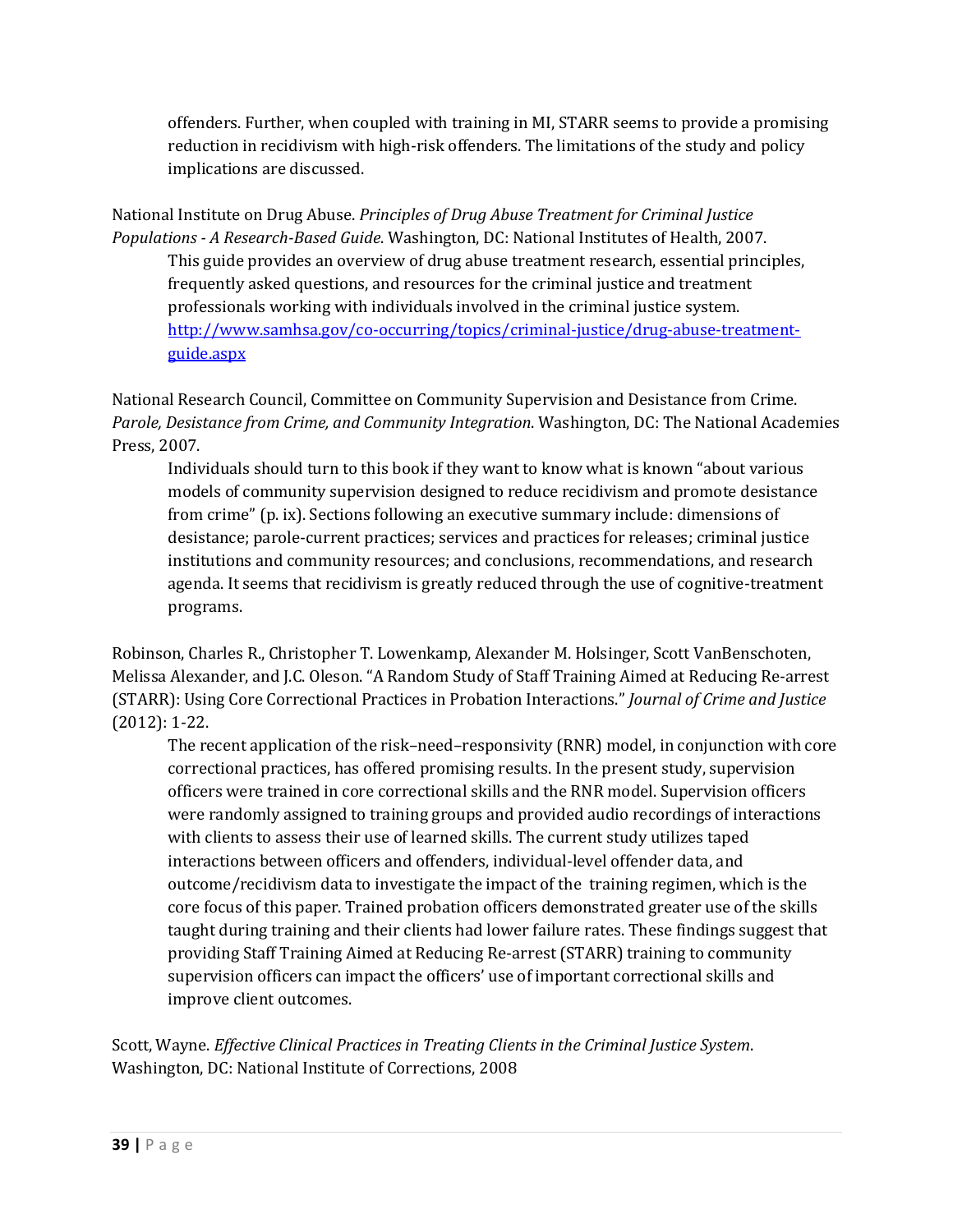offenders. Further, when coupled with training in MI, STARR seems to provide a promising reduction in recidivism with high-risk offenders. The limitations of the study and policy implications are discussed.

National Institute on Drug Abuse. *Principles of Drug Abuse Treatment for Criminal Justice Populations - A Research-Based Guide*. Washington, DC: National Institutes of Health, 2007.

This guide provides an overview of drug abuse treatment research, essential principles, frequently asked questions, and resources for the criminal justice and treatment professionals working with individuals involved in the criminal justice system. [http://www.samhsa.gov/co-occurring/topics/criminal-justice/drug-abuse-treatment-guide.aspx](http://www.samhsa.gov/co-occurring/topics/criminal-justice/drug-abuse-treatment-guide.aspx)

National Research Council, Committee on Community Supervision and Desistance from Crime. *Parole, Desistance from Crime, and Community Integration*. Washington, DC: The National Academies Press, 2007.

Individuals should turn to this book if they want to know what is known "about various models of community supervision designed to reduce recidivism and promote desistance from crime" (p. ix). Sections following an executive summary include: dimensions of desistance; parole-current practices; services and practices for releases; criminal justice institutions and community resources; and conclusions, recommendations, and research agenda. It seems that recidivism is greatly reduced through the use of cognitive-treatment programs.

Robinson, Charles R., Christopher T. Lowenkamp, Alexander M. Holsinger, Scott VanBenschoten, Melissa Alexander, and J.C. Oleson. "A Random Study of Staff Training Aimed at Reducing Re-arrest (STARR): Using Core Correctional Practices in Probation Interactions." *Journal of Crime and Justice* (2012): 1-22.

The recent application of the risk–need–responsivity (RNR) model, in conjunction with core correctional practices, has offered promising results. In the present study, supervision officers were trained in core correctional skills and the RNR model. Supervision officers were randomly assigned to training groups and provided audio recordings of interactions with clients to assess their use of learned skills. The current study utilizes taped interactions between officers and offenders, individual-level offender data, and outcome/recidivism data to investigate the impact of the training regimen, which is the core focus of this paper. Trained probation officers demonstrated greater use of the skills taught during training and their clients had lower failure rates. These findings suggest that providing Staff Training Aimed at Reducing Re-arrest (STARR) training to community supervision officers can impact the officers' use of important correctional skills and improve client outcomes.

Scott, Wayne. *Effective Clinical Practices in Treating Clients in the Criminal Justice System*. Washington, DC: National Institute of Corrections, 2008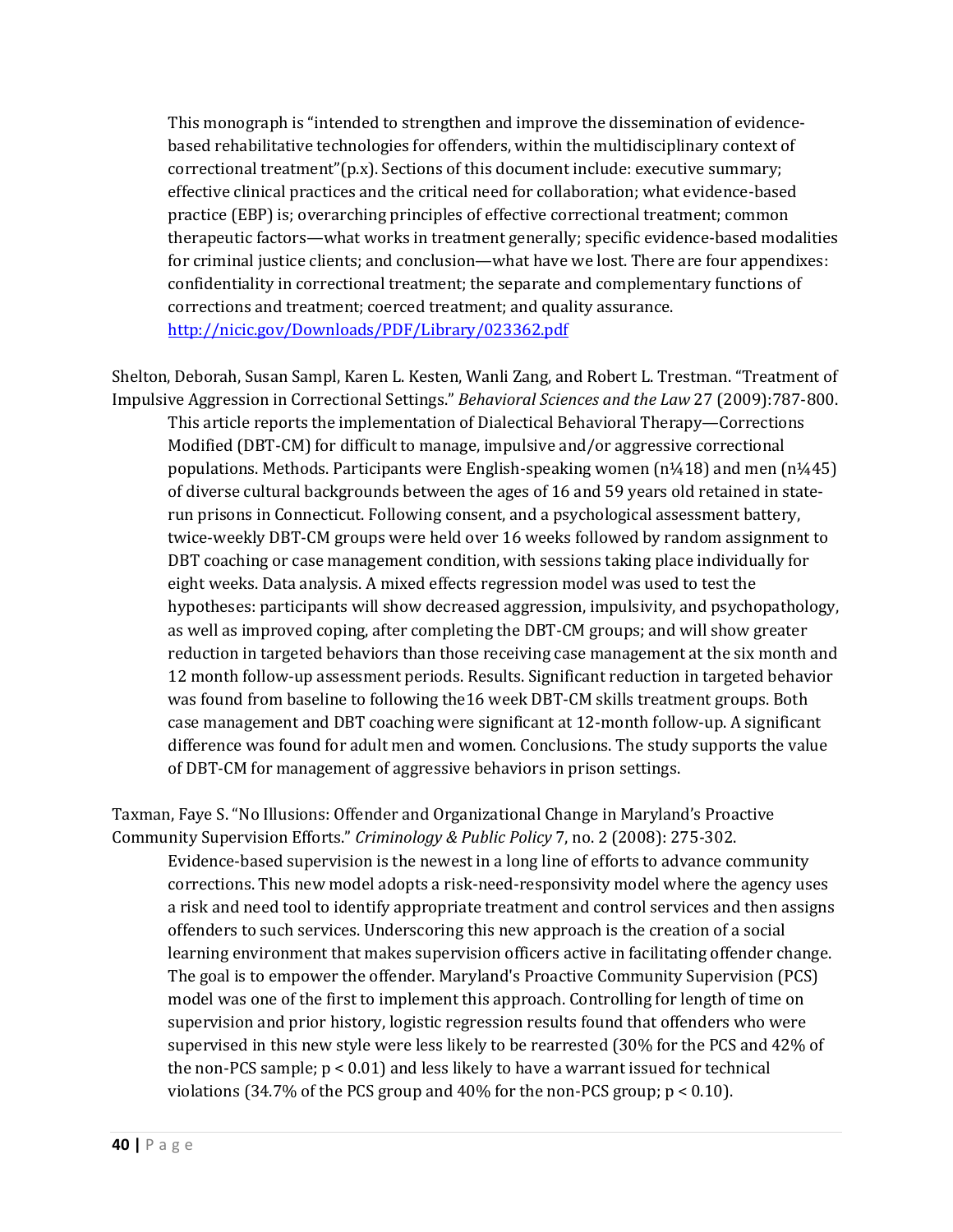This monograph is "intended to strengthen and improve the dissemination of evidence-based rehabilitative technologies for offenders, within the multidisciplinary context of correctional treatment"(p.x). Sections of this document include: executive summary; effective clinical practices and the critical need for collaboration; what evidence-based practice (EBP) is; overarching principles of effective correctional treatment; common therapeutic factors—what works in treatment generally; specific evidence-based modalities for criminal justice clients; and conclusion—what have we lost. There are four appendixes: confidentiality in correctional treatment; the separate and complementary functions of corrections and treatment; coerced treatment; and quality assurance. http://nicic.gov/Downloads/PDF/Library/023362.pdf

Shelton, Deborah, Susan Sampl, Karen L. Kesten, Wanli Zang, and Robert L. Trestman. "Treatment of Impulsive Aggression in Correctional Settings." *Behavioral Sciences and the Law* 27 (2009):787-800.

This article reports the implementation of Dialectical Behavioral Therapy—Corrections Modified (DBT-CM) for difficult to manage, impulsive and/or aggressive correctional populations. Methods. Participants were English-speaking women (n¼18) and men (n¼45) of diverse cultural backgrounds between the ages of 16 and 59 years old retained in state-run prisons in Connecticut. Following consent, and a psychological assessment battery, twice-weekly DBT-CM groups were held over 16 weeks followed by random assignment to DBT coaching or case management condition, with sessions taking place individually for eight weeks. Data analysis. A mixed effects regression model was used to test the hypotheses: participants will show decreased aggression, impulsivity, and psychopathology, as well as improved coping, after completing the DBT-CM groups; and will show greater reduction in targeted behaviors than those receiving case management at the six month and 12 month follow-up assessment periods. Results. Significant reduction in targeted behavior was found from baseline to following the16 week DBT-CM skills treatment groups. Both case management and DBT coaching were significant at 12-month follow-up. A significant difference was found for adult men and women. Conclusions. The study supports the value of DBT-CM for management of aggressive behaviors in prison settings.

Taxman, Faye S. "No Illusions: Offender and Organizational Change in Maryland's Proactive Community Supervision Efforts." *Criminology & Public Policy* 7, no. 2 (2008): 275-302.

Evidence-based supervision is the newest in a long line of efforts to advance community corrections. This new model adopts a risk-need-responsivity model where the agency uses a risk and need tool to identify appropriate treatment and control services and then assigns offenders to such services. Underscoring this new approach is the creation of a social learning environment that makes supervision officers active in facilitating offender change. The goal is to empower the offender. Maryland's Proactive Community Supervision (PCS) model was one of the first to implement this approach. Controlling for length of time on supervision and prior history, logistic regression results found that offenders who were supervised in this new style were less likely to be rearrested (30% for the PCS and 42% of the non-PCS sample; $p < 0.01$) and less likely to have a warrant issued for technical violations (34.7% of the PCS group and 40% for the non-PCS group; $p < 0.10$).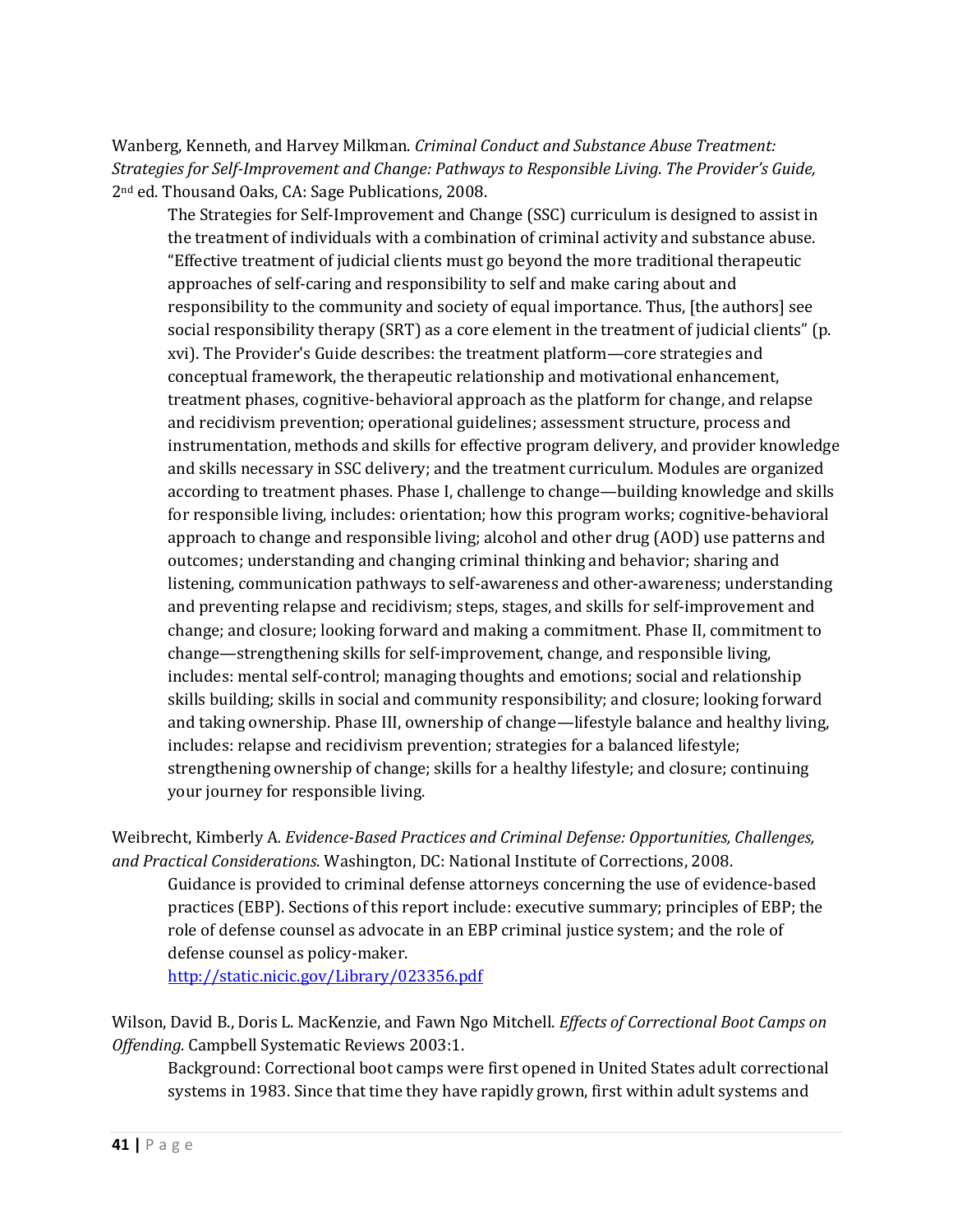Wanberg, Kenneth, and Harvey Milkman. *Criminal Conduct and Substance Abuse Treatment: Strategies for Self-Improvement and Change: Pathways to Responsible Living. The Provider's Guide,* 2nd ed. Thousand Oaks, CA: Sage Publications, 2008.

> The Strategies for Self-Improvement and Change (SSC) curriculum is designed to assist in the treatment of individuals with a combination of criminal activity and substance abuse. "Effective treatment of judicial clients must go beyond the more traditional therapeutic approaches of self-caring and responsibility to self and make caring about and responsibility to the community and society of equal importance. Thus, [the authors] see social responsibility therapy (SRT) as a core element in the treatment of judicial clients" (p. xvi). The Provider's Guide describes: the treatment platform—core strategies and conceptual framework, the therapeutic relationship and motivational enhancement, treatment phases, cognitive-behavioral approach as the platform for change, and relapse and recidivism prevention; operational guidelines; assessment structure, process and instrumentation, methods and skills for effective program delivery, and provider knowledge and skills necessary in SSC delivery; and the treatment curriculum. Modules are organized according to treatment phases. Phase I, challenge to change—building knowledge and skills for responsible living, includes: orientation; how this program works; cognitive-behavioral approach to change and responsible living; alcohol and other drug (AOD) use patterns and outcomes; understanding and changing criminal thinking and behavior; sharing and listening, communication pathways to self-awareness and other-awareness; understanding and preventing relapse and recidivism; steps, stages, and skills for self-improvement and change; and closure; looking forward and making a commitment. Phase II, commitment to change—strengthening skills for self-improvement, change, and responsible living, includes: mental self-control; managing thoughts and emotions; social and relationship skills building; skills in social and community responsibility; and closure; looking forward and taking ownership. Phase III, ownership of change—lifestyle balance and healthy living, includes: relapse and recidivism prevention; strategies for a balanced lifestyle; strengthening ownership of change; skills for a healthy lifestyle; and closure; continuing your journey for responsible living.

Weibrecht, Kimberly A. *Evidence-Based Practices and Criminal Defense: Opportunities, Challenges, and Practical Considerations*. Washington, DC: National Institute of Corrections, 2008.

> Guidance is provided to criminal defense attorneys concerning the use of evidence-based practices (EBP). Sections of this report include: executive summary; principles of EBP; the role of defense counsel as advocate in an EBP criminal justice system; and the role of defense counsel as policy-maker.
> http://static.nicic.gov/Library/023356.pdf

Wilson, David B., Doris L. MacKenzie, and Fawn Ngo Mitchell. *Effects of Correctional Boot Camps on Offending.* Campbell Systematic Reviews 2003:1.

> Background: Correctional boot camps were first opened in United States adult correctional systems in 1983. Since that time they have rapidly grown, first within adult systems and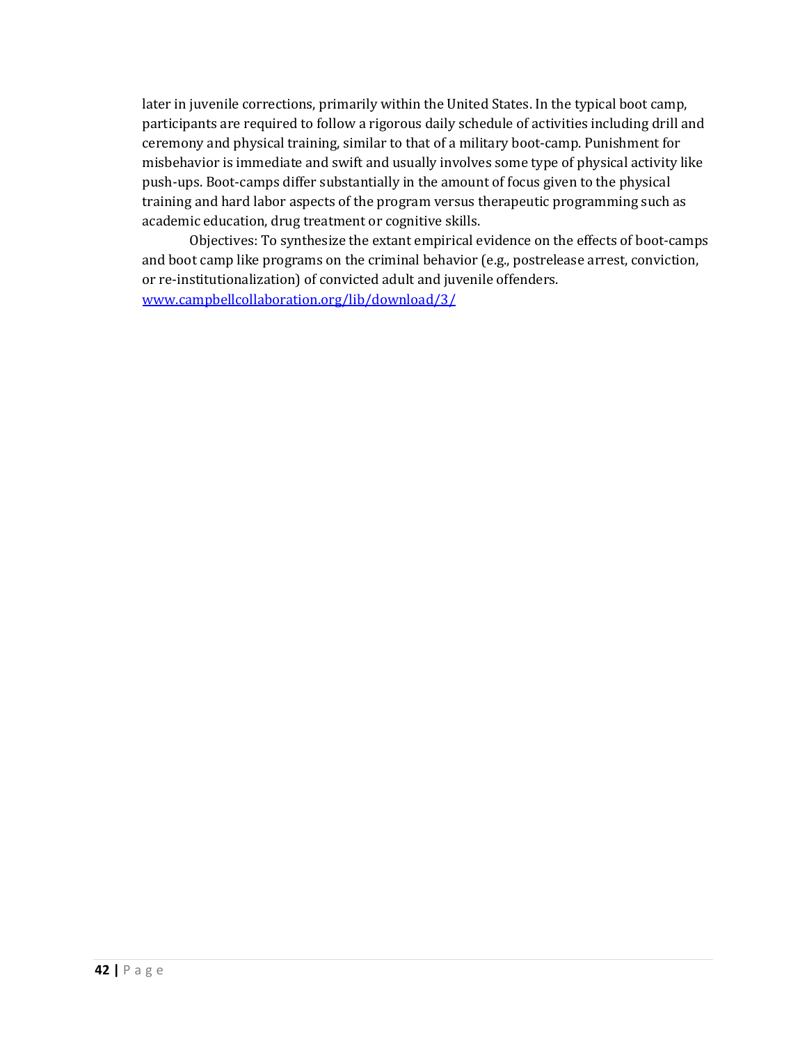later in juvenile corrections, primarily within the United States. In the typical boot camp, participants are required to follow a rigorous daily schedule of activities including drill and ceremony and physical training, similar to that of a military boot-camp. Punishment for misbehavior is immediate and swift and usually involves some type of physical activity like push-ups. Boot-camps differ substantially in the amount of focus given to the physical training and hard labor aspects of the program versus therapeutic programming such as academic education, drug treatment or cognitive skills.

Objectives: To synthesize the extant empirical evidence on the effects of boot-camps and boot camp like programs on the criminal behavior (e.g., postrelease arrest, conviction, or re-institutionalization) of convicted adult and juvenile offenders. [www.campbellcollaboration.org/lib/download/3/](www.campbellcollaboration.org/lib/download/3/)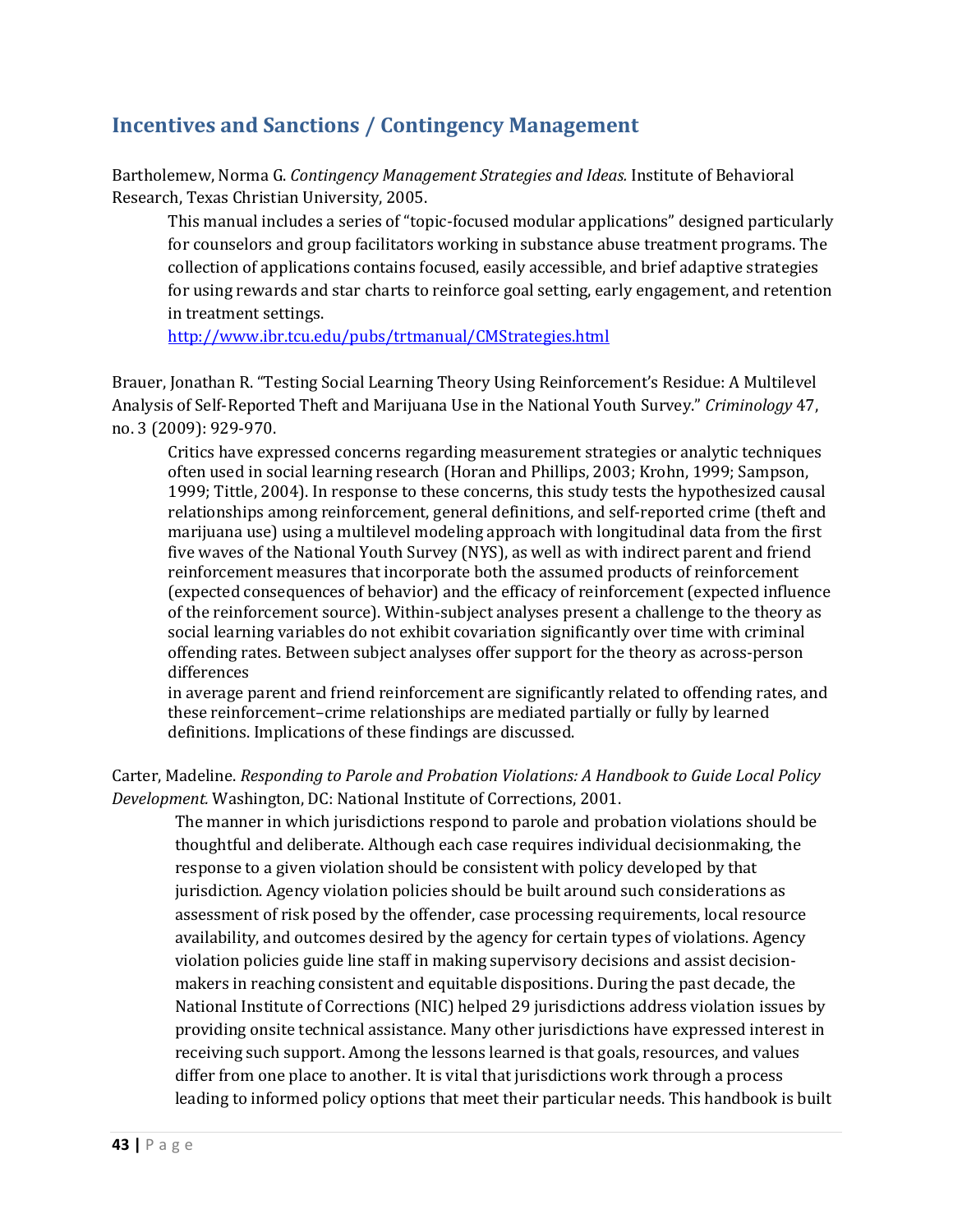## Incentives and Sanctions / Contingency Management

Bartholemew, Norma G. *Contingency Management Strategies and Ideas.* Institute of Behavioral Research, Texas Christian University, 2005.

> This manual includes a series of "topic-focused modular applications" designed particularly for counselors and group facilitators working in substance abuse treatment programs. The collection of applications contains focused, easily accessible, and brief adaptive strategies for using rewards and star charts to reinforce goal setting, early engagement, and retention in treatment settings.
> http://www.ibr.tcu.edu/pubs/trtmanual/CMStrategies.html

Brauer, Jonathan R. "Testing Social Learning Theory Using Reinforcement's Residue: A Multilevel Analysis of Self-Reported Theft and Marijuana Use in the National Youth Survey." *Criminology* 47, no. 3 (2009): 929-970.

> Critics have expressed concerns regarding measurement strategies or analytic techniques often used in social learning research (Horan and Phillips, 2003; Krohn, 1999; Sampson, 1999; Tittle, 2004). In response to these concerns, this study tests the hypothesized causal relationships among reinforcement, general definitions, and self-reported crime (theft and marijuana use) using a multilevel modeling approach with longitudinal data from the first five waves of the National Youth Survey (NYS), as well as with indirect parent and friend reinforcement measures that incorporate both the assumed products of reinforcement (expected consequences of behavior) and the efficacy of reinforcement (expected influence of the reinforcement source). Within-subject analyses present a challenge to the theory as social learning variables do not exhibit covariation significantly over time with criminal offending rates. Between subject analyses offer support for the theory as across-person differences in average parent and friend reinforcement are significantly related to offending rates, and these reinforcement–crime relationships are mediated partially or fully by learned definitions. Implications of these findings are discussed.

Carter, Madeline. *Responding to Parole and Probation Violations: A Handbook to Guide Local Policy Development.* Washington, DC: National Institute of Corrections, 2001.

> The manner in which jurisdictions respond to parole and probation violations should be thoughtful and deliberate. Although each case requires individual decisionmaking, the response to a given violation should be consistent with policy developed by that jurisdiction. Agency violation policies should be built around such considerations as assessment of risk posed by the offender, case processing requirements, local resource availability, and outcomes desired by the agency for certain types of violations. Agency violation policies guide line staff in making supervisory decisions and assist decision-makers in reaching consistent and equitable dispositions. During the past decade, the National Institute of Corrections (NIC) helped 29 jurisdictions address violation issues by providing onsite technical assistance. Many other jurisdictions have expressed interest in receiving such support. Among the lessons learned is that goals, resources, and values differ from one place to another. It is vital that jurisdictions work through a process leading to informed policy options that meet their particular needs. This handbook is built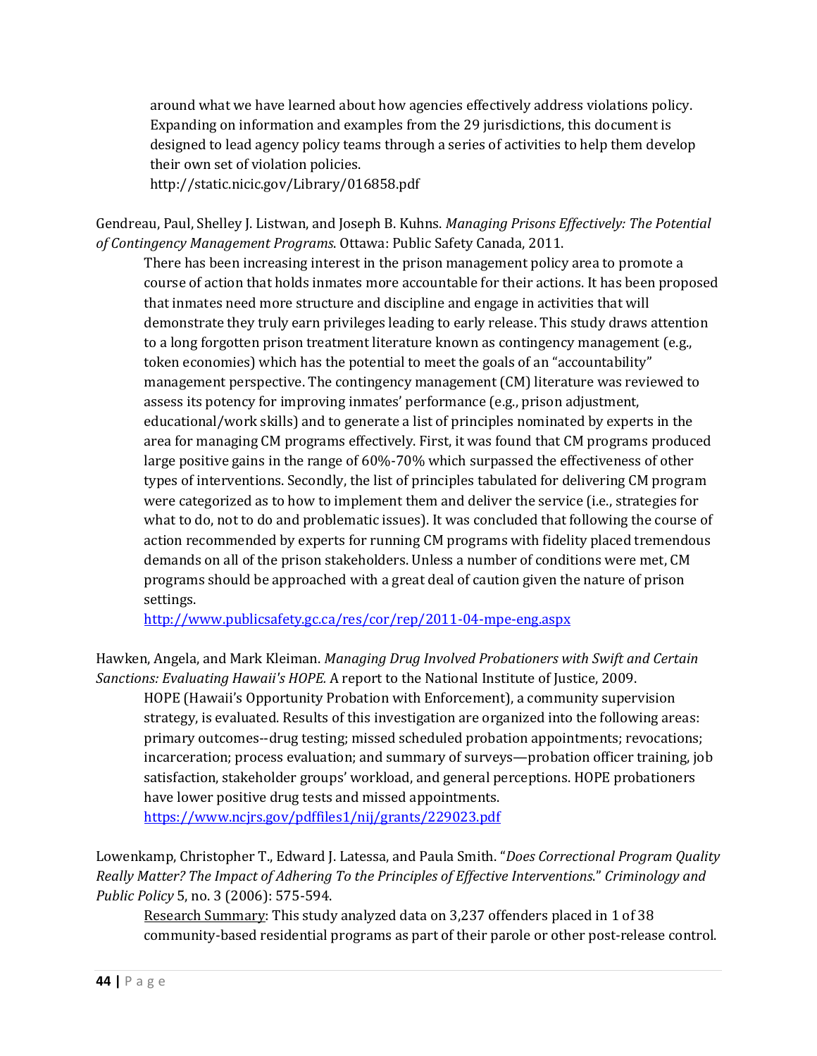around what we have learned about how agencies effectively address violations policy. Expanding on information and examples from the 29 jurisdictions, this document is designed to lead agency policy teams through a series of activities to help them develop their own set of violation policies.
http://static.nicic.gov/Library/016858.pdf

Gendreau, Paul, Shelley J. Listwan, and Joseph B. Kuhns. *Managing Prisons Effectively: The Potential of Contingency Management Programs*. Ottawa: Public Safety Canada, 2011.

> There has been increasing interest in the prison management policy area to promote a course of action that holds inmates more accountable for their actions. It has been proposed that inmates need more structure and discipline and engage in activities that will demonstrate they truly earn privileges leading to early release. This study draws attention to a long forgotten prison treatment literature known as contingency management (e.g., token economies) which has the potential to meet the goals of an "accountability" management perspective. The contingency management (CM) literature was reviewed to assess its potency for improving inmates' performance (e.g., prison adjustment, educational/work skills) and to generate a list of principles nominated by experts in the area for managing CM programs effectively. First, it was found that CM programs produced large positive gains in the range of 60%-70% which surpassed the effectiveness of other types of interventions. Secondly, the list of principles tabulated for delivering CM program were categorized as to how to implement them and deliver the service (i.e., strategies for what to do, not to do and problematic issues). It was concluded that following the course of action recommended by experts for running CM programs with fidelity placed tremendous demands on all of the prison stakeholders. Unless a number of conditions were met, CM programs should be approached with a great deal of caution given the nature of prison settings.
> http://www.publicsafety.gc.ca/res/cor/rep/2011-04-mpe-eng.aspx

Hawken, Angela, and Mark Kleiman. *Managing Drug Involved Probationers with Swift and Certain Sanctions: Evaluating Hawaii's HOPE.* A report to the National Institute of Justice, 2009.

> HOPE (Hawaii's Opportunity Probation with Enforcement), a community supervision strategy, is evaluated. Results of this investigation are organized into the following areas: primary outcomes--drug testing; missed scheduled probation appointments; revocations; incarceration; process evaluation; and summary of surveys—probation officer training, job satisfaction, stakeholder groups' workload, and general perceptions. HOPE probationers have lower positive drug tests and missed appointments.
> https://www.ncjrs.gov/pdffiles1/nij/grants/229023.pdf

Lowenkamp, Christopher T., Edward J. Latessa, and Paula Smith. "*Does Correctional Program Quality Really Matter? The Impact of Adhering To the Principles of Effective Interventions*." *Criminology and Public Policy* 5, no. 3 (2006): 575-594.

> Research Summary: This study analyzed data on 3,237 offenders placed in 1 of 38 community-based residential programs as part of their parole or other post-release control.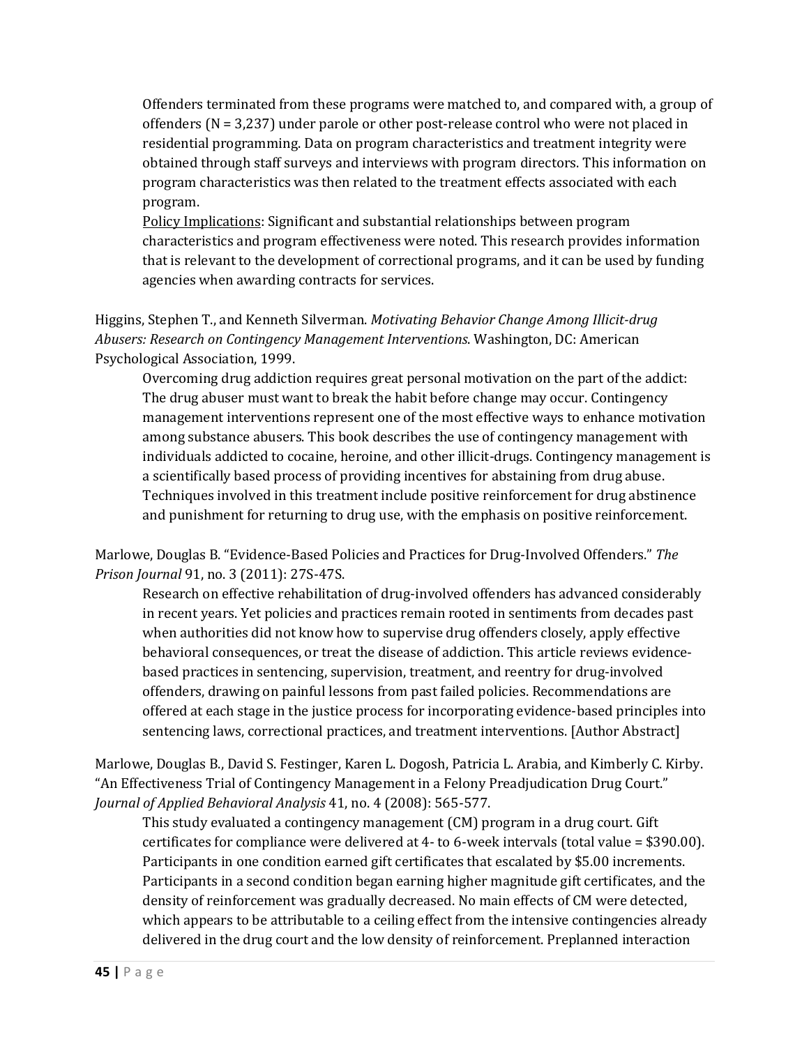Offenders terminated from these programs were matched to, and compared with, a group of offenders (N = 3,237) under parole or other post-release control who were not placed in residential programming. Data on program characteristics and treatment integrity were obtained through staff surveys and interviews with program directors. This information on program characteristics was then related to the treatment effects associated with each program.

<u>Policy Implications</u>: Significant and substantial relationships between program characteristics and program effectiveness were noted. This research provides information that is relevant to the development of correctional programs, and it can be used by funding agencies when awarding contracts for services.

Higgins, Stephen T., and Kenneth Silverman. *Motivating Behavior Change Among Illicit-drug Abusers: Research on Contingency Management Interventions*. Washington, DC: American Psychological Association, 1999.

Overcoming drug addiction requires great personal motivation on the part of the addict: The drug abuser must want to break the habit before change may occur. Contingency management interventions represent one of the most effective ways to enhance motivation among substance abusers. This book describes the use of contingency management with individuals addicted to cocaine, heroine, and other illicit-drugs. Contingency management is a scientifically based process of providing incentives for abstaining from drug abuse. Techniques involved in this treatment include positive reinforcement for drug abstinence and punishment for returning to drug use, with the emphasis on positive reinforcement.

Marlowe, Douglas B. "Evidence-Based Policies and Practices for Drug-Involved Offenders." *The Prison Journal* 91, no. 3 (2011): 27S-47S.

Research on effective rehabilitation of drug-involved offenders has advanced considerably in recent years. Yet policies and practices remain rooted in sentiments from decades past when authorities did not know how to supervise drug offenders closely, apply effective behavioral consequences, or treat the disease of addiction. This article reviews evidence-based practices in sentencing, supervision, treatment, and reentry for drug-involved offenders, drawing on painful lessons from past failed policies. Recommendations are offered at each stage in the justice process for incorporating evidence-based principles into sentencing laws, correctional practices, and treatment interventions. [Author Abstract]

Marlowe, Douglas B., David S. Festinger, Karen L. Dogosh, Patricia L. Arabia, and Kimberly C. Kirby. "An Effectiveness Trial of Contingency Management in a Felony Preadjudication Drug Court." *Journal of Applied Behavioral Analysis* 41, no. 4 (2008): 565-577.

This study evaluated a contingency management (CM) program in a drug court. Gift certificates for compliance were delivered at 4- to 6-week intervals (total value = $390.00). Participants in one condition earned gift certificates that escalated by $5.00 increments. Participants in a second condition began earning higher magnitude gift certificates, and the density of reinforcement was gradually decreased. No main effects of CM were detected, which appears to be attributable to a ceiling effect from the intensive contingencies already delivered in the drug court and the low density of reinforcement. Preplanned interaction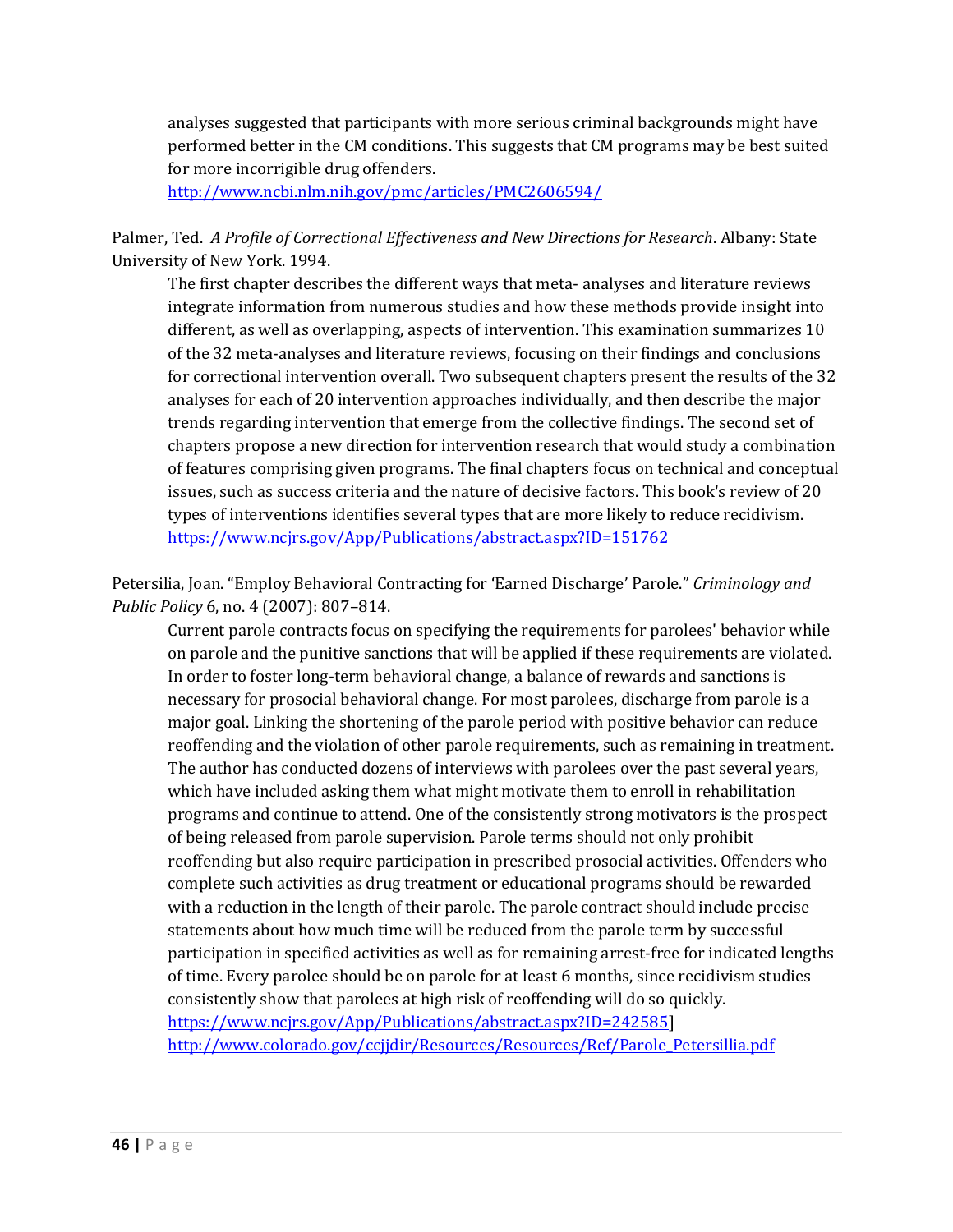analyses suggested that participants with more serious criminal backgrounds might have performed better in the CM conditions. This suggests that CM programs may be best suited for more incorrigible drug offenders.
http://www.ncbi.nlm.nih.gov/pmc/articles/PMC2606594/

Palmer, Ted. *A Profile of Correctional Effectiveness and New Directions for Research*. Albany: State University of New York. 1994.

The first chapter describes the different ways that meta- analyses and literature reviews integrate information from numerous studies and how these methods provide insight into different, as well as overlapping, aspects of intervention. This examination summarizes 10 of the 32 meta-analyses and literature reviews, focusing on their findings and conclusions for correctional intervention overall. Two subsequent chapters present the results of the 32 analyses for each of 20 intervention approaches individually, and then describe the major trends regarding intervention that emerge from the collective findings. The second set of chapters propose a new direction for intervention research that would study a combination of features comprising given programs. The final chapters focus on technical and conceptual issues, such as success criteria and the nature of decisive factors. This book's review of 20 types of interventions identifies several types that are more likely to reduce recidivism.
https://www.ncjrs.gov/App/Publications/abstract.aspx?ID=151762

Petersilia, Joan. "Employ Behavioral Contracting for 'Earned Discharge' Parole." *Criminology and Public Policy* 6, no. 4 (2007): 807–814.

Current parole contracts focus on specifying the requirements for parolees' behavior while on parole and the punitive sanctions that will be applied if these requirements are violated. In order to foster long-term behavioral change, a balance of rewards and sanctions is necessary for prosocial behavioral change. For most parolees, discharge from parole is a major goal. Linking the shortening of the parole period with positive behavior can reduce reoffending and the violation of other parole requirements, such as remaining in treatment. The author has conducted dozens of interviews with parolees over the past several years, which have included asking them what might motivate them to enroll in rehabilitation programs and continue to attend. One of the consistently strong motivators is the prospect of being released from parole supervision. Parole terms should not only prohibit reoffending but also require participation in prescribed prosocial activities. Offenders who complete such activities as drug treatment or educational programs should be rewarded with a reduction in the length of their parole. The parole contract should include precise statements about how much time will be reduced from the parole term by successful participation in specified activities as well as for remaining arrest-free for indicated lengths of time. Every parolee should be on parole for at least 6 months, since recidivism studies consistently show that parolees at high risk of reoffending will do so quickly.
https://www.ncjrs.gov/App/Publications/abstract.aspx?ID=242585]
http://www.colorado.gov/ccjjdir/Resources/Resources/Ref/Parole_Petersillia.pdf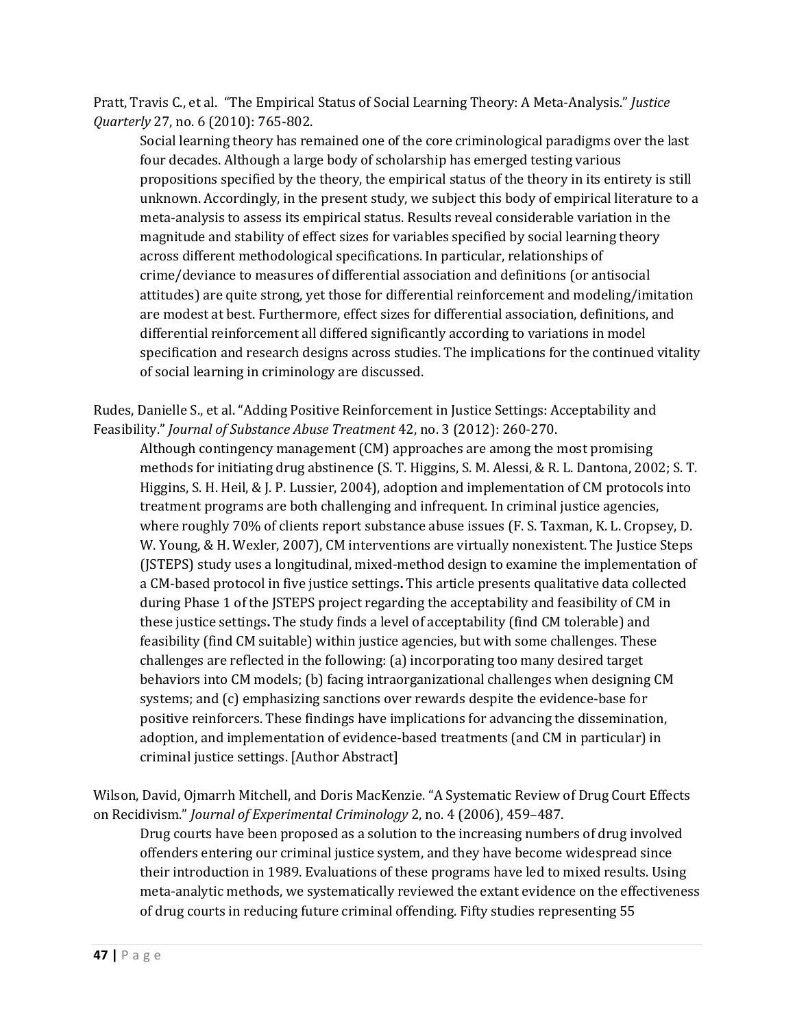Pratt, Travis C., et al. "The Empirical Status of Social Learning Theory: A Meta-Analysis." *Justice Quarterly* 27, no. 6 (2010): 765-802.

> Social learning theory has remained one of the core criminological paradigms over the last four decades. Although a large body of scholarship has emerged testing various propositions specified by the theory, the empirical status of the theory in its entirety is still unknown. Accordingly, in the present study, we subject this body of empirical literature to a meta-analysis to assess its empirical status. Results reveal considerable variation in the magnitude and stability of effect sizes for variables specified by social learning theory across different methodological specifications. In particular, relationships of crime/deviance to measures of differential association and definitions (or antisocial attitudes) are quite strong, yet those for differential reinforcement and modeling/imitation are modest at best. Furthermore, effect sizes for differential association, definitions, and differential reinforcement all differed significantly according to variations in model specification and research designs across studies. The implications for the continued vitality of social learning in criminology are discussed.

Rudes, Danielle S., et al. "Adding Positive Reinforcement in Justice Settings: Acceptability and Feasibility." *Journal of Substance Abuse Treatment* 42, no. 3 (2012): 260-270.

> Although contingency management (CM) approaches are among the most promising methods for initiating drug abstinence (S. T. Higgins, S. M. Alessi, & R. L. Dantona, 2002; S. T. Higgins, S. H. Heil, & J. P. Lussier, 2004), adoption and implementation of CM protocols into treatment programs are both challenging and infrequent. In criminal justice agencies, where roughly 70% of clients report substance abuse issues (F. S. Taxman, K. L. Cropsey, D. W. Young, & H. Wexler, 2007), CM interventions are virtually nonexistent. The Justice Steps (JSTEPS) study uses a longitudinal, mixed-method design to examine the implementation of a CM-based protocol in five justice settings**.** This article presents qualitative data collected during Phase 1 of the JSTEPS project regarding the acceptability and feasibility of CM in these justice settings**.** The study finds a level of acceptability (find CM tolerable) and feasibility (find CM suitable) within justice agencies, but with some challenges. These challenges are reflected in the following: (a) incorporating too many desired target behaviors into CM models; (b) facing intraorganizational challenges when designing CM systems; and (c) emphasizing sanctions over rewards despite the evidence-base for positive reinforcers. These findings have implications for advancing the dissemination, adoption, and implementation of evidence-based treatments (and CM in particular) in criminal justice settings. [Author Abstract]

Wilson, David, Ojmarrh Mitchell, and Doris MacKenzie. "A Systematic Review of Drug Court Effects on Recidivism." *Journal of Experimental Criminology* 2, no. 4 (2006), 459–487.

> Drug courts have been proposed as a solution to the increasing numbers of drug involved offenders entering our criminal justice system, and they have become widespread since their introduction in 1989. Evaluations of these programs have led to mixed results. Using meta-analytic methods, we systematically reviewed the extant evidence on the effectiveness of drug courts in reducing future criminal offending. Fifty studies representing 55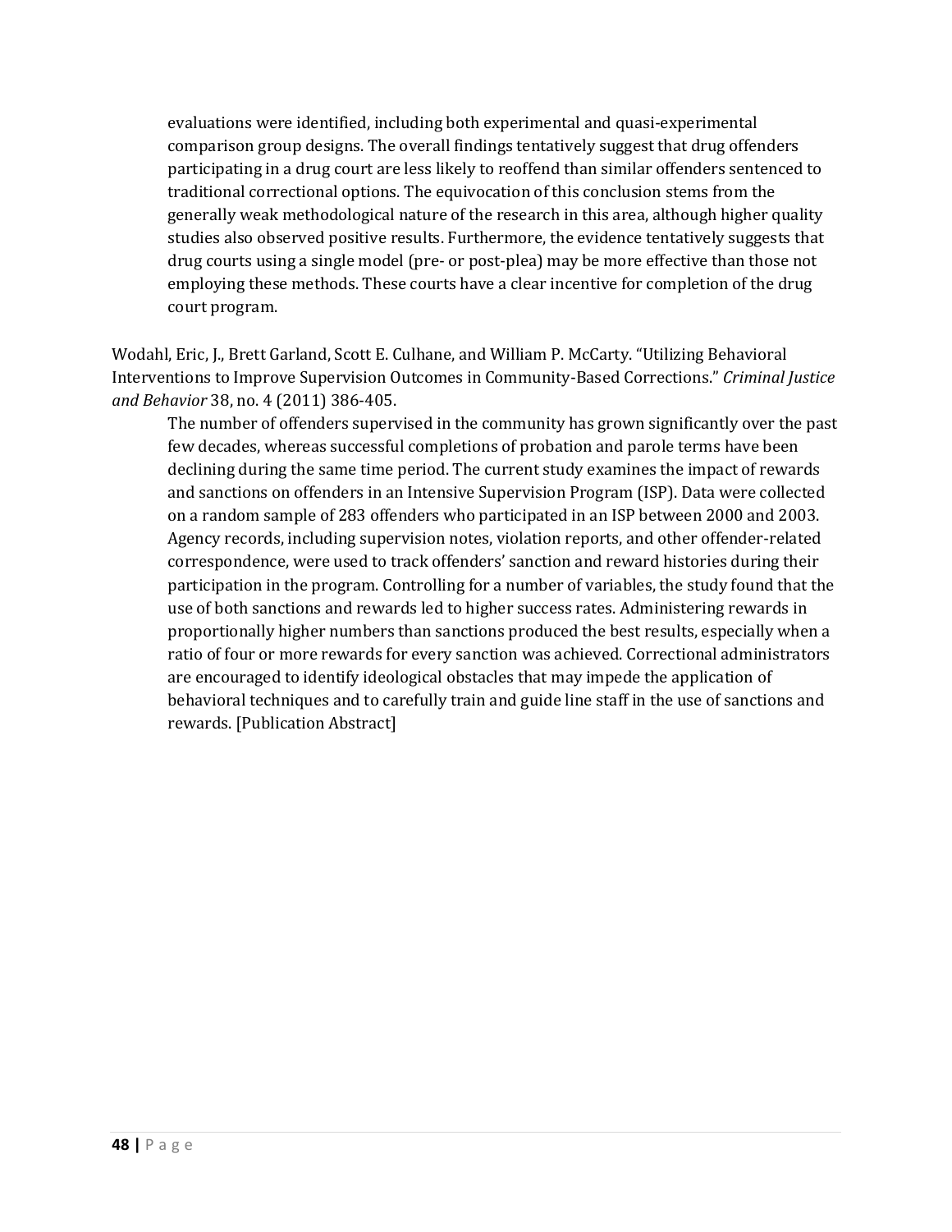evaluations were identified, including both experimental and quasi-experimental comparison group designs. The overall findings tentatively suggest that drug offenders participating in a drug court are less likely to reoffend than similar offenders sentenced to traditional correctional options. The equivocation of this conclusion stems from the generally weak methodological nature of the research in this area, although higher quality studies also observed positive results. Furthermore, the evidence tentatively suggests that drug courts using a single model (pre- or post-plea) may be more effective than those not employing these methods. These courts have a clear incentive for completion of the drug court program.

Wodahl, Eric, J., Brett Garland, Scott E. Culhane, and William P. McCarty. "Utilizing Behavioral Interventions to Improve Supervision Outcomes in Community-Based Corrections." *Criminal Justice and Behavior* 38, no. 4 (2011) 386-405.

The number of offenders supervised in the community has grown significantly over the past few decades, whereas successful completions of probation and parole terms have been declining during the same time period. The current study examines the impact of rewards and sanctions on offenders in an Intensive Supervision Program (ISP). Data were collected on a random sample of 283 offenders who participated in an ISP between 2000 and 2003. Agency records, including supervision notes, violation reports, and other offender-related correspondence, were used to track offenders' sanction and reward histories during their participation in the program. Controlling for a number of variables, the study found that the use of both sanctions and rewards led to higher success rates. Administering rewards in proportionally higher numbers than sanctions produced the best results, especially when a ratio of four or more rewards for every sanction was achieved. Correctional administrators are encouraged to identify ideological obstacles that may impede the application of behavioral techniques and to carefully train and guide line staff in the use of sanctions and rewards. [Publication Abstract]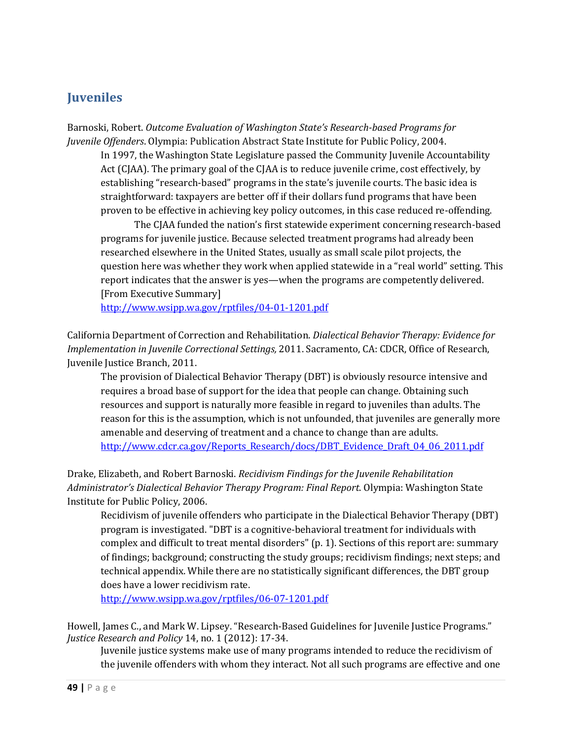## Juveniles

Barnoski, Robert. *Outcome Evaluation of Washington State's Research-based Programs for Juvenile Offenders*. Olympia: Publication Abstract State Institute for Public Policy, 2004.

> In 1997, the Washington State Legislature passed the Community Juvenile Accountability Act (CJAA). The primary goal of the CJAA is to reduce juvenile crime, cost effectively, by establishing "research-based" programs in the state's juvenile courts. The basic idea is straightforward: taxpayers are better off if their dollars fund programs that have been proven to be effective in achieving key policy outcomes, in this case reduced re-offending.
>
> The CJAA funded the nation's first statewide experiment concerning research-based programs for juvenile justice. Because selected treatment programs had already been researched elsewhere in the United States, usually as small scale pilot projects, the question here was whether they work when applied statewide in a "real world" setting. This report indicates that the answer is yes—when the programs are competently delivered. [From Executive Summary]
>
> http://www.wsipp.wa.gov/rptfiles/04-01-1201.pdf

California Department of Correction and Rehabilitation. *Dialectical Behavior Therapy: Evidence for Implementation in Juvenile Correctional Settings,* 2011. Sacramento, CA: CDCR, Office of Research, Juvenile Justice Branch, 2011.

> The provision of Dialectical Behavior Therapy (DBT) is obviously resource intensive and requires a broad base of support for the idea that people can change. Obtaining such resources and support is naturally more feasible in regard to juveniles than adults. The reason for this is the assumption, which is not unfounded, that juveniles are generally more amenable and deserving of treatment and a chance to change than are adults.
>
> http://www.cdcr.ca.gov/Reports_Research/docs/DBT_Evidence_Draft_04_06_2011.pdf

Drake, Elizabeth, and Robert Barnoski. *Recidivism Findings for the Juvenile Rehabilitation Administrator's Dialectical Behavior Therapy Program: Final Report.* Olympia: Washington State Institute for Public Policy, 2006.

> Recidivism of juvenile offenders who participate in the Dialectical Behavior Therapy (DBT) program is investigated. "DBT is a cognitive-behavioral treatment for individuals with complex and difficult to treat mental disorders" (p. 1). Sections of this report are: summary of findings; background; constructing the study groups; recidivism findings; next steps; and technical appendix. While there are no statistically significant differences, the DBT group does have a lower recidivism rate.
>
> http://www.wsipp.wa.gov/rptfiles/06-07-1201.pdf

Howell, James C., and Mark W. Lipsey. "Research-Based Guidelines for Juvenile Justice Programs." *Justice Research and Policy* 14, no. 1 (2012): 17-34.

> Juvenile justice systems make use of many programs intended to reduce the recidivism of the juvenile offenders with whom they interact. Not all such programs are effective and one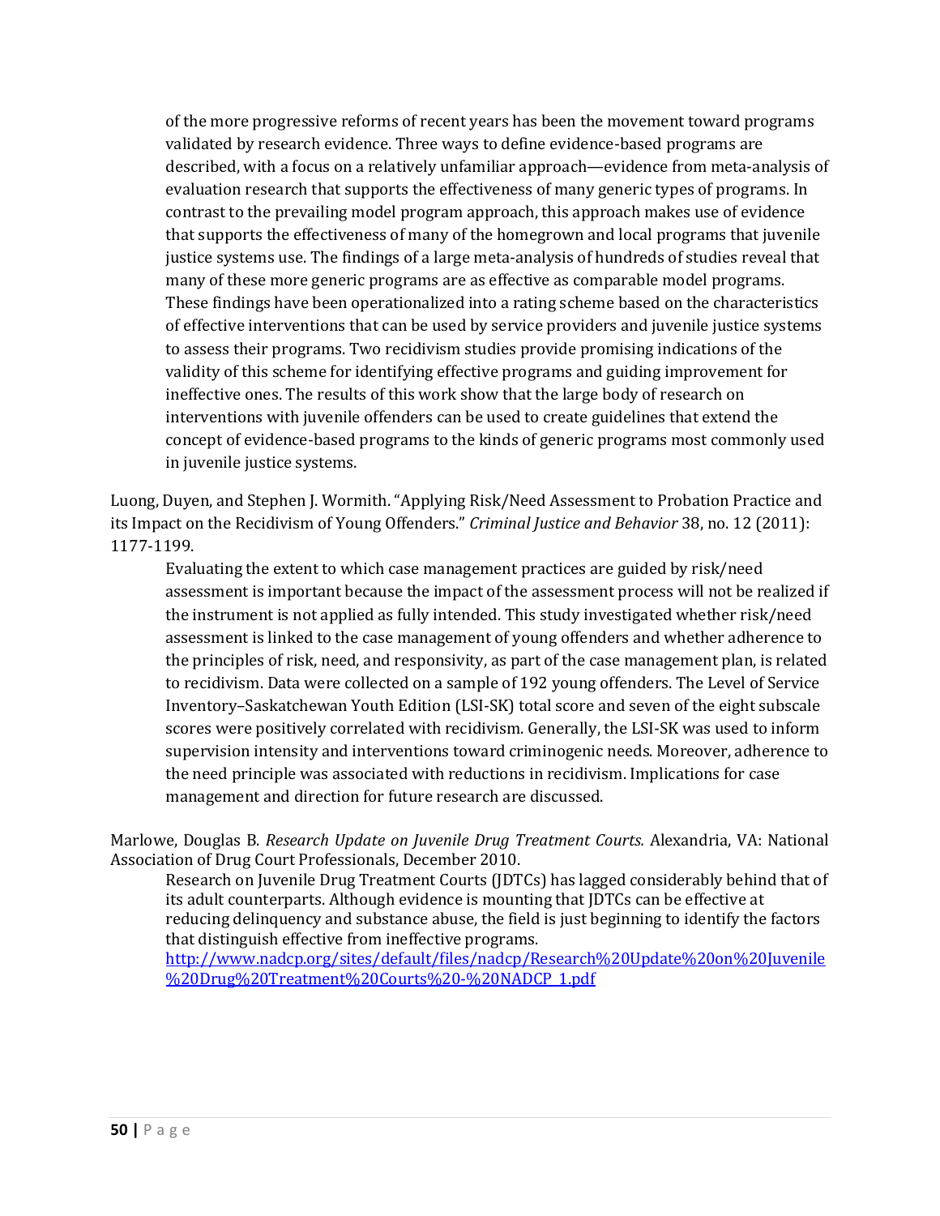of the more progressive reforms of recent years has been the movement toward programs validated by research evidence. Three ways to define evidence-based programs are described, with a focus on a relatively unfamiliar approach—evidence from meta-analysis of evaluation research that supports the effectiveness of many generic types of programs. In contrast to the prevailing model program approach, this approach makes use of evidence that supports the effectiveness of many of the homegrown and local programs that juvenile justice systems use. The findings of a large meta-analysis of hundreds of studies reveal that many of these more generic programs are as effective as comparable model programs. These findings have been operationalized into a rating scheme based on the characteristics of effective interventions that can be used by service providers and juvenile justice systems to assess their programs. Two recidivism studies provide promising indications of the validity of this scheme for identifying effective programs and guiding improvement for ineffective ones. The results of this work show that the large body of research on interventions with juvenile offenders can be used to create guidelines that extend the concept of evidence-based programs to the kinds of generic programs most commonly used in juvenile justice systems.

Luong, Duyen, and Stephen J. Wormith. "Applying Risk/Need Assessment to Probation Practice and its Impact on the Recidivism of Young Offenders." *Criminal Justice and Behavior* 38, no. 12 (2011): 1177-1199.

Evaluating the extent to which case management practices are guided by risk/need assessment is important because the impact of the assessment process will not be realized if the instrument is not applied as fully intended. This study investigated whether risk/need assessment is linked to the case management of young offenders and whether adherence to the principles of risk, need, and responsivity, as part of the case management plan, is related to recidivism. Data were collected on a sample of 192 young offenders. The Level of Service Inventory–Saskatchewan Youth Edition (LSI-SK) total score and seven of the eight subscale scores were positively correlated with recidivism. Generally, the LSI-SK was used to inform supervision intensity and interventions toward criminogenic needs. Moreover, adherence to the need principle was associated with reductions in recidivism. Implications for case management and direction for future research are discussed.

Marlowe, Douglas B. *Research Update on Juvenile Drug Treatment Courts.* Alexandria, VA: National Association of Drug Court Professionals, December 2010.

Research on Juvenile Drug Treatment Courts (JDTCs) has lagged considerably behind that of its adult counterparts. Although evidence is mounting that JDTCs can be effective at reducing delinquency and substance abuse, the field is just beginning to identify the factors that distinguish effective from ineffective programs.
http://www.nadcp.org/sites/default/files/nadcp/Research%20Update%20on%20Juvenile%20Drug%20Treatment%20Courts%20-%20NADCP_1.pdf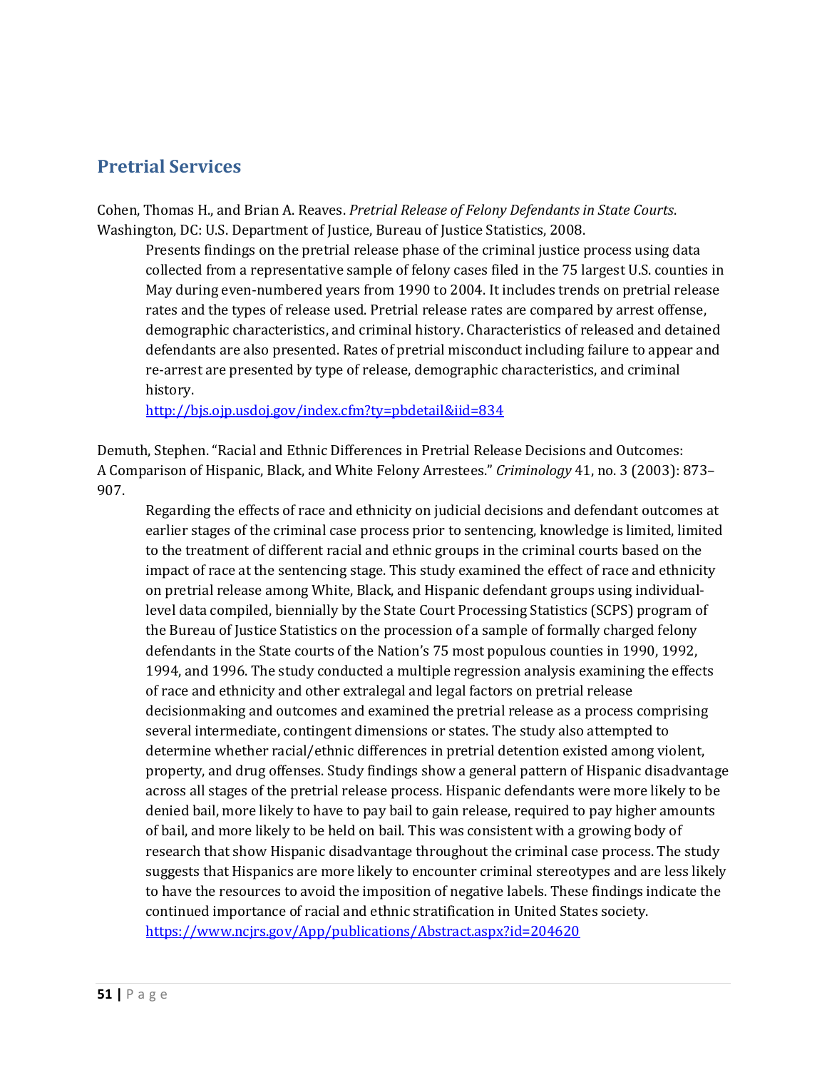## Pretrial Services

Cohen, Thomas H., and Brian A. Reaves. *Pretrial Release of Felony Defendants in State Courts*. Washington, DC: U.S. Department of Justice, Bureau of Justice Statistics, 2008.

> Presents findings on the pretrial release phase of the criminal justice process using data collected from a representative sample of felony cases filed in the 75 largest U.S. counties in May during even-numbered years from 1990 to 2004. It includes trends on pretrial release rates and the types of release used. Pretrial release rates are compared by arrest offense, demographic characteristics, and criminal history. Characteristics of released and detained defendants are also presented. Rates of pretrial misconduct including failure to appear and re-arrest are presented by type of release, demographic characteristics, and criminal history.
>
> http://bjs.ojp.usdoj.gov/index.cfm?ty=pbdetail&iid=834

Demuth, Stephen. "Racial and Ethnic Differences in Pretrial Release Decisions and Outcomes: A Comparison of Hispanic, Black, and White Felony Arrestees." *Criminology* 41, no. 3 (2003): 873–907.

> Regarding the effects of race and ethnicity on judicial decisions and defendant outcomes at earlier stages of the criminal case process prior to sentencing, knowledge is limited, limited to the treatment of different racial and ethnic groups in the criminal courts based on the impact of race at the sentencing stage. This study examined the effect of race and ethnicity on pretrial release among White, Black, and Hispanic defendant groups using individual-level data compiled, biennially by the State Court Processing Statistics (SCPS) program of the Bureau of Justice Statistics on the procession of a sample of formally charged felony defendants in the State courts of the Nation's 75 most populous counties in 1990, 1992, 1994, and 1996. The study conducted a multiple regression analysis examining the effects of race and ethnicity and other extralegal and legal factors on pretrial release decisionmaking and outcomes and examined the pretrial release as a process comprising several intermediate, contingent dimensions or states. The study also attempted to determine whether racial/ethnic differences in pretrial detention existed among violent, property, and drug offenses. Study findings show a general pattern of Hispanic disadvantage across all stages of the pretrial release process. Hispanic defendants were more likely to be denied bail, more likely to have to pay bail to gain release, required to pay higher amounts of bail, and more likely to be held on bail. This was consistent with a growing body of research that show Hispanic disadvantage throughout the criminal case process. The study suggests that Hispanics are more likely to encounter criminal stereotypes and are less likely to have the resources to avoid the imposition of negative labels. These findings indicate the continued importance of racial and ethnic stratification in United States society.
>
> https://www.ncjrs.gov/App/publications/Abstract.aspx?id=204620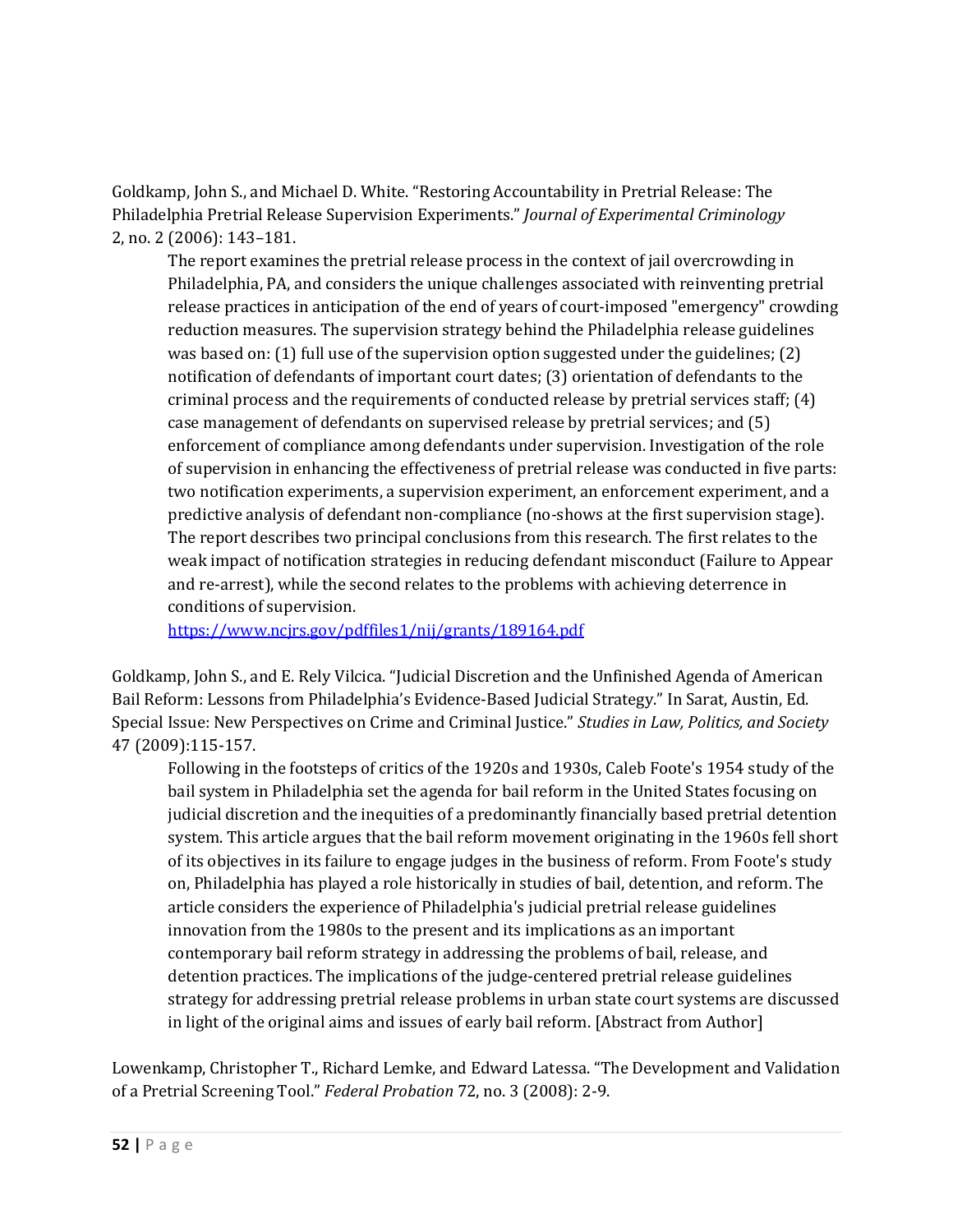Goldkamp, John S., and Michael D. White. "Restoring Accountability in Pretrial Release: The Philadelphia Pretrial Release Supervision Experiments." *Journal of Experimental Criminology* 2, no. 2 (2006): 143–181.

> The report examines the pretrial release process in the context of jail overcrowding in Philadelphia, PA, and considers the unique challenges associated with reinventing pretrial release practices in anticipation of the end of years of court-imposed "emergency" crowding reduction measures. The supervision strategy behind the Philadelphia release guidelines was based on: (1) full use of the supervision option suggested under the guidelines; (2) notification of defendants of important court dates; (3) orientation of defendants to the criminal process and the requirements of conducted release by pretrial services staff; (4) case management of defendants on supervised release by pretrial services; and (5) enforcement of compliance among defendants under supervision. Investigation of the role of supervision in enhancing the effectiveness of pretrial release was conducted in five parts: two notification experiments, a supervision experiment, an enforcement experiment, and a predictive analysis of defendant non-compliance (no-shows at the first supervision stage). The report describes two principal conclusions from this research. The first relates to the weak impact of notification strategies in reducing defendant misconduct (Failure to Appear and re-arrest), while the second relates to the problems with achieving deterrence in conditions of supervision.
> https://www.ncjrs.gov/pdffiles1/nij/grants/189164.pdf

Goldkamp, John S., and E. Rely Vilcica. "Judicial Discretion and the Unfinished Agenda of American Bail Reform: Lessons from Philadelphia's Evidence-Based Judicial Strategy." In Sarat, Austin, Ed. Special Issue: New Perspectives on Crime and Criminal Justice." *Studies in Law, Politics, and Society* 47 (2009):115-157.

> Following in the footsteps of critics of the 1920s and 1930s, Caleb Foote's 1954 study of the bail system in Philadelphia set the agenda for bail reform in the United States focusing on judicial discretion and the inequities of a predominantly financially based pretrial detention system. This article argues that the bail reform movement originating in the 1960s fell short of its objectives in its failure to engage judges in the business of reform. From Foote's study on, Philadelphia has played a role historically in studies of bail, detention, and reform. The article considers the experience of Philadelphia's judicial pretrial release guidelines innovation from the 1980s to the present and its implications as an important contemporary bail reform strategy in addressing the problems of bail, release, and detention practices. The implications of the judge-centered pretrial release guidelines strategy for addressing pretrial release problems in urban state court systems are discussed in light of the original aims and issues of early bail reform. [Abstract from Author]

Lowenkamp, Christopher T., Richard Lemke, and Edward Latessa. "The Development and Validation of a Pretrial Screening Tool." *Federal Probation* 72, no. 3 (2008): 2-9.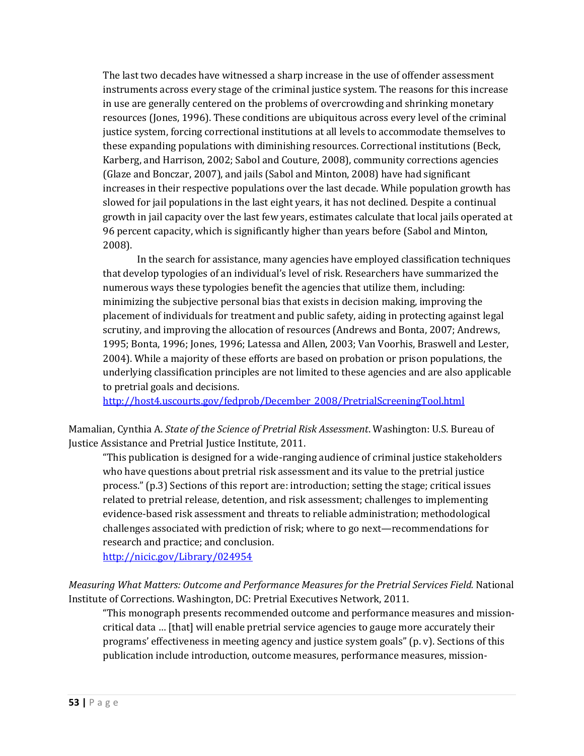The last two decades have witnessed a sharp increase in the use of offender assessment instruments across every stage of the criminal justice system. The reasons for this increase in use are generally centered on the problems of overcrowding and shrinking monetary resources (Jones, 1996). These conditions are ubiquitous across every level of the criminal justice system, forcing correctional institutions at all levels to accommodate themselves to these expanding populations with diminishing resources. Correctional institutions (Beck, Karberg, and Harrison, 2002; Sabol and Couture, 2008), community corrections agencies (Glaze and Bonczar, 2007), and jails (Sabol and Minton, 2008) have had significant increases in their respective populations over the last decade. While population growth has slowed for jail populations in the last eight years, it has not declined. Despite a continual growth in jail capacity over the last few years, estimates calculate that local jails operated at 96 percent capacity, which is significantly higher than years before (Sabol and Minton, 2008).

In the search for assistance, many agencies have employed classification techniques that develop typologies of an individual's level of risk. Researchers have summarized the numerous ways these typologies benefit the agencies that utilize them, including: minimizing the subjective personal bias that exists in decision making, improving the placement of individuals for treatment and public safety, aiding in protecting against legal scrutiny, and improving the allocation of resources (Andrews and Bonta, 2007; Andrews, 1995; Bonta, 1996; Jones, 1996; Latessa and Allen, 2003; Van Voorhis, Braswell and Lester, 2004). While a majority of these efforts are based on probation or prison populations, the underlying classification principles are not limited to these agencies and are also applicable to pretrial goals and decisions.
http://host4.uscourts.gov/fedprob/December_2008/PretrialScreeningTool.html

Mamalian, Cynthia A. *State of the Science of Pretrial Risk Assessment*. Washington: U.S. Bureau of Justice Assistance and Pretrial Justice Institute, 2011.

"This publication is designed for a wide-ranging audience of criminal justice stakeholders who have questions about pretrial risk assessment and its value to the pretrial justice process." (p.3) Sections of this report are: introduction; setting the stage; critical issues related to pretrial release, detention, and risk assessment; challenges to implementing evidence-based risk assessment and threats to reliable administration; methodological challenges associated with prediction of risk; where to go next—recommendations for research and practice; and conclusion.
http://nicic.gov/Library/024954

*Measuring What Matters: Outcome and Performance Measures for the Pretrial Services Field.* National Institute of Corrections. Washington, DC: Pretrial Executives Network, 2011.

"This monograph presents recommended outcome and performance measures and mission-critical data … [that] will enable pretrial service agencies to gauge more accurately their programs' effectiveness in meeting agency and justice system goals" (p. v). Sections of this publication include introduction, outcome measures, performance measures, mission-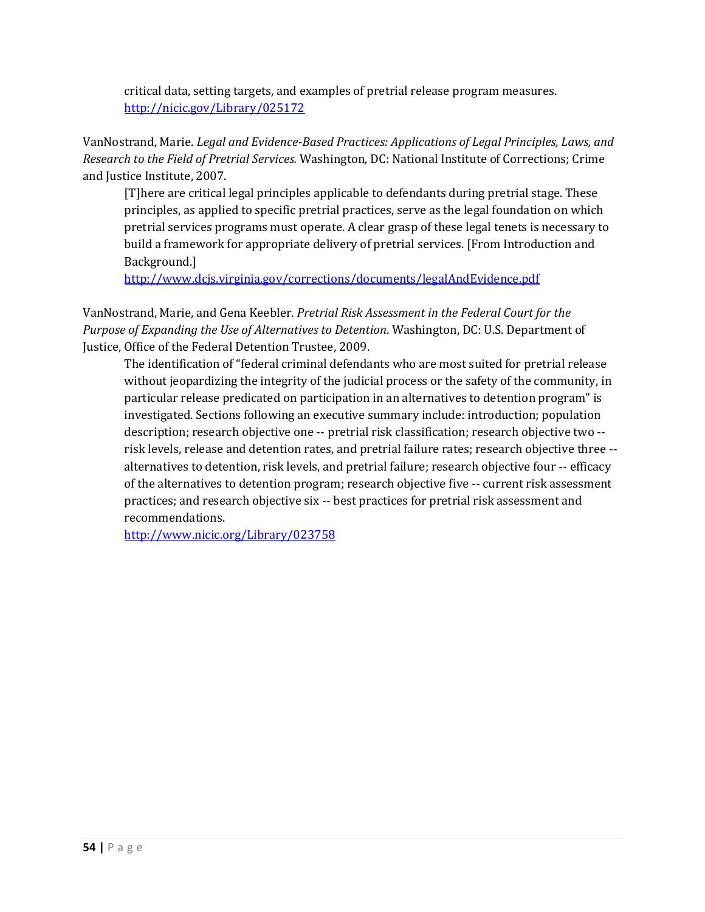critical data, setting targets, and examples of pretrial release program measures.
http://nicic.gov/Library/025172

VanNostrand, Marie. *Legal and Evidence-Based Practices: Applications of Legal Principles, Laws, and Research to the Field of Pretrial Services.* Washington, DC: National Institute of Corrections; Crime and Justice Institute, 2007.

[T]here are critical legal principles applicable to defendants during pretrial stage. These principles, as applied to specific pretrial practices, serve as the legal foundation on which pretrial services programs must operate. A clear grasp of these legal tenets is necessary to build a framework for appropriate delivery of pretrial services. [From Introduction and Background.]
http://www.dcjs.virginia.gov/corrections/documents/legalAndEvidence.pdf

VanNostrand, Marie, and Gena Keebler. *Pretrial Risk Assessment in the Federal Court for the Purpose of Expanding the Use of Alternatives to Detention*. Washington, DC: U.S. Department of Justice, Office of the Federal Detention Trustee, 2009.

The identification of "federal criminal defendants who are most suited for pretrial release without jeopardizing the integrity of the judicial process or the safety of the community, in particular release predicated on participation in an alternatives to detention program" is investigated. Sections following an executive summary include: introduction; population description; research objective one -- pretrial risk classification; research objective two -- risk levels, release and detention rates, and pretrial failure rates; research objective three -- alternatives to detention, risk levels, and pretrial failure; research objective four -- efficacy of the alternatives to detention program; research objective five -- current risk assessment practices; and research objective six -- best practices for pretrial risk assessment and recommendations.
http://www.nicic.org/Library/023758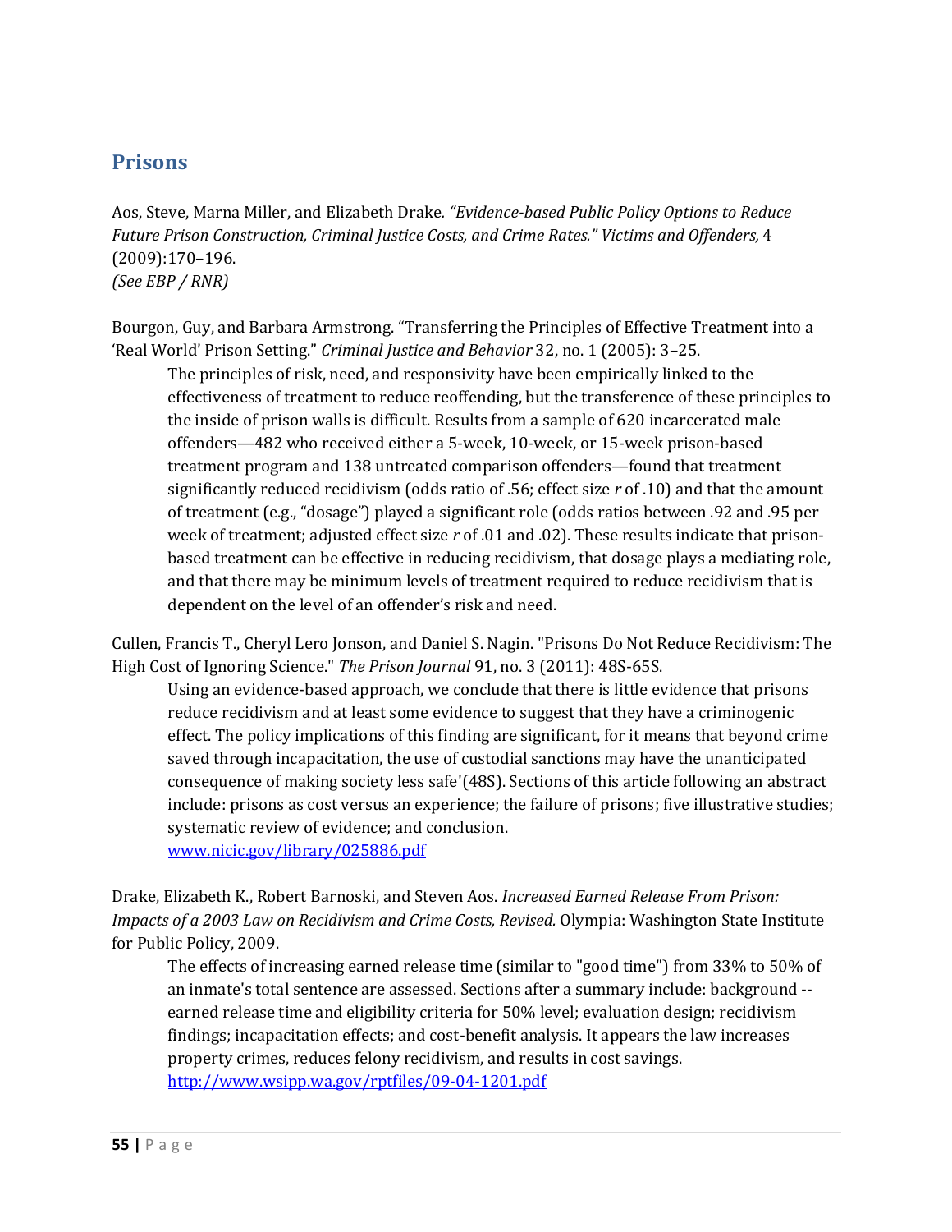## Prisons

Aos, Steve, Marna Miller, and Elizabeth Drake*. "Evidence-based Public Policy Options to Reduce Future Prison Construction, Criminal Justice Costs, and Crime Rates." Victims and Offenders,* 4 (2009):170–196.
*(See EBP / RNR)*

Bourgon, Guy, and Barbara Armstrong. "Transferring the Principles of Effective Treatment into a 'Real World' Prison Setting." *Criminal Justice and Behavior* 32, no. 1 (2005): 3–25.

> The principles of risk, need, and responsivity have been empirically linked to the effectiveness of treatment to reduce reoffending, but the transference of these principles to the inside of prison walls is difficult. Results from a sample of 620 incarcerated male offenders—482 who received either a 5-week, 10-week, or 15-week prison-based treatment program and 138 untreated comparison offenders—found that treatment significantly reduced recidivism (odds ratio of .56; effect size $r$ of .10) and that the amount of treatment (e.g., "dosage") played a significant role (odds ratios between .92 and .95 per week of treatment; adjusted effect size $r$ of .01 and .02). These results indicate that prison-based treatment can be effective in reducing recidivism, that dosage plays a mediating role, and that there may be minimum levels of treatment required to reduce recidivism that is dependent on the level of an offender's risk and need.

Cullen, Francis T., Cheryl Lero Jonson, and Daniel S. Nagin. "Prisons Do Not Reduce Recidivism: The High Cost of Ignoring Science." *The Prison Journal* 91, no. 3 (2011): 48S-65S.

> Using an evidence-based approach, we conclude that there is little evidence that prisons reduce recidivism and at least some evidence to suggest that they have a criminogenic effect. The policy implications of this finding are significant, for it means that beyond crime saved through incapacitation, the use of custodial sanctions may have the unanticipated consequence of making society less safe'(48S). Sections of this article following an abstract include: prisons as cost versus an experience; the failure of prisons; five illustrative studies; systematic review of evidence; and conclusion.
> www.nicic.gov/library/025886.pdf

Drake, Elizabeth K., Robert Barnoski, and Steven Aos. *Increased Earned Release From Prison: Impacts of a 2003 Law on Recidivism and Crime Costs, Revised.* Olympia: Washington State Institute for Public Policy, 2009.

> The effects of increasing earned release time (similar to "good time") from 33% to 50% of an inmate's total sentence are assessed. Sections after a summary include: background -- earned release time and eligibility criteria for 50% level; evaluation design; recidivism findings; incapacitation effects; and cost-benefit analysis. It appears the law increases property crimes, reduces felony recidivism, and results in cost savings.
> http://www.wsipp.wa.gov/rptfiles/09-04-1201.pdf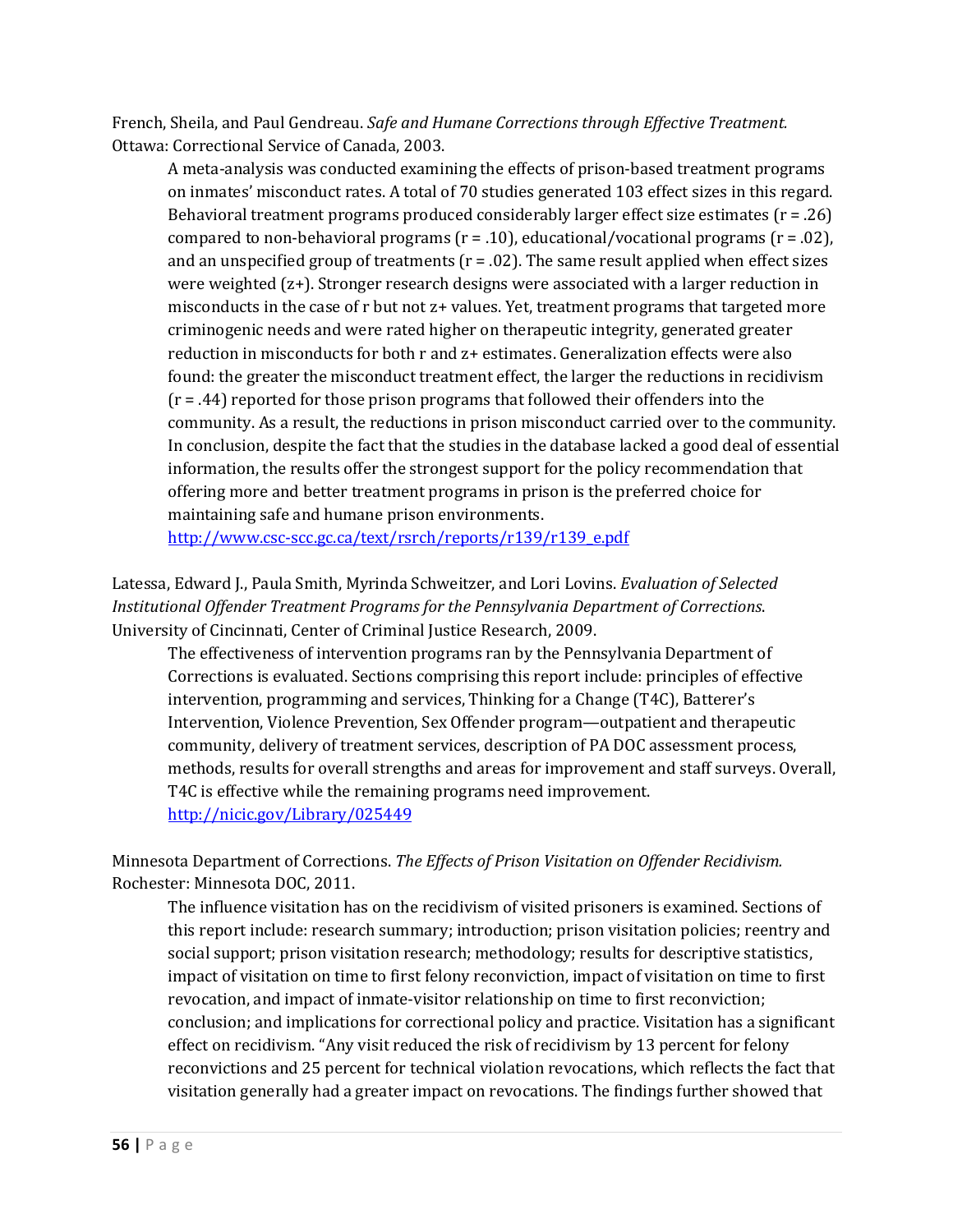French, Sheila, and Paul Gendreau. *Safe and Humane Corrections through Effective Treatment.* Ottawa: Correctional Service of Canada, 2003.

> A meta-analysis was conducted examining the effects of prison-based treatment programs on inmates' misconduct rates. A total of 70 studies generated 103 effect sizes in this regard. Behavioral treatment programs produced considerably larger effect size estimates ($r = .26$) compared to non-behavioral programs ($r = .10$), educational/vocational programs ($r = .02$), and an unspecified group of treatments ($r = .02$). The same result applied when effect sizes were weighted ($z+$). Stronger research designs were associated with a larger reduction in misconducts in the case of $r$ but not $z+$ values. Yet, treatment programs that targeted more criminogenic needs and were rated higher on therapeutic integrity, generated greater reduction in misconducts for both $r$ and $z+$ estimates. Generalization effects were also found: the greater the misconduct treatment effect, the larger the reductions in recidivism ($r = .44$) reported for those prison programs that followed their offenders into the community. As a result, the reductions in prison misconduct carried over to the community. In conclusion, despite the fact that the studies in the database lacked a good deal of essential information, the results offer the strongest support for the policy recommendation that offering more and better treatment programs in prison is the preferred choice for maintaining safe and humane prison environments.
> http://www.csc-scc.gc.ca/text/rsrch/reports/r139/r139_e.pdf

Latessa, Edward J., Paula Smith, Myrinda Schweitzer, and Lori Lovins. *Evaluation of Selected Institutional Offender Treatment Programs for the Pennsylvania Department of Corrections*. University of Cincinnati, Center of Criminal Justice Research, 2009.

> The effectiveness of intervention programs ran by the Pennsylvania Department of Corrections is evaluated. Sections comprising this report include: principles of effective intervention, programming and services, Thinking for a Change (T4C), Batterer's Intervention, Violence Prevention, Sex Offender program—outpatient and therapeutic community, delivery of treatment services, description of PA DOC assessment process, methods, results for overall strengths and areas for improvement and staff surveys. Overall, T4C is effective while the remaining programs need improvement.
> http://nicic.gov/Library/025449

Minnesota Department of Corrections. *The Effects of Prison Visitation on Offender Recidivism.* Rochester: Minnesota DOC, 2011.

> The influence visitation has on the recidivism of visited prisoners is examined. Sections of this report include: research summary; introduction; prison visitation policies; reentry and social support; prison visitation research; methodology; results for descriptive statistics, impact of visitation on time to first felony reconviction, impact of visitation on time to first revocation, and impact of inmate-visitor relationship on time to first reconviction; conclusion; and implications for correctional policy and practice. Visitation has a significant effect on recidivism. "Any visit reduced the risk of recidivism by 13 percent for felony reconvictions and 25 percent for technical violation revocations, which reflects the fact that visitation generally had a greater impact on revocations. The findings further showed that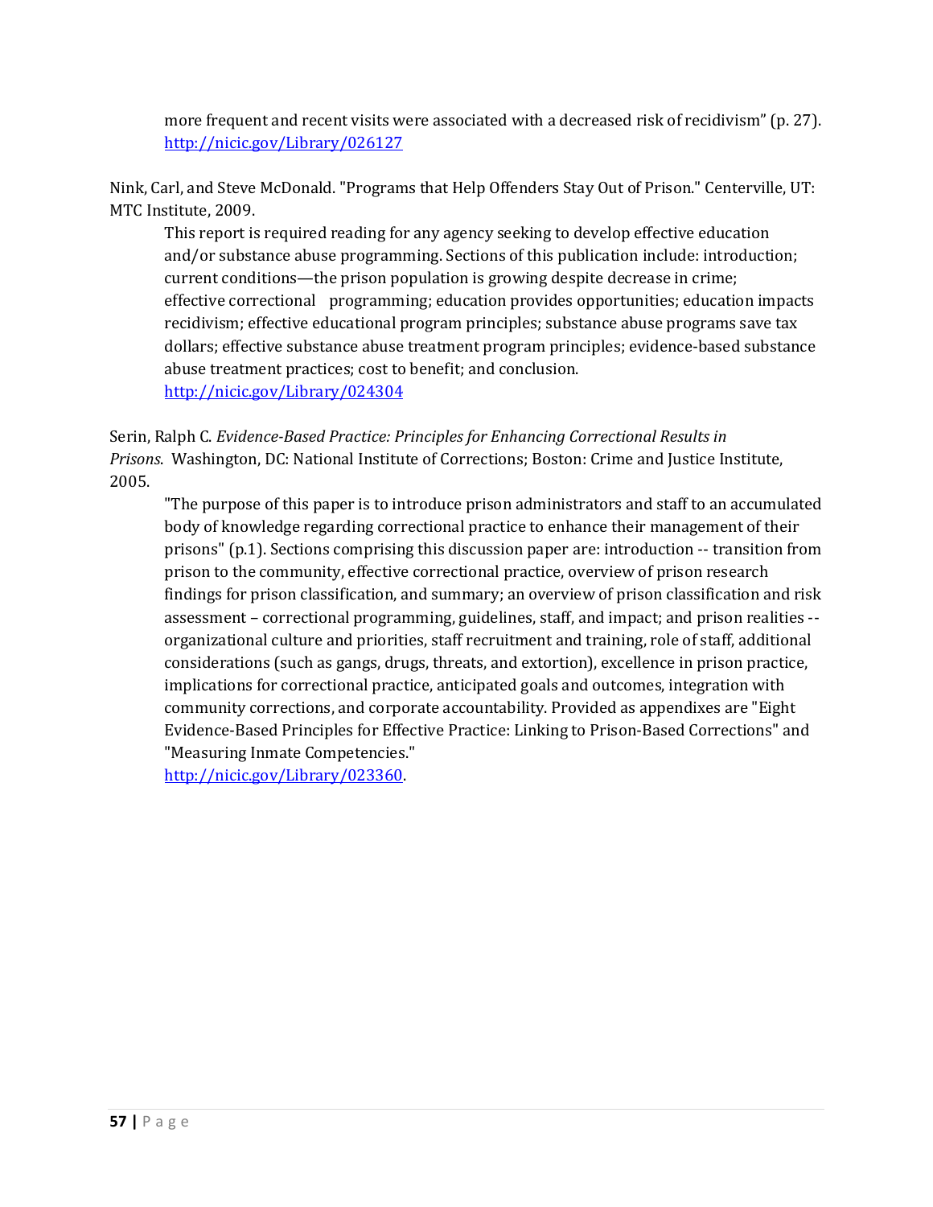more frequent and recent visits were associated with a decreased risk of recidivism" (p. 27). http://nicic.gov/Library/026127

Nink, Carl, and Steve McDonald. "Programs that Help Offenders Stay Out of Prison." Centerville, UT: MTC Institute, 2009.

This report is required reading for any agency seeking to develop effective education and/or substance abuse programming. Sections of this publication include: introduction; current conditions—the prison population is growing despite decrease in crime; effective correctional programming; education provides opportunities; education impacts recidivism; effective educational program principles; substance abuse programs save tax dollars; effective substance abuse treatment program principles; evidence-based substance abuse treatment practices; cost to benefit; and conclusion. http://nicic.gov/Library/024304

Serin, Ralph C. *Evidence-Based Practice: Principles for Enhancing Correctional Results in Prisons*. Washington, DC: National Institute of Corrections; Boston: Crime and Justice Institute, 2005.

"The purpose of this paper is to introduce prison administrators and staff to an accumulated body of knowledge regarding correctional practice to enhance their management of their prisons" (p.1). Sections comprising this discussion paper are: introduction -- transition from prison to the community, effective correctional practice, overview of prison research findings for prison classification, and summary; an overview of prison classification and risk assessment – correctional programming, guidelines, staff, and impact; and prison realities -- organizational culture and priorities, staff recruitment and training, role of staff, additional considerations (such as gangs, drugs, threats, and extortion), excellence in prison practice, implications for correctional practice, anticipated goals and outcomes, integration with community corrections, and corporate accountability. Provided as appendixes are "Eight Evidence-Based Principles for Effective Practice: Linking to Prison-Based Corrections" and "Measuring Inmate Competencies." http://nicic.gov/Library/023360.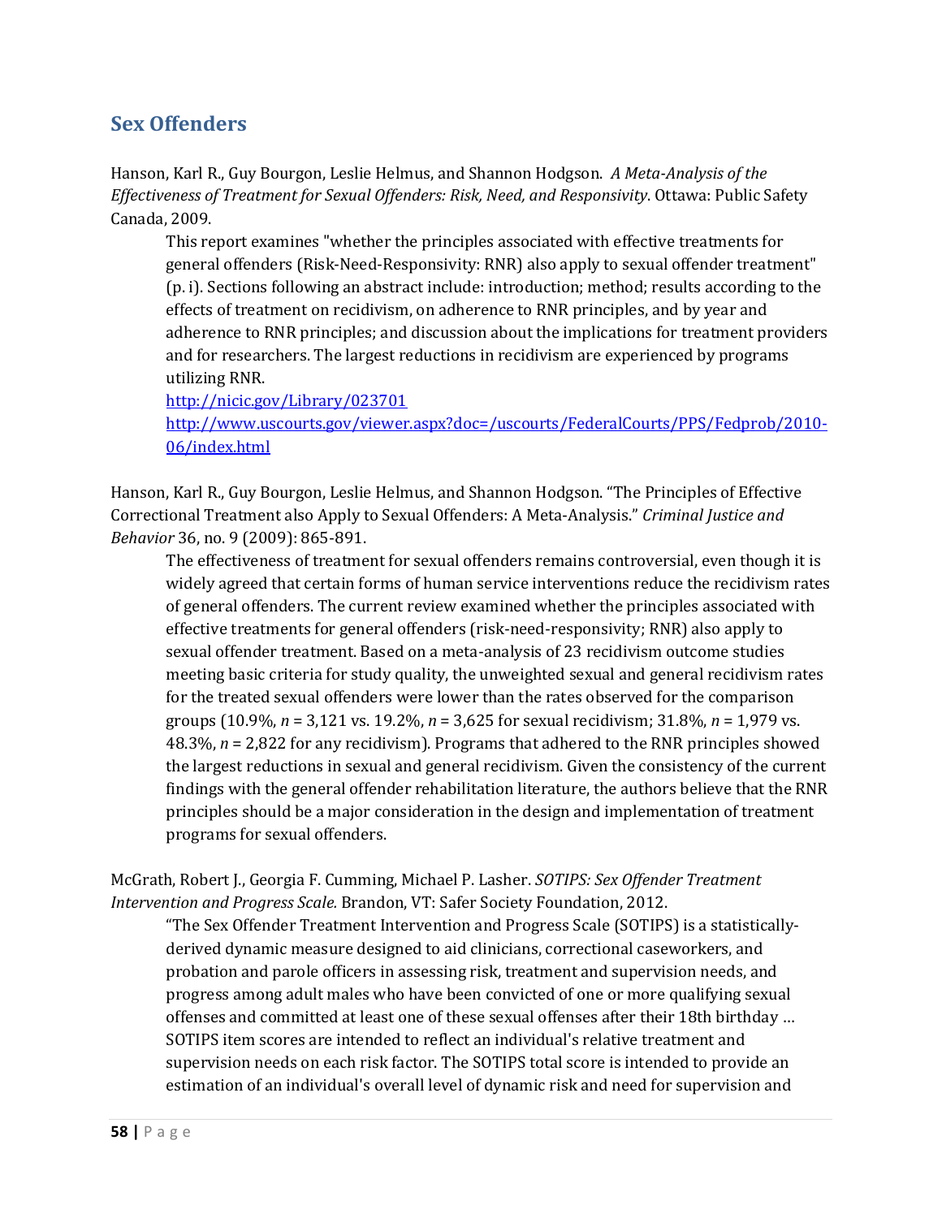## Sex Offenders

Hanson, Karl R., Guy Bourgon, Leslie Helmus, and Shannon Hodgson. *A Meta-Analysis of the Effectiveness of Treatment for Sexual Offenders: Risk, Need, and Responsivity*. Ottawa: Public Safety Canada, 2009.

> This report examines "whether the principles associated with effective treatments for general offenders (Risk-Need-Responsivity: RNR) also apply to sexual offender treatment" (p. i). Sections following an abstract include: introduction; method; results according to the effects of treatment on recidivism, on adherence to RNR principles, and by year and adherence to RNR principles; and discussion about the implications for treatment providers and for researchers. The largest reductions in recidivism are experienced by programs utilizing RNR.
> http://nicic.gov/Library/023701
> http://www.uscourts.gov/viewer.aspx?doc=/uscourts/FederalCourts/PPS/Fedprob/2010-06/index.html

Hanson, Karl R., Guy Bourgon, Leslie Helmus, and Shannon Hodgson. "The Principles of Effective Correctional Treatment also Apply to Sexual Offenders: A Meta-Analysis." *Criminal Justice and Behavior* 36, no. 9 (2009): 865-891.

> The effectiveness of treatment for sexual offenders remains controversial, even though it is widely agreed that certain forms of human service interventions reduce the recidivism rates of general offenders. The current review examined whether the principles associated with effective treatments for general offenders (risk-need-responsivity; RNR) also apply to sexual offender treatment. Based on a meta-analysis of 23 recidivism outcome studies meeting basic criteria for study quality, the unweighted sexual and general recidivism rates for the treated sexual offenders were lower than the rates observed for the comparison groups (10.9%, $n$ = 3,121 vs. 19.2%, $n$ = 3,625 for sexual recidivism; 31.8%, $n$ = 1,979 vs. 48.3%, $n$ = 2,822 for any recidivism). Programs that adhered to the RNR principles showed the largest reductions in sexual and general recidivism. Given the consistency of the current findings with the general offender rehabilitation literature, the authors believe that the RNR principles should be a major consideration in the design and implementation of treatment programs for sexual offenders.

McGrath, Robert J., Georgia F. Cumming, Michael P. Lasher. *SOTIPS: Sex Offender Treatment Intervention and Progress Scale.* Brandon, VT: Safer Society Foundation, 2012.

> "The Sex Offender Treatment Intervention and Progress Scale (SOTIPS) is a statistically-derived dynamic measure designed to aid clinicians, correctional caseworkers, and probation and parole officers in assessing risk, treatment and supervision needs, and progress among adult males who have been convicted of one or more qualifying sexual offenses and committed at least one of these sexual offenses after their 18th birthday … SOTIPS item scores are intended to reflect an individual's relative treatment and supervision needs on each risk factor. The SOTIPS total score is intended to provide an estimation of an individual's overall level of dynamic risk and need for supervision and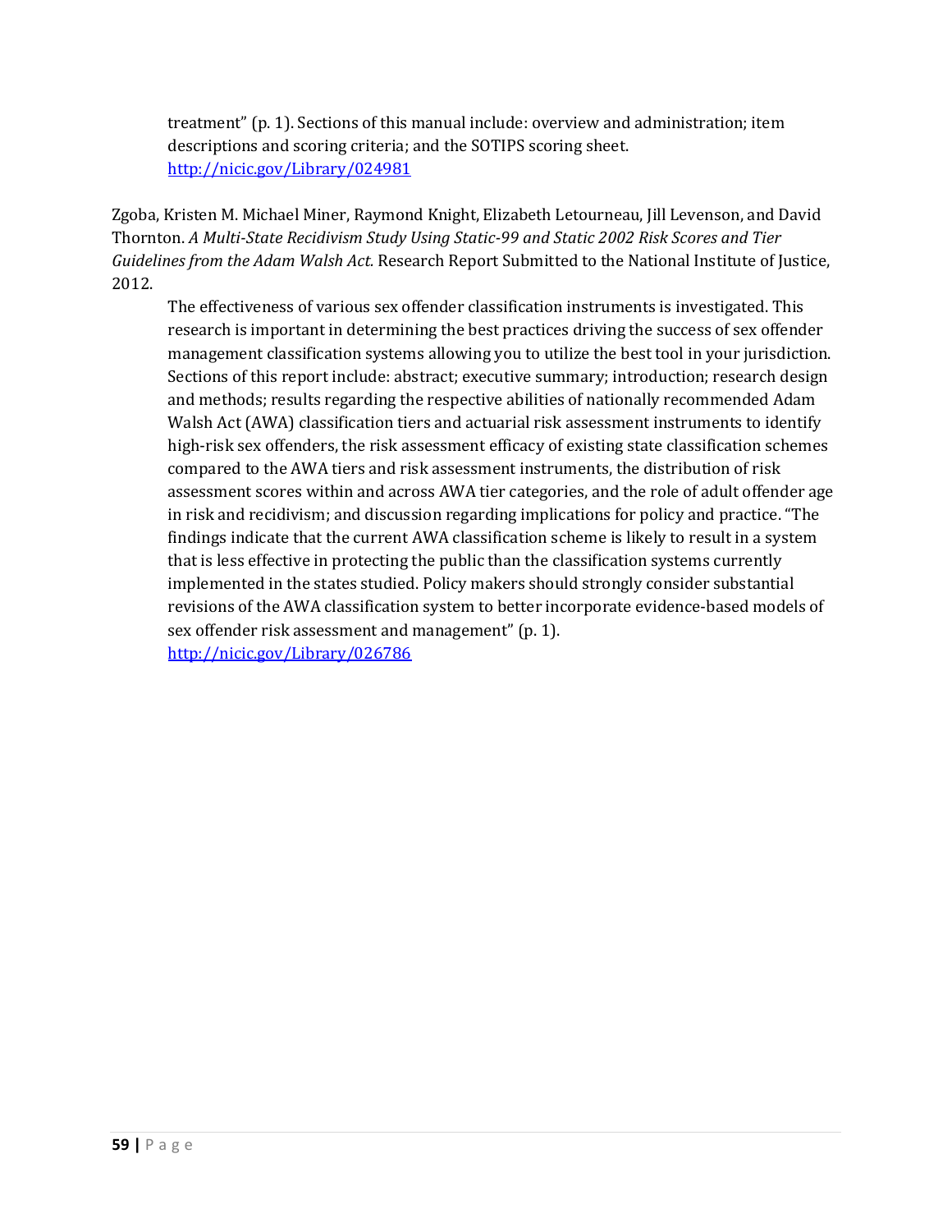treatment" (p. 1). Sections of this manual include: overview and administration; item descriptions and scoring criteria; and the SOTIPS scoring sheet.
http://nicic.gov/Library/024981

Zgoba, Kristen M. Michael Miner, Raymond Knight, Elizabeth Letourneau, Jill Levenson, and David Thornton. *A Multi-State Recidivism Study Using Static-99 and Static 2002 Risk Scores and Tier Guidelines from the Adam Walsh Act.* Research Report Submitted to the National Institute of Justice, 2012.

The effectiveness of various sex offender classification instruments is investigated. This research is important in determining the best practices driving the success of sex offender management classification systems allowing you to utilize the best tool in your jurisdiction. Sections of this report include: abstract; executive summary; introduction; research design and methods; results regarding the respective abilities of nationally recommended Adam Walsh Act (AWA) classification tiers and actuarial risk assessment instruments to identify high-risk sex offenders, the risk assessment efficacy of existing state classification schemes compared to the AWA tiers and risk assessment instruments, the distribution of risk assessment scores within and across AWA tier categories, and the role of adult offender age in risk and recidivism; and discussion regarding implications for policy and practice. "The findings indicate that the current AWA classification scheme is likely to result in a system that is less effective in protecting the public than the classification systems currently implemented in the states studied. Policy makers should strongly consider substantial revisions of the AWA classification system to better incorporate evidence-based models of sex offender risk assessment and management" (p. 1).
http://nicic.gov/Library/026786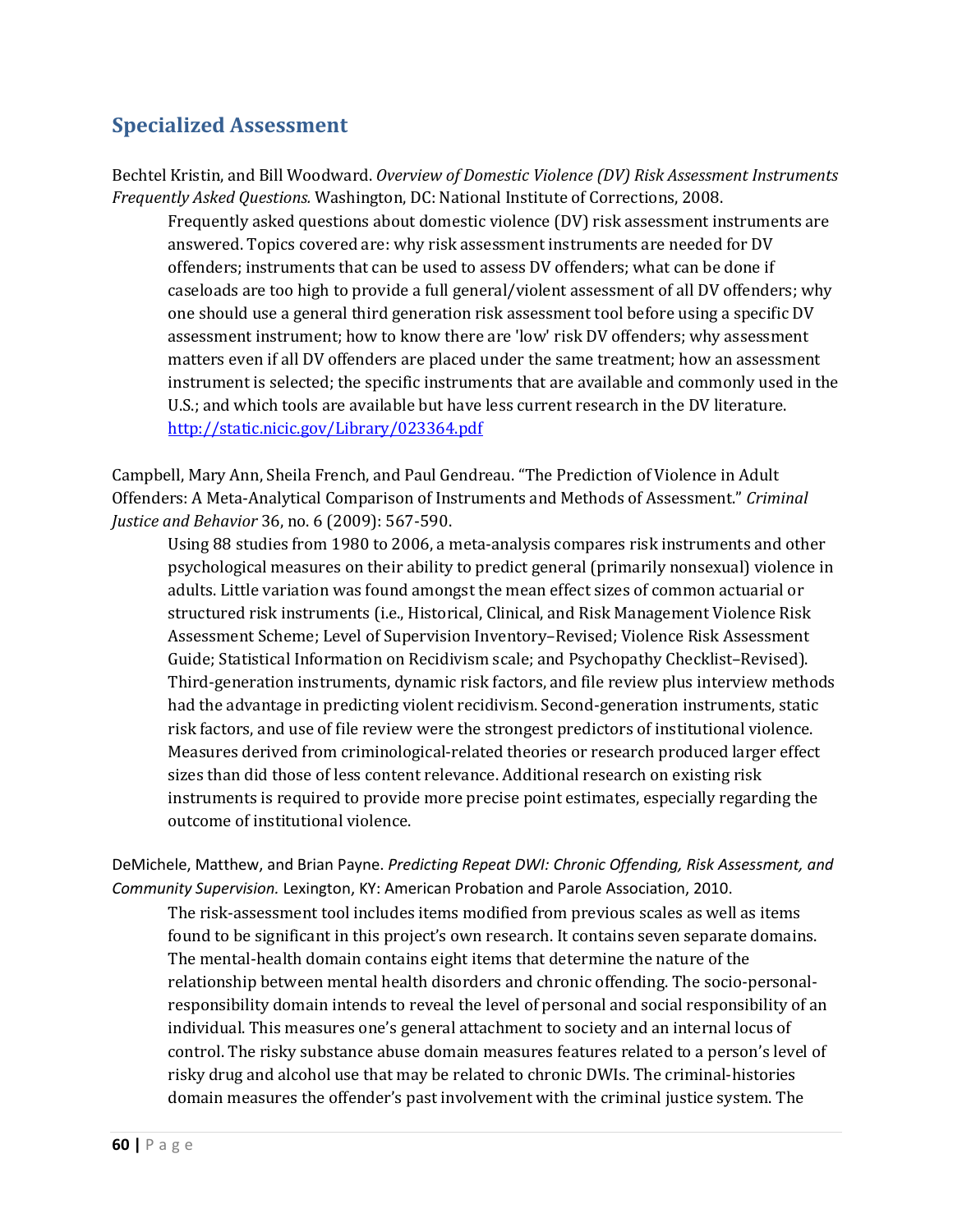## Specialized Assessment

Bechtel Kristin, and Bill Woodward. *Overview of Domestic Violence (DV) Risk Assessment Instruments Frequently Asked Questions.* Washington, DC: National Institute of Corrections, 2008.

> Frequently asked questions about domestic violence (DV) risk assessment instruments are answered. Topics covered are: why risk assessment instruments are needed for DV offenders; instruments that can be used to assess DV offenders; what can be done if caseloads are too high to provide a full general/violent assessment of all DV offenders; why one should use a general third generation risk assessment tool before using a specific DV assessment instrument; how to know there are 'low' risk DV offenders; why assessment matters even if all DV offenders are placed under the same treatment; how an assessment instrument is selected; the specific instruments that are available and commonly used in the U.S.; and which tools are available but have less current research in the DV literature. http://static.nicic.gov/Library/023364.pdf

Campbell, Mary Ann, Sheila French, and Paul Gendreau. "The Prediction of Violence in Adult Offenders: A Meta-Analytical Comparison of Instruments and Methods of Assessment." *Criminal Justice and Behavior* 36, no. 6 (2009): 567-590.

> Using 88 studies from 1980 to 2006, a meta-analysis compares risk instruments and other psychological measures on their ability to predict general (primarily nonsexual) violence in adults. Little variation was found amongst the mean effect sizes of common actuarial or structured risk instruments (i.e., Historical, Clinical, and Risk Management Violence Risk Assessment Scheme; Level of Supervision Inventory–Revised; Violence Risk Assessment Guide; Statistical Information on Recidivism scale; and Psychopathy Checklist–Revised). Third-generation instruments, dynamic risk factors, and file review plus interview methods had the advantage in predicting violent recidivism. Second-generation instruments, static risk factors, and use of file review were the strongest predictors of institutional violence. Measures derived from criminological-related theories or research produced larger effect sizes than did those of less content relevance. Additional research on existing risk instruments is required to provide more precise point estimates, especially regarding the outcome of institutional violence.

DeMichele, Matthew, and Brian Payne. *Predicting Repeat DWI: Chronic Offending, Risk Assessment, and Community Supervision.* Lexington, KY: American Probation and Parole Association, 2010.

> The risk-assessment tool includes items modified from previous scales as well as items found to be significant in this project's own research. It contains seven separate domains. The mental-health domain contains eight items that determine the nature of the relationship between mental health disorders and chronic offending. The socio-personal-responsibility domain intends to reveal the level of personal and social responsibility of an individual. This measures one's general attachment to society and an internal locus of control. The risky substance abuse domain measures features related to a person's level of risky drug and alcohol use that may be related to chronic DWIs. The criminal-histories domain measures the offender's past involvement with the criminal justice system. The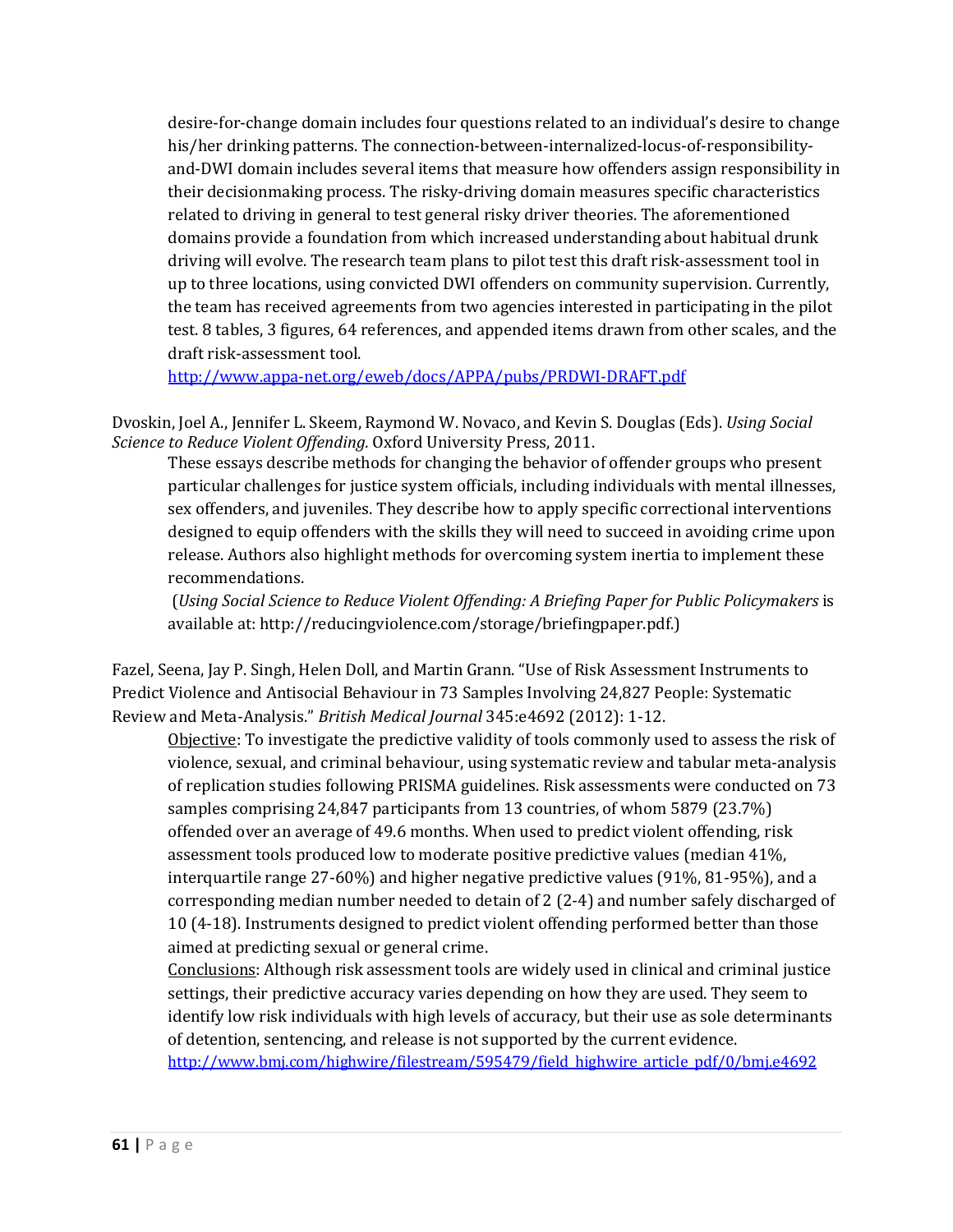desire-for-change domain includes four questions related to an individual's desire to change his/her drinking patterns. The connection-between-internalized-locus-of-responsibility-and-DWI domain includes several items that measure how offenders assign responsibility in their decisionmaking process. The risky-driving domain measures specific characteristics related to driving in general to test general risky driver theories. The aforementioned domains provide a foundation from which increased understanding about habitual drunk driving will evolve. The research team plans to pilot test this draft risk-assessment tool in up to three locations, using convicted DWI offenders on community supervision. Currently, the team has received agreements from two agencies interested in participating in the pilot test. 8 tables, 3 figures, 64 references, and appended items drawn from other scales, and the draft risk-assessment tool.
[http://www.appa-net.org/eweb/docs/APPA/pubs/PRDWI-DRAFT.pdf](http://www.appa-net.org/eweb/docs/APPA/pubs/PRDWI-DRAFT.pdf)

Dvoskin, Joel A., Jennifer L. Skeem, Raymond W. Novaco, and Kevin S. Douglas (Eds). *Using Social Science to Reduce Violent Offending.* Oxford University Press, 2011.

These essays describe methods for changing the behavior of offender groups who present particular challenges for justice system officials, including individuals with mental illnesses, sex offenders, and juveniles. They describe how to apply specific correctional interventions designed to equip offenders with the skills they will need to succeed in avoiding crime upon release. Authors also highlight methods for overcoming system inertia to implement these recommendations.
(*Using Social Science to Reduce Violent Offending: A Briefing Paper for Public Policymakers* is available at: http://reducingviolence.com/storage/briefingpaper.pdf.)

Fazel, Seena, Jay P. Singh, Helen Doll, and Martin Grann. "Use of Risk Assessment Instruments to Predict Violence and Antisocial Behaviour in 73 Samples Involving 24,827 People: Systematic Review and Meta-Analysis." *British Medical Journal* 345:e4692 (2012): 1-12.

Objective: To investigate the predictive validity of tools commonly used to assess the risk of violence, sexual, and criminal behaviour, using systematic review and tabular meta-analysis of replication studies following PRISMA guidelines. Risk assessments were conducted on 73 samples comprising 24,847 participants from 13 countries, of whom 5879 (23.7%) offended over an average of 49.6 months. When used to predict violent offending, risk assessment tools produced low to moderate positive predictive values (median 41%, interquartile range 27-60%) and higher negative predictive values (91%, 81-95%), and a corresponding median number needed to detain of 2 (2-4) and number safely discharged of 10 (4-18). Instruments designed to predict violent offending performed better than those aimed at predicting sexual or general crime.

Conclusions: Although risk assessment tools are widely used in clinical and criminal justice settings, their predictive accuracy varies depending on how they are used. They seem to identify low risk individuals with high levels of accuracy, but their use as sole determinants of detention, sentencing, and release is not supported by the current evidence.
[http://www.bmj.com/highwire/filestream/595479/field_highwire_article_pdf/0/bmj.e4692](http://www.bmj.com/highwire/filestream/595479/field_highwire_article_pdf/0/bmj.e4692)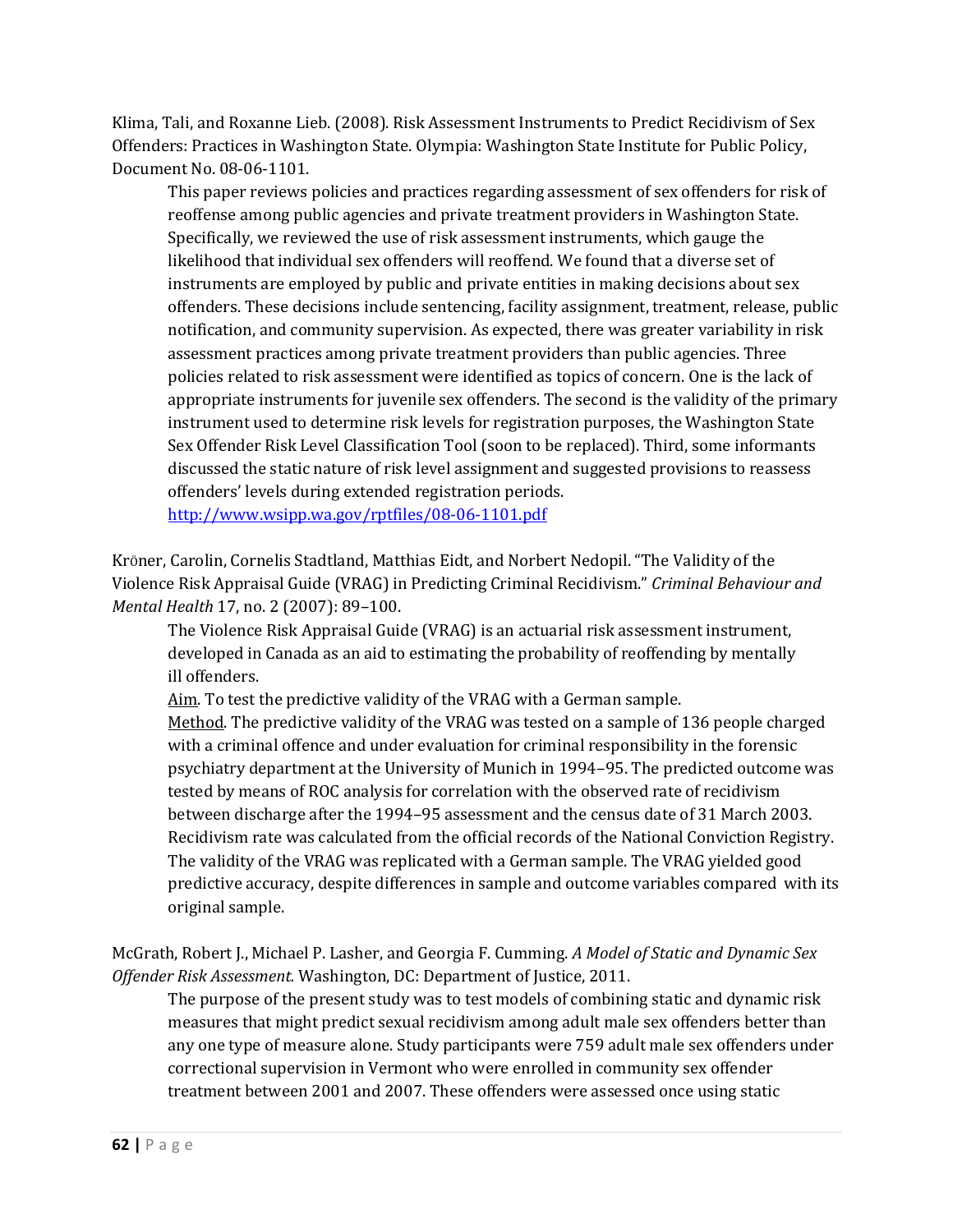Klima, Tali, and Roxanne Lieb. (2008). Risk Assessment Instruments to Predict Recidivism of Sex Offenders: Practices in Washington State. Olympia: Washington State Institute for Public Policy, Document No. 08-06-1101.

> This paper reviews policies and practices regarding assessment of sex offenders for risk of reoffense among public agencies and private treatment providers in Washington State. Specifically, we reviewed the use of risk assessment instruments, which gauge the likelihood that individual sex offenders will reoffend. We found that a diverse set of instruments are employed by public and private entities in making decisions about sex offenders. These decisions include sentencing, facility assignment, treatment, release, public notification, and community supervision. As expected, there was greater variability in risk assessment practices among private treatment providers than public agencies. Three policies related to risk assessment were identified as topics of concern. One is the lack of appropriate instruments for juvenile sex offenders. The second is the validity of the primary instrument used to determine risk levels for registration purposes, the Washington State Sex Offender Risk Level Classification Tool (soon to be replaced). Third, some informants discussed the static nature of risk level assignment and suggested provisions to reassess offenders' levels during extended registration periods.
> [http://www.wsipp.wa.gov/rptfiles/08-06-1101.pdf](http://www.wsipp.wa.gov/rptfiles/08-06-1101.pdf)

Kröner, Carolin, Cornelis Stadtland, Matthias Eidt, and Norbert Nedopil. "The Validity of the Violence Risk Appraisal Guide (VRAG) in Predicting Criminal Recidivism." *Criminal Behaviour and Mental Health* 17, no. 2 (2007): 89–100.

> The Violence Risk Appraisal Guide (VRAG) is an actuarial risk assessment instrument, developed in Canada as an aid to estimating the probability of reoffending by mentally ill offenders.
> Aim. To test the predictive validity of the VRAG with a German sample.
> Method. The predictive validity of the VRAG was tested on a sample of 136 people charged with a criminal offence and under evaluation for criminal responsibility in the forensic psychiatry department at the University of Munich in 1994–95. The predicted outcome was tested by means of ROC analysis for correlation with the observed rate of recidivism between discharge after the 1994–95 assessment and the census date of 31 March 2003. Recidivism rate was calculated from the official records of the National Conviction Registry. The validity of the VRAG was replicated with a German sample. The VRAG yielded good predictive accuracy, despite differences in sample and outcome variables compared with its original sample.

McGrath, Robert J., Michael P. Lasher, and Georgia F. Cumming. *A Model of Static and Dynamic Sex Offender Risk Assessment.* Washington, DC: Department of Justice, 2011.

> The purpose of the present study was to test models of combining static and dynamic risk measures that might predict sexual recidivism among adult male sex offenders better than any one type of measure alone. Study participants were 759 adult male sex offenders under correctional supervision in Vermont who were enrolled in community sex offender treatment between 2001 and 2007. These offenders were assessed once using static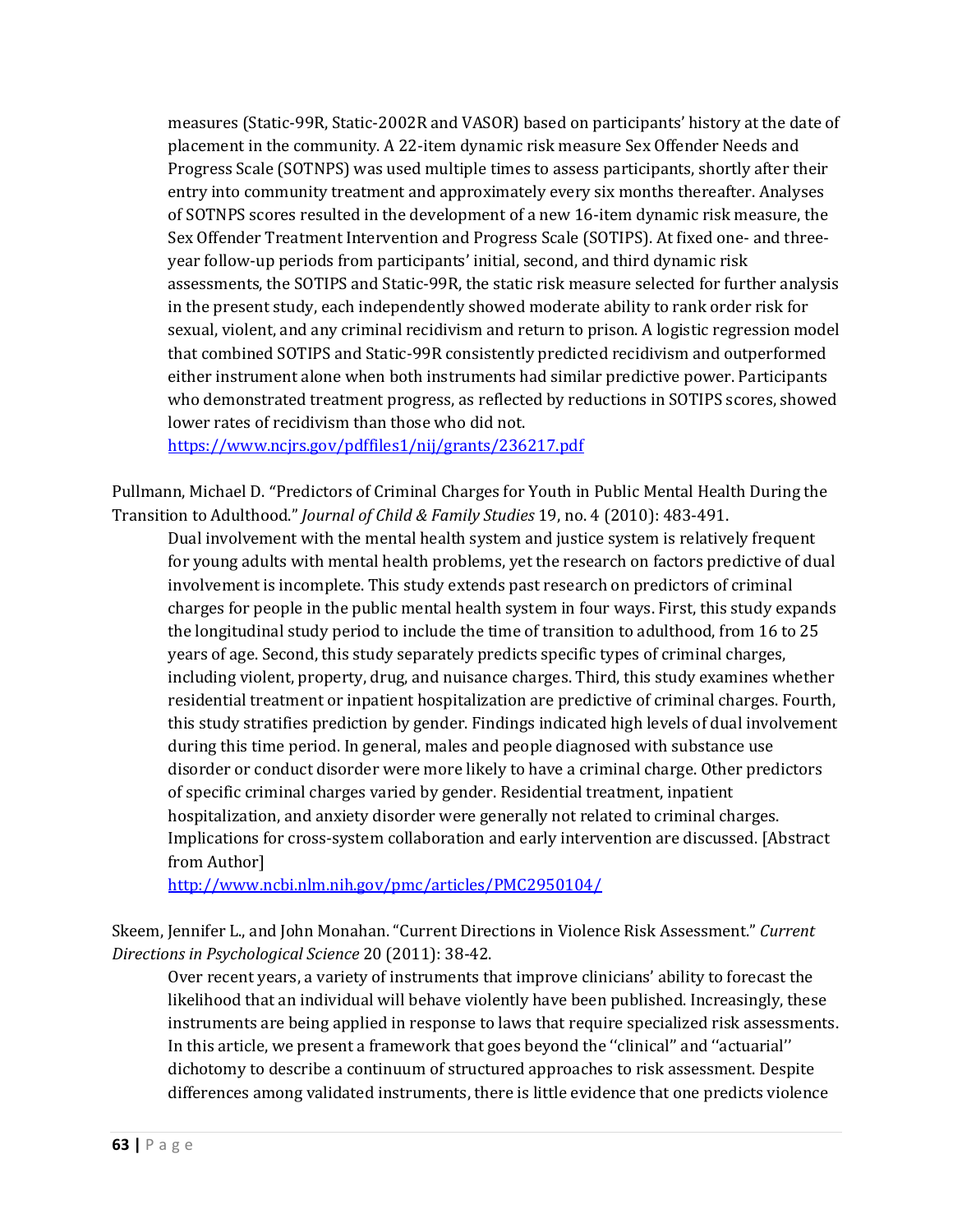measures (Static-99R, Static-2002R and VASOR) based on participants' history at the date of placement in the community. A 22-item dynamic risk measure Sex Offender Needs and Progress Scale (SOTNPS) was used multiple times to assess participants, shortly after their entry into community treatment and approximately every six months thereafter. Analyses of SOTNPS scores resulted in the development of a new 16-item dynamic risk measure, the Sex Offender Treatment Intervention and Progress Scale (SOTIPS). At fixed one- and three-year follow-up periods from participants' initial, second, and third dynamic risk assessments, the SOTIPS and Static-99R, the static risk measure selected for further analysis in the present study, each independently showed moderate ability to rank order risk for sexual, violent, and any criminal recidivism and return to prison. A logistic regression model that combined SOTIPS and Static-99R consistently predicted recidivism and outperformed either instrument alone when both instruments had similar predictive power. Participants who demonstrated treatment progress, as reflected by reductions in SOTIPS scores, showed lower rates of recidivism than those who did not.
https://www.ncjrs.gov/pdffiles1/nij/grants/236217.pdf

Pullmann, Michael D. "Predictors of Criminal Charges for Youth in Public Mental Health During the Transition to Adulthood." *Journal of Child & Family Studies* 19, no. 4 (2010): 483-491.

Dual involvement with the mental health system and justice system is relatively frequent for young adults with mental health problems, yet the research on factors predictive of dual involvement is incomplete. This study extends past research on predictors of criminal charges for people in the public mental health system in four ways. First, this study expands the longitudinal study period to include the time of transition to adulthood, from 16 to 25 years of age. Second, this study separately predicts specific types of criminal charges, including violent, property, drug, and nuisance charges. Third, this study examines whether residential treatment or inpatient hospitalization are predictive of criminal charges. Fourth, this study stratifies prediction by gender. Findings indicated high levels of dual involvement during this time period. In general, males and people diagnosed with substance use disorder or conduct disorder were more likely to have a criminal charge. Other predictors of specific criminal charges varied by gender. Residential treatment, inpatient hospitalization, and anxiety disorder were generally not related to criminal charges. Implications for cross-system collaboration and early intervention are discussed. [Abstract from Author]
http://www.ncbi.nlm.nih.gov/pmc/articles/PMC2950104/

Skeem, Jennifer L., and John Monahan. "Current Directions in Violence Risk Assessment." *Current Directions in Psychological Science* 20 (2011): 38-42.

Over recent years, a variety of instruments that improve clinicians' ability to forecast the likelihood that an individual will behave violently have been published. Increasingly, these instruments are being applied in response to laws that require specialized risk assessments. In this article, we present a framework that goes beyond the ''clinical'' and ''actuarial'' dichotomy to describe a continuum of structured approaches to risk assessment. Despite differences among validated instruments, there is little evidence that one predicts violence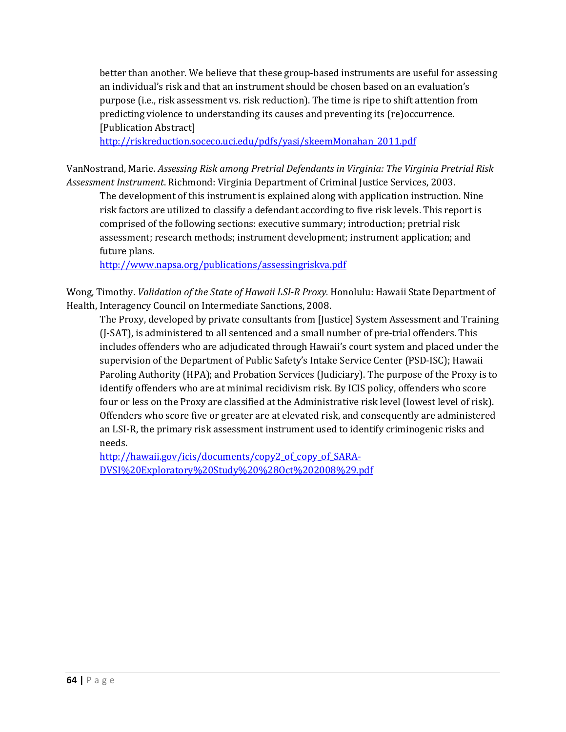better than another. We believe that these group-based instruments are useful for assessing an individual's risk and that an instrument should be chosen based on an evaluation's purpose (i.e., risk assessment vs. risk reduction). The time is ripe to shift attention from predicting violence to understanding its causes and preventing its (re)occurrence. [Publication Abstract]
http://riskreduction.soceco.uci.edu/pdfs/yasi/skeemMonahan_2011.pdf

VanNostrand, Marie. *Assessing Risk among Pretrial Defendants in Virginia: The Virginia Pretrial Risk Assessment Instrument*. Richmond: Virginia Department of Criminal Justice Services, 2003.

The development of this instrument is explained along with application instruction. Nine risk factors are utilized to classify a defendant according to five risk levels. This report is comprised of the following sections: executive summary; introduction; pretrial risk assessment; research methods; instrument development; instrument application; and future plans.
http://www.napsa.org/publications/assessingriskva.pdf

Wong, Timothy. *Validation of the State of Hawaii LSI-R Proxy.* Honolulu: Hawaii State Department of Health, Interagency Council on Intermediate Sanctions, 2008.

The Proxy, developed by private consultants from [Justice] System Assessment and Training (J-SAT), is administered to all sentenced and a small number of pre-trial offenders. This includes offenders who are adjudicated through Hawaii's court system and placed under the supervision of the Department of Public Safety's Intake Service Center (PSD-ISC); Hawaii Paroling Authority (HPA); and Probation Services (Judiciary). The purpose of the Proxy is to identify offenders who are at minimal recidivism risk. By ICIS policy, offenders who score four or less on the Proxy are classified at the Administrative risk level (lowest level of risk). Offenders who score five or greater are at elevated risk, and consequently are administered an LSI-R, the primary risk assessment instrument used to identify criminogenic risks and needs.
http://hawaii.gov/icis/documents/copy2_of_copy_of_SARA-DVSI%20Exploratory%20Study%20%28Oct%202008%29.pdf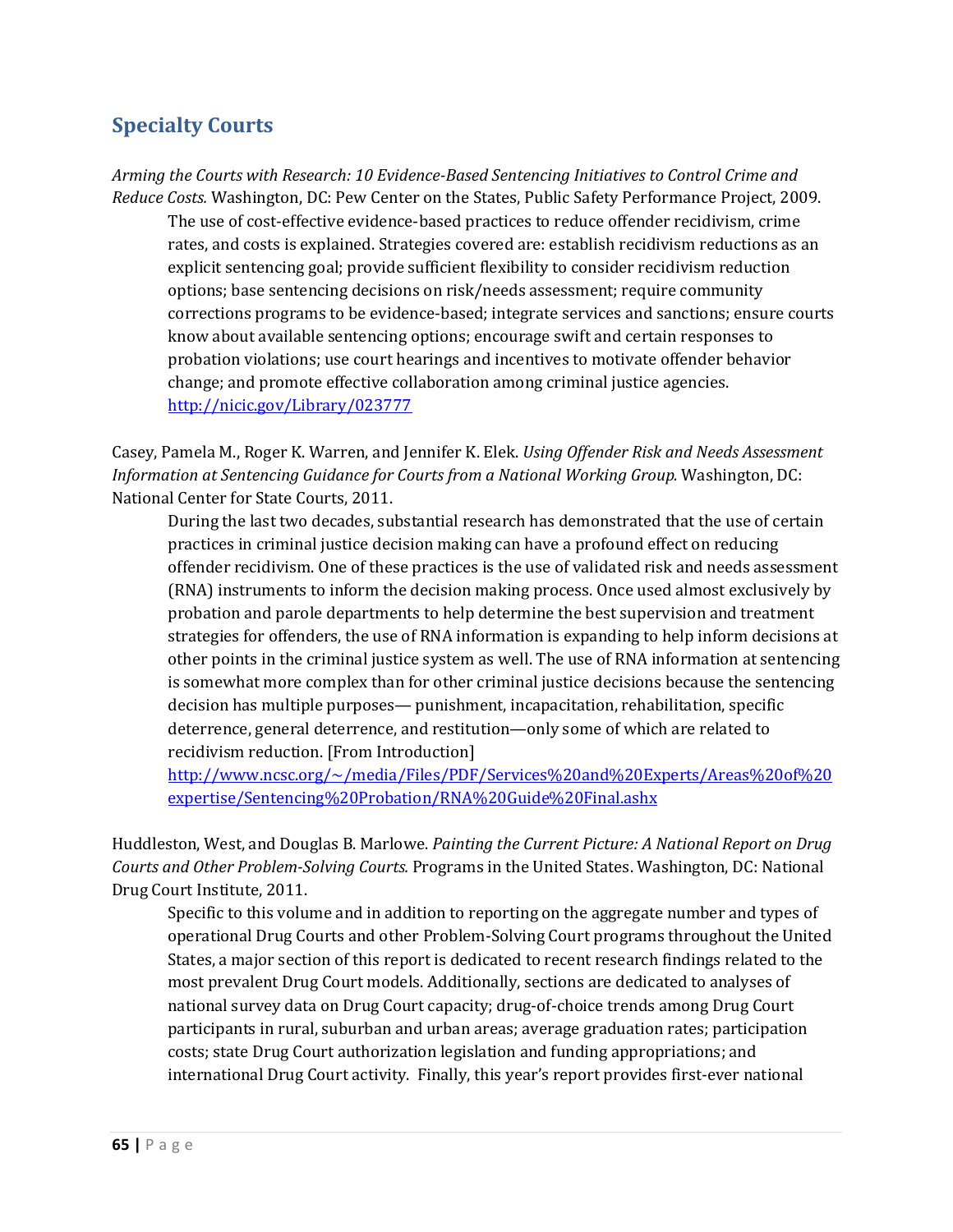## Specialty Courts

*Arming the Courts with Research: 10 Evidence-Based Sentencing Initiatives to Control Crime and Reduce Costs.* Washington, DC: Pew Center on the States, Public Safety Performance Project, 2009.

> The use of cost-effective evidence-based practices to reduce offender recidivism, crime rates, and costs is explained. Strategies covered are: establish recidivism reductions as an explicit sentencing goal; provide sufficient flexibility to consider recidivism reduction options; base sentencing decisions on risk/needs assessment; require community corrections programs to be evidence-based; integrate services and sanctions; ensure courts know about available sentencing options; encourage swift and certain responses to probation violations; use court hearings and incentives to motivate offender behavior change; and promote effective collaboration among criminal justice agencies. [http://nicic.gov/Library/023777](http://nicic.gov/Library/023777)

Casey, Pamela M., Roger K. Warren, and Jennifer K. Elek. *Using Offender Risk and Needs Assessment Information at Sentencing Guidance for Courts from a National Working Group.* Washington, DC: National Center for State Courts, 2011.

> During the last two decades, substantial research has demonstrated that the use of certain practices in criminal justice decision making can have a profound effect on reducing offender recidivism. One of these practices is the use of validated risk and needs assessment (RNA) instruments to inform the decision making process. Once used almost exclusively by probation and parole departments to help determine the best supervision and treatment strategies for offenders, the use of RNA information is expanding to help inform decisions at other points in the criminal justice system as well. The use of RNA information at sentencing is somewhat more complex than for other criminal justice decisions because the sentencing decision has multiple purposes— punishment, incapacitation, rehabilitation, specific deterrence, general deterrence, and restitution—only some of which are related to recidivism reduction. [From Introduction] [http://www.ncsc.org/~/media/Files/PDF/Services%20and%20Experts/Areas%20of%20expertise/Sentencing%20Probation/RNA%20Guide%20Final.ashx](http://www.ncsc.org/~/media/Files/PDF/Services%20and%20Experts/Areas%20of%20expertise/Sentencing%20Probation/RNA%20Guide%20Final.ashx)

Huddleston, West, and Douglas B. Marlowe. *Painting the Current Picture: A National Report on Drug Courts and Other Problem-Solving Courts.* Programs in the United States. Washington, DC: National Drug Court Institute, 2011.

> Specific to this volume and in addition to reporting on the aggregate number and types of operational Drug Courts and other Problem-Solving Court programs throughout the United States, a major section of this report is dedicated to recent research findings related to the most prevalent Drug Court models. Additionally, sections are dedicated to analyses of national survey data on Drug Court capacity; drug-of-choice trends among Drug Court participants in rural, suburban and urban areas; average graduation rates; participation costs; state Drug Court authorization legislation and funding appropriations; and international Drug Court activity. Finally, this year's report provides first-ever national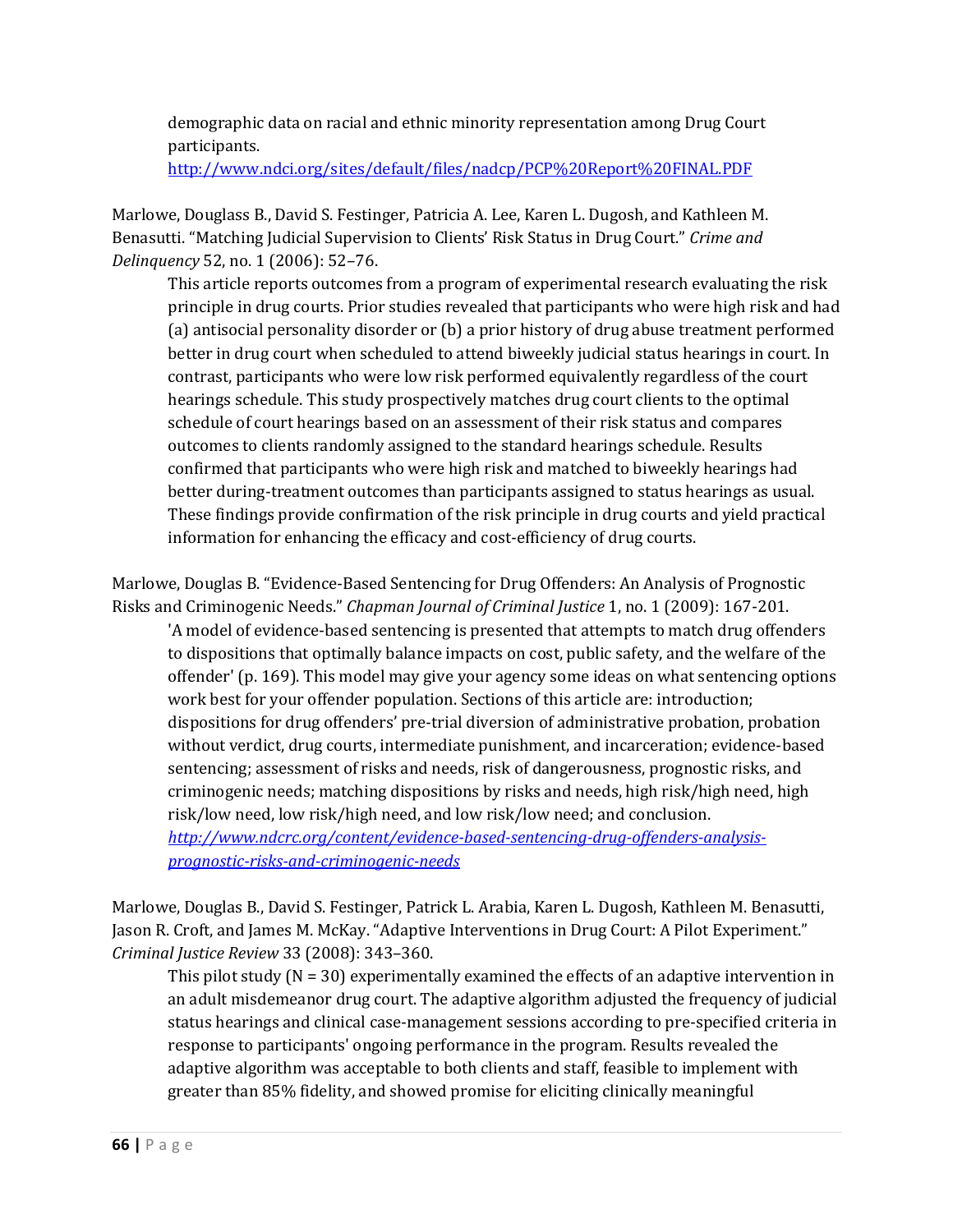demographic data on racial and ethnic minority representation among Drug Court participants.
http://www.ndci.org/sites/default/files/nadcp/PCP%20Report%20FINAL.PDF

Marlowe, Douglass B., David S. Festinger, Patricia A. Lee, Karen L. Dugosh, and Kathleen M. Benasutti. "Matching Judicial Supervision to Clients' Risk Status in Drug Court." *Crime and Delinquency* 52, no. 1 (2006): 52–76.

> This article reports outcomes from a program of experimental research evaluating the risk principle in drug courts. Prior studies revealed that participants who were high risk and had (a) antisocial personality disorder or (b) a prior history of drug abuse treatment performed better in drug court when scheduled to attend biweekly judicial status hearings in court. In contrast, participants who were low risk performed equivalently regardless of the court hearings schedule. This study prospectively matches drug court clients to the optimal schedule of court hearings based on an assessment of their risk status and compares outcomes to clients randomly assigned to the standard hearings schedule. Results confirmed that participants who were high risk and matched to biweekly hearings had better during-treatment outcomes than participants assigned to status hearings as usual. These findings provide confirmation of the risk principle in drug courts and yield practical information for enhancing the efficacy and cost-efficiency of drug courts.

Marlowe, Douglas B. "Evidence-Based Sentencing for Drug Offenders: An Analysis of Prognostic Risks and Criminogenic Needs." *Chapman Journal of Criminal Justice* 1, no. 1 (2009): 167-201.

> 'A model of evidence-based sentencing is presented that attempts to match drug offenders to dispositions that optimally balance impacts on cost, public safety, and the welfare of the offender' (p. 169). This model may give your agency some ideas on what sentencing options work best for your offender population. Sections of this article are: introduction; dispositions for drug offenders' pre-trial diversion of administrative probation, probation without verdict, drug courts, intermediate punishment, and incarceration; evidence-based sentencing; assessment of risks and needs, risk of dangerousness, prognostic risks, and criminogenic needs; matching dispositions by risks and needs, high risk/high need, high risk/low need, low risk/high need, and low risk/low need; and conclusion.
> *http://www.ndcrc.org/content/evidence-based-sentencing-drug-offenders-analysis-prognostic-risks-and-criminogenic-needs*

Marlowe, Douglas B., David S. Festinger, Patrick L. Arabia, Karen L. Dugosh, Kathleen M. Benasutti, Jason R. Croft, and James M. McKay. "Adaptive Interventions in Drug Court: A Pilot Experiment." *Criminal Justice Review* 33 (2008): 343–360.

> This pilot study (N = 30) experimentally examined the effects of an adaptive intervention in an adult misdemeanor drug court. The adaptive algorithm adjusted the frequency of judicial status hearings and clinical case-management sessions according to pre-specified criteria in response to participants' ongoing performance in the program. Results revealed the adaptive algorithm was acceptable to both clients and staff, feasible to implement with greater than 85% fidelity, and showed promise for eliciting clinically meaningful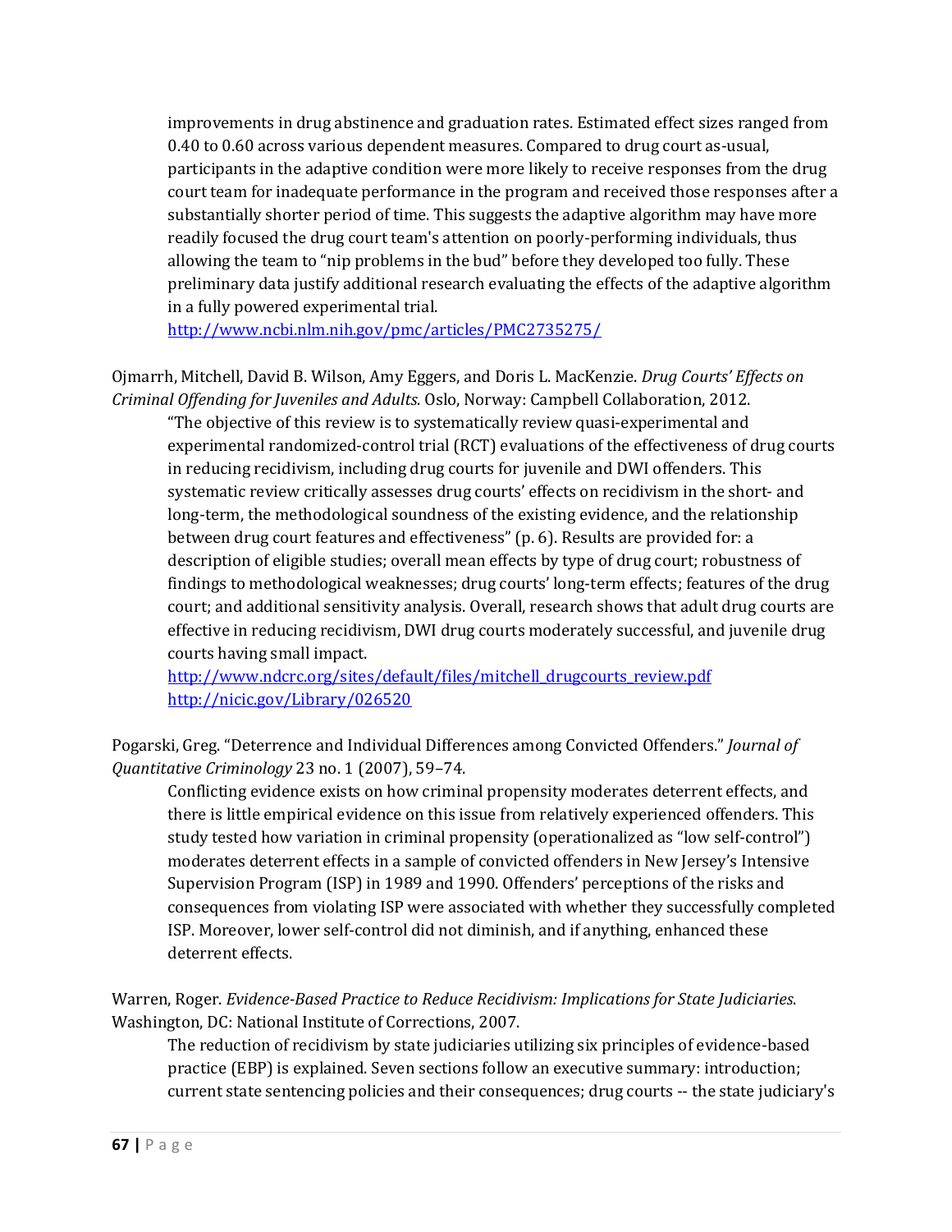improvements in drug abstinence and graduation rates. Estimated effect sizes ranged from 0.40 to 0.60 across various dependent measures. Compared to drug court as-usual, participants in the adaptive condition were more likely to receive responses from the drug court team for inadequate performance in the program and received those responses after a substantially shorter period of time. This suggests the adaptive algorithm may have more readily focused the drug court team's attention on poorly-performing individuals, thus allowing the team to "nip problems in the bud" before they developed too fully. These preliminary data justify additional research evaluating the effects of the adaptive algorithm in a fully powered experimental trial.
http://www.ncbi.nlm.nih.gov/pmc/articles/PMC2735275/

Ojmarrh, Mitchell, David B. Wilson, Amy Eggers, and Doris L. MacKenzie. *Drug Courts' Effects on Criminal Offending for Juveniles and Adults.* Oslo, Norway: Campbell Collaboration, 2012.

"The objective of this review is to systematically review quasi-experimental and experimental randomized-control trial (RCT) evaluations of the effectiveness of drug courts in reducing recidivism, including drug courts for juvenile and DWI offenders. This systematic review critically assesses drug courts' effects on recidivism in the short- and long-term, the methodological soundness of the existing evidence, and the relationship between drug court features and effectiveness" (p. 6). Results are provided for: a description of eligible studies; overall mean effects by type of drug court; robustness of findings to methodological weaknesses; drug courts' long-term effects; features of the drug court; and additional sensitivity analysis. Overall, research shows that adult drug courts are effective in reducing recidivism, DWI drug courts moderately successful, and juvenile drug courts having small impact.
http://www.ndcrc.org/sites/default/files/mitchell_drugcourts_review.pdf
http://nicic.gov/Library/026520

Pogarski, Greg. "Deterrence and Individual Differences among Convicted Offenders." *Journal of Quantitative Criminology* 23 no. 1 (2007), 59–74.

Conflicting evidence exists on how criminal propensity moderates deterrent effects, and there is little empirical evidence on this issue from relatively experienced offenders. This study tested how variation in criminal propensity (operationalized as "low self-control") moderates deterrent effects in a sample of convicted offenders in New Jersey's Intensive Supervision Program (ISP) in 1989 and 1990. Offenders' perceptions of the risks and consequences from violating ISP were associated with whether they successfully completed ISP. Moreover, lower self-control did not diminish, and if anything, enhanced these deterrent effects.

Warren, Roger. *Evidence-Based Practice to Reduce Recidivism: Implications for State Judiciaries*. Washington, DC: National Institute of Corrections, 2007.

The reduction of recidivism by state judiciaries utilizing six principles of evidence-based practice (EBP) is explained. Seven sections follow an executive summary: introduction; current state sentencing policies and their consequences; drug courts -- the state judiciary's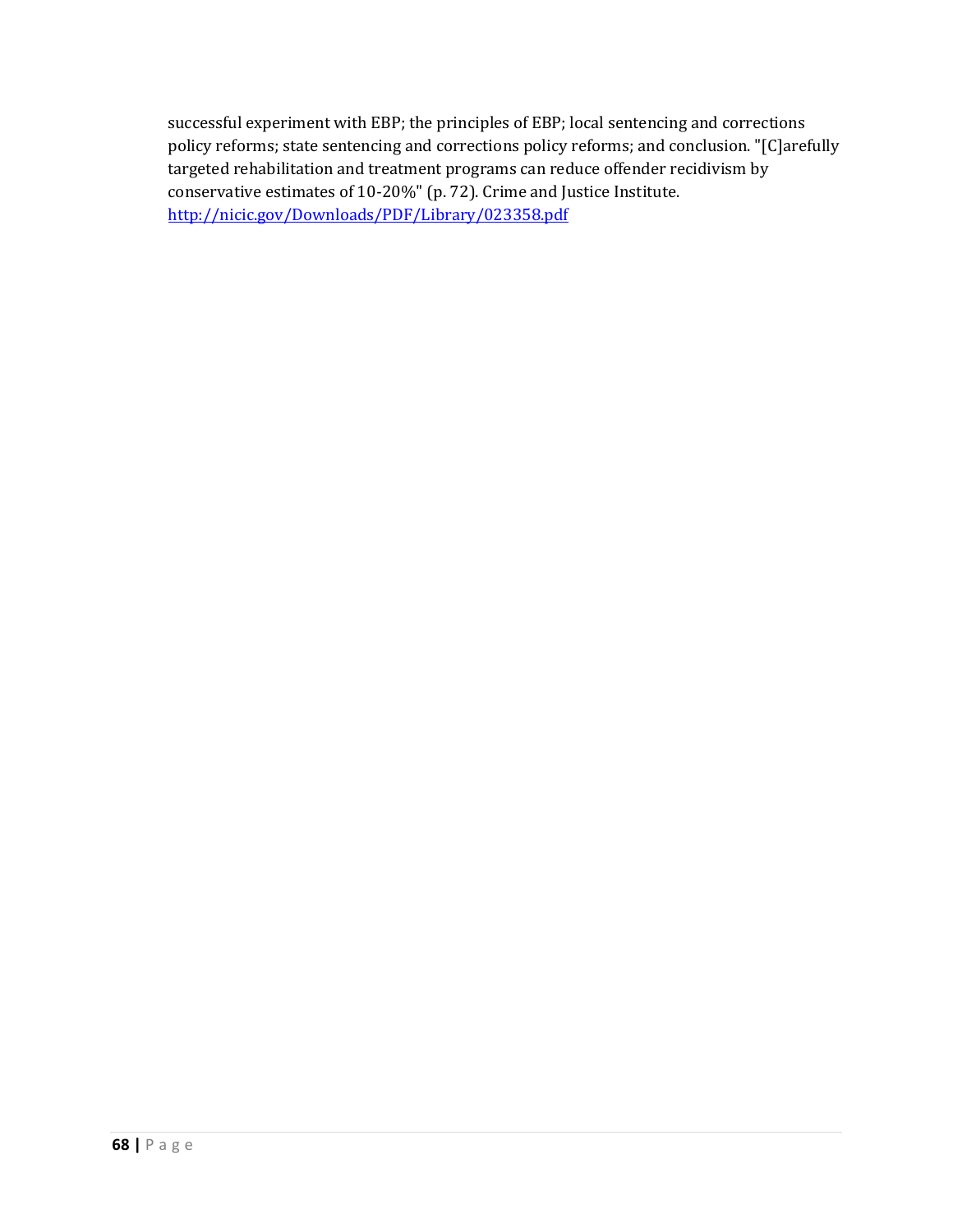successful experiment with EBP; the principles of EBP; local sentencing and corrections policy reforms; state sentencing and corrections policy reforms; and conclusion. "[C]arefully targeted rehabilitation and treatment programs can reduce offender recidivism by conservative estimates of 10-20%" (p. 72). Crime and Justice Institute. http://nicic.gov/Downloads/PDF/Library/023358.pdf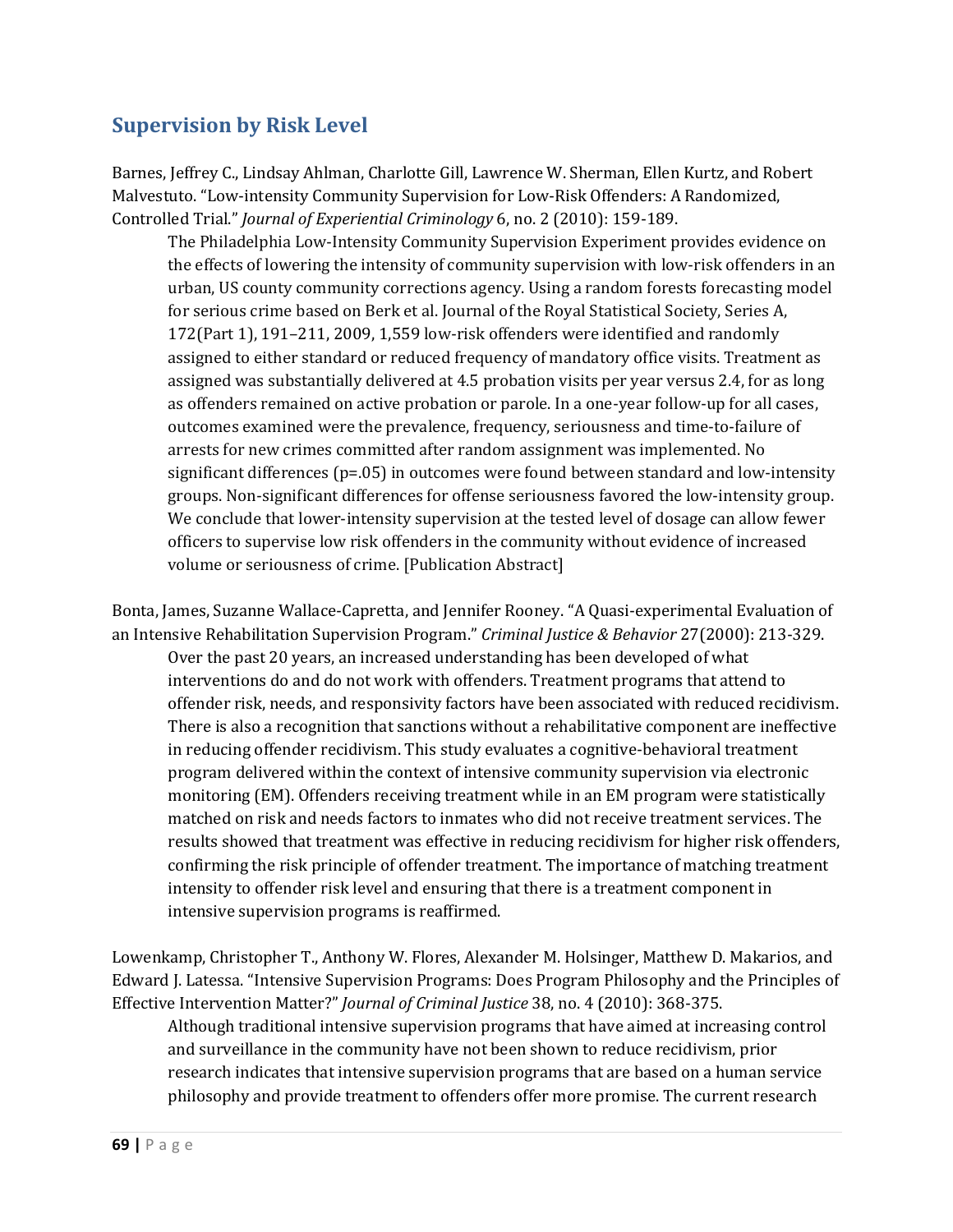## Supervision by Risk Level

Barnes, Jeffrey C., Lindsay Ahlman, Charlotte Gill, Lawrence W. Sherman, Ellen Kurtz, and Robert Malvestuto. "Low-intensity Community Supervision for Low-Risk Offenders: A Randomized, Controlled Trial." *Journal of Experiential Criminology* 6, no. 2 (2010): 159-189.

> The Philadelphia Low-Intensity Community Supervision Experiment provides evidence on the effects of lowering the intensity of community supervision with low-risk offenders in an urban, US county community corrections agency. Using a random forests forecasting model for serious crime based on Berk et al. Journal of the Royal Statistical Society, Series A, 172(Part 1), 191–211, 2009, 1,559 low-risk offenders were identified and randomly assigned to either standard or reduced frequency of mandatory office visits. Treatment as assigned was substantially delivered at 4.5 probation visits per year versus 2.4, for as long as offenders remained on active probation or parole. In a one-year follow-up for all cases, outcomes examined were the prevalence, frequency, seriousness and time-to-failure of arrests for new crimes committed after random assignment was implemented. No significant differences (p=.05) in outcomes were found between standard and low-intensity groups. Non-significant differences for offense seriousness favored the low-intensity group. We conclude that lower-intensity supervision at the tested level of dosage can allow fewer officers to supervise low risk offenders in the community without evidence of increased volume or seriousness of crime. [Publication Abstract]

Bonta, James, Suzanne Wallace-Capretta, and Jennifer Rooney. "A Quasi-experimental Evaluation of an Intensive Rehabilitation Supervision Program." *Criminal Justice & Behavior* 27(2000): 213-329.

> Over the past 20 years, an increased understanding has been developed of what interventions do and do not work with offenders. Treatment programs that attend to offender risk, needs, and responsivity factors have been associated with reduced recidivism. There is also a recognition that sanctions without a rehabilitative component are ineffective in reducing offender recidivism. This study evaluates a cognitive-behavioral treatment program delivered within the context of intensive community supervision via electronic monitoring (EM). Offenders receiving treatment while in an EM program were statistically matched on risk and needs factors to inmates who did not receive treatment services. The results showed that treatment was effective in reducing recidivism for higher risk offenders, confirming the risk principle of offender treatment. The importance of matching treatment intensity to offender risk level and ensuring that there is a treatment component in intensive supervision programs is reaffirmed.

Lowenkamp, Christopher T., Anthony W. Flores, Alexander M. Holsinger, Matthew D. Makarios, and Edward J. Latessa. "Intensive Supervision Programs: Does Program Philosophy and the Principles of Effective Intervention Matter?" *Journal of Criminal Justice* 38, no. 4 (2010): 368-375.

> Although traditional intensive supervision programs that have aimed at increasing control and surveillance in the community have not been shown to reduce recidivism, prior research indicates that intensive supervision programs that are based on a human service philosophy and provide treatment to offenders offer more promise. The current research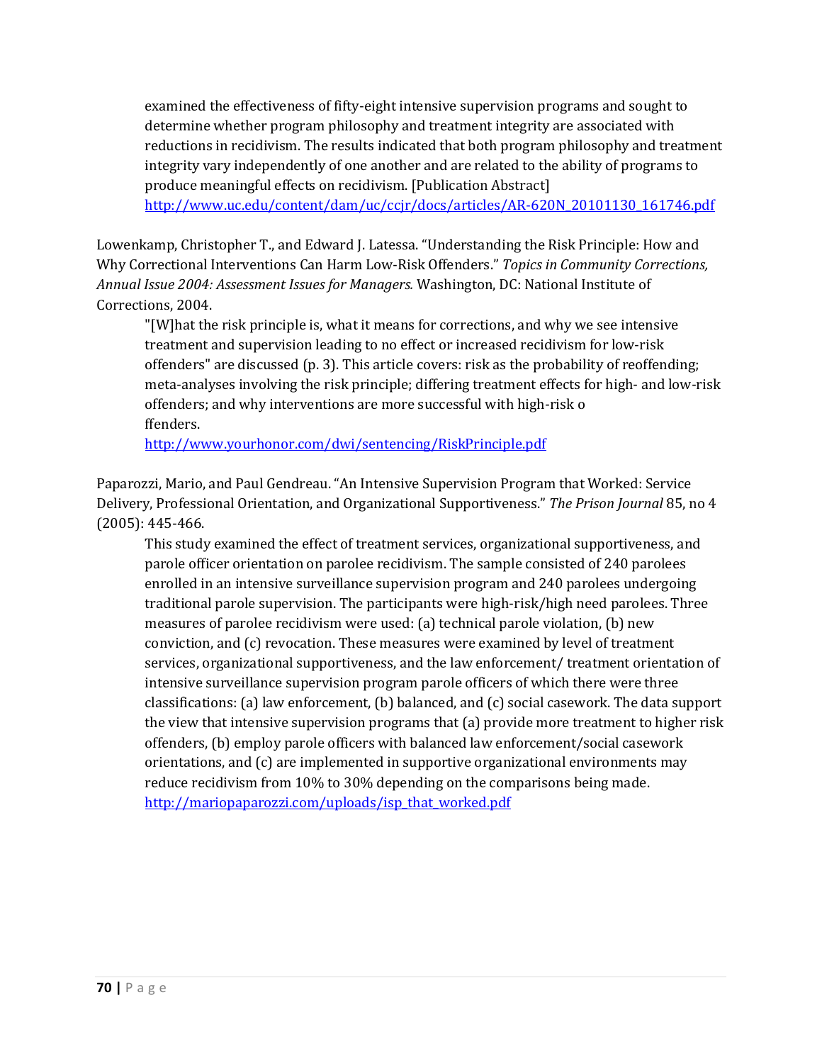examined the effectiveness of fifty-eight intensive supervision programs and sought to determine whether program philosophy and treatment integrity are associated with reductions in recidivism. The results indicated that both program philosophy and treatment integrity vary independently of one another and are related to the ability of programs to produce meaningful effects on recidivism. [Publication Abstract]
http://www.uc.edu/content/dam/uc/ccjr/docs/articles/AR-620N_20101130_161746.pdf

Lowenkamp, Christopher T., and Edward J. Latessa. "Understanding the Risk Principle: How and Why Correctional Interventions Can Harm Low-Risk Offenders." *Topics in Community Corrections, Annual Issue 2004: Assessment Issues for Managers.* Washington, DC: National Institute of Corrections, 2004.

"[W]hat the risk principle is, what it means for corrections, and why we see intensive treatment and supervision leading to no effect or increased recidivism for low-risk offenders" are discussed (p. 3). This article covers: risk as the probability of reoffending; meta-analyses involving the risk principle; differing treatment effects for high- and low-risk offenders; and why interventions are more successful with high-risk o
ffenders.
http://www.yourhonor.com/dwi/sentencing/RiskPrinciple.pdf

Paparozzi, Mario, and Paul Gendreau. "An Intensive Supervision Program that Worked: Service Delivery, Professional Orientation, and Organizational Supportiveness." *The Prison Journal* 85, no 4 (2005): 445-466.

This study examined the effect of treatment services, organizational supportiveness, and parole officer orientation on parolee recidivism. The sample consisted of 240 parolees enrolled in an intensive surveillance supervision program and 240 parolees undergoing traditional parole supervision. The participants were high-risk/high need parolees. Three measures of parolee recidivism were used: (a) technical parole violation, (b) new conviction, and (c) revocation. These measures were examined by level of treatment services, organizational supportiveness, and the law enforcement/ treatment orientation of intensive surveillance supervision program parole officers of which there were three classifications: (a) law enforcement, (b) balanced, and (c) social casework. The data support the view that intensive supervision programs that (a) provide more treatment to higher risk offenders, (b) employ parole officers with balanced law enforcement/social casework orientations, and (c) are implemented in supportive organizational environments may reduce recidivism from 10% to 30% depending on the comparisons being made.
http://mariopaparozzi.com/uploads/isp_that_worked.pdf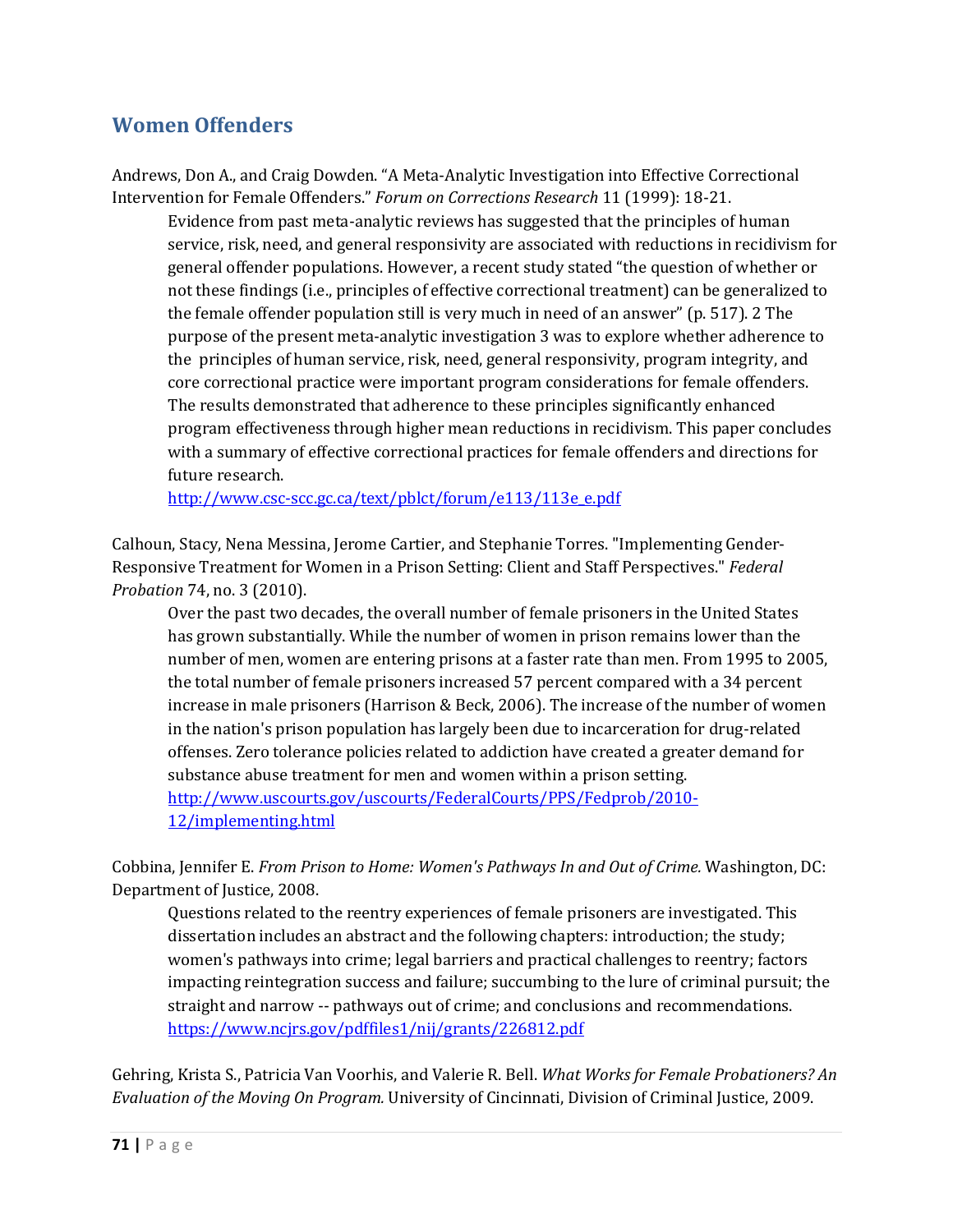## Women Offenders

Andrews, Don A., and Craig Dowden. "A Meta-Analytic Investigation into Effective Correctional Intervention for Female Offenders." *Forum on Corrections Research* 11 (1999): 18-21.

> Evidence from past meta-analytic reviews has suggested that the principles of human service, risk, need, and general responsivity are associated with reductions in recidivism for general offender populations. However, a recent study stated "the question of whether or not these findings (i.e., principles of effective correctional treatment) can be generalized to the female offender population still is very much in need of an answer" (p. 517). 2 The purpose of the present meta-analytic investigation 3 was to explore whether adherence to the principles of human service, risk, need, general responsivity, program integrity, and core correctional practice were important program considerations for female offenders. The results demonstrated that adherence to these principles significantly enhanced program effectiveness through higher mean reductions in recidivism. This paper concludes with a summary of effective correctional practices for female offenders and directions for future research.
> http://www.csc-scc.gc.ca/text/pblct/forum/e113/113e_e.pdf

Calhoun, Stacy, Nena Messina, Jerome Cartier, and Stephanie Torres. "Implementing Gender-Responsive Treatment for Women in a Prison Setting: Client and Staff Perspectives." *Federal Probation* 74, no. 3 (2010).

> Over the past two decades, the overall number of female prisoners in the United States has grown substantially. While the number of women in prison remains lower than the number of men, women are entering prisons at a faster rate than men. From 1995 to 2005, the total number of female prisoners increased 57 percent compared with a 34 percent increase in male prisoners (Harrison & Beck, 2006). The increase of the number of women in the nation's prison population has largely been due to incarceration for drug-related offenses. Zero tolerance policies related to addiction have created a greater demand for substance abuse treatment for men and women within a prison setting.
> http://www.uscourts.gov/uscourts/FederalCourts/PPS/Fedprob/2010-12/implementing.html

Cobbina, Jennifer E. *From Prison to Home: Women's Pathways In and Out of Crime.* Washington, DC: Department of Justice, 2008.

> Questions related to the reentry experiences of female prisoners are investigated. This dissertation includes an abstract and the following chapters: introduction; the study; women's pathways into crime; legal barriers and practical challenges to reentry; factors impacting reintegration success and failure; succumbing to the lure of criminal pursuit; the straight and narrow -- pathways out of crime; and conclusions and recommendations.
> https://www.ncjrs.gov/pdffiles1/nij/grants/226812.pdf

Gehring, Krista S., Patricia Van Voorhis, and Valerie R. Bell. *What Works for Female Probationers? An Evaluation of the Moving On Program.* University of Cincinnati, Division of Criminal Justice, 2009.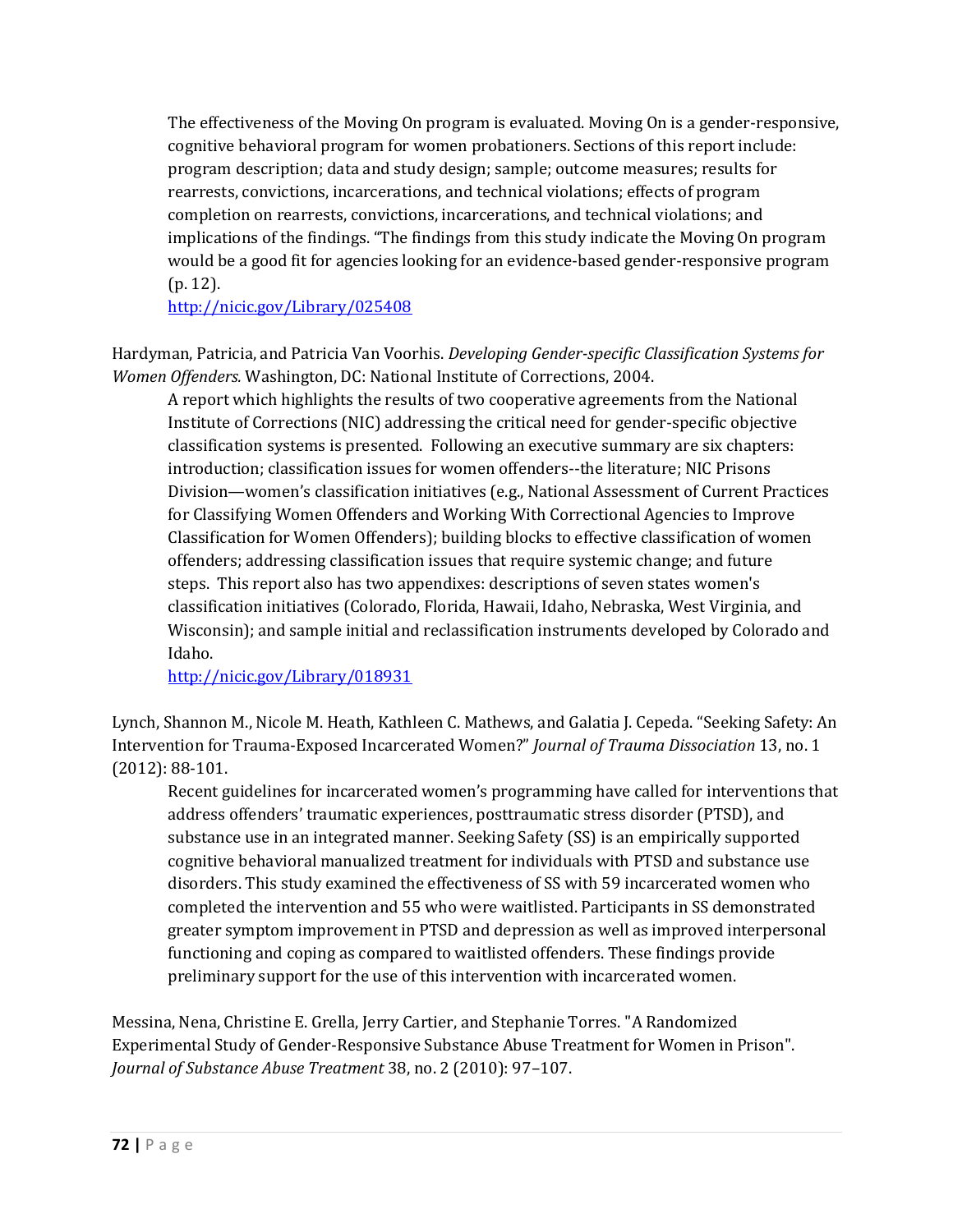The effectiveness of the Moving On program is evaluated. Moving On is a gender-responsive, cognitive behavioral program for women probationers. Sections of this report include: program description; data and study design; sample; outcome measures; results for rearrests, convictions, incarcerations, and technical violations; effects of program completion on rearrests, convictions, incarcerations, and technical violations; and implications of the findings. "The findings from this study indicate the Moving On program would be a good fit for agencies looking for an evidence-based gender-responsive program (p. 12).
[http://nicic.gov/Library/025408](http://nicic.gov/Library/025408)

Hardyman, Patricia, and Patricia Van Voorhis. *Developing Gender-specific Classification Systems for Women Offenders.* Washington, DC: National Institute of Corrections, 2004.

A report which highlights the results of two cooperative agreements from the National Institute of Corrections (NIC) addressing the critical need for gender-specific objective classification systems is presented. Following an executive summary are six chapters: introduction; classification issues for women offenders--the literature; NIC Prisons Division—women's classification initiatives (e.g., National Assessment of Current Practices for Classifying Women Offenders and Working With Correctional Agencies to Improve Classification for Women Offenders); building blocks to effective classification of women offenders; addressing classification issues that require systemic change; and future steps. This report also has two appendixes: descriptions of seven states women's classification initiatives (Colorado, Florida, Hawaii, Idaho, Nebraska, West Virginia, and Wisconsin); and sample initial and reclassification instruments developed by Colorado and Idaho.
[http://nicic.gov/Library/018931](http://nicic.gov/Library/018931)

Lynch, Shannon M., Nicole M. Heath, Kathleen C. Mathews, and Galatia J. Cepeda. "Seeking Safety: An Intervention for Trauma-Exposed Incarcerated Women?" *Journal of Trauma Dissociation* 13, no. 1 (2012): 88-101.

Recent guidelines for incarcerated women's programming have called for interventions that address offenders' traumatic experiences, posttraumatic stress disorder (PTSD), and substance use in an integrated manner. Seeking Safety (SS) is an empirically supported cognitive behavioral manualized treatment for individuals with PTSD and substance use disorders. This study examined the effectiveness of SS with 59 incarcerated women who completed the intervention and 55 who were waitlisted. Participants in SS demonstrated greater symptom improvement in PTSD and depression as well as improved interpersonal functioning and coping as compared to waitlisted offenders. These findings provide preliminary support for the use of this intervention with incarcerated women.

Messina, Nena, Christine E. Grella, Jerry Cartier, and Stephanie Torres. "A Randomized Experimental Study of Gender-Responsive Substance Abuse Treatment for Women in Prison". *Journal of Substance Abuse Treatment* 38, no. 2 (2010): 97–107.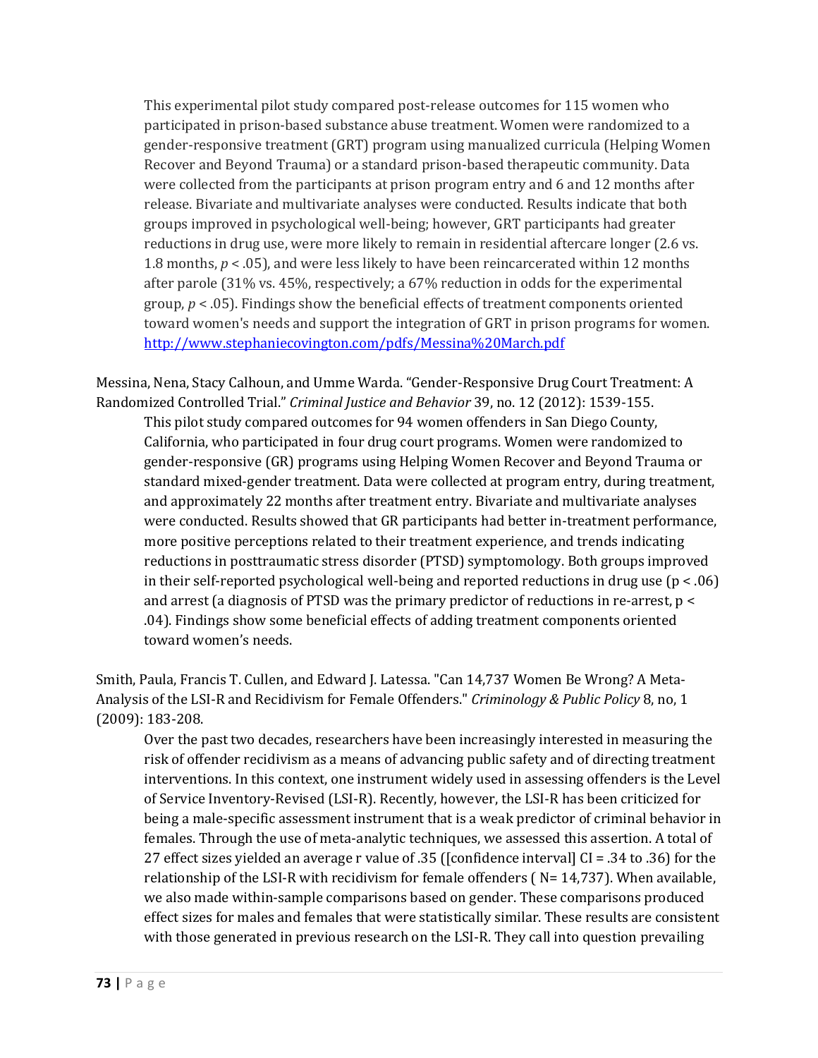This experimental pilot study compared post-release outcomes for 115 women who participated in prison-based substance abuse treatment. Women were randomized to a gender-responsive treatment (GRT) program using manualized curricula (Helping Women Recover and Beyond Trauma) or a standard prison-based therapeutic community. Data were collected from the participants at prison program entry and 6 and 12 months after release. Bivariate and multivariate analyses were conducted. Results indicate that both groups improved in psychological well-being; however, GRT participants had greater reductions in drug use, were more likely to remain in residential aftercare longer (2.6 vs. 1.8 months, $p < .05$), and were less likely to have been reincarcerated within 12 months after parole (31% vs. 45%, respectively; a 67% reduction in odds for the experimental group, $p < .05$). Findings show the beneficial effects of treatment components oriented toward women's needs and support the integration of GRT in prison programs for women. [http://www.stephaniecovington.com/pdfs/Messina%20March.pdf](http://www.stephaniecovington.com/pdfs/Messina%20March.pdf)

Messina, Nena, Stacy Calhoun, and Umme Warda. "Gender-Responsive Drug Court Treatment: A Randomized Controlled Trial." *Criminal Justice and Behavior* 39, no. 12 (2012): 1539-155.

This pilot study compared outcomes for 94 women offenders in San Diego County, California, who participated in four drug court programs. Women were randomized to gender-responsive (GR) programs using Helping Women Recover and Beyond Trauma or standard mixed-gender treatment. Data were collected at program entry, during treatment, and approximately 22 months after treatment entry. Bivariate and multivariate analyses were conducted. Results showed that GR participants had better in-treatment performance, more positive perceptions related to their treatment experience, and trends indicating reductions in posttraumatic stress disorder (PTSD) symptomology. Both groups improved in their self-reported psychological well-being and reported reductions in drug use ($p < .06$) and arrest (a diagnosis of PTSD was the primary predictor of reductions in re-arrest, $p < .04$). Findings show some beneficial effects of adding treatment components oriented toward women's needs.

Smith, Paula, Francis T. Cullen, and Edward J. Latessa. "Can 14,737 Women Be Wrong? A Meta-Analysis of the LSI-R and Recidivism for Female Offenders." *Criminology & Public Policy* 8, no, 1 (2009): 183-208.

Over the past two decades, researchers have been increasingly interested in measuring the risk of offender recidivism as a means of advancing public safety and of directing treatment interventions. In this context, one instrument widely used in assessing offenders is the Level of Service Inventory-Revised (LSI-R). Recently, however, the LSI-R has been criticized for being a male-specific assessment instrument that is a weak predictor of criminal behavior in females. Through the use of meta-analytic techniques, we assessed this assertion. A total of 27 effect sizes yielded an average r value of .35 ([confidence interval] CI = .34 to .36) for the relationship of the LSI-R with recidivism for female offenders ( N= 14,737). When available, we also made within-sample comparisons based on gender. These comparisons produced effect sizes for males and females that were statistically similar. These results are consistent with those generated in previous research on the LSI-R. They call into question prevailing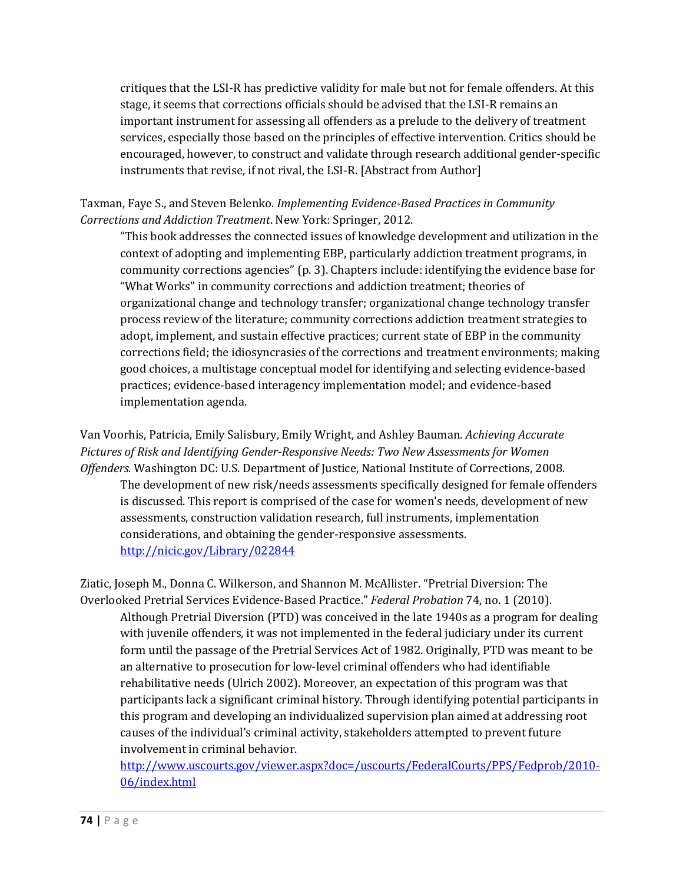critiques that the LSI-R has predictive validity for male but not for female offenders. At this stage, it seems that corrections officials should be advised that the LSI-R remains an important instrument for assessing all offenders as a prelude to the delivery of treatment services, especially those based on the principles of effective intervention. Critics should be encouraged, however, to construct and validate through research additional gender-specific instruments that revise, if not rival, the LSI-R. [Abstract from Author]

Taxman, Faye S., and Steven Belenko. *Implementing Evidence-Based Practices in Community Corrections and Addiction Treatment*. New York: Springer, 2012.

> "This book addresses the connected issues of knowledge development and utilization in the context of adopting and implementing EBP, particularly addiction treatment programs, in community corrections agencies" (p. 3). Chapters include: identifying the evidence base for "What Works" in community corrections and addiction treatment; theories of organizational change and technology transfer; organizational change technology transfer process review of the literature; community corrections addiction treatment strategies to adopt, implement, and sustain effective practices; current state of EBP in the community corrections field; the idiosyncrasies of the corrections and treatment environments; making good choices, a multistage conceptual model for identifying and selecting evidence-based practices; evidence-based interagency implementation model; and evidence-based implementation agenda.

Van Voorhis, Patricia, Emily Salisbury, Emily Wright, and Ashley Bauman. *Achieving Accurate Pictures of Risk and Identifying Gender-Responsive Needs: Two New Assessments for Women Offenders.* Washington DC: U.S. Department of Justice, National Institute of Corrections, 2008.

> The development of new risk/needs assessments specifically designed for female offenders is discussed. This report is comprised of the case for women's needs, development of new assessments, construction validation research, full instruments, implementation considerations, and obtaining the gender-responsive assessments. http://nicic.gov/Library/022844

Ziatic, Joseph M., Donna C. Wilkerson, and Shannon M. McAllister. "Pretrial Diversion: The Overlooked Pretrial Services Evidence-Based Practice." *Federal Probation* 74, no. 1 (2010).

> Although Pretrial Diversion (PTD) was conceived in the late 1940s as a program for dealing with juvenile offenders, it was not implemented in the federal judiciary under its current form until the passage of the Pretrial Services Act of 1982. Originally, PTD was meant to be an alternative to prosecution for low-level criminal offenders who had identifiable rehabilitative needs (Ulrich 2002). Moreover, an expectation of this program was that participants lack a significant criminal history. Through identifying potential participants in this program and developing an individualized supervision plan aimed at addressing root causes of the individual's criminal activity, stakeholders attempted to prevent future involvement in criminal behavior. http://www.uscourts.gov/viewer.aspx?doc=/uscourts/FederalCourts/PPS/Fedprob/2010-06/index.html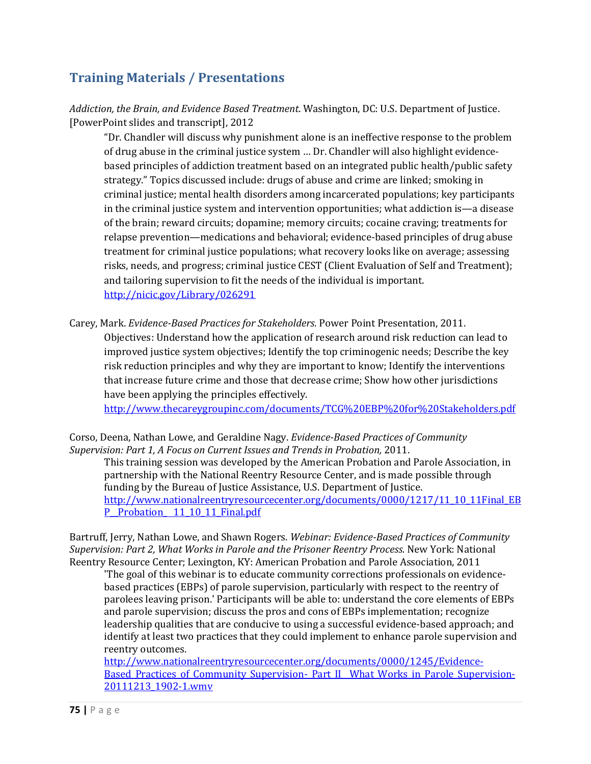## Training Materials / Presentations

*Addiction, the Brain, and Evidence Based Treatment.* Washington, DC: U.S. Department of Justice. [PowerPoint slides and transcript], 2012

> "Dr. Chandler will discuss why punishment alone is an ineffective response to the problem of drug abuse in the criminal justice system … Dr. Chandler will also highlight evidence-based principles of addiction treatment based on an integrated public health/public safety strategy." Topics discussed include: drugs of abuse and crime are linked; smoking in criminal justice; mental health disorders among incarcerated populations; key participants in the criminal justice system and intervention opportunities; what addiction is—a disease of the brain; reward circuits; dopamine; memory circuits; cocaine craving; treatments for relapse prevention—medications and behavioral; evidence-based principles of drug abuse treatment for criminal justice populations; what recovery looks like on average; assessing risks, needs, and progress; criminal justice CEST (Client Evaluation of Self and Treatment); and tailoring supervision to fit the needs of the individual is important.
> http://nicic.gov/Library/026291

Carey, Mark. *Evidence-Based Practices for Stakeholders*. Power Point Presentation, 2011.

> Objectives: Understand how the application of research around risk reduction can lead to improved justice system objectives; Identify the top criminogenic needs; Describe the key risk reduction principles and why they are important to know; Identify the interventions that increase future crime and those that decrease crime; Show how other jurisdictions have been applying the principles effectively.
> http://www.thecareygroupinc.com/documents/TCG%20EBP%20for%20Stakeholders.pdf

Corso, Deena, Nathan Lowe, and Geraldine Nagy. *Evidence-Based Practices of Community Supervision: Part 1, A Focus on Current Issues and Trends in Probation,* 2011.

> This training session was developed by the American Probation and Parole Association, in partnership with the National Reentry Resource Center, and is made possible through funding by the Bureau of Justice Assistance, U.S. Department of Justice.
> http://www.nationalreentryresourcecenter.org/documents/0000/1217/11_10_11Final_EBP__Probation__11_10_11_Final.pdf

Bartruff, Jerry, Nathan Lowe, and Shawn Rogers. *Webinar: Evidence-Based Practices of Community Supervision: Part 2, What Works in Parole and the Prisoner Reentry Process.* New York: National Reentry Resource Center; Lexington, KY: American Probation and Parole Association, 2011

> 'The goal of this webinar is to educate community corrections professionals on evidence-based practices (EBPs) of parole supervision, particularly with respect to the reentry of parolees leaving prison.' Participants will be able to: understand the core elements of EBPs and parole supervision; discuss the pros and cons of EBPs implementation; recognize leadership qualities that are conducive to using a successful evidence-based approach; and identify at least two practices that they could implement to enhance parole supervision and reentry outcomes.
> http://www.nationalreentryresourcecenter.org/documents/0000/1245/Evidence-Based_Practices_of_Community_Supervision-_Part_II__What_Works_in_Parole_Supervision-20111213_1902-1.wmv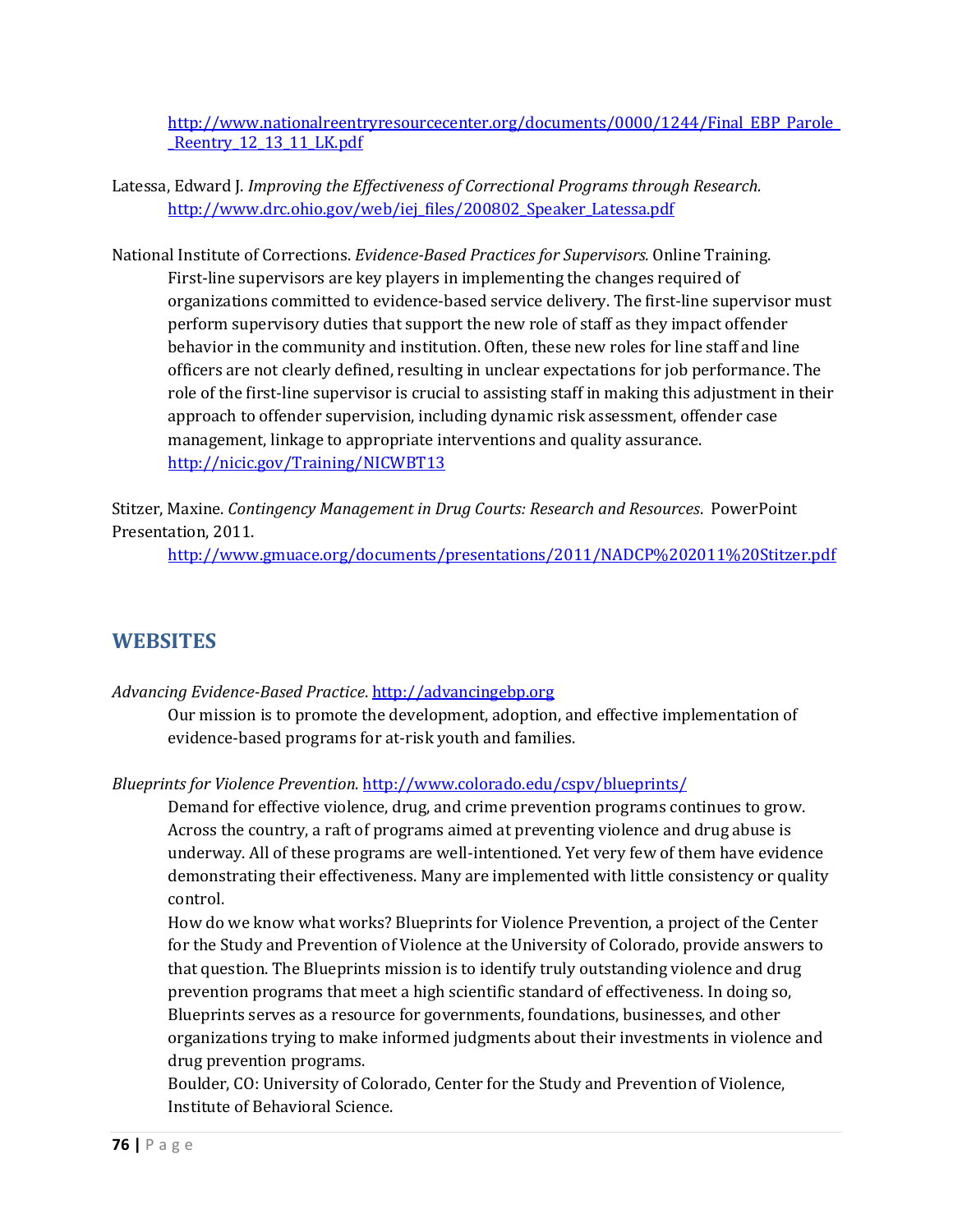http://www.nationalreentryresourcecenter.org/documents/0000/1244/Final_EBP_Parole__Reentry_12_13_11_LK.pdf

Latessa, Edward J. *Improving the Effectiveness of Correctional Programs through Research.* http://www.drc.ohio.gov/web/iej_files/200802_Speaker_Latessa.pdf

National Institute of Corrections. *Evidence-Based Practices for Supervisors.* Online Training. First-line supervisors are key players in implementing the changes required of organizations committed to evidence-based service delivery. The first-line supervisor must perform supervisory duties that support the new role of staff as they impact offender behavior in the community and institution. Often, these new roles for line staff and line officers are not clearly defined, resulting in unclear expectations for job performance. The role of the first-line supervisor is crucial to assisting staff in making this adjustment in their approach to offender supervision, including dynamic risk assessment, offender case management, linkage to appropriate interventions and quality assurance. http://nicic.gov/Training/NICWBT13

Stitzer, Maxine. *Contingency Management in Drug Courts: Research and Resources*. PowerPoint Presentation, 2011.
http://www.gmuace.org/documents/presentations/2011/NADCP%202011%20Stitzer.pdf

## WEBSITES

*Advancing Evidence-Based Practice*. http://advancingebp.org
Our mission is to promote the development, adoption, and effective implementation of evidence-based programs for at-risk youth and families.

*Blueprints for Violence Prevention*. http://www.colorado.edu/cspv/blueprints/
Demand for effective violence, drug, and crime prevention programs continues to grow. Across the country, a raft of programs aimed at preventing violence and drug abuse is underway. All of these programs are well-intentioned. Yet very few of them have evidence demonstrating their effectiveness. Many are implemented with little consistency or quality control.
How do we know what works? Blueprints for Violence Prevention, a project of the Center for the Study and Prevention of Violence at the University of Colorado, provide answers to that question. The Blueprints mission is to identify truly outstanding violence and drug prevention programs that meet a high scientific standard of effectiveness. In doing so, Blueprints serves as a resource for governments, foundations, businesses, and other organizations trying to make informed judgments about their investments in violence and drug prevention programs.
Boulder, CO: University of Colorado, Center for the Study and Prevention of Violence, Institute of Behavioral Science.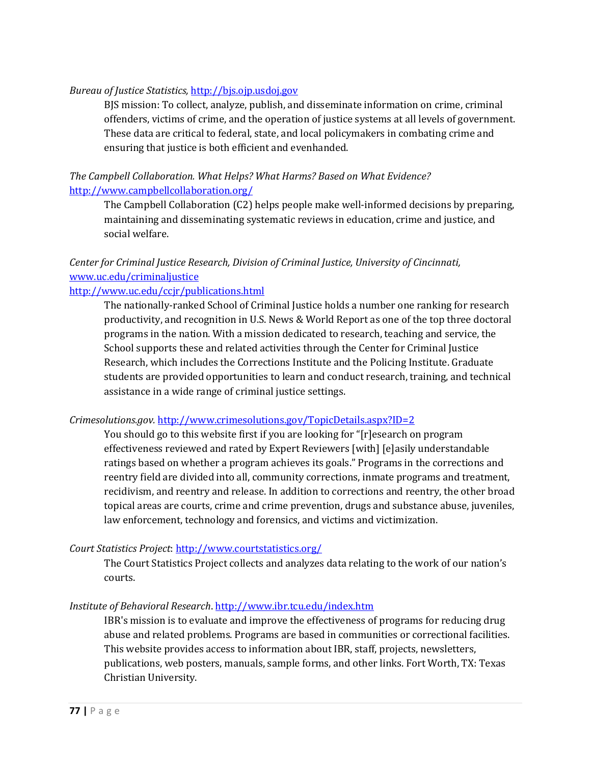*Bureau of Justice Statistics,* http://bjs.ojp.usdoj.gov

BJS mission: To collect, analyze, publish, and disseminate information on crime, criminal offenders, victims of crime, and the operation of justice systems at all levels of government. These data are critical to federal, state, and local policymakers in combating crime and ensuring that justice is both efficient and evenhanded.

*The Campbell Collaboration. What Helps? What Harms? Based on What Evidence?* http://www.campbellcollaboration.org/

The Campbell Collaboration (C2) helps people make well-informed decisions by preparing, maintaining and disseminating systematic reviews in education, crime and justice, and social welfare.

*Center for Criminal Justice Research, Division of Criminal Justice, University of Cincinnati,* www.uc.edu/criminaljustice
http://www.uc.edu/ccjr/publications.html

The nationally-ranked School of Criminal Justice holds a number one ranking for research productivity, and recognition in U.S. News & World Report as one of the top three doctoral programs in the nation. With a mission dedicated to research, teaching and service, the School supports these and related activities through the Center for Criminal Justice Research, which includes the Corrections Institute and the Policing Institute. Graduate students are provided opportunities to learn and conduct research, training, and technical assistance in a wide range of criminal justice settings.

*Crimesolutions.gov.* http://www.crimesolutions.gov/TopicDetails.aspx?ID=2

You should go to this website first if you are looking for "[r]esearch on program effectiveness reviewed and rated by Expert Reviewers [with] [e]asily understandable ratings based on whether a program achieves its goals." Programs in the corrections and reentry field are divided into all, community corrections, inmate programs and treatment, recidivism, and reentry and release. In addition to corrections and reentry, the other broad topical areas are courts, crime and crime prevention, drugs and substance abuse, juveniles, law enforcement, technology and forensics, and victims and victimization.

*Court Statistics Project*: http://www.courtstatistics.org/

The Court Statistics Project collects and analyzes data relating to the work of our nation's courts.

*Institute of Behavioral Research*. http://www.ibr.tcu.edu/index.htm

IBR's mission is to evaluate and improve the effectiveness of programs for reducing drug abuse and related problems. Programs are based in communities or correctional facilities. This website provides access to information about IBR, staff, projects, newsletters, publications, web posters, manuals, sample forms, and other links. Fort Worth, TX: Texas Christian University.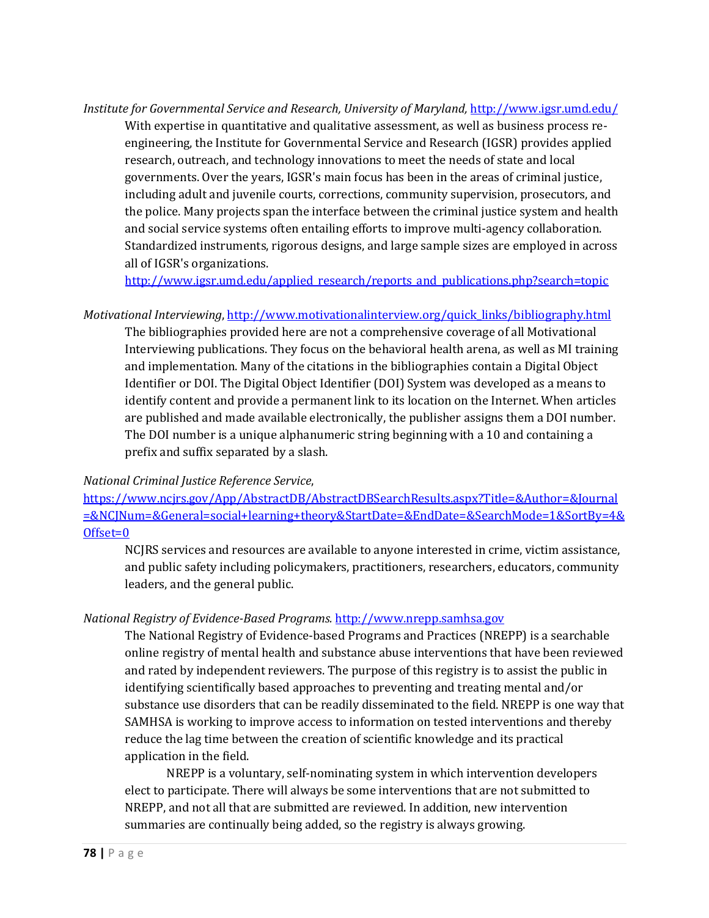*Institute for Governmental Service and Research, University of Maryland,* http://www.igsr.umd.edu/

With expertise in quantitative and qualitative assessment, as well as business process re-engineering, the Institute for Governmental Service and Research (IGSR) provides applied research, outreach, and technology innovations to meet the needs of state and local governments. Over the years, IGSR's main focus has been in the areas of criminal justice, including adult and juvenile courts, corrections, community supervision, prosecutors, and the police. Many projects span the interface between the criminal justice system and health and social service systems often entailing efforts to improve multi-agency collaboration. Standardized instruments, rigorous designs, and large sample sizes are employed in across all of IGSR's organizations.
http://www.igsr.umd.edu/applied_research/reports_and_publications.php?search=topic

*Motivational Interviewing,* http://www.motivationalinterview.org/quick_links/bibliography.html

The bibliographies provided here are not a comprehensive coverage of all Motivational Interviewing publications. They focus on the behavioral health arena, as well as MI training and implementation. Many of the citations in the bibliographies contain a Digital Object Identifier or DOI. The Digital Object Identifier (DOI) System was developed as a means to identify content and provide a permanent link to its location on the Internet. When articles are published and made available electronically, the publisher assigns them a DOI number. The DOI number is a unique alphanumeric string beginning with a 10 and containing a prefix and suffix separated by a slash.

*National Criminal Justice Reference Service,*
https://www.ncjrs.gov/App/AbstractDB/AbstractDBSearchResults.aspx?Title=&Author=&Journal=&NCJNum=&General=social+learning+theory&StartDate=&EndDate=&SearchMode=1&SortBy=4&Offset=0

NCJRS services and resources are available to anyone interested in crime, victim assistance, and public safety including policymakers, practitioners, researchers, educators, community leaders, and the general public.

*National Registry of Evidence-Based Programs.* http://www.nrepp.samhsa.gov

The National Registry of Evidence-based Programs and Practices (NREPP) is a searchable online registry of mental health and substance abuse interventions that have been reviewed and rated by independent reviewers. The purpose of this registry is to assist the public in identifying scientifically based approaches to preventing and treating mental and/or substance use disorders that can be readily disseminated to the field. NREPP is one way that SAMHSA is working to improve access to information on tested interventions and thereby reduce the lag time between the creation of scientific knowledge and its practical application in the field.

NREPP is a voluntary, self-nominating system in which intervention developers elect to participate. There will always be some interventions that are not submitted to NREPP, and not all that are submitted are reviewed. In addition, new intervention summaries are continually being added, so the registry is always growing.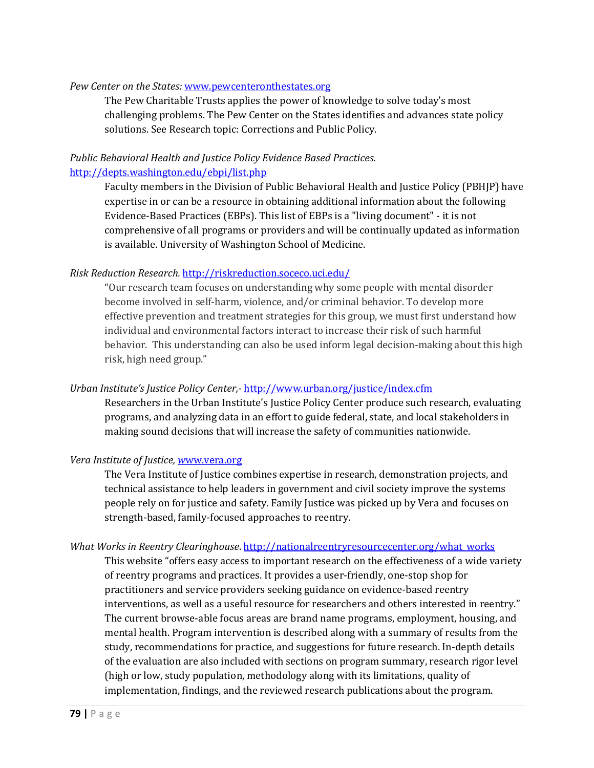*Pew Center on the States:* www.pewcenteronthestates.org

The Pew Charitable Trusts applies the power of knowledge to solve today's most challenging problems. The Pew Center on the States identifies and advances state policy solutions. See Research topic: Corrections and Public Policy.

*Public Behavioral Health and Justice Policy Evidence Based Practices*. http://depts.washington.edu/ebpi/list.php

Faculty members in the Division of Public Behavioral Health and Justice Policy (PBHJP) have expertise in or can be a resource in obtaining additional information about the following Evidence-Based Practices (EBPs). This list of EBPs is a "living document" - it is not comprehensive of all programs or providers and will be continually updated as information is available. University of Washington School of Medicine.

*Risk Reduction Research.* http://riskreduction.soceco.uci.edu/

"Our research team focuses on understanding why some people with mental disorder become involved in self-harm, violence, and/or criminal behavior. To develop more effective prevention and treatment strategies for this group, we must first understand how individual and environmental factors interact to increase their risk of such harmful behavior. This understanding can also be used inform legal decision-making about this high risk, high need group."

*Urban Institute's Justice Policy Center,-* http://www.urban.org/justice/index.cfm

Researchers in the Urban Institute's Justice Policy Center produce such research, evaluating programs, and analyzing data in an effort to guide federal, state, and local stakeholders in making sound decisions that will increase the safety of communities nationwide.

*Vera Institute of Justice,* www.vera.org

The Vera Institute of Justice combines expertise in research, demonstration projects, and technical assistance to help leaders in government and civil society improve the systems people rely on for justice and safety. Family Justice was picked up by Vera and focuses on strength-based, family-focused approaches to reentry.

*What Works in Reentry Clearinghouse.* http://nationalreentryresourcecenter.org/what_works

This website "offers easy access to important research on the effectiveness of a wide variety of reentry programs and practices. It provides a user-friendly, one-stop shop for practitioners and service providers seeking guidance on evidence-based reentry interventions, as well as a useful resource for researchers and others interested in reentry." The current browse-able focus areas are brand name programs, employment, housing, and mental health. Program intervention is described along with a summary of results from the study, recommendations for practice, and suggestions for future research. In-depth details of the evaluation are also included with sections on program summary, research rigor level (high or low, study population, methodology along with its limitations, quality of implementation, findings, and the reviewed research publications about the program.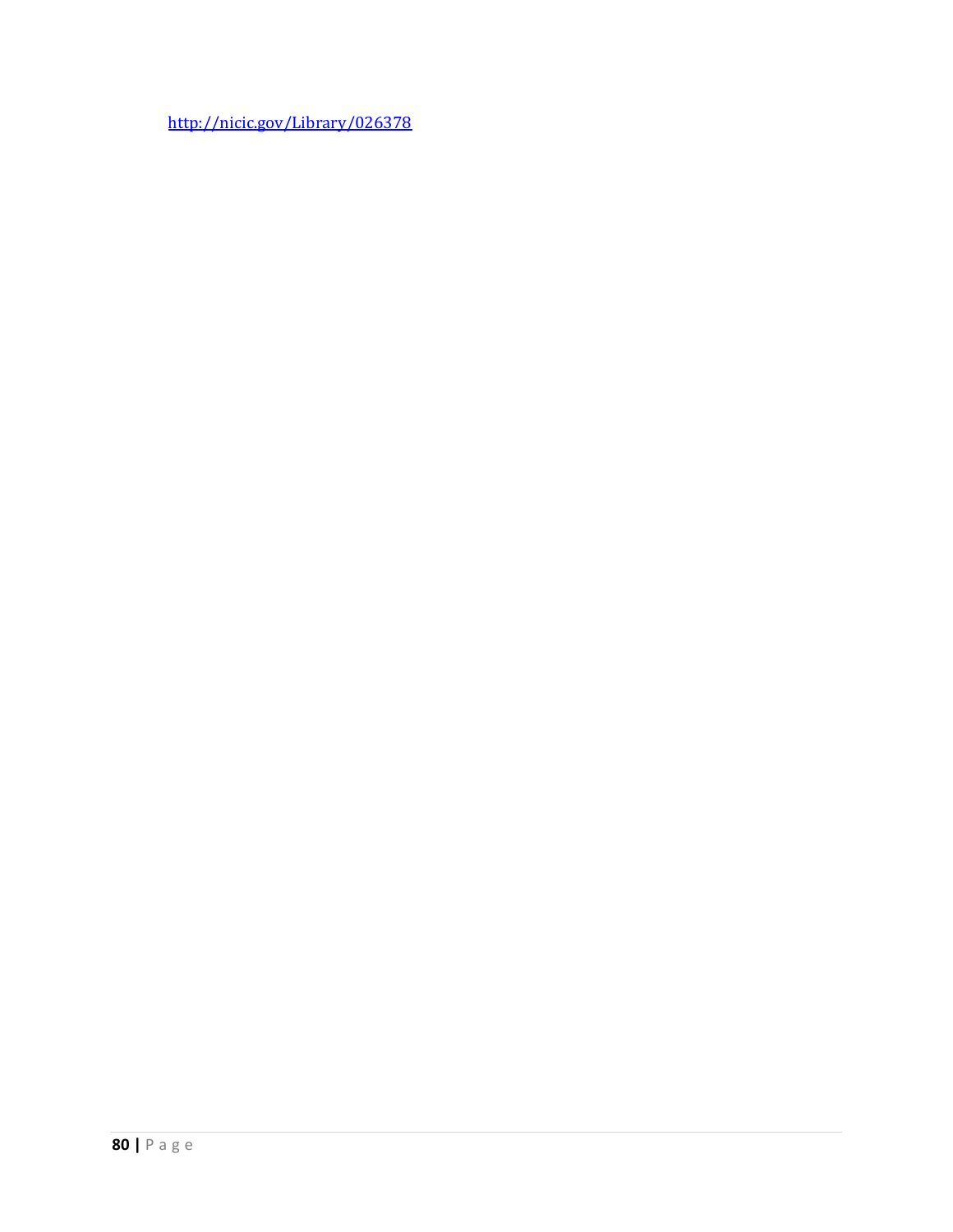http://nicic.gov/Library/026378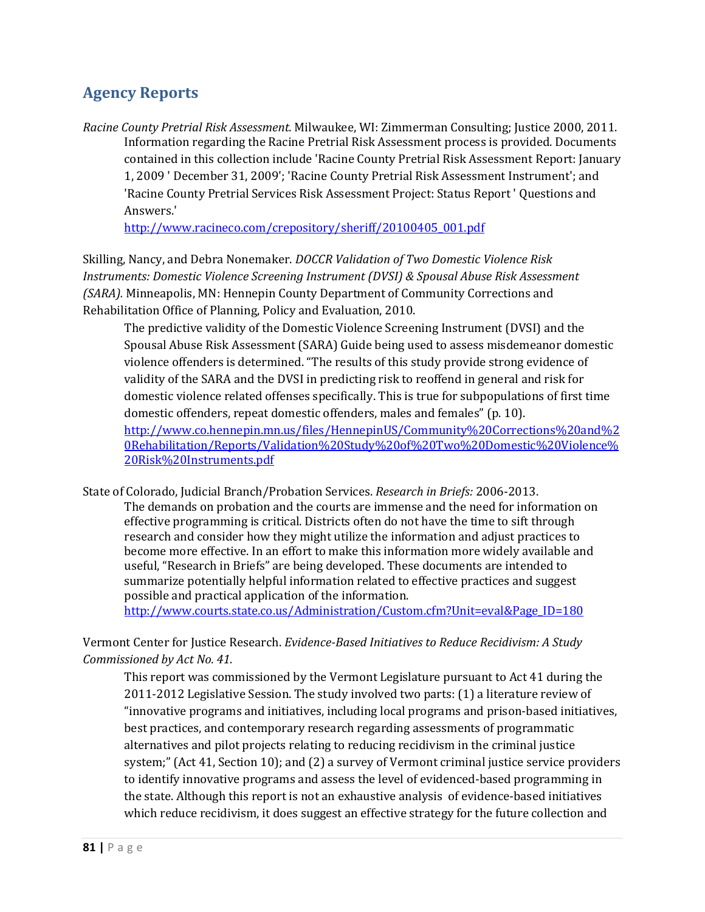## Agency Reports

*Racine County Pretrial Risk Assessment.* Milwaukee, WI: Zimmerman Consulting; Justice 2000, 2011.

Information regarding the Racine Pretrial Risk Assessment process is provided. Documents contained in this collection include 'Racine County Pretrial Risk Assessment Report: January 1, 2009 ' December 31, 2009'; 'Racine County Pretrial Risk Assessment Instrument'; and 'Racine County Pretrial Services Risk Assessment Project: Status Report ' Questions and Answers.'

http://www.racineco.com/crepository/sheriff/20100405_001.pdf

Skilling, Nancy, and Debra Nonemaker. *DOCCR Validation of Two Domestic Violence Risk Instruments: Domestic Violence Screening Instrument (DVSI) & Spousal Abuse Risk Assessment (SARA).* Minneapolis, MN: Hennepin County Department of Community Corrections and Rehabilitation Office of Planning, Policy and Evaluation, 2010.

The predictive validity of the Domestic Violence Screening Instrument (DVSI) and the Spousal Abuse Risk Assessment (SARA) Guide being used to assess misdemeanor domestic violence offenders is determined. "The results of this study provide strong evidence of validity of the SARA and the DVSI in predicting risk to reoffend in general and risk for domestic violence related offenses specifically. This is true for subpopulations of first time domestic offenders, repeat domestic offenders, males and females" (p. 10).

http://www.co.hennepin.mn.us/files/HennepinUS/Community%20Corrections%20and%20Rehabilitation/Reports/Validation%20Study%20of%20Two%20Domestic%20Violence%20Risk%20Instruments.pdf

State of Colorado, Judicial Branch/Probation Services. *Research in Briefs:* 2006-2013.

The demands on probation and the courts are immense and the need for information on effective programming is critical. Districts often do not have the time to sift through research and consider how they might utilize the information and adjust practices to become more effective. In an effort to make this information more widely available and useful, "Research in Briefs" are being developed. These documents are intended to summarize potentially helpful information related to effective practices and suggest possible and practical application of the information.

http://www.courts.state.co.us/Administration/Custom.cfm?Unit=eval&Page_ID=180

Vermont Center for Justice Research. *Evidence-Based Initiatives to Reduce Recidivism: A Study Commissioned by Act No. 41.*

This report was commissioned by the Vermont Legislature pursuant to Act 41 during the 2011-2012 Legislative Session. The study involved two parts: (1) a literature review of "innovative programs and initiatives, including local programs and prison-based initiatives, best practices, and contemporary research regarding assessments of programmatic alternatives and pilot projects relating to reducing recidivism in the criminal justice system;" (Act 41, Section 10); and (2) a survey of Vermont criminal justice service providers to identify innovative programs and assess the level of evidenced-based programming in the state. Although this report is not an exhaustive analysis of evidence-based initiatives which reduce recidivism, it does suggest an effective strategy for the future collection and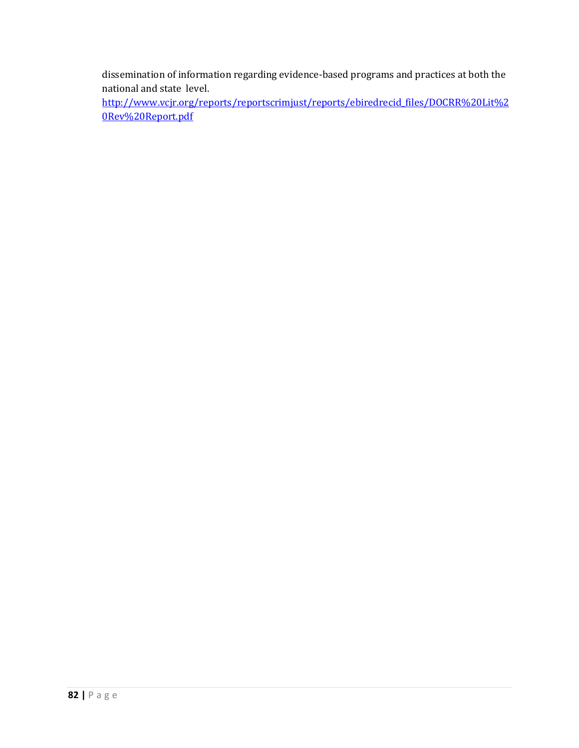dissemination of information regarding evidence-based programs and practices at both the national and state level.
http://www.vcjr.org/reports/reportscrimjust/reports/ebiredrecid_files/DOCRR%20Lit%20Rev%20Report.pdf